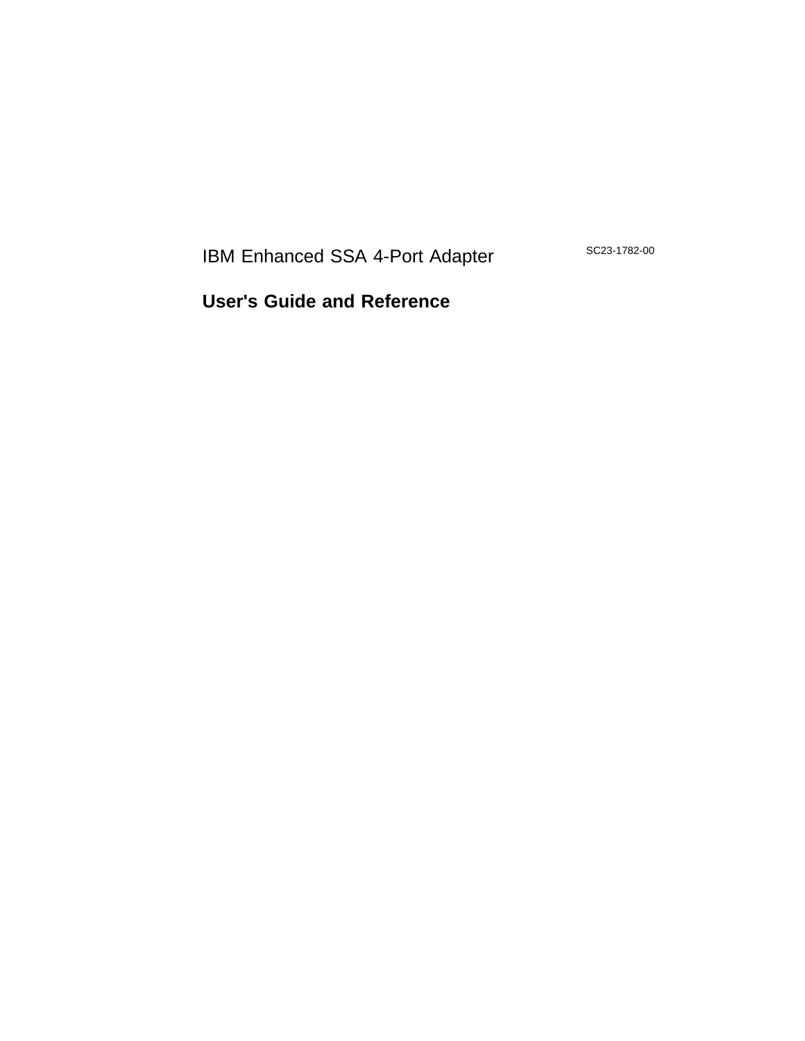IBM Enhanced SSA 4-Port Adapter

SC23-1782-00

# User's Guide and Reference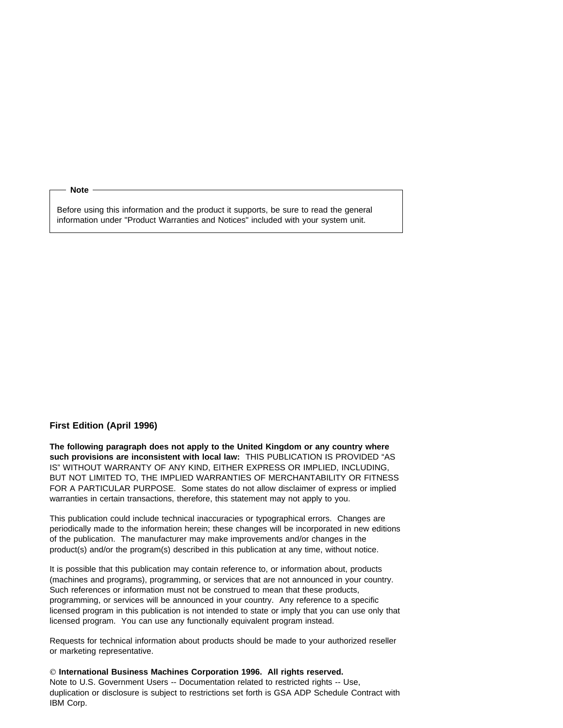> **Note**
>
> Before using this information and the product it supports, be sure to read the general information under "Product Warranties and Notices" included with your system unit.

**First Edition (April 1996)**

**The following paragraph does not apply to the United Kingdom or any country where such provisions are inconsistent with local law:** THIS PUBLICATION IS PROVIDED “AS IS” WITHOUT WARRANTY OF ANY KIND, EITHER EXPRESS OR IMPLIED, INCLUDING, BUT NOT LIMITED TO, THE IMPLIED WARRANTIES OF MERCHANTABILITY OR FITNESS FOR A PARTICULAR PURPOSE. Some states do not allow disclaimer of express or implied warranties in certain transactions, therefore, this statement may not apply to you.

This publication could include technical inaccuracies or typographical errors. Changes are periodically made to the information herein; these changes will be incorporated in new editions of the publication. The manufacturer may make improvements and/or changes in the product(s) and/or the program(s) described in this publication at any time, without notice.

It is possible that this publication may contain reference to, or information about, products (machines and programs), programming, or services that are not announced in your country. Such references or information must not be construed to mean that these products, programming, or services will be announced in your country. Any reference to a specific licensed program in this publication is not intended to state or imply that you can use only that licensed program. You can use any functionally equivalent program instead.

Requests for technical information about products should be made to your authorized reseller or marketing representative.

**© International Business Machines Corporation 1996. All rights reserved.**
Note to U.S. Government Users -- Documentation related to restricted rights -- Use, duplication or disclosure is subject to restrictions set forth is GSA ADP Schedule Contract with IBM Corp.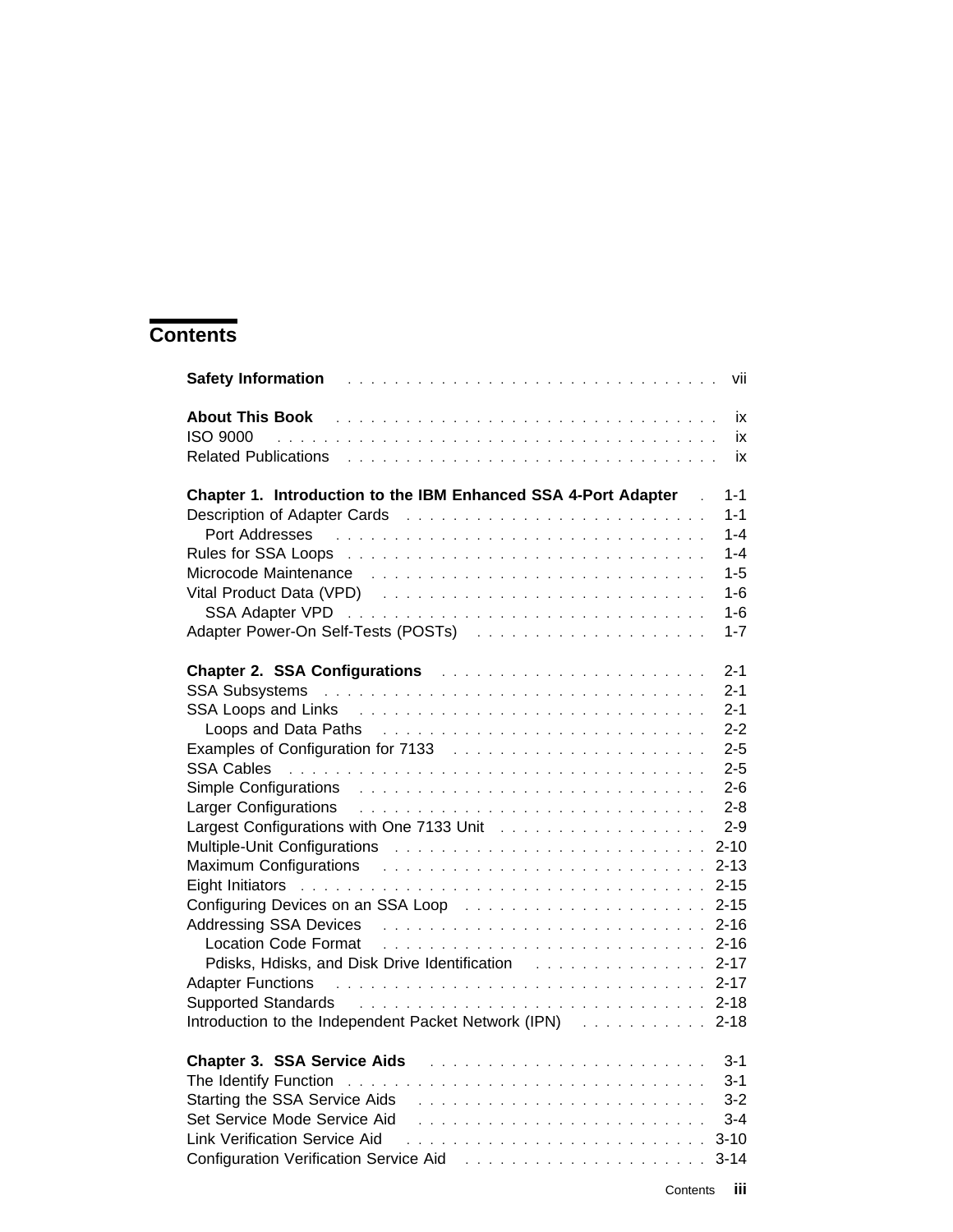# Contents

**Safety Information** . . . . . . . . . . . . . . . . . . . . . . . . . . . . . . . vii

**About This Book** . . . . . . . . . . . . . . . . . . . . . . . . . . . . . . . . ix
ISO 9000 . . . . . . . . . . . . . . . . . . . . . . . . . . . . . . . . . . . ix
Related Publications . . . . . . . . . . . . . . . . . . . . . . . . . . . . . . . ix

**Chapter 1. Introduction to the IBM Enhanced SSA 4-Port Adapter** . 1-1
Description of Adapter Cards . . . . . . . . . . . . . . . . . . . . . . . . . 1-1
  Port Addresses . . . . . . . . . . . . . . . . . . . . . . . . . . . . . . . 1-4
Rules for SSA Loops . . . . . . . . . . . . . . . . . . . . . . . . . . . . . 1-4
Microcode Maintenance . . . . . . . . . . . . . . . . . . . . . . . . . . . . 1-5
Vital Product Data (VPD) . . . . . . . . . . . . . . . . . . . . . . . . . . . 1-6
  SSA Adapter VPD . . . . . . . . . . . . . . . . . . . . . . . . . . . . . . 1-6
Adapter Power-On Self-Tests (POSTs) . . . . . . . . . . . . . . . . . . . . 1-7

**Chapter 2. SSA Configurations** . . . . . . . . . . . . . . . . . . . . . . 2-1
SSA Subsystems . . . . . . . . . . . . . . . . . . . . . . . . . . . . . . . 2-1
SSA Loops and Links . . . . . . . . . . . . . . . . . . . . . . . . . . . . . 2-1
  Loops and Data Paths . . . . . . . . . . . . . . . . . . . . . . . . . . . 2-2
Examples of Configuration for 7133 . . . . . . . . . . . . . . . . . . . . . 2-5
SSA Cables . . . . . . . . . . . . . . . . . . . . . . . . . . . . . . . . . . 2-5
Simple Configurations . . . . . . . . . . . . . . . . . . . . . . . . . . . . 2-6
Larger Configurations . . . . . . . . . . . . . . . . . . . . . . . . . . . . 2-8
Largest Configurations with One 7133 Unit . . . . . . . . . . . . . . . . . 2-9
Multiple-Unit Configurations . . . . . . . . . . . . . . . . . . . . . . . . . 2-10
Maximum Configurations . . . . . . . . . . . . . . . . . . . . . . . . . . . 2-13
Eight Initiators . . . . . . . . . . . . . . . . . . . . . . . . . . . . . . . . 2-15
Configuring Devices on an SSA Loop . . . . . . . . . . . . . . . . . . . . 2-15
Addressing SSA Devices . . . . . . . . . . . . . . . . . . . . . . . . . . . 2-16
  Location Code Format . . . . . . . . . . . . . . . . . . . . . . . . . . . 2-16
  Pdisks, Hdisks, and Disk Drive Identification . . . . . . . . . . . . . . 2-17
Adapter Functions . . . . . . . . . . . . . . . . . . . . . . . . . . . . . . 2-17
Supported Standards . . . . . . . . . . . . . . . . . . . . . . . . . . . . . 2-18
Introduction to the Independent Packet Network (IPN) . . . . . . . . . . . 2-18

**Chapter 3. SSA Service Aids** . . . . . . . . . . . . . . . . . . . . . . . 3-1
The Identify Function . . . . . . . . . . . . . . . . . . . . . . . . . . . . 3-1
Starting the SSA Service Aids . . . . . . . . . . . . . . . . . . . . . . . . 3-2
Set Service Mode Service Aid . . . . . . . . . . . . . . . . . . . . . . . . 3-4
Link Verification Service Aid . . . . . . . . . . . . . . . . . . . . . . . . . 3-10
Configuration Verification Service Aid . . . . . . . . . . . . . . . . . . . . 3-14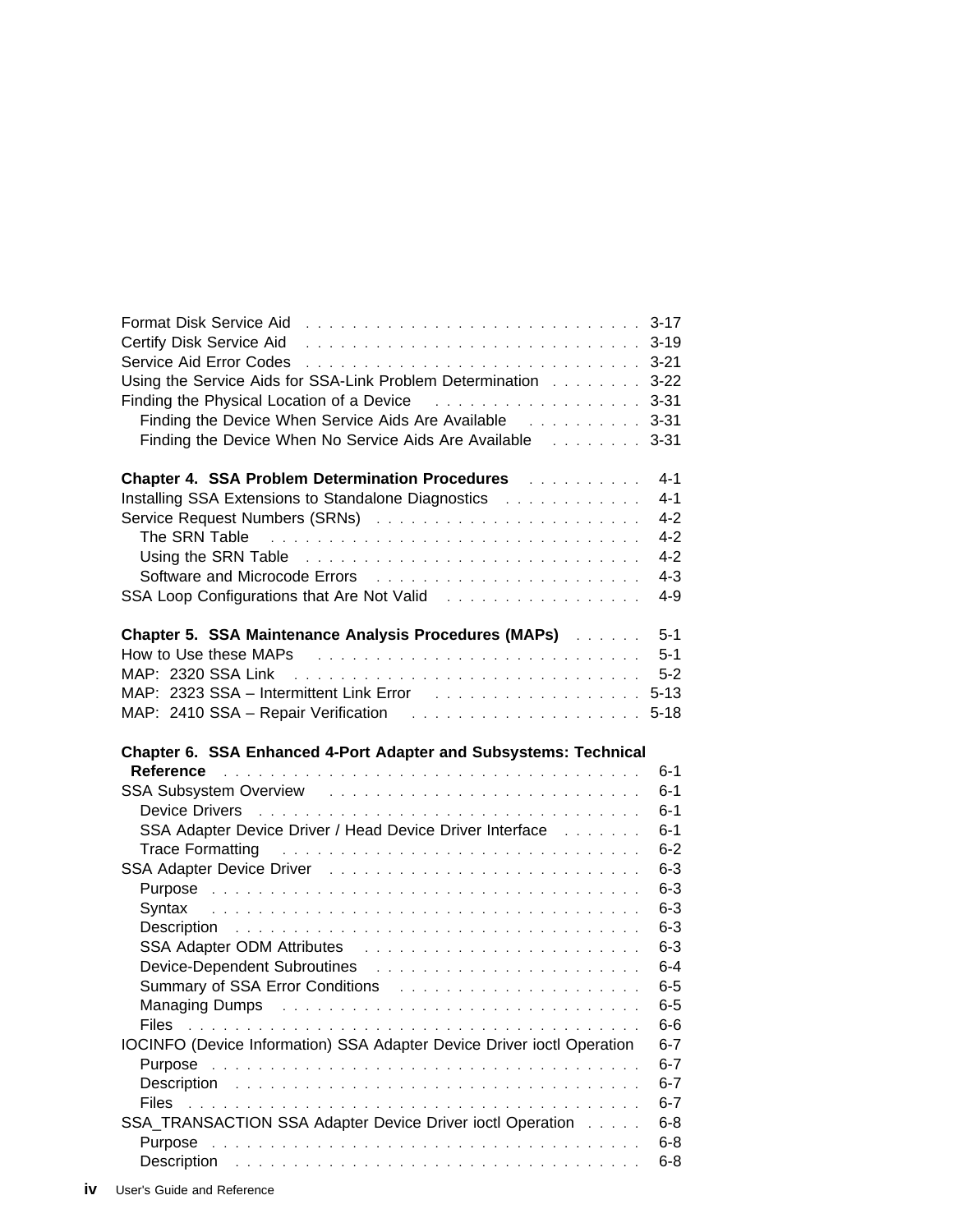Format Disk Service Aid . . . . . . . . . . . . . . . . . . . . . . . . . . . . 3-17
Certify Disk Service Aid . . . . . . . . . . . . . . . . . . . . . . . . . . . . 3-19
Service Aid Error Codes . . . . . . . . . . . . . . . . . . . . . . . . . . . . 3-21
Using the Service Aids for SSA-Link Problem Determination . . . . . . . . 3-22
Finding the Physical Location of a Device . . . . . . . . . . . . . . . . . . 3-31
  Finding the Device When Service Aids Are Available . . . . . . . . . . 3-31
  Finding the Device When No Service Aids Are Available . . . . . . . . 3-31

**Chapter 4. SSA Problem Determination Procedures** . . . . . . . . . . 4-1
Installing SSA Extensions to Standalone Diagnostics . . . . . . . . . . . . 4-1
Service Request Numbers (SRNs) . . . . . . . . . . . . . . . . . . . . . . 4-2
  The SRN Table . . . . . . . . . . . . . . . . . . . . . . . . . . . . . . . 4-2
  Using the SRN Table . . . . . . . . . . . . . . . . . . . . . . . . . . . . 4-2
  Software and Microcode Errors . . . . . . . . . . . . . . . . . . . . . . 4-3
SSA Loop Configurations that Are Not Valid . . . . . . . . . . . . . . . . 4-9

**Chapter 5. SSA Maintenance Analysis Procedures (MAPs)** . . . . . . 5-1
How to Use these MAPs . . . . . . . . . . . . . . . . . . . . . . . . . . . 5-1
MAP: 2320 SSA Link . . . . . . . . . . . . . . . . . . . . . . . . . . . . . 5-2
MAP: 2323 SSA – Intermittent Link Error . . . . . . . . . . . . . . . . . . 5-13
MAP: 2410 SSA – Repair Verification . . . . . . . . . . . . . . . . . . . . 5-18

**Chapter 6. SSA Enhanced 4-Port Adapter and Subsystems: Technical Reference** . . . . . . . . . . . . . . . . . . . . . . . . . . . . . . . . . . . 6-1
SSA Subsystem Overview . . . . . . . . . . . . . . . . . . . . . . . . . . . 6-1
  Device Drivers . . . . . . . . . . . . . . . . . . . . . . . . . . . . . . . 6-1
  SSA Adapter Device Driver / Head Device Driver Interface . . . . . . . 6-1
  Trace Formatting . . . . . . . . . . . . . . . . . . . . . . . . . . . . . . 6-2
SSA Adapter Device Driver . . . . . . . . . . . . . . . . . . . . . . . . . . 6-3
  Purpose . . . . . . . . . . . . . . . . . . . . . . . . . . . . . . . . . . . 6-3
  Syntax . . . . . . . . . . . . . . . . . . . . . . . . . . . . . . . . . . . 6-3
  Description . . . . . . . . . . . . . . . . . . . . . . . . . . . . . . . . . 6-3
  SSA Adapter ODM Attributes . . . . . . . . . . . . . . . . . . . . . . . 6-3
  Device-Dependent Subroutines . . . . . . . . . . . . . . . . . . . . . . 6-4
  Summary of SSA Error Conditions . . . . . . . . . . . . . . . . . . . . . 6-5
  Managing Dumps . . . . . . . . . . . . . . . . . . . . . . . . . . . . . . 6-5
  Files . . . . . . . . . . . . . . . . . . . . . . . . . . . . . . . . . . . . 6-6
IOCINFO (Device Information) SSA Adapter Device Driver ioctl Operation 6-7
  Purpose . . . . . . . . . . . . . . . . . . . . . . . . . . . . . . . . . . . 6-7
  Description . . . . . . . . . . . . . . . . . . . . . . . . . . . . . . . . . 6-7
  Files . . . . . . . . . . . . . . . . . . . . . . . . . . . . . . . . . . . . 6-7
SSA_TRANSACTION SSA Adapter Device Driver ioctl Operation . . . . . 6-8
  Purpose . . . . . . . . . . . . . . . . . . . . . . . . . . . . . . . . . . . 6-8
  Description . . . . . . . . . . . . . . . . . . . . . . . . . . . . . . . . . 6-8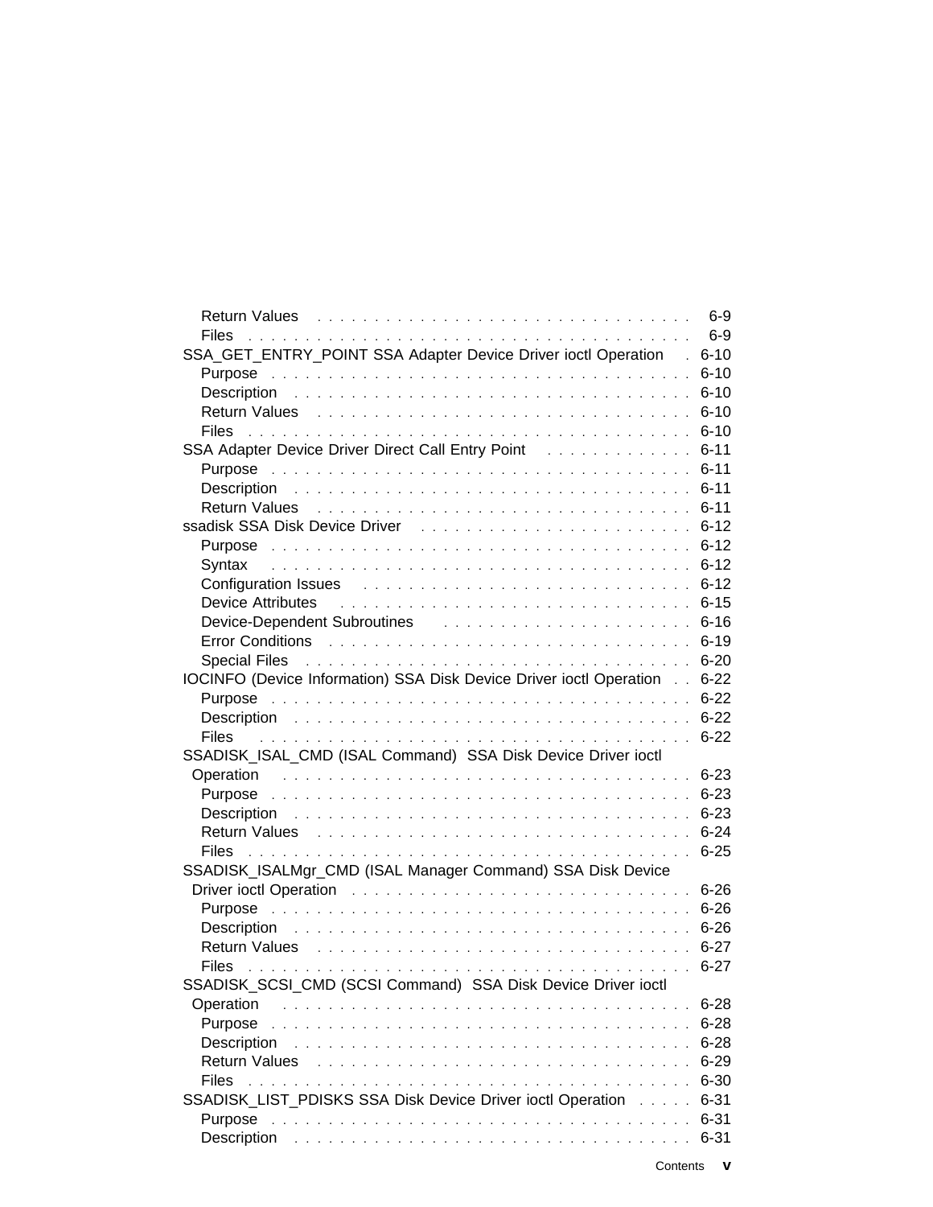Return Values . . . . . . . . . . . . . . . . . . . . . . . . . . . . . . . . . 6-9
Files . . . . . . . . . . . . . . . . . . . . . . . . . . . . . . . . . . . . . 6-9
SSA_GET_ENTRY_POINT SSA Adapter Device Driver ioctl Operation . 6-10
Purpose . . . . . . . . . . . . . . . . . . . . . . . . . . . . . . . . . . . 6-10
Description . . . . . . . . . . . . . . . . . . . . . . . . . . . . . . . . . 6-10
Return Values . . . . . . . . . . . . . . . . . . . . . . . . . . . . . . . . 6-10
Files . . . . . . . . . . . . . . . . . . . . . . . . . . . . . . . . . . . . . 6-10
SSA Adapter Device Driver Direct Call Entry Point . . . . . . . . . . . . . 6-11
Purpose . . . . . . . . . . . . . . . . . . . . . . . . . . . . . . . . . . . 6-11
Description . . . . . . . . . . . . . . . . . . . . . . . . . . . . . . . . . 6-11
Return Values . . . . . . . . . . . . . . . . . . . . . . . . . . . . . . . . 6-11
ssadisk SSA Disk Device Driver . . . . . . . . . . . . . . . . . . . . . . . 6-12
Purpose . . . . . . . . . . . . . . . . . . . . . . . . . . . . . . . . . . . 6-12
Syntax . . . . . . . . . . . . . . . . . . . . . . . . . . . . . . . . . . . . 6-12
Configuration Issues . . . . . . . . . . . . . . . . . . . . . . . . . . . . 6-12
Device Attributes . . . . . . . . . . . . . . . . . . . . . . . . . . . . . . 6-15
Device-Dependent Subroutines . . . . . . . . . . . . . . . . . . . . . . . 6-16
Error Conditions . . . . . . . . . . . . . . . . . . . . . . . . . . . . . . . 6-19
Special Files . . . . . . . . . . . . . . . . . . . . . . . . . . . . . . . . . 6-20
IOCINFO (Device Information) SSA Disk Device Driver ioctl Operation . . 6-22
Purpose . . . . . . . . . . . . . . . . . . . . . . . . . . . . . . . . . . . 6-22
Description . . . . . . . . . . . . . . . . . . . . . . . . . . . . . . . . . 6-22
Files . . . . . . . . . . . . . . . . . . . . . . . . . . . . . . . . . . . . . 6-22
SSADISK_ISAL_CMD (ISAL Command) SSA Disk Device Driver ioctl Operation . . . . . . . . . . . . . . . . . . . . . . . . . . . . . . . . . . 6-23
Purpose . . . . . . . . . . . . . . . . . . . . . . . . . . . . . . . . . . . 6-23
Description . . . . . . . . . . . . . . . . . . . . . . . . . . . . . . . . . 6-23
Return Values . . . . . . . . . . . . . . . . . . . . . . . . . . . . . . . . 6-24
Files . . . . . . . . . . . . . . . . . . . . . . . . . . . . . . . . . . . . . 6-25
SSADISK_ISALMgr_CMD (ISAL Manager Command) SSA Disk Device Driver ioctl Operation . . . . . . . . . . . . . . . . . . . . . . . . . . . . 6-26
Purpose . . . . . . . . . . . . . . . . . . . . . . . . . . . . . . . . . . . 6-26
Description . . . . . . . . . . . . . . . . . . . . . . . . . . . . . . . . . 6-26
Return Values . . . . . . . . . . . . . . . . . . . . . . . . . . . . . . . . 6-27
Files . . . . . . . . . . . . . . . . . . . . . . . . . . . . . . . . . . . . . 6-27
SSADISK_SCSI_CMD (SCSI Command) SSA Disk Device Driver ioctl Operation . . . . . . . . . . . . . . . . . . . . . . . . . . . . . . . . . . 6-28
Purpose . . . . . . . . . . . . . . . . . . . . . . . . . . . . . . . . . . . 6-28
Description . . . . . . . . . . . . . . . . . . . . . . . . . . . . . . . . . 6-28
Return Values . . . . . . . . . . . . . . . . . . . . . . . . . . . . . . . . 6-29
Files . . . . . . . . . . . . . . . . . . . . . . . . . . . . . . . . . . . . . 6-30
SSADISK_LIST_PDISKS SSA Disk Device Driver ioctl Operation . . . . . 6-31
Purpose . . . . . . . . . . . . . . . . . . . . . . . . . . . . . . . . . . . 6-31
Description . . . . . . . . . . . . . . . . . . . . . . . . . . . . . . . . . 6-31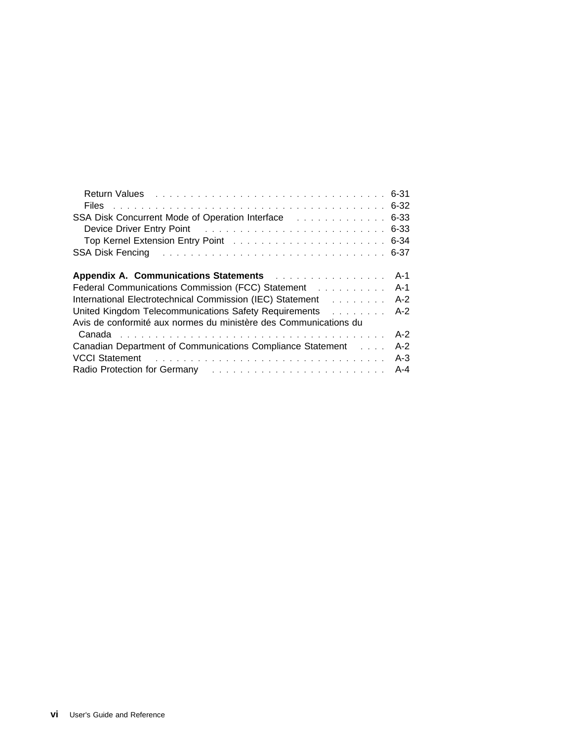Return Values . . . . . . . . . . . . . . . . . . . . . . . . . . . . . . . . 6-31
Files . . . . . . . . . . . . . . . . . . . . . . . . . . . . . . . . . . . . 6-32
SSA Disk Concurrent Mode of Operation Interface . . . . . . . . . . . . . 6-33
Device Driver Entry Point . . . . . . . . . . . . . . . . . . . . . . . . . . 6-33
Top Kernel Extension Entry Point . . . . . . . . . . . . . . . . . . . . . 6-34
SSA Disk Fencing . . . . . . . . . . . . . . . . . . . . . . . . . . . . . . . 6-37

**Appendix A. Communications Statements** . . . . . . . . . . . . . . . . A-1
Federal Communications Commission (FCC) Statement . . . . . . . . . . A-1
International Electrotechnical Commission (IEC) Statement . . . . . . . . A-2
United Kingdom Telecommunications Safety Requirements . . . . . . . . A-2
Avis de conformité aux normes du ministère des Communications du Canada . . . . . . . . . . . . . . . . . . . . . . . . . . . . . . . . . . . . . A-2
Canadian Department of Communications Compliance Statement . . . . A-2
VCCI Statement . . . . . . . . . . . . . . . . . . . . . . . . . . . . . . . . A-3
Radio Protection for Germany . . . . . . . . . . . . . . . . . . . . . . . . A-4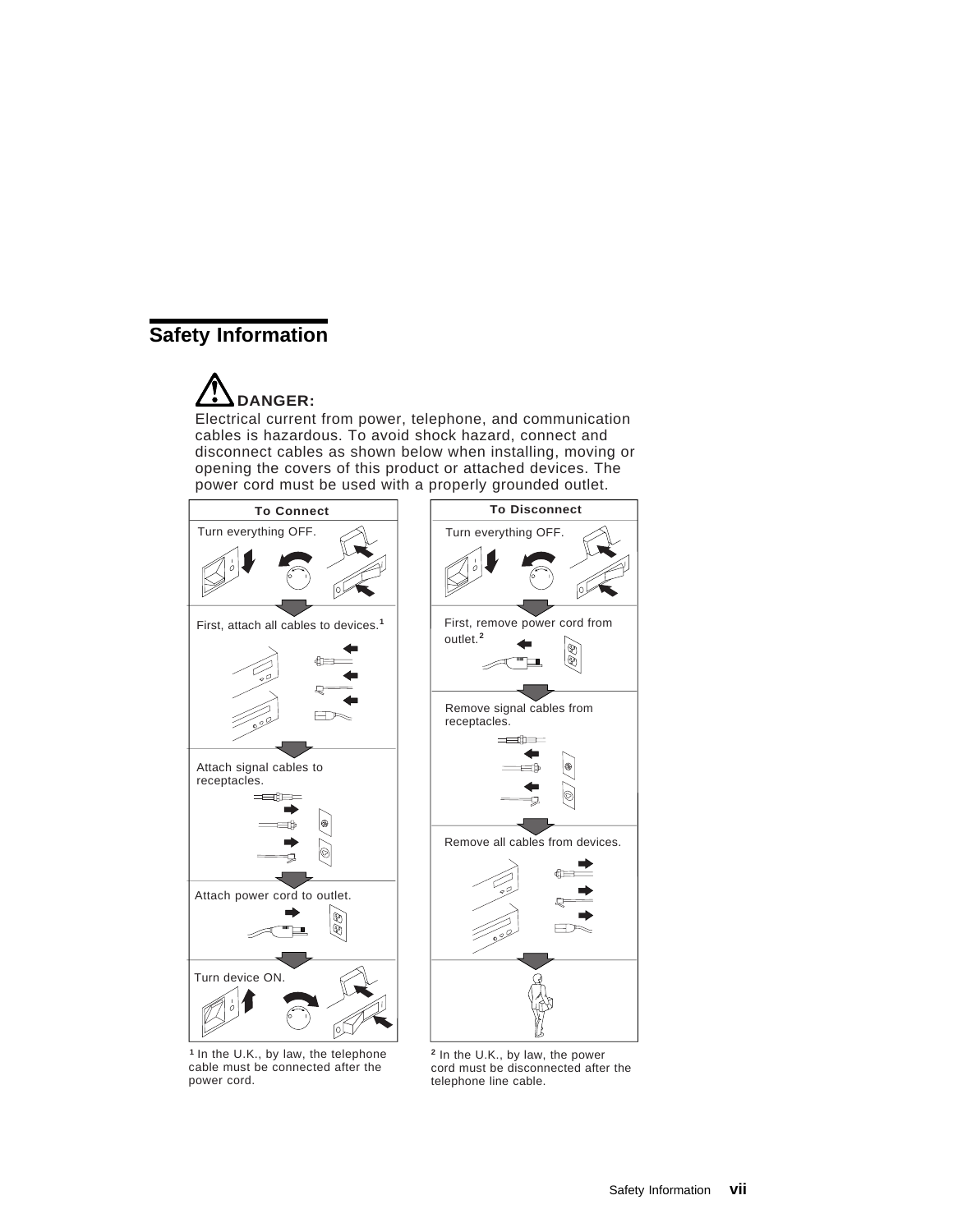# Safety Information

**DANGER:**

Electrical current from power, telephone, and communication cables is hazardous. To avoid shock hazard, connect and disconnect cables as shown below when installing, moving or opening the covers of this product or attached devices. The power cord must be used with a properly grounded outlet.

| To Connect | To Disconnect |
|---|---|
| Turn everything OFF. | Turn everything OFF. |
| First, attach all cables to devices.[1] | First, remove power cord from outlet.[2] |
| Attach signal cables to receptacles. | Remove signal cables from receptacles. |
| Attach power cord to outlet. | Remove all cables from devices. |
| Turn device ON. | |

[1] In the U.K., by law, the telephone cable must be connected after the power cord.

[2] In the U.K., by law, the power cord must be disconnected after the telephone line cable.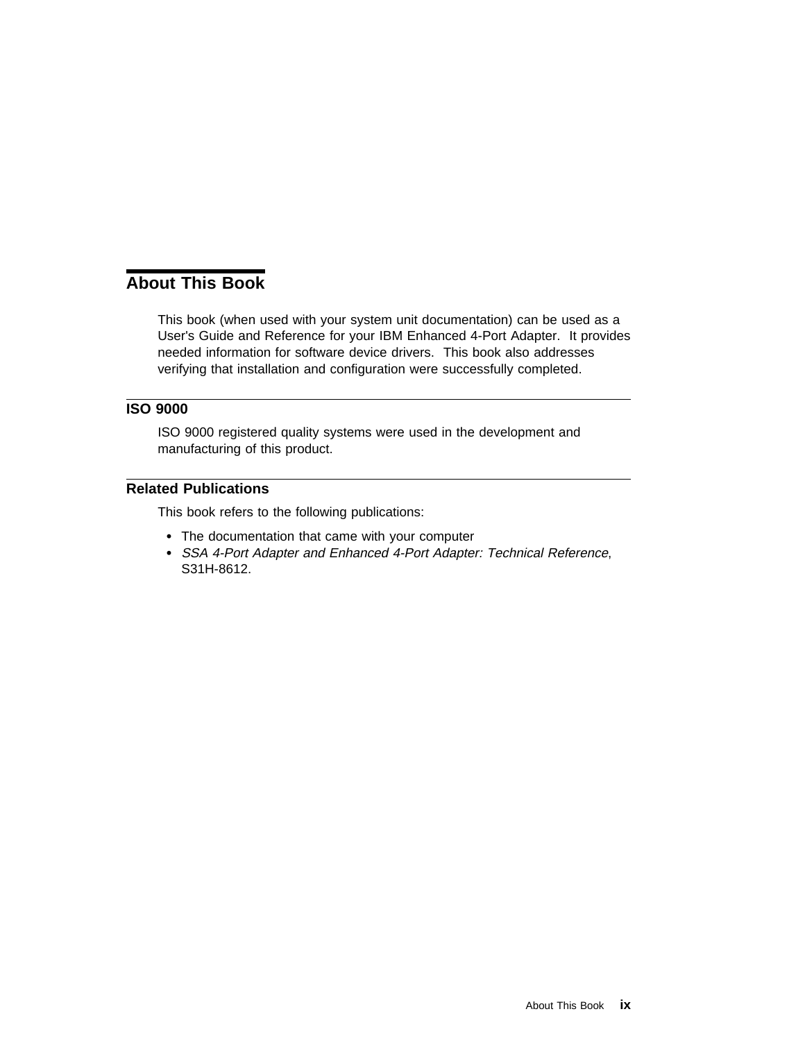# About This Book

This book (when used with your system unit documentation) can be used as a User's Guide and Reference for your IBM Enhanced 4-Port Adapter. It provides needed information for software device drivers. This book also addresses verifying that installation and configuration were successfully completed.

## ISO 9000

ISO 9000 registered quality systems were used in the development and manufacturing of this product.

## Related Publications

This book refers to the following publications:

- The documentation that came with your computer
- *SSA 4-Port Adapter and Enhanced 4-Port Adapter: Technical Reference*, S31H-8612.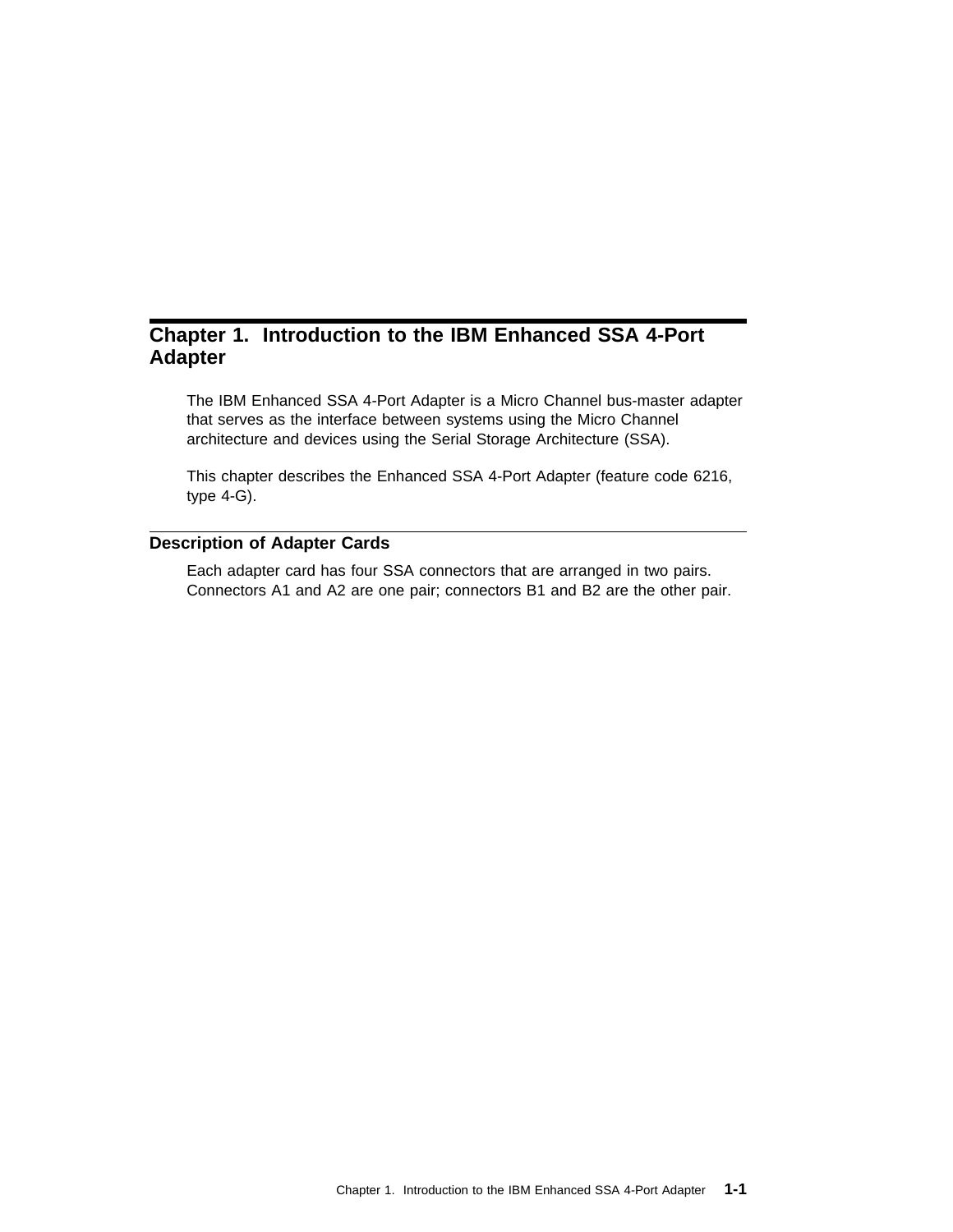# Chapter 1. Introduction to the IBM Enhanced SSA 4-Port Adapter

The IBM Enhanced SSA 4-Port Adapter is a Micro Channel bus-master adapter that serves as the interface between systems using the Micro Channel architecture and devices using the Serial Storage Architecture (SSA).

This chapter describes the Enhanced SSA 4-Port Adapter (feature code 6216, type 4-G).

## Description of Adapter Cards

Each adapter card has four SSA connectors that are arranged in two pairs. Connectors A1 and A2 are one pair; connectors B1 and B2 are the other pair.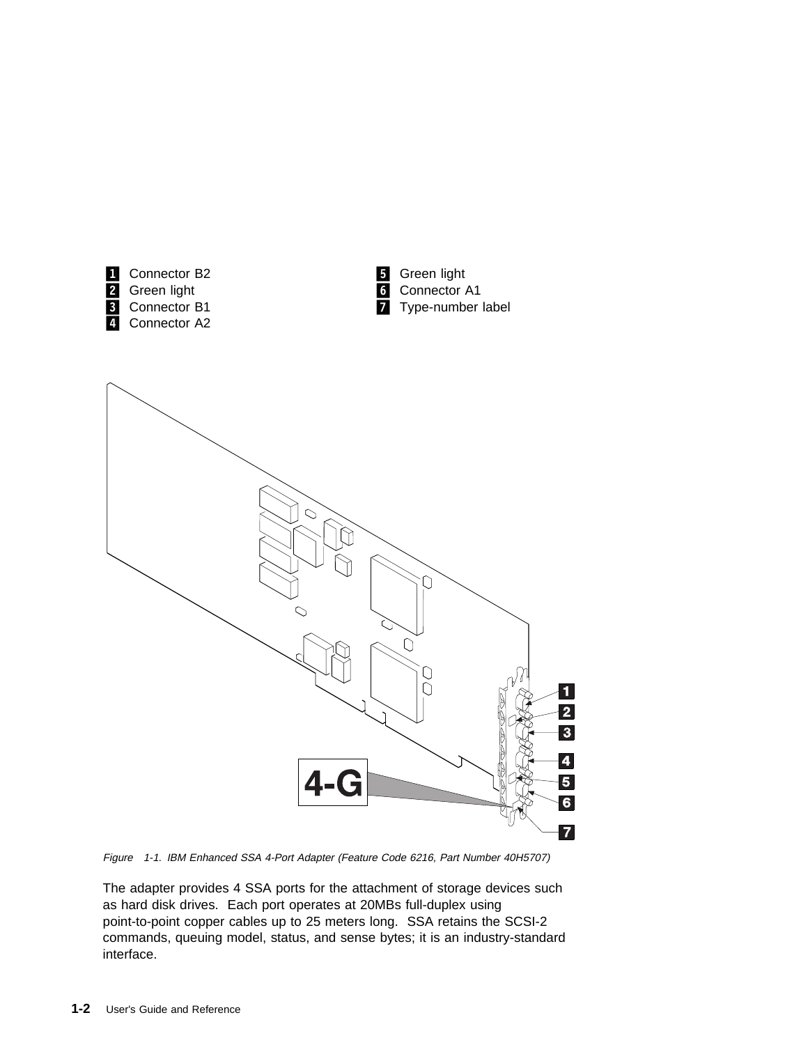1. Connector B2
2. Green light
3. Connector B1
4. Connector A2
5. Green light
6. Connector A1
7. Type-number label

*Figure 1-1. IBM Enhanced SSA 4-Port Adapter (Feature Code 6216, Part Number 40H5707)*

The adapter provides 4 SSA ports for the attachment of storage devices such as hard disk drives. Each port operates at 20MBs full-duplex using point-to-point copper cables up to 25 meters long. SSA retains the SCSI-2 commands, queuing model, status, and sense bytes; it is an industry-standard interface.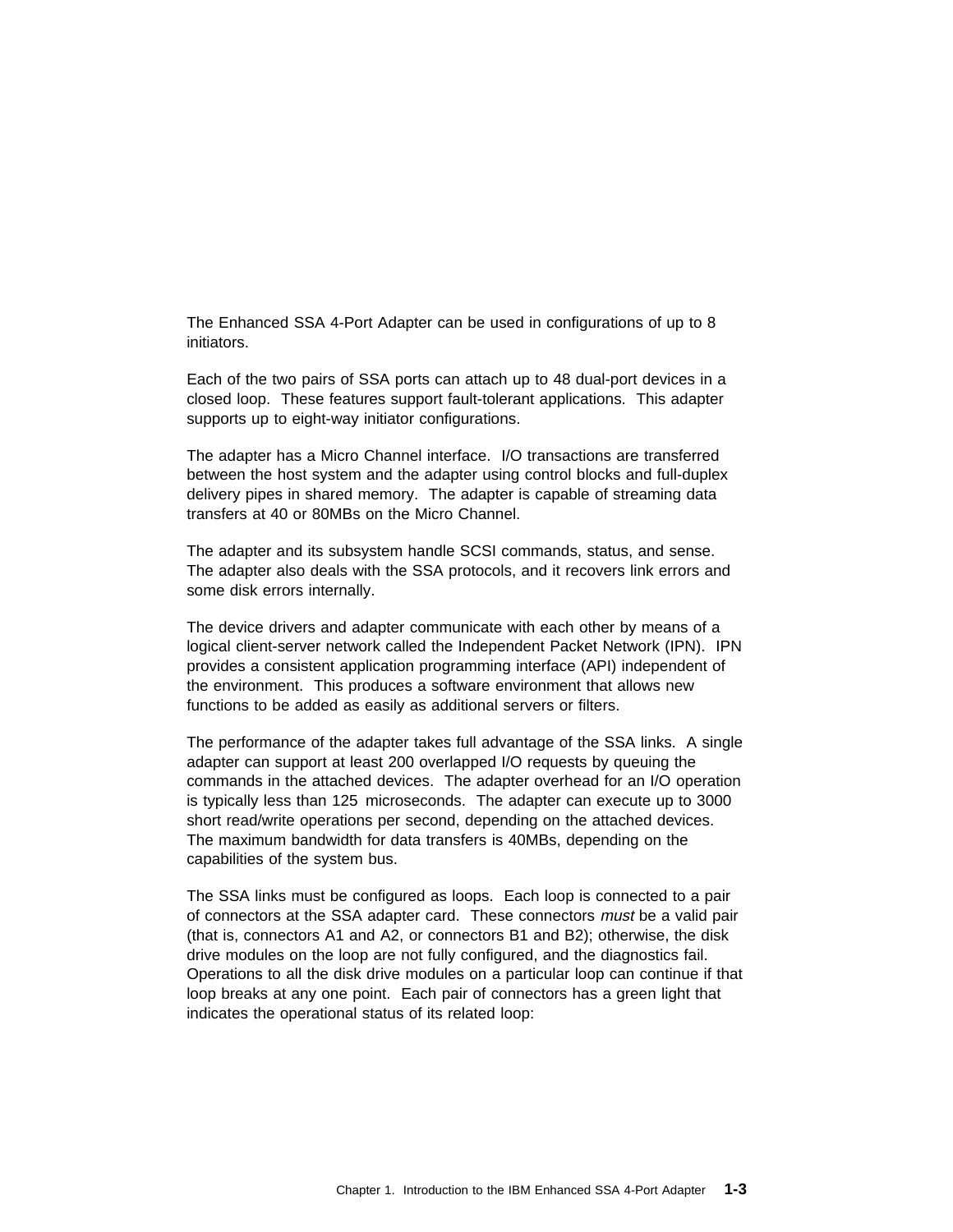The Enhanced SSA 4-Port Adapter can be used in configurations of up to 8 initiators.

Each of the two pairs of SSA ports can attach up to 48 dual-port devices in a closed loop. These features support fault-tolerant applications. This adapter supports up to eight-way initiator configurations.

The adapter has a Micro Channel interface. I/O transactions are transferred between the host system and the adapter using control blocks and full-duplex delivery pipes in shared memory. The adapter is capable of streaming data transfers at 40 or 80MBs on the Micro Channel.

The adapter and its subsystem handle SCSI commands, status, and sense. The adapter also deals with the SSA protocols, and it recovers link errors and some disk errors internally.

The device drivers and adapter communicate with each other by means of a logical client-server network called the Independent Packet Network (IPN). IPN provides a consistent application programming interface (API) independent of the environment. This produces a software environment that allows new functions to be added as easily as additional servers or filters.

The performance of the adapter takes full advantage of the SSA links. A single adapter can support at least 200 overlapped I/O requests by queuing the commands in the attached devices. The adapter overhead for an I/O operation is typically less than 125 microseconds. The adapter can execute up to 3000 short read/write operations per second, depending on the attached devices. The maximum bandwidth for data transfers is 40MBs, depending on the capabilities of the system bus.

The SSA links must be configured as loops. Each loop is connected to a pair of connectors at the SSA adapter card. These connectors *must* be a valid pair (that is, connectors A1 and A2, or connectors B1 and B2); otherwise, the disk drive modules on the loop are not fully configured, and the diagnostics fail. Operations to all the disk drive modules on a particular loop can continue if that loop breaks at any one point. Each pair of connectors has a green light that indicates the operational status of its related loop: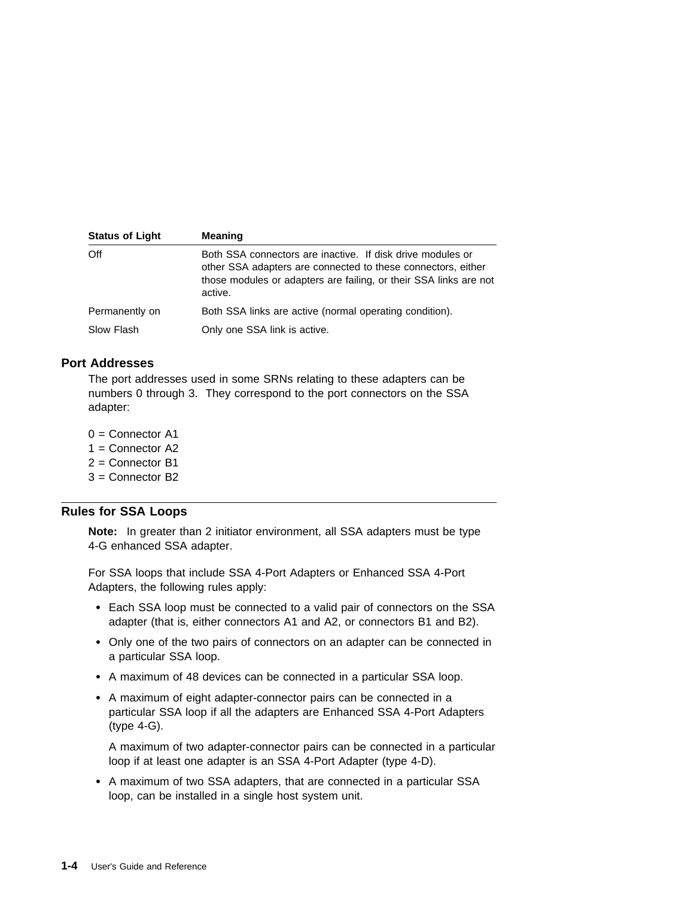| Status of Light | Meaning |
|---|---|
| Off | Both SSA connectors are inactive. If disk drive modules or other SSA adapters are connected to these connectors, either those modules or adapters are failing, or their SSA links are not active. |
| Permanently on | Both SSA links are active (normal operating condition). |
| Slow Flash | Only one SSA link is active. |

## Port Addresses

The port addresses used in some SRNs relating to these adapters can be numbers 0 through 3. They correspond to the port connectors on the SSA adapter:

0 = Connector A1
1 = Connector A2
2 = Connector B1
3 = Connector B2

## Rules for SSA Loops

**Note:** In greater than 2 initiator environment, all SSA adapters must be type 4-G enhanced SSA adapter.

For SSA loops that include SSA 4-Port Adapters or Enhanced SSA 4-Port Adapters, the following rules apply:

- Each SSA loop must be connected to a valid pair of connectors on the SSA adapter (that is, either connectors A1 and A2, or connectors B1 and B2).
- Only one of the two pairs of connectors on an adapter can be connected in a particular SSA loop.
- A maximum of 48 devices can be connected in a particular SSA loop.
- A maximum of eight adapter-connector pairs can be connected in a particular SSA loop if all the adapters are Enhanced SSA 4-Port Adapters (type 4-G).

  A maximum of two adapter-connector pairs can be connected in a particular loop if at least one adapter is an SSA 4-Port Adapter (type 4-D).
- A maximum of two SSA adapters, that are connected in a particular SSA loop, can be installed in a single host system unit.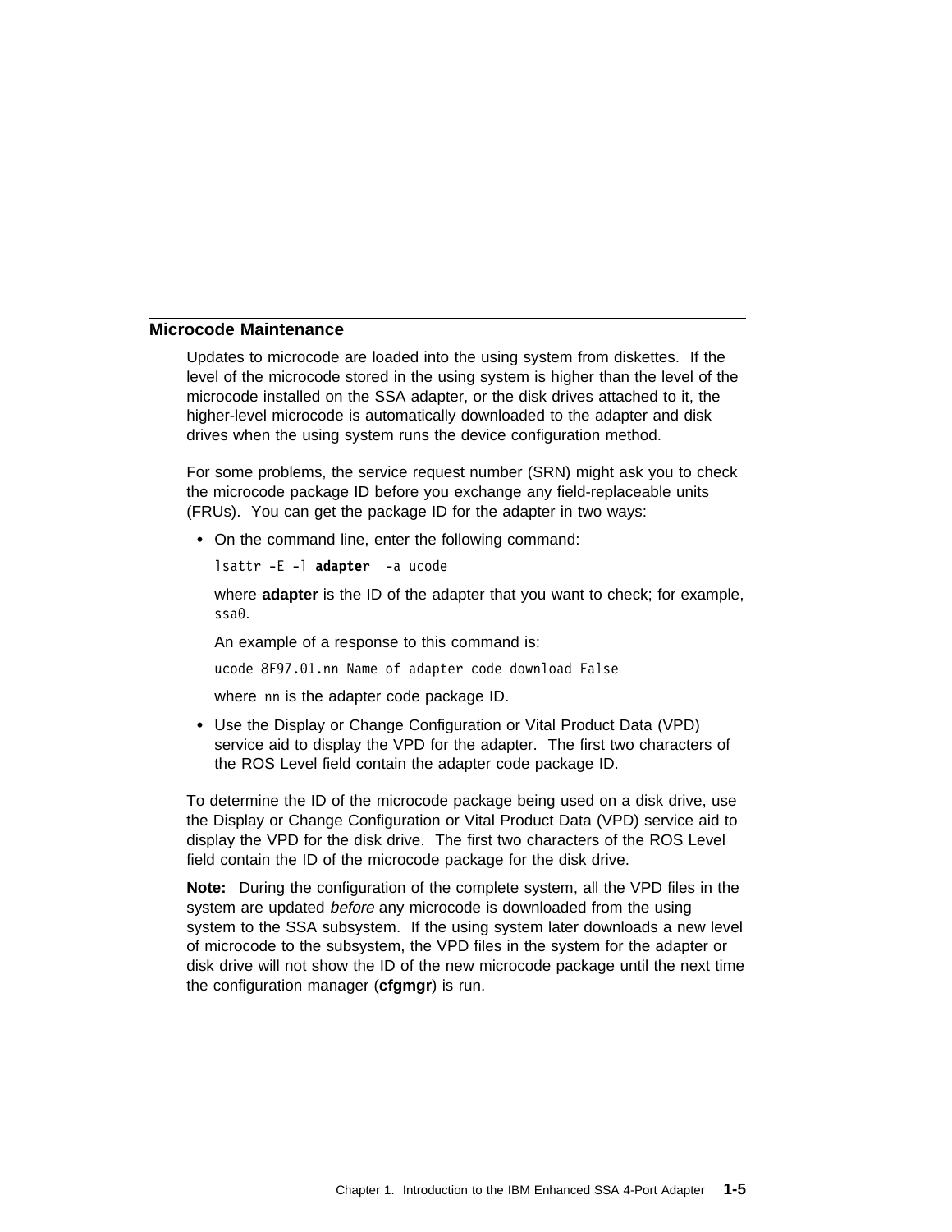## Microcode Maintenance

Updates to microcode are loaded into the using system from diskettes. If the level of the microcode stored in the using system is higher than the level of the microcode installed on the SSA adapter, or the disk drives attached to it, the higher-level microcode is automatically downloaded to the adapter and disk drives when the using system runs the device configuration method.

For some problems, the service request number (SRN) might ask you to check the microcode package ID before you exchange any field-replaceable units (FRUs). You can get the package ID for the adapter in two ways:

- On the command line, enter the following command:

  `lsattr -E -l` **`adapter`** `-a ucode`

  where **adapter** is the ID of the adapter that you want to check; for example, `ssa0`.

  An example of a response to this command is:

  `ucode 8F97.01.nn Name of adapter code download False`

  where `nn` is the adapter code package ID.

- Use the Display or Change Configuration or Vital Product Data (VPD) service aid to display the VPD for the adapter. The first two characters of the ROS Level field contain the adapter code package ID.

To determine the ID of the microcode package being used on a disk drive, use the Display or Change Configuration or Vital Product Data (VPD) service aid to display the VPD for the disk drive. The first two characters of the ROS Level field contain the ID of the microcode package for the disk drive.

**Note:** During the configuration of the complete system, all the VPD files in the system are updated *before* any microcode is downloaded from the using system to the SSA subsystem. If the using system later downloads a new level of microcode to the subsystem, the VPD files in the system for the adapter or disk drive will not show the ID of the new microcode package until the next time the configuration manager (**cfgmgr**) is run.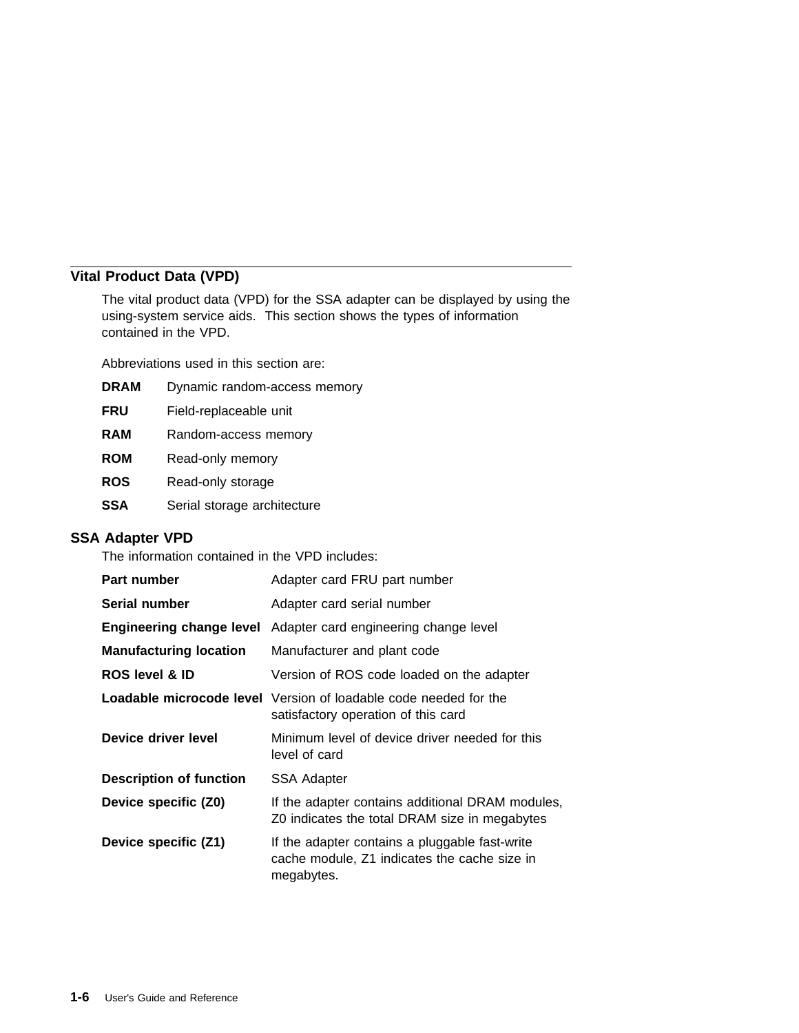## Vital Product Data (VPD)

The vital product data (VPD) for the SSA adapter can be displayed by using the using-system service aids. This section shows the types of information contained in the VPD.

Abbreviations used in this section are:

**DRAM** Dynamic random-access memory

**FRU** Field-replaceable unit

**RAM** Random-access memory

**ROM** Read-only memory

**ROS** Read-only storage

**SSA** Serial storage architecture

### SSA Adapter VPD

The information contained in the VPD includes:

**Part number** Adapter card FRU part number

**Serial number** Adapter card serial number

**Engineering change level** Adapter card engineering change level

**Manufacturing location** Manufacturer and plant code

**ROS level & ID** Version of ROS code loaded on the adapter

**Loadable microcode level** Version of loadable code needed for the satisfactory operation of this card

**Device driver level** Minimum level of device driver needed for this level of card

**Description of function** SSA Adapter

**Device specific (Z0)** If the adapter contains additional DRAM modules, Z0 indicates the total DRAM size in megabytes

**Device specific (Z1)** If the adapter contains a pluggable fast-write cache module, Z1 indicates the cache size in megabytes.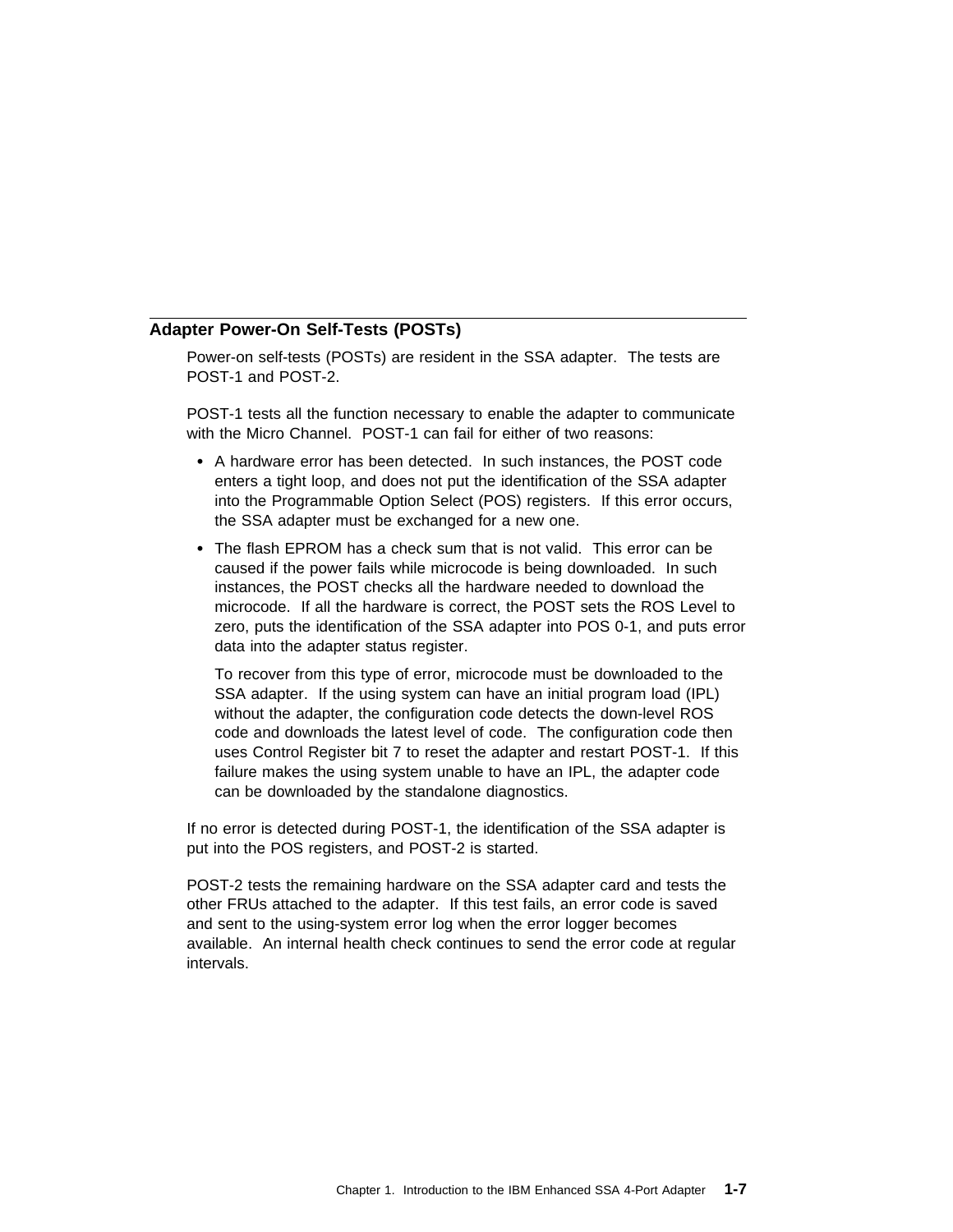## Adapter Power-On Self-Tests (POSTs)

Power-on self-tests (POSTs) are resident in the SSA adapter. The tests are POST-1 and POST-2.

POST-1 tests all the function necessary to enable the adapter to communicate with the Micro Channel. POST-1 can fail for either of two reasons:

- A hardware error has been detected. In such instances, the POST code enters a tight loop, and does not put the identification of the SSA adapter into the Programmable Option Select (POS) registers. If this error occurs, the SSA adapter must be exchanged for a new one.
- The flash EPROM has a check sum that is not valid. This error can be caused if the power fails while microcode is being downloaded. In such instances, the POST checks all the hardware needed to download the microcode. If all the hardware is correct, the POST sets the ROS Level to zero, puts the identification of the SSA adapter into POS 0-1, and puts error data into the adapter status register.

  To recover from this type of error, microcode must be downloaded to the SSA adapter. If the using system can have an initial program load (IPL) without the adapter, the configuration code detects the down-level ROS code and downloads the latest level of code. The configuration code then uses Control Register bit 7 to reset the adapter and restart POST-1. If this failure makes the using system unable to have an IPL, the adapter code can be downloaded by the standalone diagnostics.

If no error is detected during POST-1, the identification of the SSA adapter is put into the POS registers, and POST-2 is started.

POST-2 tests the remaining hardware on the SSA adapter card and tests the other FRUs attached to the adapter. If this test fails, an error code is saved and sent to the using-system error log when the error logger becomes available. An internal health check continues to send the error code at regular intervals.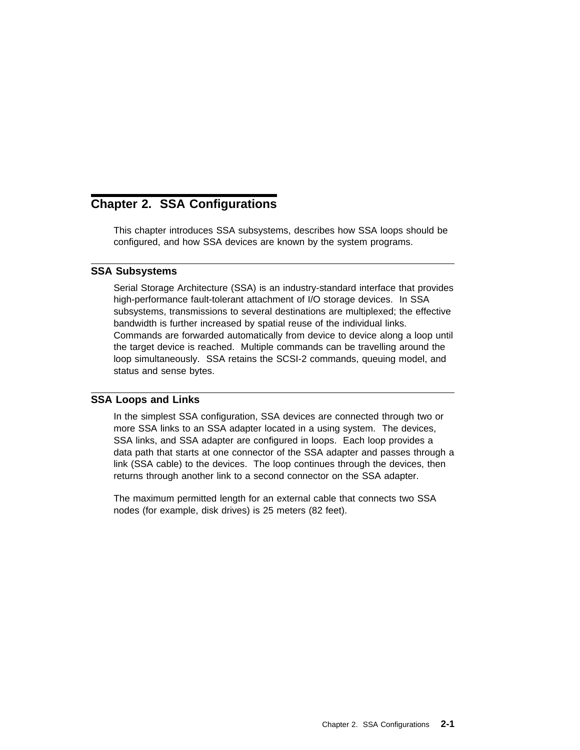# Chapter 2. SSA Configurations

This chapter introduces SSA subsystems, describes how SSA loops should be configured, and how SSA devices are known by the system programs.

## SSA Subsystems

Serial Storage Architecture (SSA) is an industry-standard interface that provides high-performance fault-tolerant attachment of I/O storage devices. In SSA subsystems, transmissions to several destinations are multiplexed; the effective bandwidth is further increased by spatial reuse of the individual links. Commands are forwarded automatically from device to device along a loop until the target device is reached. Multiple commands can be travelling around the loop simultaneously. SSA retains the SCSI-2 commands, queuing model, and status and sense bytes.

## SSA Loops and Links

In the simplest SSA configuration, SSA devices are connected through two or more SSA links to an SSA adapter located in a using system. The devices, SSA links, and SSA adapter are configured in loops. Each loop provides a data path that starts at one connector of the SSA adapter and passes through a link (SSA cable) to the devices. The loop continues through the devices, then returns through another link to a second connector on the SSA adapter.

The maximum permitted length for an external cable that connects two SSA nodes (for example, disk drives) is 25 meters (82 feet).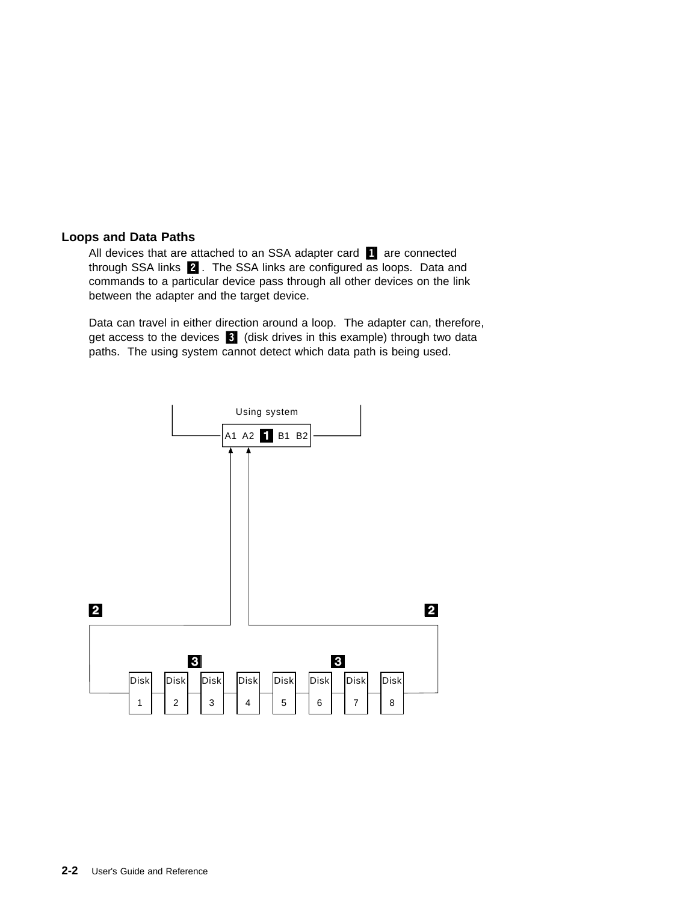## Loops and Data Paths

All devices that are attached to an SSA adapter card **1** are connected through SSA links **2**. The SSA links are configured as loops. Data and commands to a particular device pass through all other devices on the link between the adapter and the target device.

Data can travel in either direction around a loop. The adapter can, therefore, get access to the devices **3** (disk drives in this example) through two data paths. The using system cannot detect which data path is being used.

```
                    Using system
              A1  A2  [1]  B1  B2
               ^   ^
               |   |
[2]            |   |                        [2]
 +-------------+   +--------------------------+
 |                                            |
 |          [3]                  [3]          |
 +-- Disk -- Disk -- Disk -- Disk -- Disk -- Disk -- Disk -- Disk --+
      1       2       3       4       5       6       7       8
```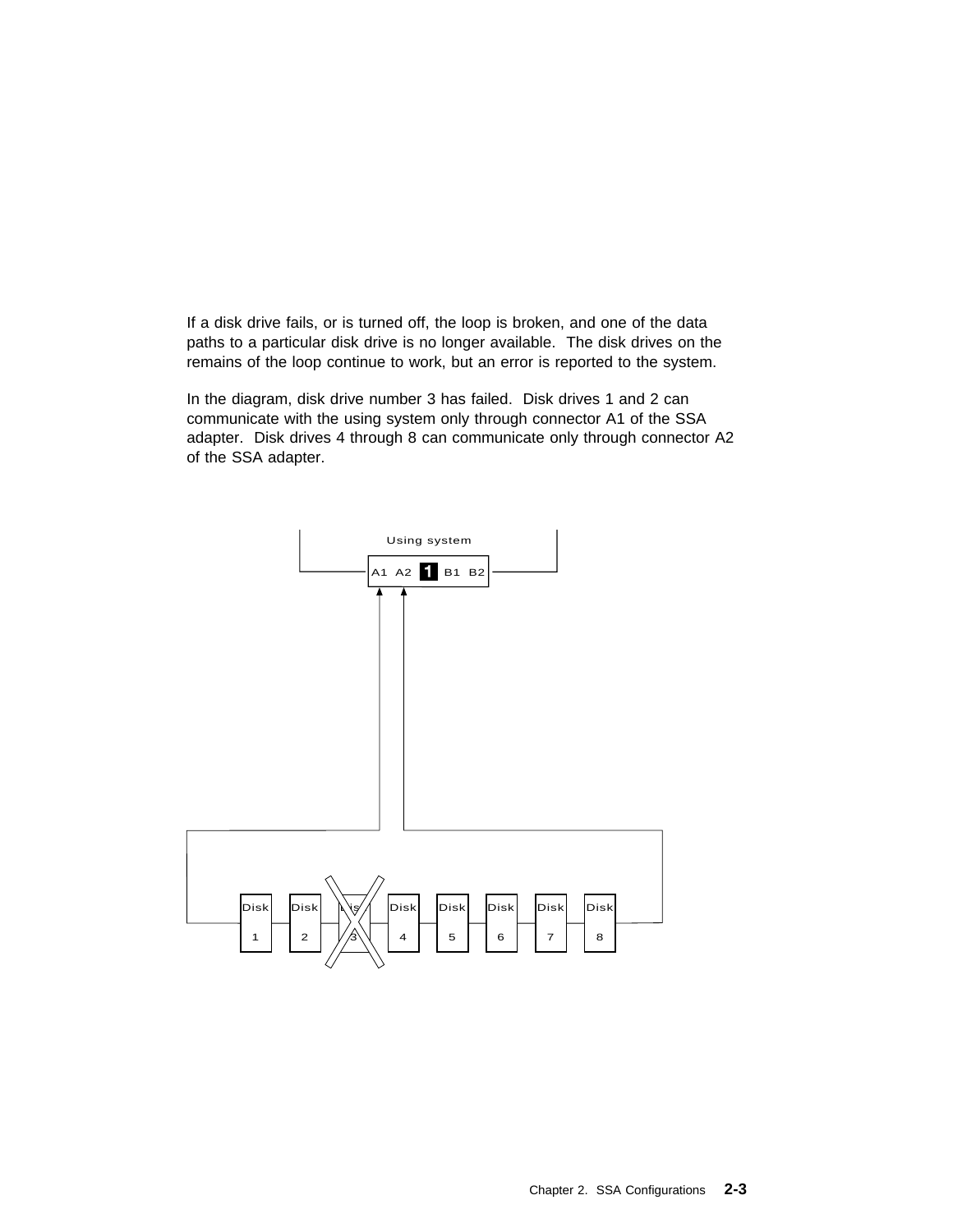If a disk drive fails, or is turned off, the loop is broken, and one of the data paths to a particular disk drive is no longer available. The disk drives on the remains of the loop continue to work, but an error is reported to the system.

In the diagram, disk drive number 3 has failed. Disk drives 1 and 2 can communicate with the using system only through connector A1 of the SSA adapter. Disk drives 4 through 8 can communicate only through connector A2 of the SSA adapter.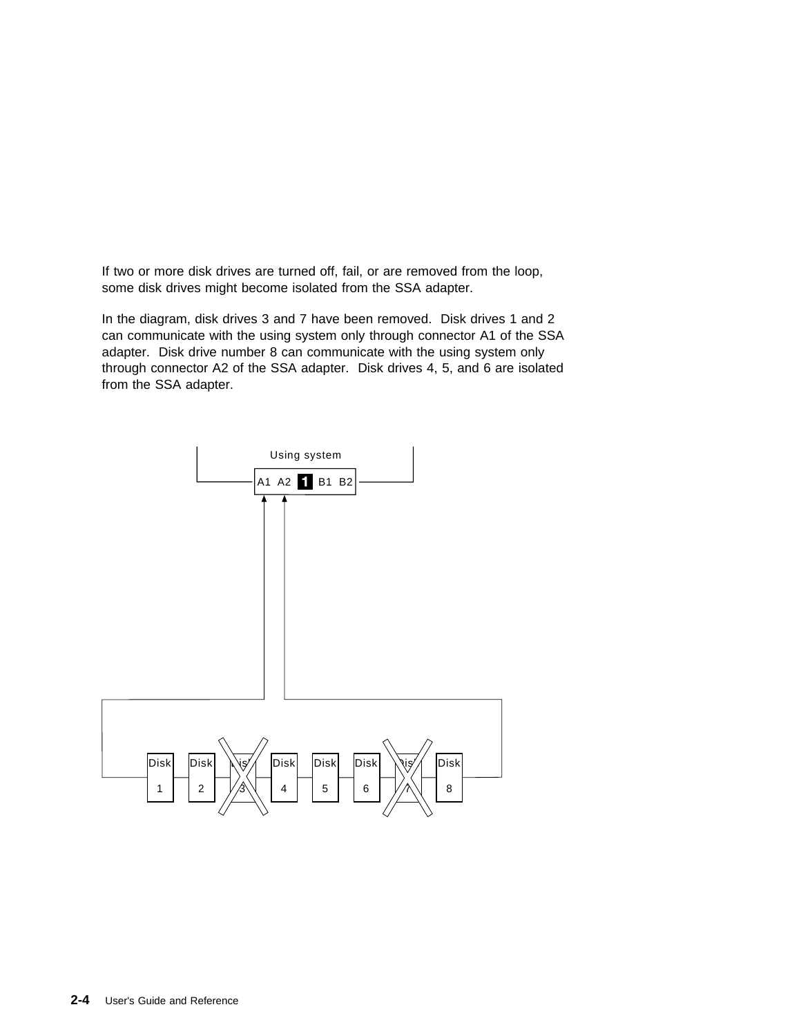If two or more disk drives are turned off, fail, or are removed from the loop, some disk drives might become isolated from the SSA adapter.

In the diagram, disk drives 3 and 7 have been removed. Disk drives 1 and 2 can communicate with the using system only through connector A1 of the SSA adapter. Disk drive number 8 can communicate with the using system only through connector A2 of the SSA adapter. Disk drives 4, 5, and 6 are isolated from the SSA adapter.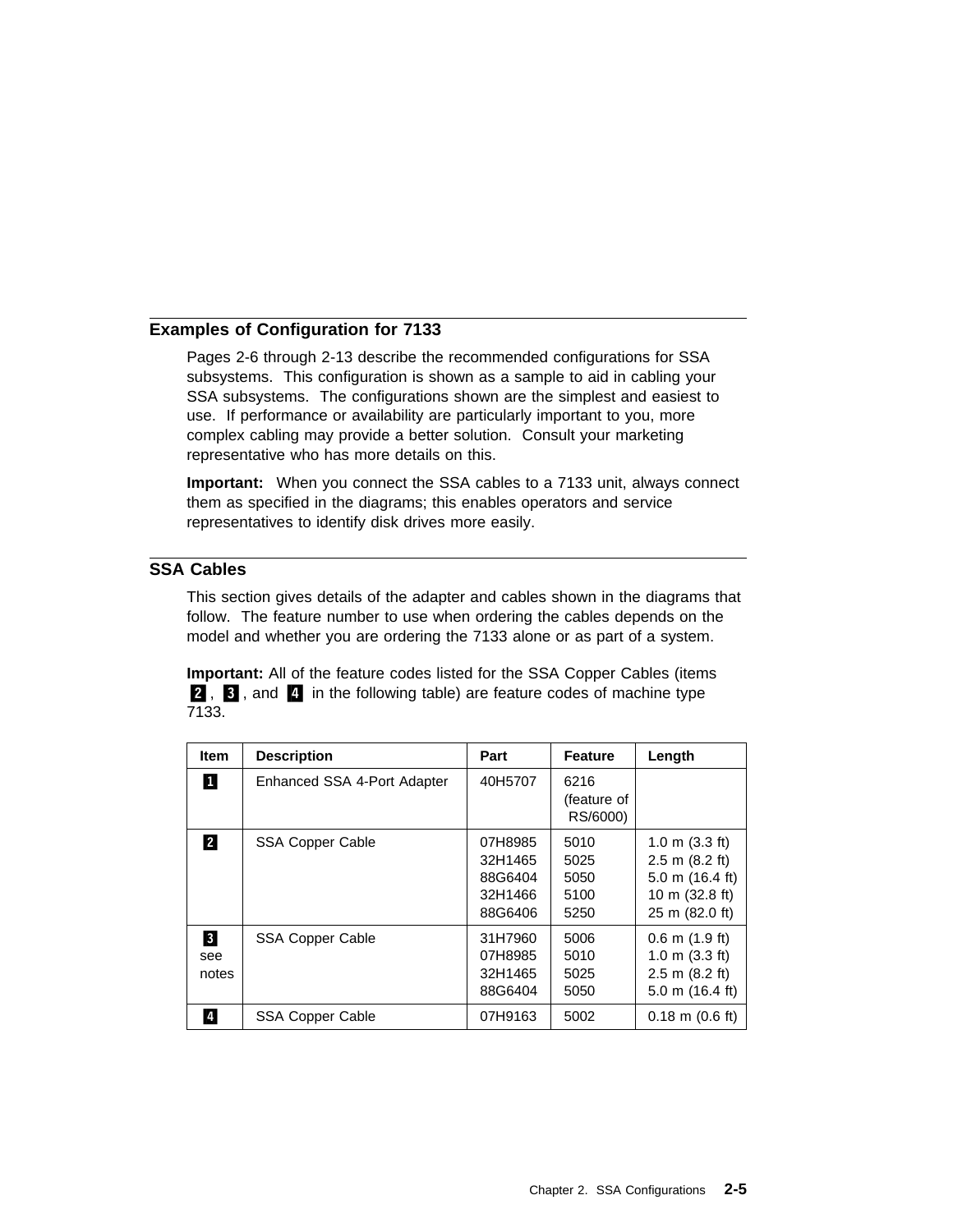## Examples of Configuration for 7133

Pages 2-6 through 2-13 describe the recommended configurations for SSA subsystems. This configuration is shown as a sample to aid in cabling your SSA subsystems. The configurations shown are the simplest and easiest to use. If performance or availability are particularly important to you, more complex cabling may provide a better solution. Consult your marketing representative who has more details on this.

**Important:** When you connect the SSA cables to a 7133 unit, always connect them as specified in the diagrams; this enables operators and service representatives to identify disk drives more easily.

## SSA Cables

This section gives details of the adapter and cables shown in the diagrams that follow. The feature number to use when ordering the cables depends on the model and whether you are ordering the 7133 alone or as part of a system.

**Important:** All of the feature codes listed for the SSA Copper Cables (items **2**, **3**, and **4** in the following table) are feature codes of machine type 7133.

| Item | Description | Part | Feature | Length |
|---|---|---|---|---|
| **1** | Enhanced SSA 4-Port Adapter | 40H5707 | 6216 (feature of RS/6000) | |
| **2** | SSA Copper Cable | 07H8985<br>32H1465<br>88G6404<br>32H1466<br>88G6406 | 5010<br>5025<br>5050<br>5100<br>5250 | 1.0 m (3.3 ft)<br>2.5 m (8.2 ft)<br>5.0 m (16.4 ft)<br>10 m (32.8 ft)<br>25 m (82.0 ft) |
| **3** see notes | SSA Copper Cable | 31H7960<br>07H8985<br>32H1465<br>88G6404 | 5006<br>5010<br>5025<br>5050 | 0.6 m (1.9 ft)<br>1.0 m (3.3 ft)<br>2.5 m (8.2 ft)<br>5.0 m (16.4 ft) |
| **4** | SSA Copper Cable | 07H9163 | 5002 | 0.18 m (0.6 ft) |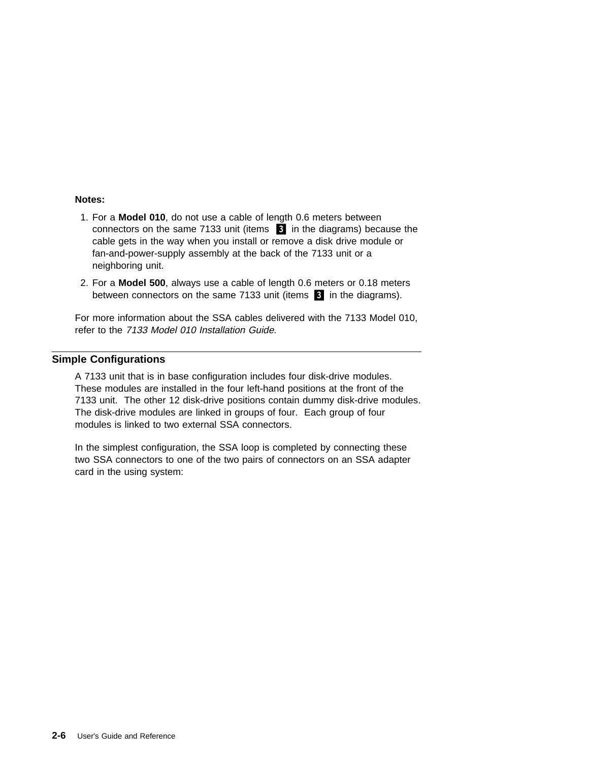**Notes:**

1. For a **Model 010**, do not use a cable of length 0.6 meters between connectors on the same 7133 unit (items **3** in the diagrams) because the cable gets in the way when you install or remove a disk drive module or fan-and-power-supply assembly at the back of the 7133 unit or a neighboring unit.
2. For a **Model 500**, always use a cable of length 0.6 meters or 0.18 meters between connectors on the same 7133 unit (items **3** in the diagrams).

For more information about the SSA cables delivered with the 7133 Model 010, refer to the *7133 Model 010 Installation Guide*.

## Simple Configurations

A 7133 unit that is in base configuration includes four disk-drive modules. These modules are installed in the four left-hand positions at the front of the 7133 unit. The other 12 disk-drive positions contain dummy disk-drive modules. The disk-drive modules are linked in groups of four. Each group of four modules is linked to two external SSA connectors.

In the simplest configuration, the SSA loop is completed by connecting these two SSA connectors to one of the two pairs of connectors on an SSA adapter card in the using system: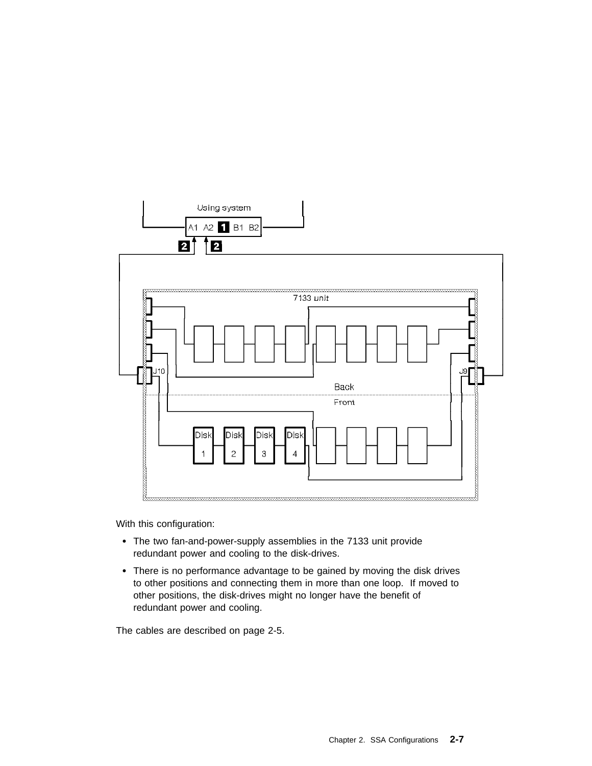With this configuration:

- The two fan-and-power-supply assemblies in the 7133 unit provide redundant power and cooling to the disk-drives.
- There is no performance advantage to be gained by moving the disk drives to other positions and connecting them in more than one loop. If moved to other positions, the disk-drives might no longer have the benefit of redundant power and cooling.

The cables are described on page 2-5.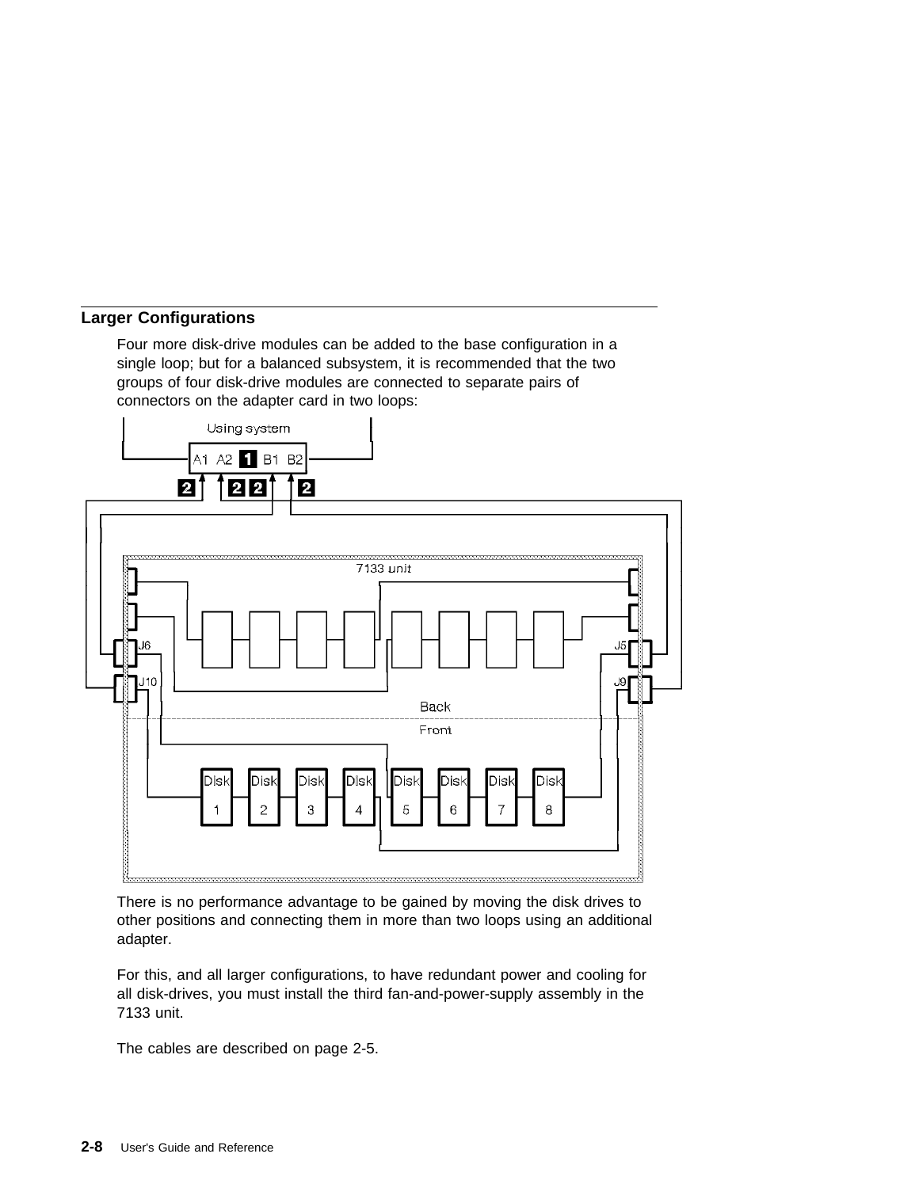## Larger Configurations

Four more disk-drive modules can be added to the base configuration in a single loop; but for a balanced subsystem, it is recommended that the two groups of four disk-drive modules are connected to separate pairs of connectors on the adapter card in two loops:

There is no performance advantage to be gained by moving the disk drives to other positions and connecting them in more than two loops using an additional adapter.

For this, and all larger configurations, to have redundant power and cooling for all disk-drives, you must install the third fan-and-power-supply assembly in the 7133 unit.

The cables are described on page 2-5.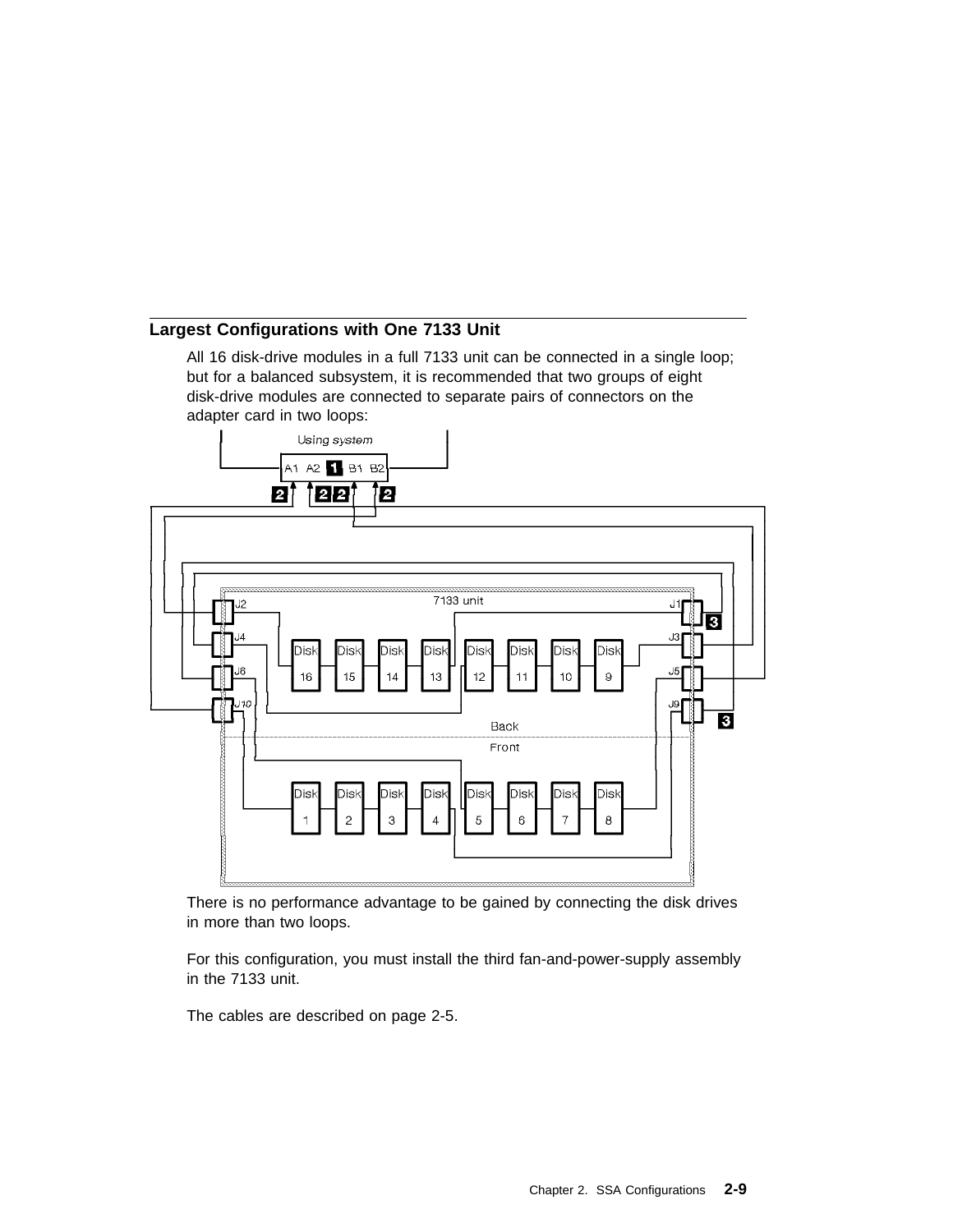## Largest Configurations with One 7133 Unit

All 16 disk-drive modules in a full 7133 unit can be connected in a single loop; but for a balanced subsystem, it is recommended that two groups of eight disk-drive modules are connected to separate pairs of connectors on the adapter card in two loops:

There is no performance advantage to be gained by connecting the disk drives in more than two loops.

For this configuration, you must install the third fan-and-power-supply assembly in the 7133 unit.

The cables are described on page 2-5.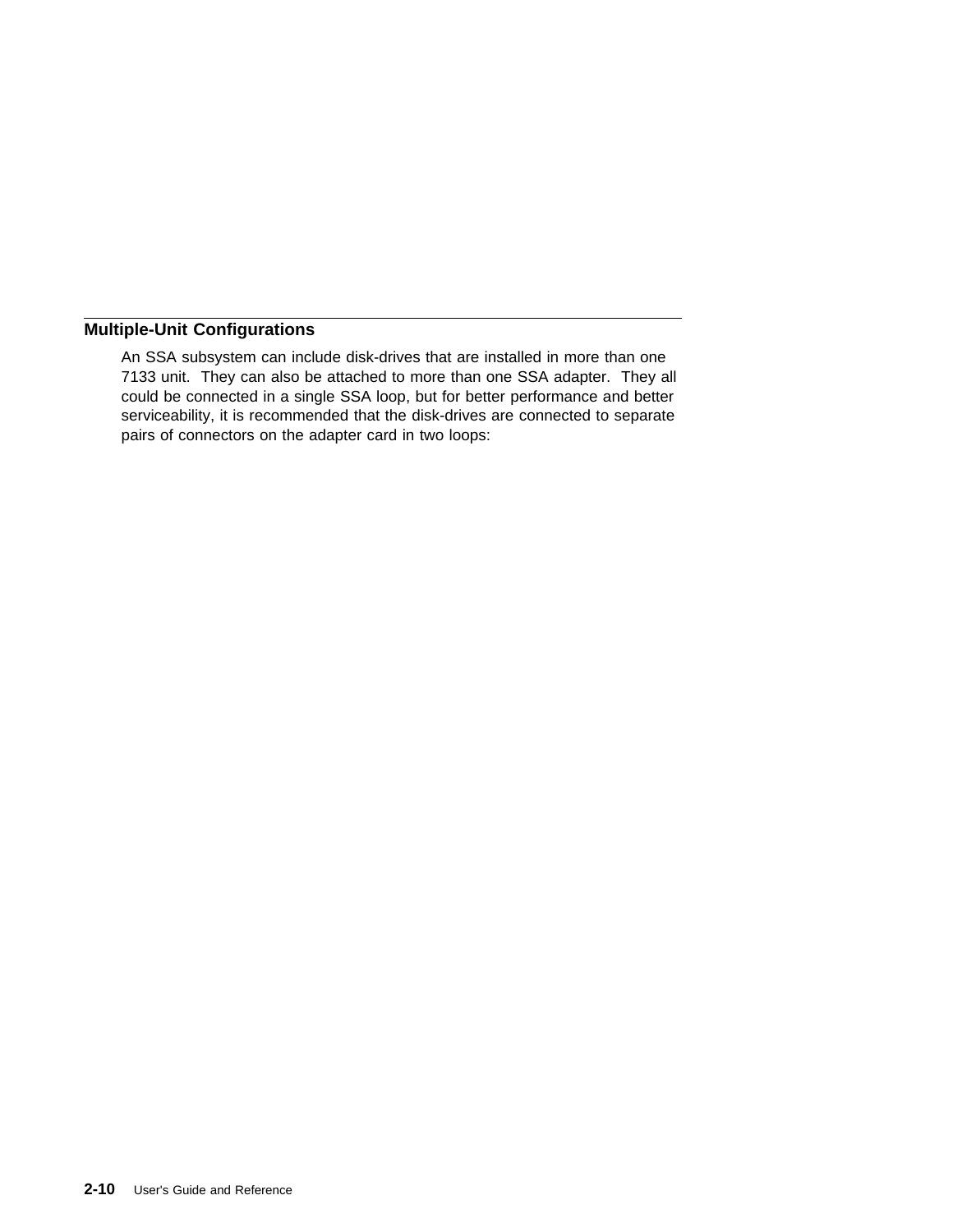## Multiple-Unit Configurations

An SSA subsystem can include disk-drives that are installed in more than one 7133 unit. They can also be attached to more than one SSA adapter. They all could be connected in a single SSA loop, but for better performance and better serviceability, it is recommended that the disk-drives are connected to separate pairs of connectors on the adapter card in two loops: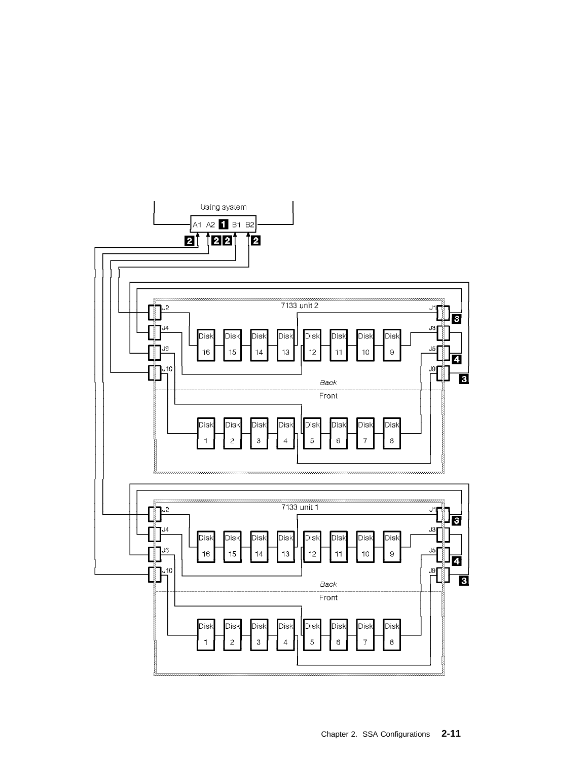Using system

A1 A2 **1** B1 B2

**2** **2** **2** **2**

7133 unit 2

J2 J4 J6 J10 J1 J3 J5 J9

**3** **4** **3**

Disk 16 Disk 15 Disk 14 Disk 13 Disk 12 Disk 11 Disk 10 Disk 9

*Back*

Front

Disk 1 Disk 2 Disk 3 Disk 4 Disk 5 Disk 6 Disk 7 Disk 8

7133 unit 1

J2 J4 J6 J10 J1 J3 J5 J9

**3** **4** **3**

Disk 16 Disk 15 Disk 14 Disk 13 Disk 12 Disk 11 Disk 10 Disk 9

*Back*

Front

Disk 1 Disk 2 Disk 3 Disk 4 Disk 5 Disk 6 Disk 7 Disk 8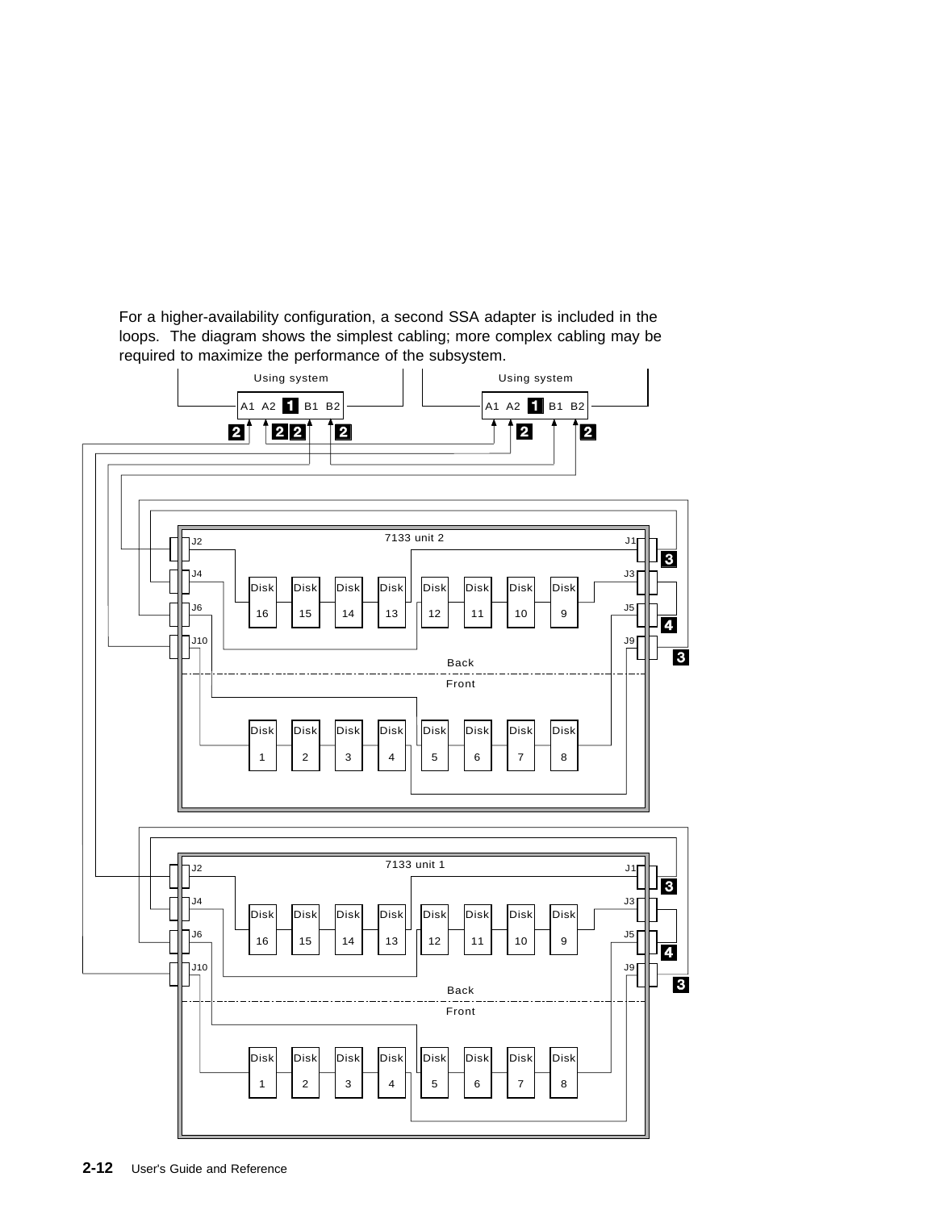For a higher-availability configuration, a second SSA adapter is included in the loops. The diagram shows the simplest cabling; more complex cabling may be required to maximize the performance of the subsystem.

Using system

A1 A2 **1** B1 B2

Using system

A1 A2 **1** B1 B2

**2** **2** **2** **2** **2** **2**

7133 unit 2

J2 J1 **3**

J4 J3

Disk 16 Disk 15 Disk 14 Disk 13 Disk 12 Disk 11 Disk 10 Disk 9

J6 J5 **4**

J10 J9 **3**

Back

Front

Disk 1 Disk 2 Disk 3 Disk 4 Disk 5 Disk 6 Disk 7 Disk 8

7133 unit 1

J2 J1 **3**

J4 J3

Disk 16 Disk 15 Disk 14 Disk 13 Disk 12 Disk 11 Disk 10 Disk 9

J6 J5 **4**

J10 J9 **3**

Back

Front

Disk 1 Disk 2 Disk 3 Disk 4 Disk 5 Disk 6 Disk 7 Disk 8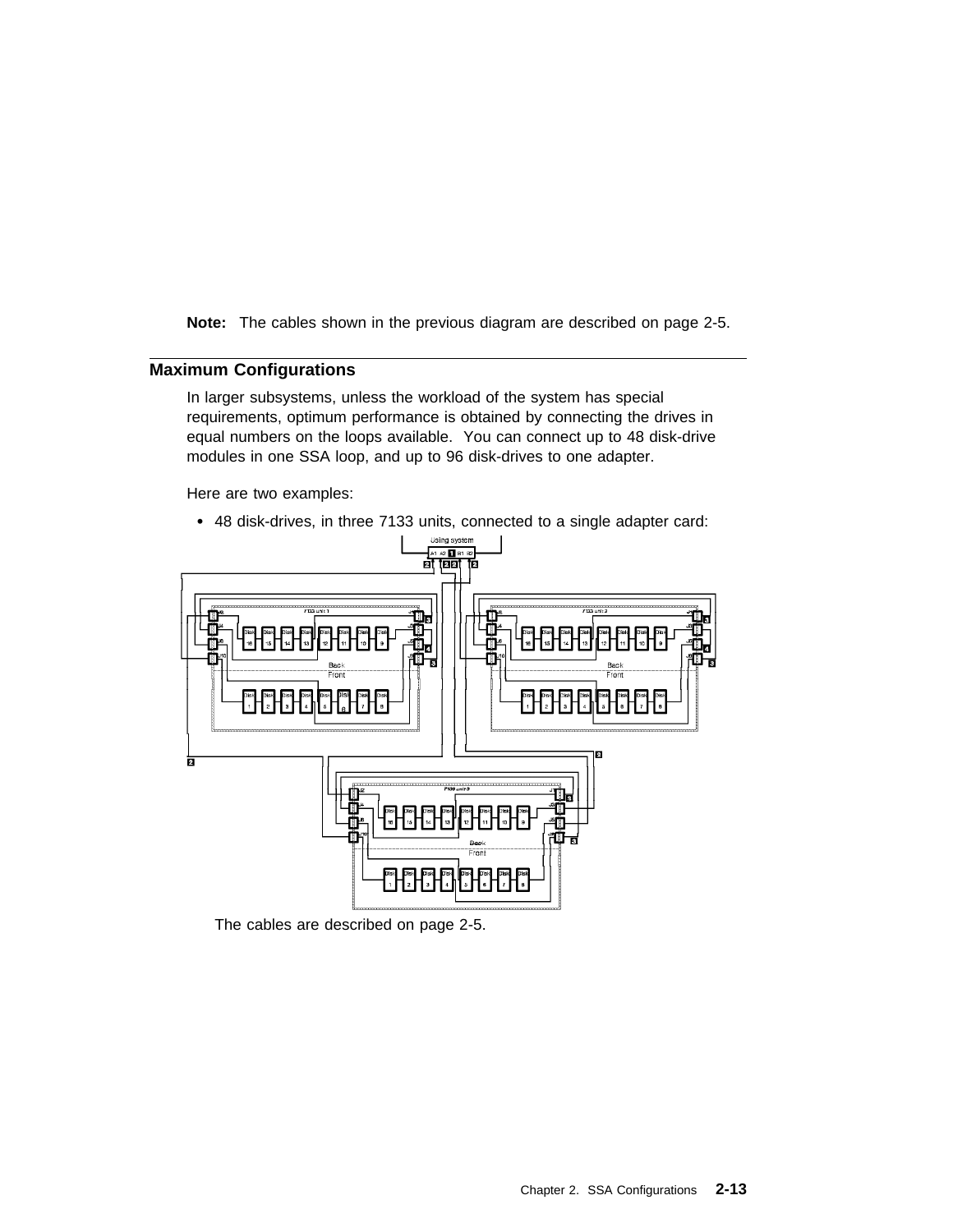**Note:** The cables shown in the previous diagram are described on page 2-5.

## Maximum Configurations

In larger subsystems, unless the workload of the system has special requirements, optimum performance is obtained by connecting the drives in equal numbers on the loops available. You can connect up to 48 disk-drive modules in one SSA loop, and up to 96 disk-drives to one adapter.

Here are two examples:

- 48 disk-drives, in three 7133 units, connected to a single adapter card:

The cables are described on page 2-5.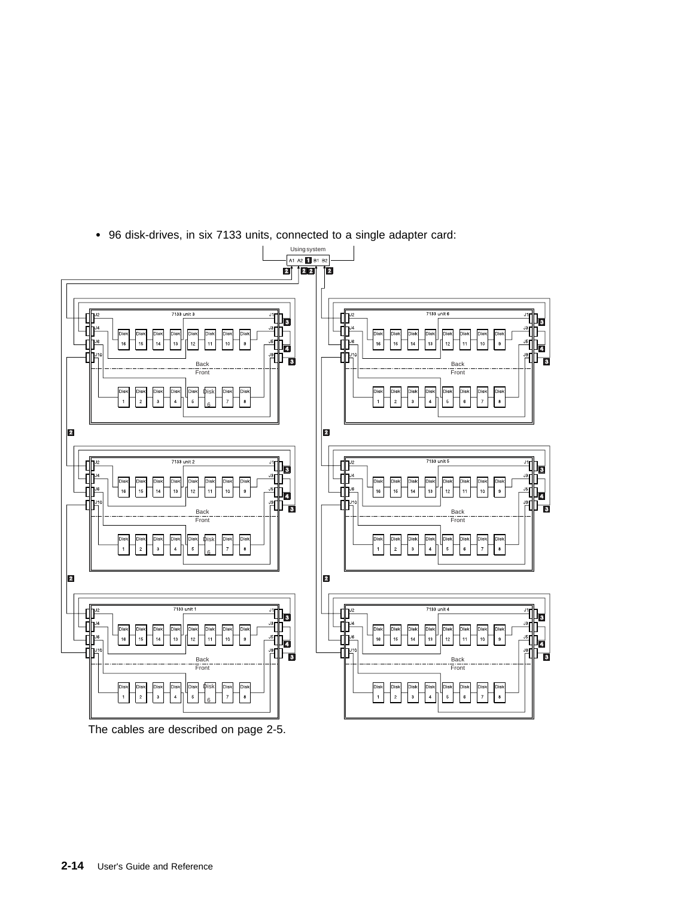- 96 disk-drives, in six 7133 units, connected to a single adapter card:

The cables are described on page 2-5.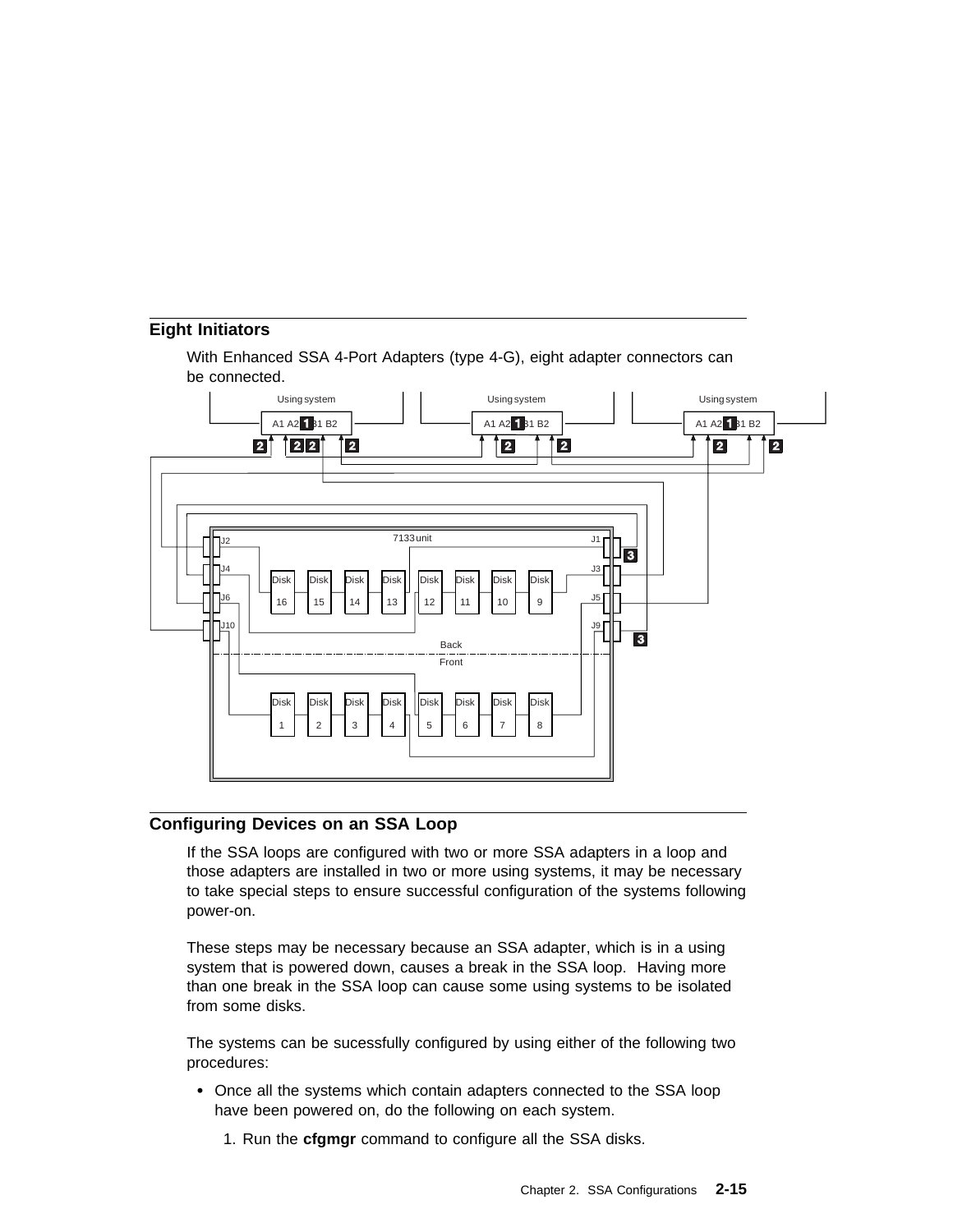## Eight Initiators

With Enhanced SSA 4-Port Adapters (type 4-G), eight adapter connectors can be connected.

## Configuring Devices on an SSA Loop

If the SSA loops are configured with two or more SSA adapters in a loop and those adapters are installed in two or more using systems, it may be necessary to take special steps to ensure successful configuration of the systems following power-on.

These steps may be necessary because an SSA adapter, which is in a using system that is powered down, causes a break in the SSA loop. Having more than one break in the SSA loop can cause some using systems to be isolated from some disks.

The systems can be sucessfully configured by using either of the following two procedures:

- Once all the systems which contain adapters connected to the SSA loop have been powered on, do the following on each system.
  1. Run the **cfgmgr** command to configure all the SSA disks.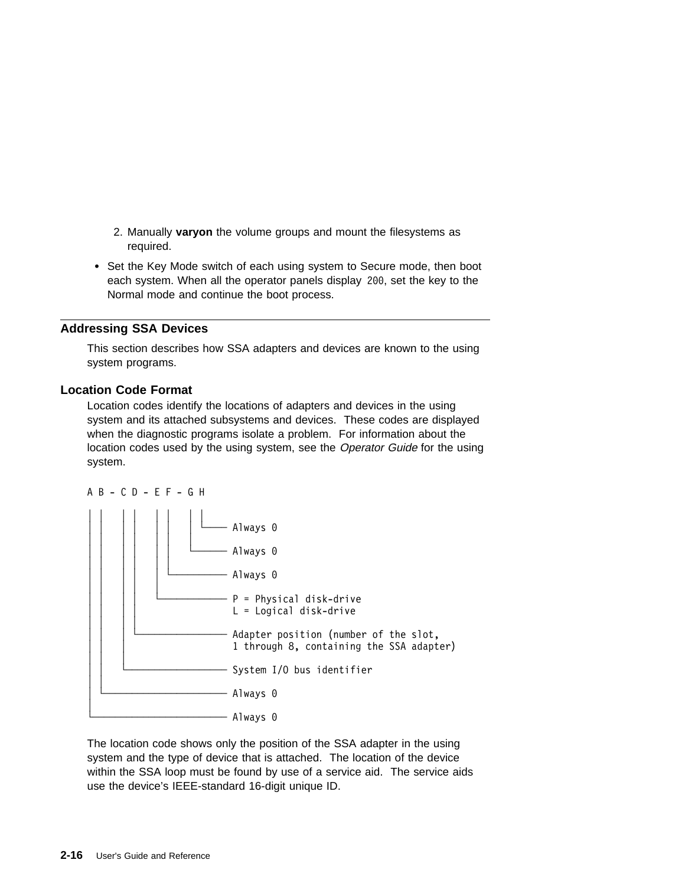2. Manually **varyon** the volume groups and mount the filesystems as required.

- Set the Key Mode switch of each using system to Secure mode, then boot each system. When all the operator panels display `200`, set the key to the Normal mode and continue the boot process.

## Addressing SSA Devices

This section describes how SSA adapters and devices are known to the using system programs.

### Location Code Format

Location codes identify the locations of adapters and devices in the using system and its attached subsystems and devices. These codes are displayed when the diagnostic programs isolate a problem. For information about the location codes used by the using system, see the *Operator Guide* for the using system.

```
A B - C D - E F - G H
│ │   │ │   │ │   │ │
│ │   │ │   │ │   │ └──── Always 0
│ │   │ │   │ │   │
│ │   │ │   │ │   └────── Always 0
│ │   │ │   │ │
│ │   │ │   │ └────────── Always 0
│ │   │ │   │
│ │   │ │   └──────────── P = Physical disk-drive
│ │   │ │                 L = Logical disk-drive
│ │   │ │
│ │   │ └──────────────── Adapter position (number of the slot,
│ │   │                   1 through 8, containing the SSA adapter)
│ │   │
│ │   └────────────────── System I/O bus identifier
│ │
│ └────────────────────── Always 0
│
└──────────────────────── Always 0
```

The location code shows only the position of the SSA adapter in the using system and the type of device that is attached. The location of the device within the SSA loop must be found by use of a service aid. The service aids use the device's IEEE-standard 16-digit unique ID.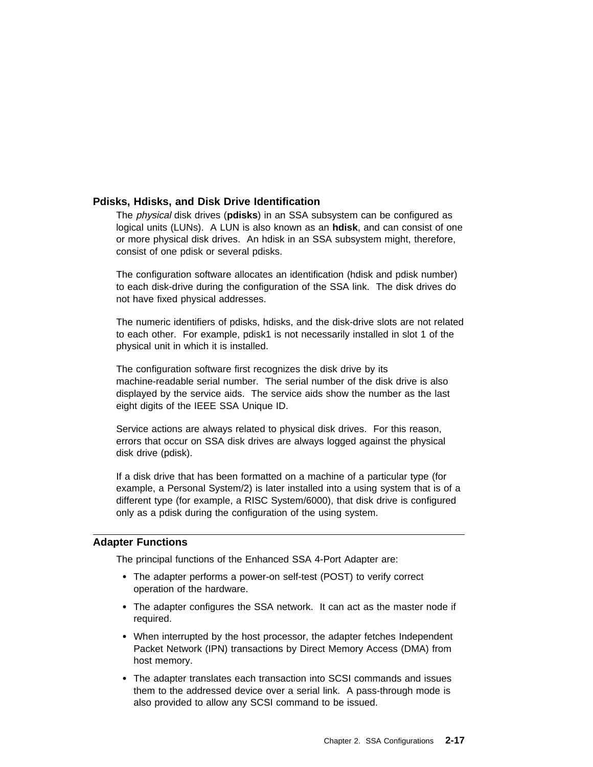## Pdisks, Hdisks, and Disk Drive Identification

The *physical* disk drives (**pdisks**) in an SSA subsystem can be configured as logical units (LUNs). A LUN is also known as an **hdisk**, and can consist of one or more physical disk drives. An hdisk in an SSA subsystem might, therefore, consist of one pdisk or several pdisks.

The configuration software allocates an identification (hdisk and pdisk number) to each disk-drive during the configuration of the SSA link. The disk drives do not have fixed physical addresses.

The numeric identifiers of pdisks, hdisks, and the disk-drive slots are not related to each other. For example, pdisk1 is not necessarily installed in slot 1 of the physical unit in which it is installed.

The configuration software first recognizes the disk drive by its machine-readable serial number. The serial number of the disk drive is also displayed by the service aids. The service aids show the number as the last eight digits of the IEEE SSA Unique ID.

Service actions are always related to physical disk drives. For this reason, errors that occur on SSA disk drives are always logged against the physical disk drive (pdisk).

If a disk drive that has been formatted on a machine of a particular type (for example, a Personal System/2) is later installed into a using system that is of a different type (for example, a RISC System/6000), that disk drive is configured only as a pdisk during the configuration of the using system.

## Adapter Functions

The principal functions of the Enhanced SSA 4-Port Adapter are:

- The adapter performs a power-on self-test (POST) to verify correct operation of the hardware.
- The adapter configures the SSA network. It can act as the master node if required.
- When interrupted by the host processor, the adapter fetches Independent Packet Network (IPN) transactions by Direct Memory Access (DMA) from host memory.
- The adapter translates each transaction into SCSI commands and issues them to the addressed device over a serial link. A pass-through mode is also provided to allow any SCSI command to be issued.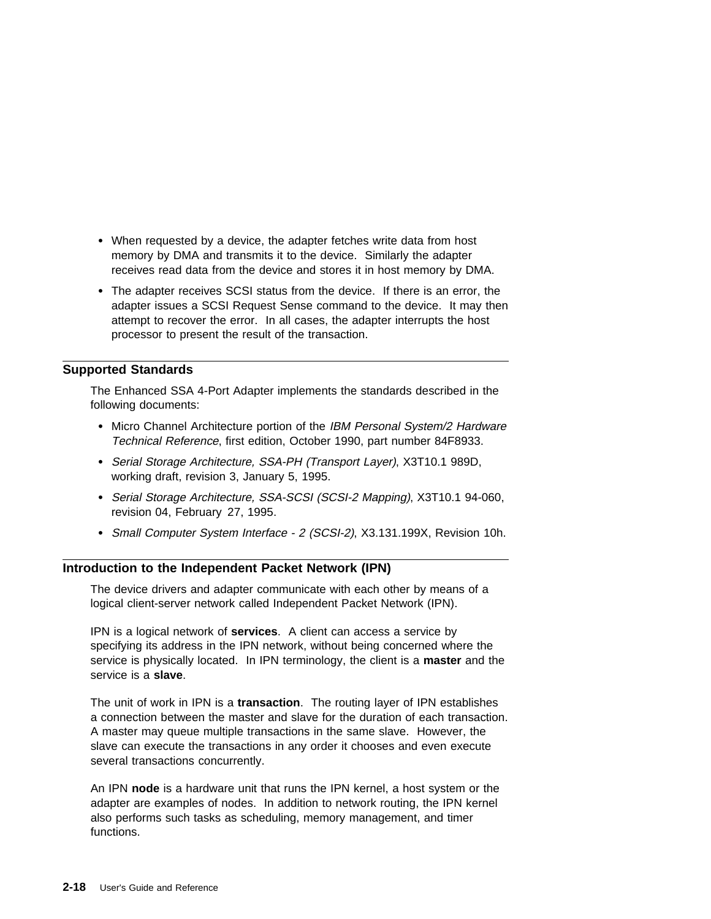- When requested by a device, the adapter fetches write data from host memory by DMA and transmits it to the device. Similarly the adapter receives read data from the device and stores it in host memory by DMA.
- The adapter receives SCSI status from the device. If there is an error, the adapter issues a SCSI Request Sense command to the device. It may then attempt to recover the error. In all cases, the adapter interrupts the host processor to present the result of the transaction.

## Supported Standards

The Enhanced SSA 4-Port Adapter implements the standards described in the following documents:

- Micro Channel Architecture portion of the *IBM Personal System/2 Hardware Technical Reference*, first edition, October 1990, part number 84F8933.
- *Serial Storage Architecture, SSA-PH (Transport Layer)*, X3T10.1 989D, working draft, revision 3, January 5, 1995.
- *Serial Storage Architecture, SSA-SCSI (SCSI-2 Mapping)*, X3T10.1 94-060, revision 04, February 27, 1995.
- *Small Computer System Interface - 2 (SCSI-2)*, X3.131.199X, Revision 10h.

## Introduction to the Independent Packet Network (IPN)

The device drivers and adapter communicate with each other by means of a logical client-server network called Independent Packet Network (IPN).

IPN is a logical network of **services**. A client can access a service by specifying its address in the IPN network, without being concerned where the service is physically located. In IPN terminology, the client is a **master** and the service is a **slave**.

The unit of work in IPN is a **transaction**. The routing layer of IPN establishes a connection between the master and slave for the duration of each transaction. A master may queue multiple transactions in the same slave. However, the slave can execute the transactions in any order it chooses and even execute several transactions concurrently.

An IPN **node** is a hardware unit that runs the IPN kernel, a host system or the adapter are examples of nodes. In addition to network routing, the IPN kernel also performs such tasks as scheduling, memory management, and timer functions.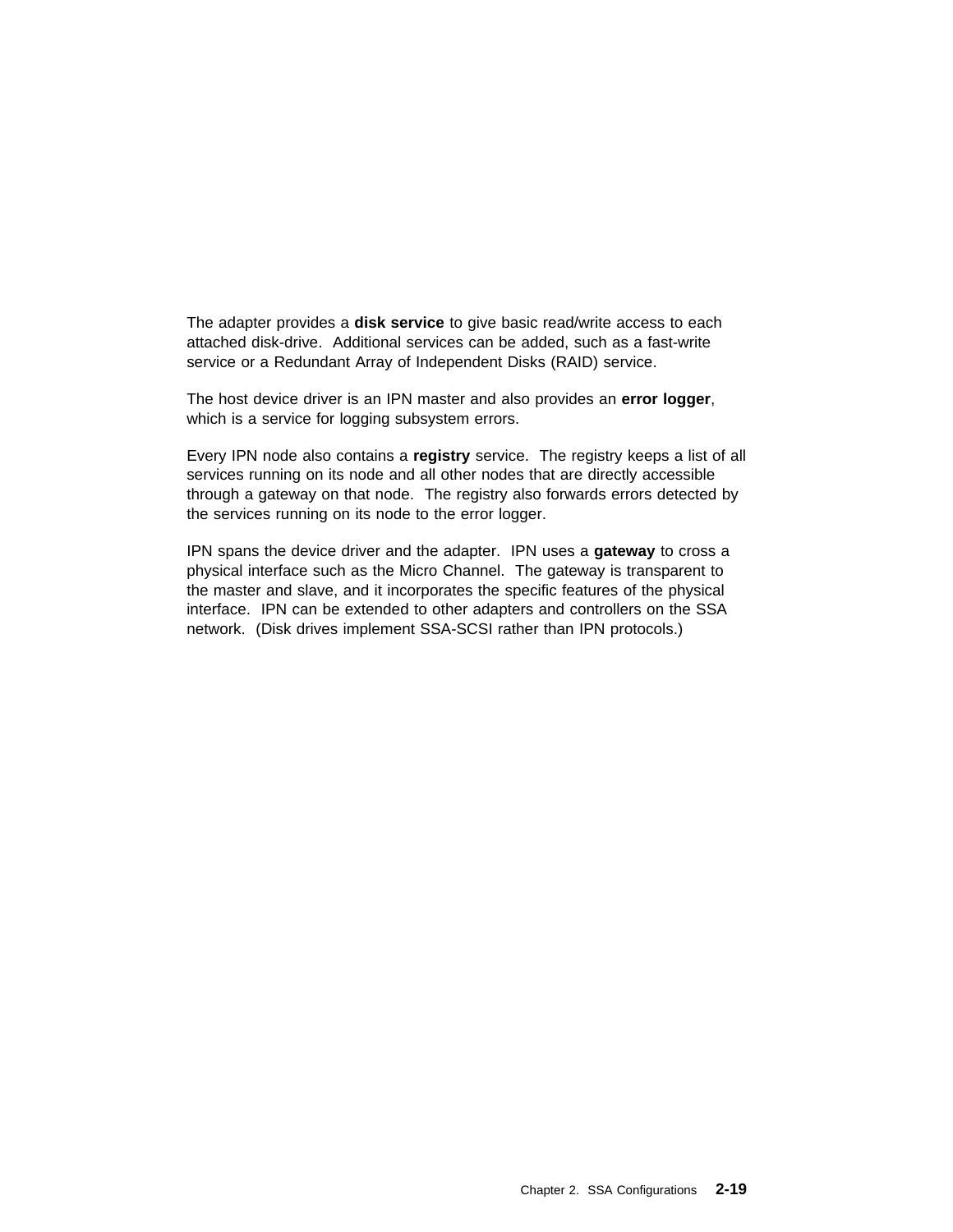The adapter provides a **disk service** to give basic read/write access to each attached disk-drive. Additional services can be added, such as a fast-write service or a Redundant Array of Independent Disks (RAID) service.

The host device driver is an IPN master and also provides an **error logger**, which is a service for logging subsystem errors.

Every IPN node also contains a **registry** service. The registry keeps a list of all services running on its node and all other nodes that are directly accessible through a gateway on that node. The registry also forwards errors detected by the services running on its node to the error logger.

IPN spans the device driver and the adapter. IPN uses a **gateway** to cross a physical interface such as the Micro Channel. The gateway is transparent to the master and slave, and it incorporates the specific features of the physical interface. IPN can be extended to other adapters and controllers on the SSA network. (Disk drives implement SSA-SCSI rather than IPN protocols.)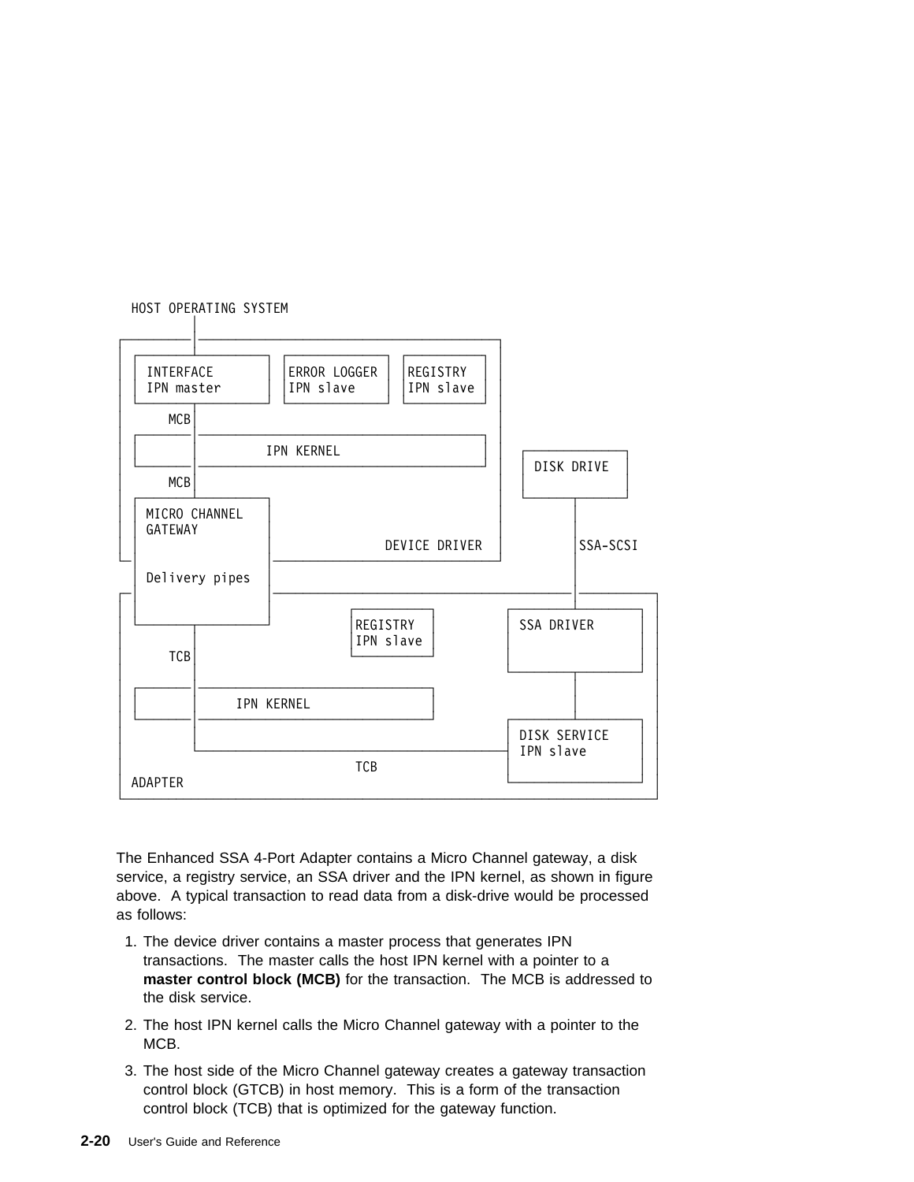```
 HOST OPERATING SYSTEM
          │
┌─────────┼──────────────────────────────────────┐
│ ┌───────┴─────────┐ ┌─────────────┐ ┌──────────┐ │
│ │ INTERFACE       │ │ERROR LOGGER │ │REGISTRY  │ │
│ │ IPN master      │ │IPN slave    │ │IPN slave │ │
│ └───────┬─────────┘ └─────────────┘ └──────────┘ │
│     MCB │                                        │
│ ┌───────┼──────────────────────────────────────┐ │
│ │       │          IPN KERNEL                  │ │   ┌────────────┐
│ └───────┼──────────────────────────────────────┘ │   │ DISK DRIVE │
│     MCB │                                        │   │            │
│ ┌───────┴─────────┐                              │   └─────┬──────┘
│ │ MICRO CHANNEL   │                              │         │
│ │ GATEWAY         │                              │         │
└─┤                 ├──────────────── DEVICE DRIVER┘         │ SSA-SCSI
  │                 │                                        │
┌─┤ Delivery pipes  ├────────────────────────────────────────┼──────────┐
│ │                 │     ┌──────────┐          ┌────────────┴───────┐  │
│ └───────┬─────────┘     │REGISTRY  │          │ SSA DRIVER         │  │
│         │               │IPN slave │          │                    │  │
│     TCB │               └──────────┘          └────────────┬───────┘  │
│ ┌───────┼──────────────────────────┐                       │          │
│ │       │   IPN KERNEL             │                       │          │
│ └───────┼──────────────────────────┘          ┌────────────┴───────┐  │
│         │                                     │ DISK SERVICE       │  │
│         └─────────────────────────────────────┤ IPN slave          │  │
│                        TCB                    │                    │  │
│ ADAPTER                                       └────────────────────┘  │
└───────────────────────────────────────────────────────────────────────┘
```

The Enhanced SSA 4-Port Adapter contains a Micro Channel gateway, a disk service, a registry service, an SSA driver and the IPN kernel, as shown in figure above. A typical transaction to read data from a disk-drive would be processed as follows:

1. The device driver contains a master process that generates IPN transactions. The master calls the host IPN kernel with a pointer to a **master control block (MCB)** for the transaction. The MCB is addressed to the disk service.

2. The host IPN kernel calls the Micro Channel gateway with a pointer to the MCB.

3. The host side of the Micro Channel gateway creates a gateway transaction control block (GTCB) in host memory. This is a form of the transaction control block (TCB) that is optimized for the gateway function.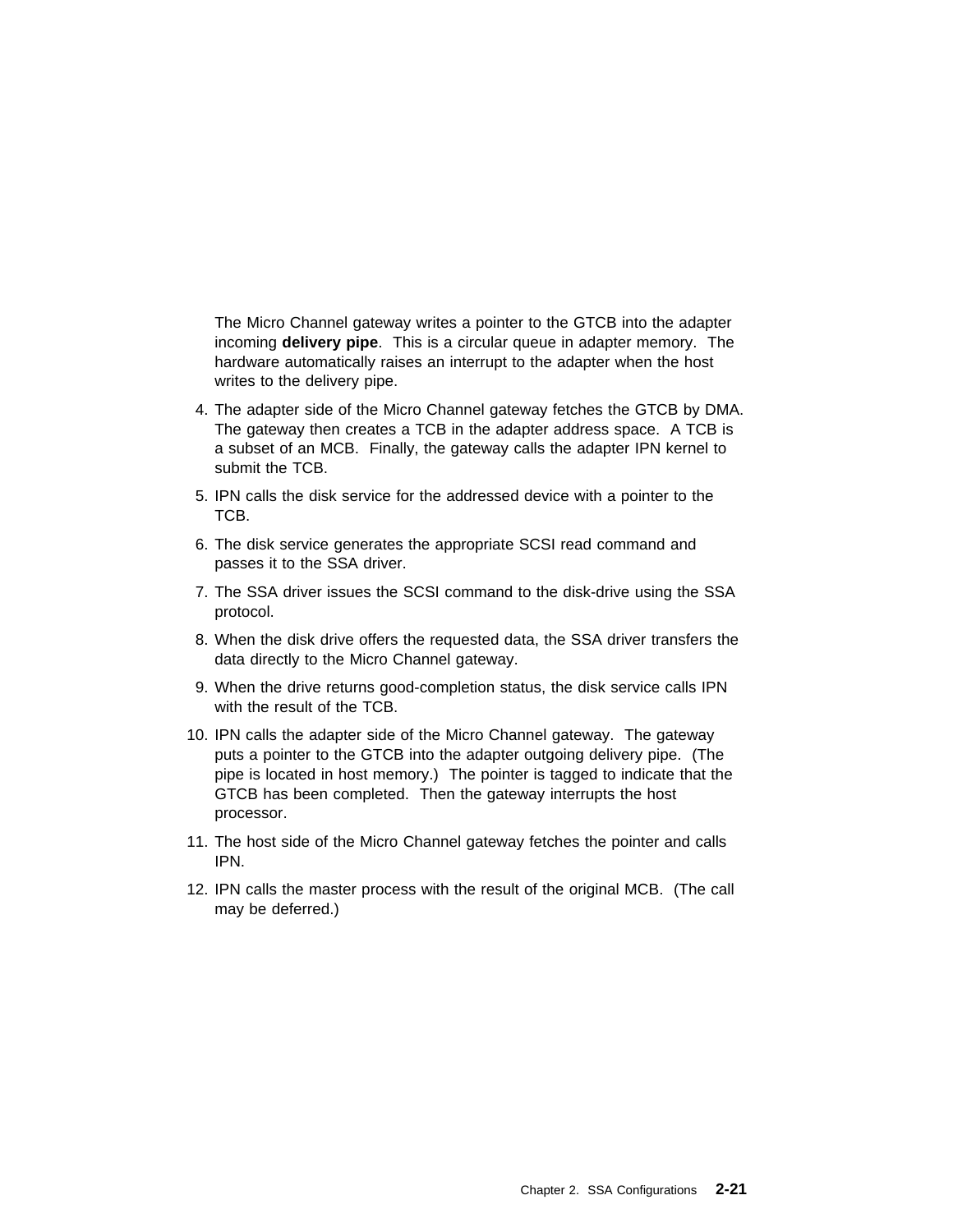The Micro Channel gateway writes a pointer to the GTCB into the adapter incoming **delivery pipe**. This is a circular queue in adapter memory. The hardware automatically raises an interrupt to the adapter when the host writes to the delivery pipe.

4. The adapter side of the Micro Channel gateway fetches the GTCB by DMA. The gateway then creates a TCB in the adapter address space. A TCB is a subset of an MCB. Finally, the gateway calls the adapter IPN kernel to submit the TCB.
5. IPN calls the disk service for the addressed device with a pointer to the TCB.
6. The disk service generates the appropriate SCSI read command and passes it to the SSA driver.
7. The SSA driver issues the SCSI command to the disk-drive using the SSA protocol.
8. When the disk drive offers the requested data, the SSA driver transfers the data directly to the Micro Channel gateway.
9. When the drive returns good-completion status, the disk service calls IPN with the result of the TCB.
10. IPN calls the adapter side of the Micro Channel gateway. The gateway puts a pointer to the GTCB into the adapter outgoing delivery pipe. (The pipe is located in host memory.) The pointer is tagged to indicate that the GTCB has been completed. Then the gateway interrupts the host processor.
11. The host side of the Micro Channel gateway fetches the pointer and calls IPN.
12. IPN calls the master process with the result of the original MCB. (The call may be deferred.)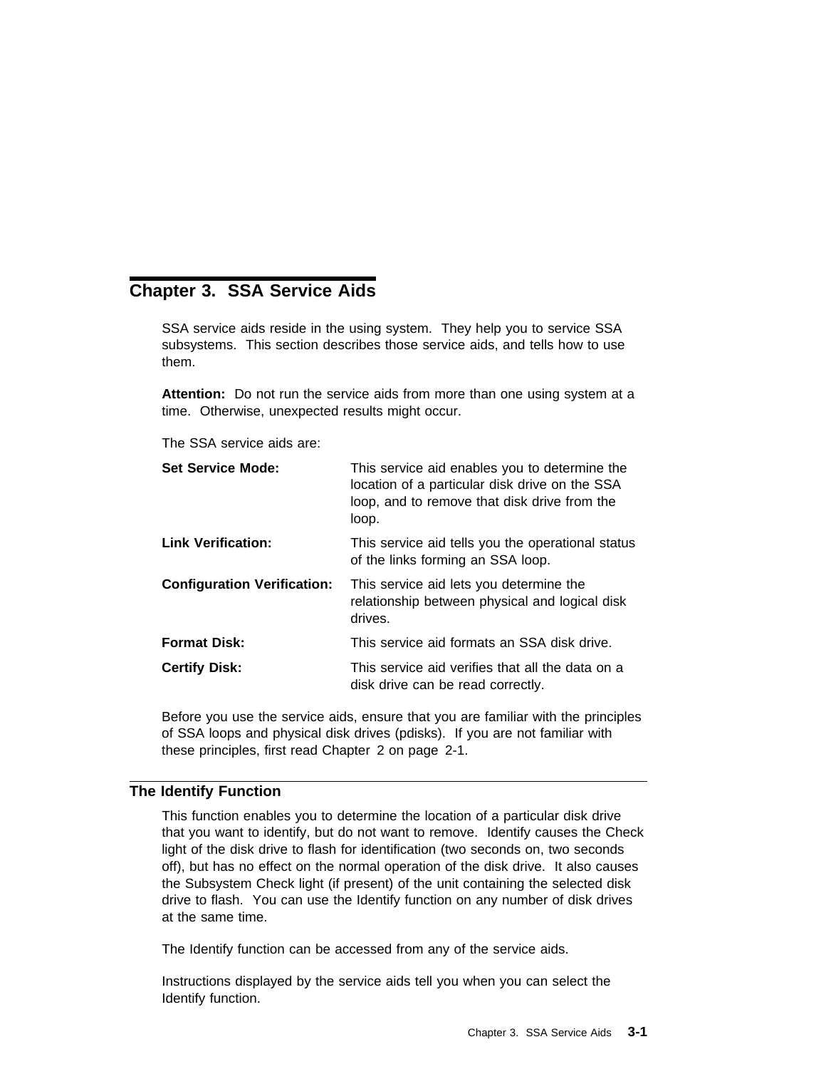# Chapter 3. SSA Service Aids

SSA service aids reside in the using system. They help you to service SSA subsystems. This section describes those service aids, and tells how to use them.

**Attention:** Do not run the service aids from more than one using system at a time. Otherwise, unexpected results might occur.

The SSA service aids are:

**Set Service Mode:** This service aid enables you to determine the location of a particular disk drive on the SSA loop, and to remove that disk drive from the loop.

**Link Verification:** This service aid tells you the operational status of the links forming an SSA loop.

**Configuration Verification:** This service aid lets you determine the relationship between physical and logical disk drives.

**Format Disk:** This service aid formats an SSA disk drive.

**Certify Disk:** This service aid verifies that all the data on a disk drive can be read correctly.

Before you use the service aids, ensure that you are familiar with the principles of SSA loops and physical disk drives (pdisks). If you are not familiar with these principles, first read Chapter 2 on page 2-1.

## The Identify Function

This function enables you to determine the location of a particular disk drive that you want to identify, but do not want to remove. Identify causes the Check light of the disk drive to flash for identification (two seconds on, two seconds off), but has no effect on the normal operation of the disk drive. It also causes the Subsystem Check light (if present) of the unit containing the selected disk drive to flash. You can use the Identify function on any number of disk drives at the same time.

The Identify function can be accessed from any of the service aids.

Instructions displayed by the service aids tell you when you can select the Identify function.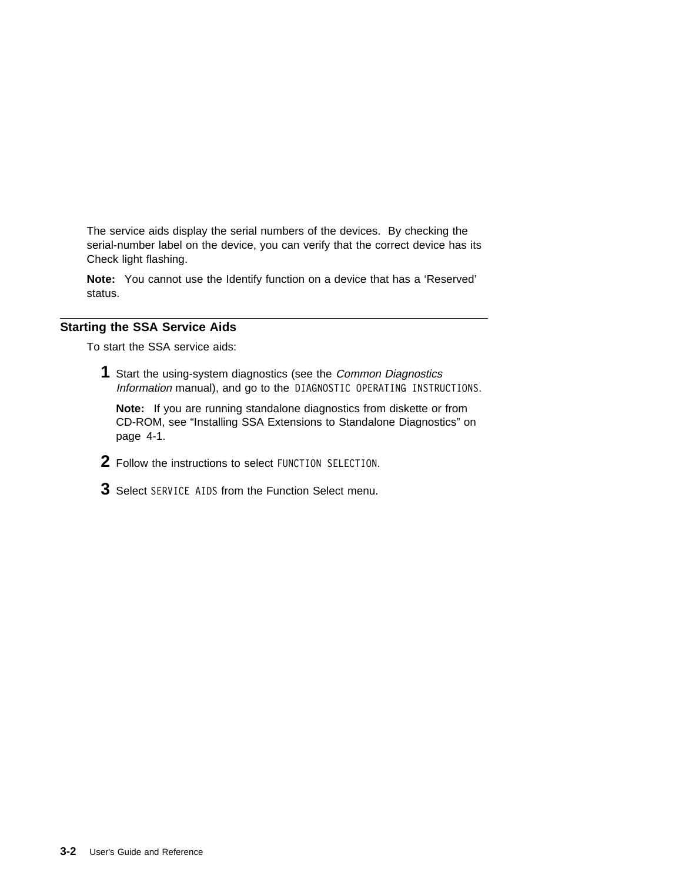The service aids display the serial numbers of the devices. By checking the serial-number label on the device, you can verify that the correct device has its Check light flashing.

**Note:** You cannot use the Identify function on a device that has a 'Reserved' status.

## Starting the SSA Service Aids

To start the SSA service aids:

**1** Start the using-system diagnostics (see the *Common Diagnostics Information* manual), and go to the `DIAGNOSTIC OPERATING INSTRUCTIONS`.

**Note:** If you are running standalone diagnostics from diskette or from CD-ROM, see "Installing SSA Extensions to Standalone Diagnostics" on page 4-1.

**2** Follow the instructions to select `FUNCTION SELECTION`.

**3** Select `SERVICE AIDS` from the Function Select menu.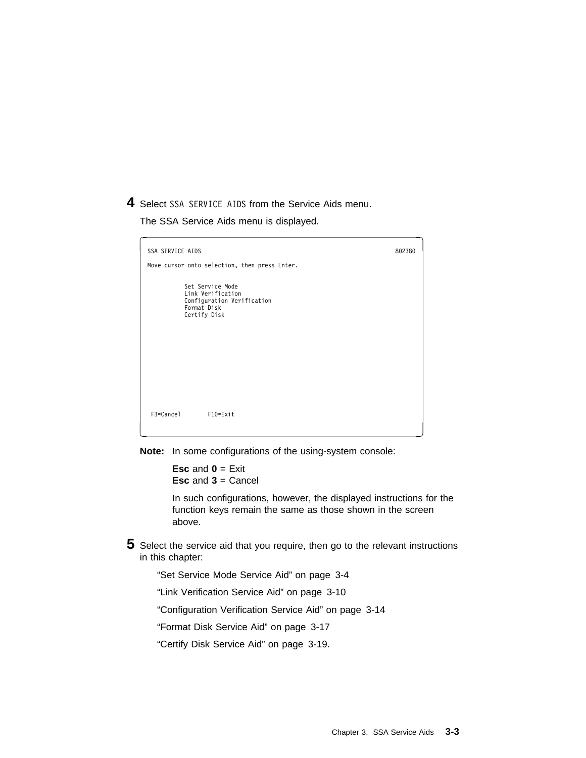**4** Select `SSA SERVICE AIDS` from the Service Aids menu.

The SSA Service Aids menu is displayed.

```
SSA SERVICE AIDS                                                    802380

Move cursor onto selection, then press Enter.


          Set Service Mode
          Link Verification
          Configuration Verification
          Format Disk
          Certify Disk















 F3=Cancel        F10=Exit
```

**Note:** In some configurations of the using-system console:

**Esc** and **0** = Exit
**Esc** and **3** = Cancel

In such configurations, however, the displayed instructions for the function keys remain the same as those shown in the screen above.

**5** Select the service aid that you require, then go to the relevant instructions in this chapter:

"Set Service Mode Service Aid" on page 3-4

"Link Verification Service Aid" on page 3-10

"Configuration Verification Service Aid" on page 3-14

"Format Disk Service Aid" on page 3-17

"Certify Disk Service Aid" on page 3-19.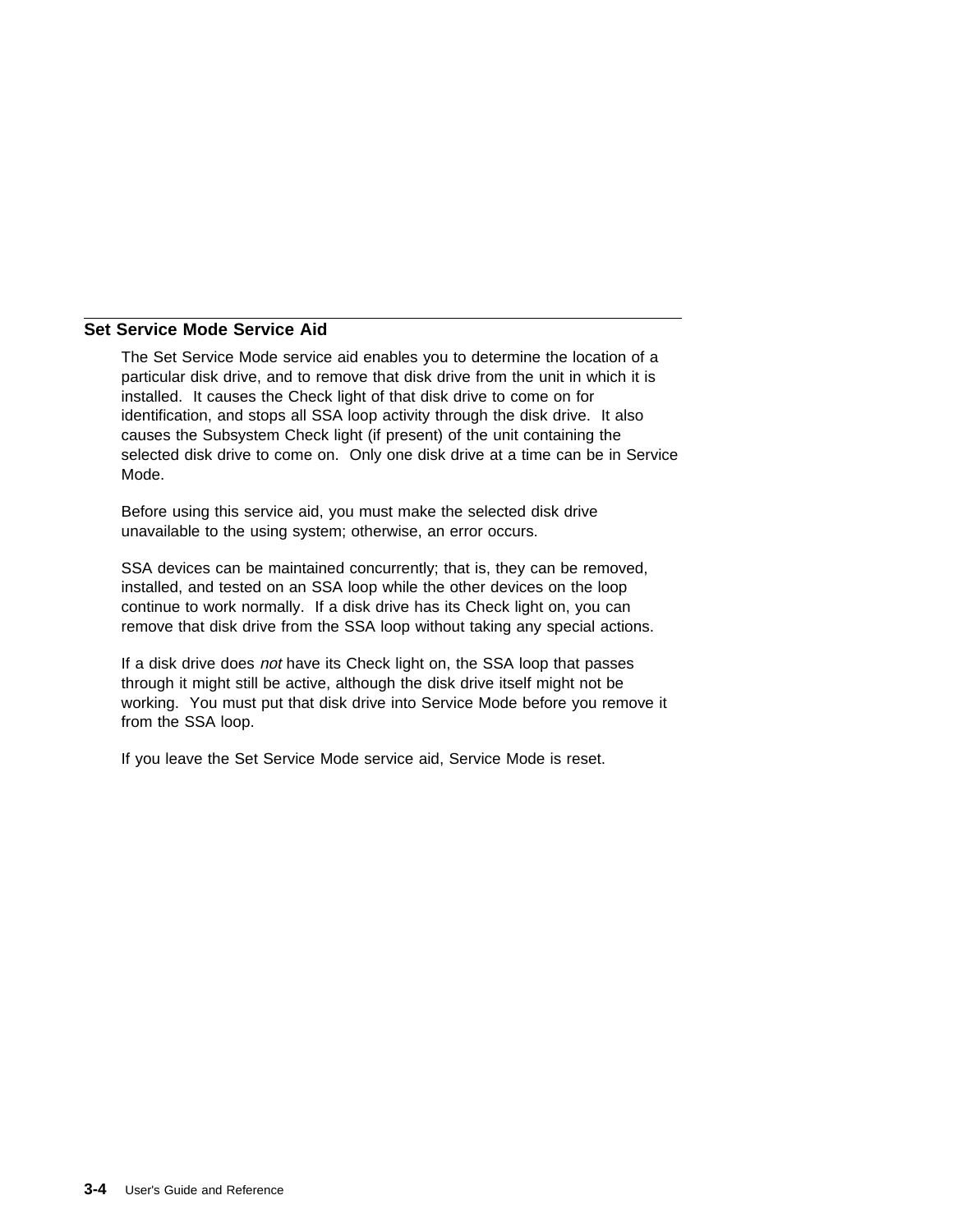## Set Service Mode Service Aid

The Set Service Mode service aid enables you to determine the location of a particular disk drive, and to remove that disk drive from the unit in which it is installed. It causes the Check light of that disk drive to come on for identification, and stops all SSA loop activity through the disk drive. It also causes the Subsystem Check light (if present) of the unit containing the selected disk drive to come on. Only one disk drive at a time can be in Service Mode.

Before using this service aid, you must make the selected disk drive unavailable to the using system; otherwise, an error occurs.

SSA devices can be maintained concurrently; that is, they can be removed, installed, and tested on an SSA loop while the other devices on the loop continue to work normally. If a disk drive has its Check light on, you can remove that disk drive from the SSA loop without taking any special actions.

If a disk drive does *not* have its Check light on, the SSA loop that passes through it might still be active, although the disk drive itself might not be working. You must put that disk drive into Service Mode before you remove it from the SSA loop.

If you leave the Set Service Mode service aid, Service Mode is reset.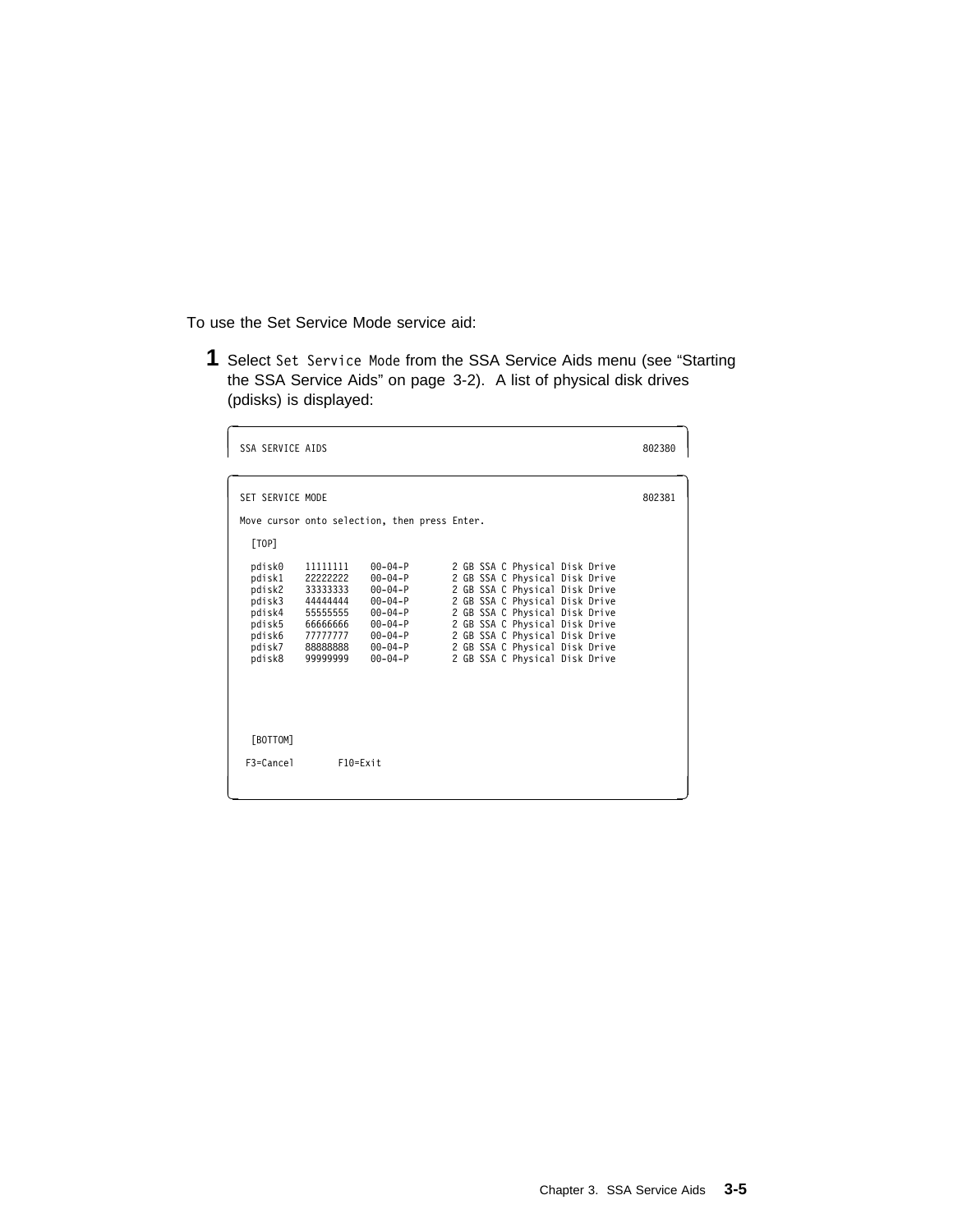To use the Set Service Mode service aid:

**1** Select `Set Service Mode` from the SSA Service Aids menu (see “Starting the SSA Service Aids” on page 3-2). A list of physical disk drives (pdisks) is displayed:

```
SSA SERVICE AIDS                                                       802380
```

```
SET SERVICE MODE                                                       802381

Move cursor onto selection, then press Enter.

  [TOP]

  pdisk0    11111111    00-04-P        2 GB SSA C Physical Disk Drive
  pdisk1    22222222    00-04-P        2 GB SSA C Physical Disk Drive
  pdisk2    33333333    00-04-P        2 GB SSA C Physical Disk Drive
  pdisk3    44444444    00-04-P        2 GB SSA C Physical Disk Drive
  pdisk4    55555555    00-04-P        2 GB SSA C Physical Disk Drive
  pdisk5    66666666    00-04-P        2 GB SSA C Physical Disk Drive
  pdisk6    77777777    00-04-P        2 GB SSA C Physical Disk Drive
  pdisk7    88888888    00-04-P        2 GB SSA C Physical Disk Drive
  pdisk8    99999999    00-04-P        2 GB SSA C Physical Disk Drive





  [BOTTOM]

 F3=Cancel        F10=Exit
```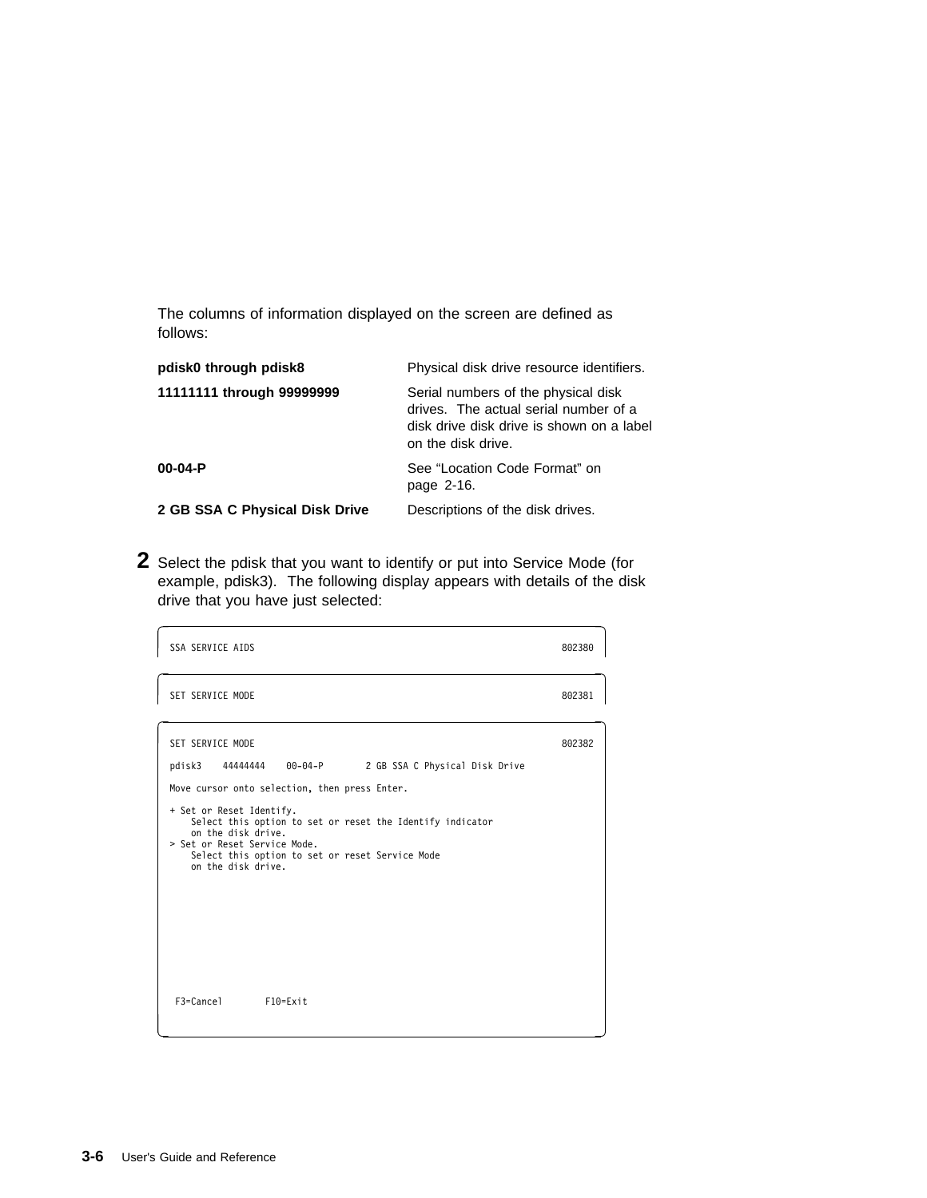The columns of information displayed on the screen are defined as follows:

| | |
|---|---|
| **pdisk0 through pdisk8** | Physical disk drive resource identifiers. |
| **11111111 through 99999999** | Serial numbers of the physical disk drives. The actual serial number of a disk drive disk drive is shown on a label on the disk drive. |
| **00-04-P** | See “Location Code Format” on page 2-16. |
| **2 GB SSA C Physical Disk Drive** | Descriptions of the disk drives. |

**2** Select the pdisk that you want to identify or put into Service Mode (for example, pdisk3). The following display appears with details of the disk drive that you have just selected:

```
SSA SERVICE AIDS                                                802380

SET SERVICE MODE                                                802381

SET SERVICE MODE                                                802382

pdisk3    44444444    00-04-P        2 GB SSA C Physical Disk Drive

Move cursor onto selection, then press Enter.

+ Set or Reset Identify.
    Select this option to set or reset the Identify indicator
    on the disk drive.
> Set or Reset Service Mode.
    Select this option to set or reset Service Mode
    on the disk drive.





 F3=Cancel        F10=Exit
```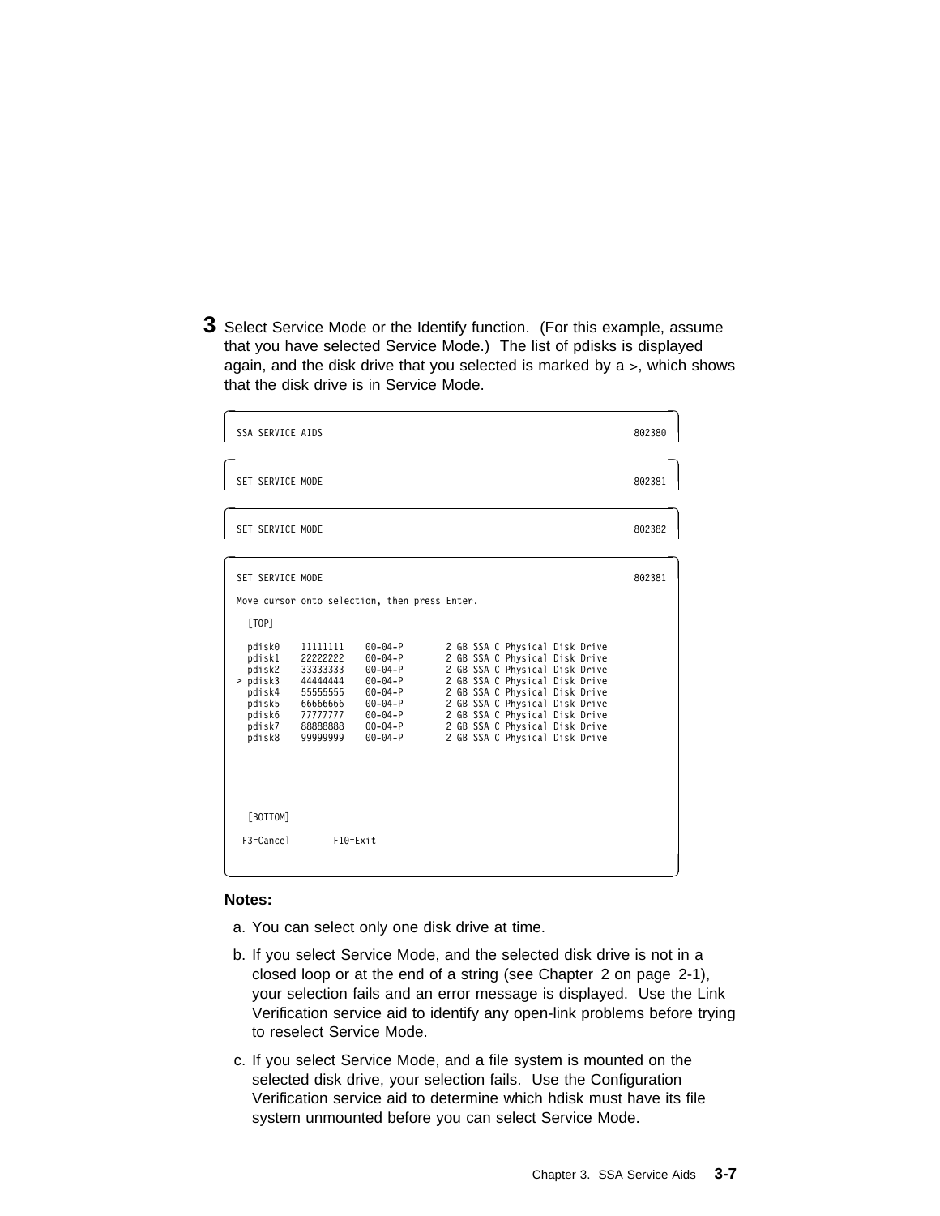**3** Select Service Mode or the Identify function. (For this example, assume that you have selected Service Mode.) The list of pdisks is displayed again, and the disk drive that you selected is marked by a >, which shows that the disk drive is in Service Mode.

```
SSA SERVICE AIDS                                                        802380
```

```
SET SERVICE MODE                                                        802381
```

```
SET SERVICE MODE                                                        802382
```

```
SET SERVICE MODE                                                        802381

Move cursor onto selection, then press Enter.

  [TOP]

  pdisk0   11111111   00-04-P      2 GB SSA C Physical Disk Drive
  pdisk1   22222222   00-04-P      2 GB SSA C Physical Disk Drive
  pdisk2   33333333   00-04-P      2 GB SSA C Physical Disk Drive
> pdisk3   44444444   00-04-P      2 GB SSA C Physical Disk Drive
  pdisk4   55555555   00-04-P      2 GB SSA C Physical Disk Drive
  pdisk5   66666666   00-04-P      2 GB SSA C Physical Disk Drive
  pdisk6   77777777   00-04-P      2 GB SSA C Physical Disk Drive
  pdisk7   88888888   00-04-P      2 GB SSA C Physical Disk Drive
  pdisk8   99999999   00-04-P      2 GB SSA C Physical Disk Drive




  [BOTTOM]

 F3=Cancel       F10=Exit
```

**Notes:**

a. You can select only one disk drive at time.

b. If you select Service Mode, and the selected disk drive is not in a closed loop or at the end of a string (see Chapter 2 on page 2-1), your selection fails and an error message is displayed. Use the Link Verification service aid to identify any open-link problems before trying to reselect Service Mode.

c. If you select Service Mode, and a file system is mounted on the selected disk drive, your selection fails. Use the Configuration Verification service aid to determine which hdisk must have its file system unmounted before you can select Service Mode.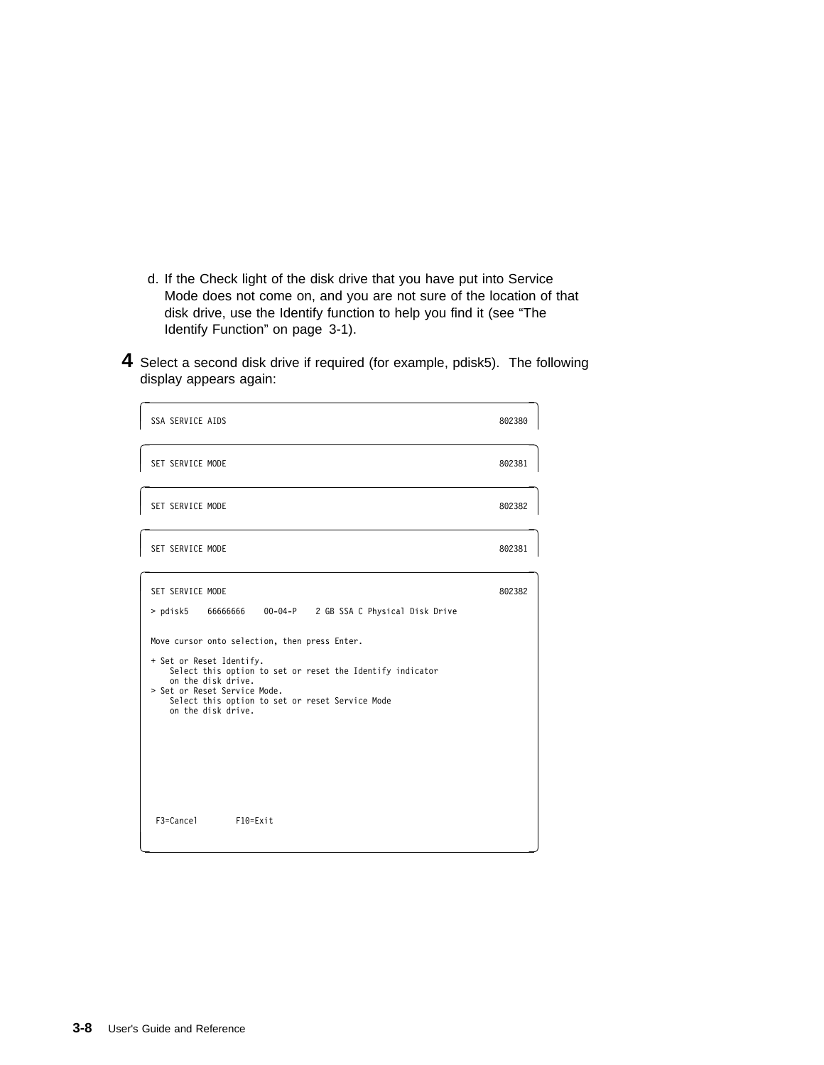d. If the Check light of the disk drive that you have put into Service Mode does not come on, and you are not sure of the location of that disk drive, use the Identify function to help you find it (see “The Identify Function” on page 3-1).

**4** Select a second disk drive if required (for example, pdisk5). The following display appears again:

```
SSA SERVICE AIDS                                                    802380

SET SERVICE MODE                                                    802381

SET SERVICE MODE                                                    802382

SET SERVICE MODE                                                    802381

SET SERVICE MODE                                                    802382

> pdisk5    66666666    00-04-P    2 GB SSA C Physical Disk Drive


Move cursor onto selection, then press Enter.

+ Set or Reset Identify.
    Select this option to set or reset the Identify indicator
    on the disk drive.
> Set or Reset Service Mode.
    Select this option to set or reset Service Mode
    on the disk drive.








 F3=Cancel        F10=Exit
```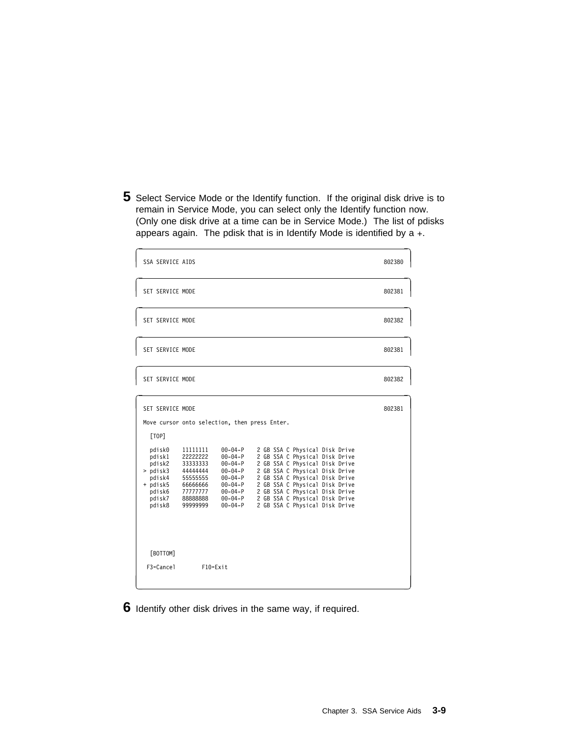**5** Select Service Mode or the Identify function. If the original disk drive is to remain in Service Mode, you can select only the Identify function now. (Only one disk drive at a time can be in Service Mode.) The list of pdisks appears again. The pdisk that is in Identify Mode is identified by a +.

```
SSA SERVICE AIDS                                                        802380
```

```
SET SERVICE MODE                                                        802381
```

```
SET SERVICE MODE                                                        802382
```

```
SET SERVICE MODE                                                        802381
```

```
SET SERVICE MODE                                                        802382
```

```
SET SERVICE MODE                                                        802381

Move cursor onto selection, then press Enter.

  [TOP]

  pdisk0    11111111    00-04-P    2 GB SSA C Physical Disk Drive
  pdisk1    22222222    00-04-P    2 GB SSA C Physical Disk Drive
  pdisk2    33333333    00-04-P    2 GB SSA C Physical Disk Drive
> pdisk3    44444444    00-04-P    2 GB SSA C Physical Disk Drive
  pdisk4    55555555    00-04-P    2 GB SSA C Physical Disk Drive
+ pdisk5    66666666    00-04-P    2 GB SSA C Physical Disk Drive
  pdisk6    77777777    00-04-P    2 GB SSA C Physical Disk Drive
  pdisk7    88888888    00-04-P    2 GB SSA C Physical Disk Drive
  pdisk8    99999999    00-04-P    2 GB SSA C Physical Disk Drive




  [BOTTOM]

 F3=Cancel        F10=Exit
```

**6** Identify other disk drives in the same way, if required.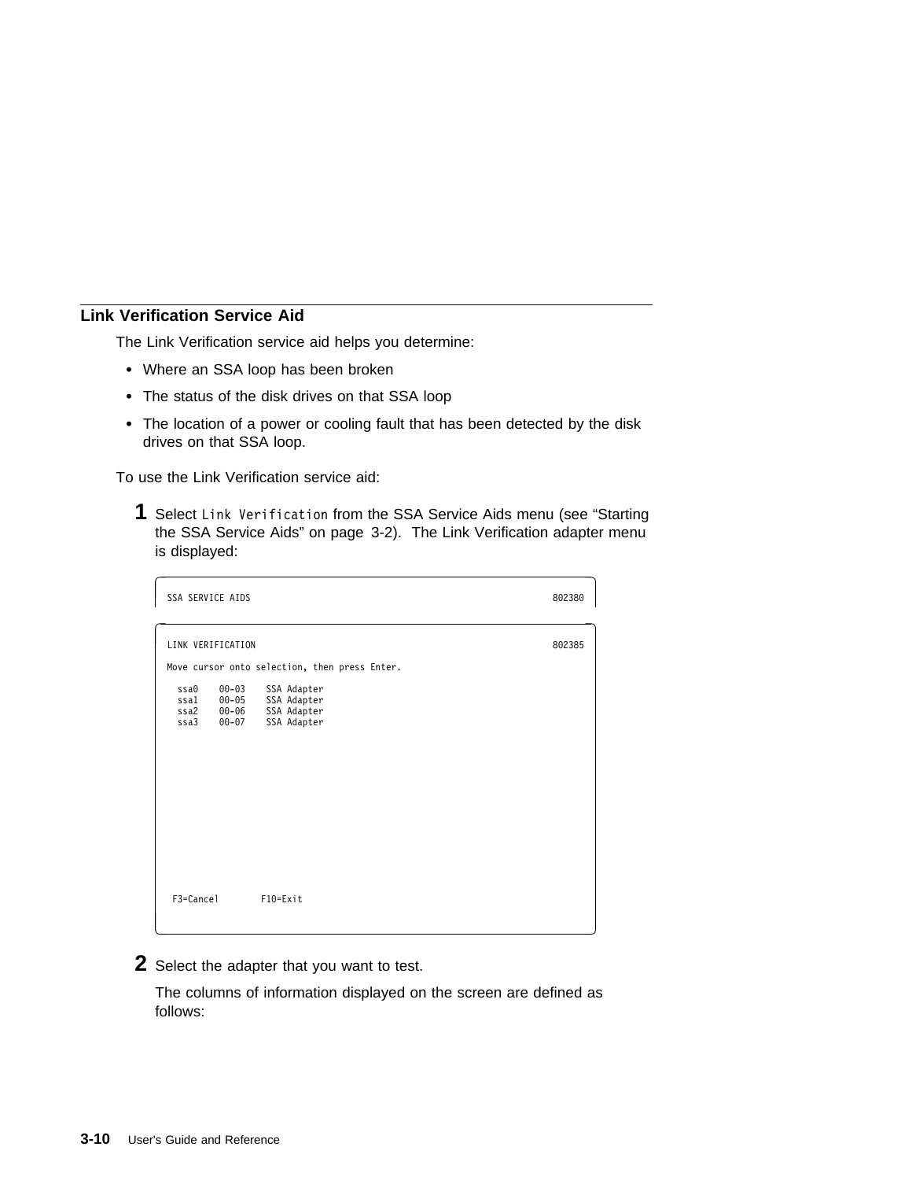## Link Verification Service Aid

The Link Verification service aid helps you determine:

- Where an SSA loop has been broken
- The status of the disk drives on that SSA loop
- The location of a power or cooling fault that has been detected by the disk drives on that SSA loop.

To use the Link Verification service aid:

**1** Select `Link Verification` from the SSA Service Aids menu (see "Starting the SSA Service Aids" on page 3-2). The Link Verification adapter menu is displayed:

```
SSA SERVICE AIDS                                                    802380
```

```
LINK VERIFICATION                                                   802385

Move cursor onto selection, then press Enter.

  ssa0    00-03    SSA Adapter
  ssa1    00-05    SSA Adapter
  ssa2    00-06    SSA Adapter
  ssa3    00-07    SSA Adapter


 F3=Cancel        F10=Exit
```

**2** Select the adapter that you want to test.

The columns of information displayed on the screen are defined as follows: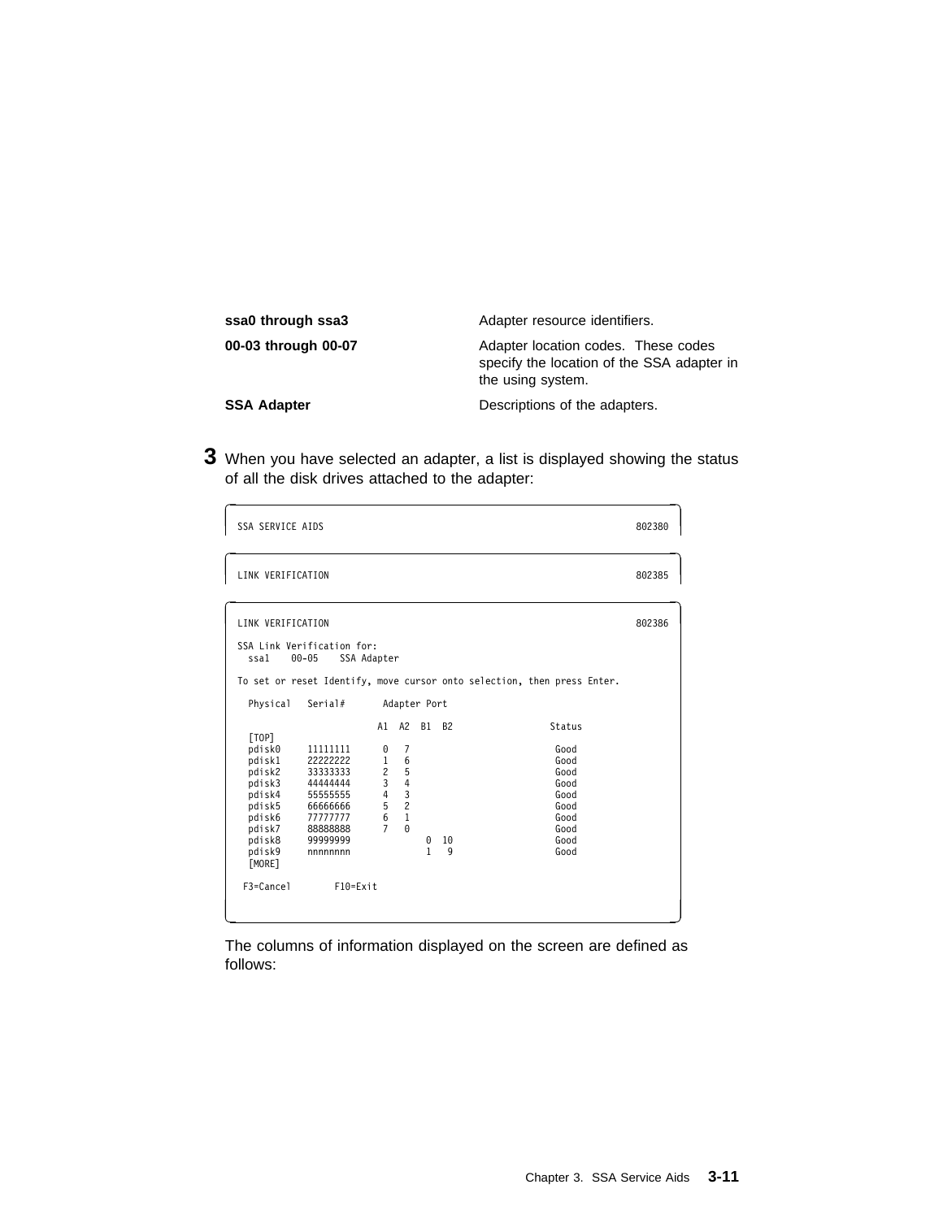**ssa0 through ssa3** Adapter resource identifiers.

**00-03 through 00-07** Adapter location codes. These codes specify the location of the SSA adapter in the using system.

**SSA Adapter** Descriptions of the adapters.

**3** When you have selected an adapter, a list is displayed showing the status of all the disk drives attached to the adapter:

```
SSA SERVICE AIDS                                                        802380
```

```
LINK VERIFICATION                                                       802385
```

```
LINK VERIFICATION                                                       802386

SSA Link Verification for:
  ssa1    00-05    SSA Adapter

To set or reset Identify, move cursor onto selection, then press Enter.

  Physical   Serial#       Adapter Port

                         A1  A2  B1  B2                 Status
  [TOP]
  pdisk0     11111111      0   7                          Good
  pdisk1     22222222      1   6                          Good
  pdisk2     33333333      2   5                          Good
  pdisk3     44444444      3   4                          Good
  pdisk4     55555555      4   3                          Good
  pdisk5     66666666      5   2                          Good
  pdisk6     77777777      6   1                          Good
  pdisk7     88888888      7   0                          Good
  pdisk8     99999999              0  10                  Good
  pdisk9     nnnnnnnn              1   9                  Good
  [MORE]

 F3=Cancel        F10=Exit
```

The columns of information displayed on the screen are defined as follows: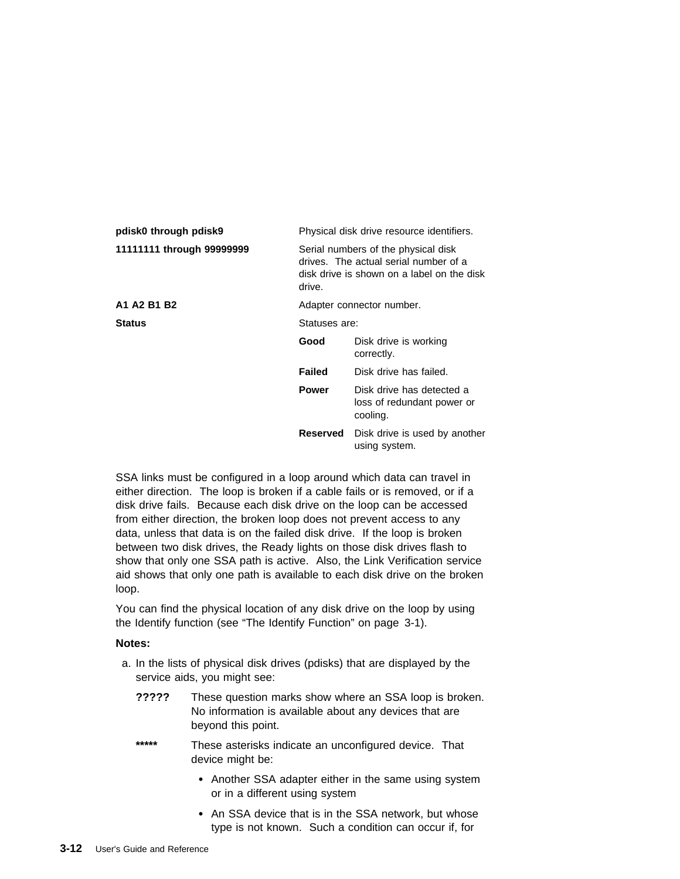| | |
|---|---|
| **pdisk0 through pdisk9** | Physical disk drive resource identifiers. |
| **11111111 through 99999999** | Serial numbers of the physical disk drives. The actual serial number of a disk drive is shown on a label on the disk drive. |
| **A1 A2 B1 B2** | Adapter connector number. |
| **Status** | Statuses are: |

| Status | Meaning |
|---|---|
| **Good** | Disk drive is working correctly. |
| **Failed** | Disk drive has failed. |
| **Power** | Disk drive has detected a loss of redundant power or cooling. |
| **Reserved** | Disk drive is used by another using system. |

SSA links must be configured in a loop around which data can travel in either direction. The loop is broken if a cable fails or is removed, or if a disk drive fails. Because each disk drive on the loop can be accessed from either direction, the broken loop does not prevent access to any data, unless that data is on the failed disk drive. If the loop is broken between two disk drives, the Ready lights on those disk drives flash to show that only one SSA path is active. Also, the Link Verification service aid shows that only one path is available to each disk drive on the broken loop.

You can find the physical location of any disk drive on the loop by using the Identify function (see "The Identify Function" on page 3-1).

**Notes:**

a. In the lists of physical disk drives (pdisks) that are displayed by the service aids, you might see:

**?????** These question marks show where an SSA loop is broken. No information is available about any devices that are beyond this point.

**\*\*\*\*\*** These asterisks indicate an unconfigured device. That device might be:

- Another SSA adapter either in the same using system or in a different using system
- An SSA device that is in the SSA network, but whose type is not known. Such a condition can occur if, for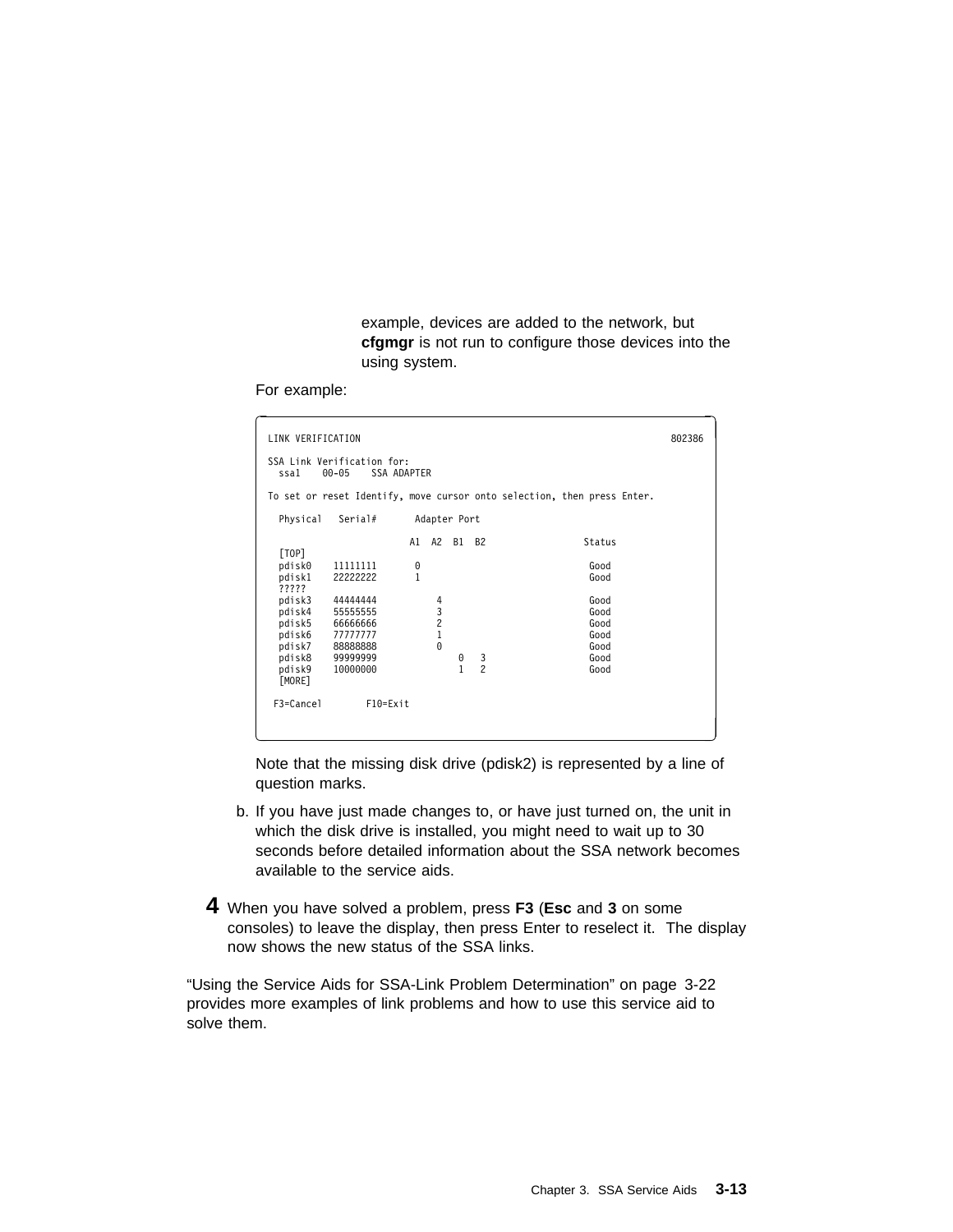example, devices are added to the network, but **cfgmgr** is not run to configure those devices into the using system.

For example:

```
LINK VERIFICATION                                                           802386

SSA Link Verification for:
  ssa1    00-05    SSA ADAPTER

To set or reset Identify, move cursor onto selection, then press Enter.

  Physical   Serial#       Adapter Port

                        A1  A2  B1  B2                 Status
  [TOP]
  pdisk0    11111111     0                              Good
  pdisk1    22222222     1                              Good
  ?????
  pdisk3    44444444         4                          Good
  pdisk4    55555555         3                          Good
  pdisk5    66666666         2                          Good
  pdisk6    77777777         1                          Good
  pdisk7    88888888         0                          Good
  pdisk8    99999999             0   3                  Good
  pdisk9    10000000             1   2                  Good
  [MORE]

 F3=Cancel        F10=Exit
```

Note that the missing disk drive (pdisk2) is represented by a line of question marks.

b. If you have just made changes to, or have just turned on, the unit in which the disk drive is installed, you might need to wait up to 30 seconds before detailed information about the SSA network becomes available to the service aids.

**4** When you have solved a problem, press **F3** (**Esc** and **3** on some consoles) to leave the display, then press Enter to reselect it. The display now shows the new status of the SSA links.

“Using the Service Aids for SSA-Link Problem Determination” on page 3-22 provides more examples of link problems and how to use this service aid to solve them.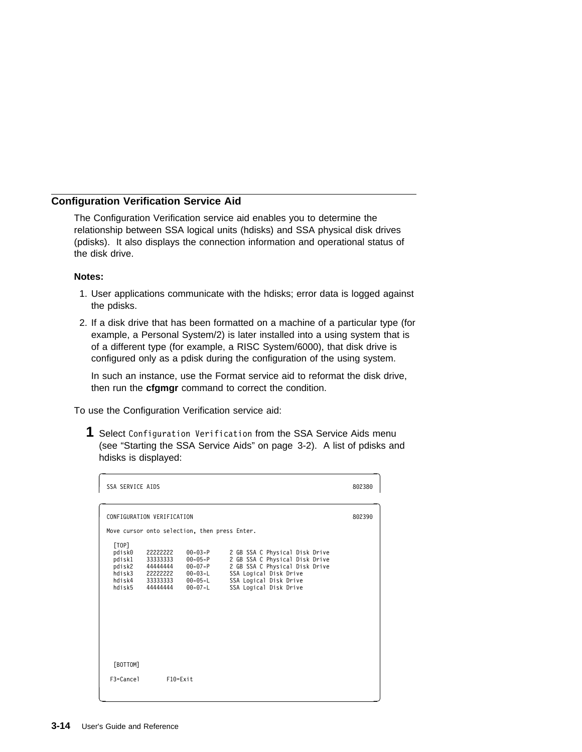## Configuration Verification Service Aid

The Configuration Verification service aid enables you to determine the relationship between SSA logical units (hdisks) and SSA physical disk drives (pdisks). It also displays the connection information and operational status of the disk drive.

**Notes:**

1. User applications communicate with the hdisks; error data is logged against the pdisks.
2. If a disk drive that has been formatted on a machine of a particular type (for example, a Personal System/2) is later installed into a using system that is of a different type (for example, a RISC System/6000), that disk drive is configured only as a pdisk during the configuration of the using system.

   In such an instance, use the Format service aid to reformat the disk drive, then run the **cfgmgr** command to correct the condition.

To use the Configuration Verification service aid:

**1** Select `Configuration Verification` from the SSA Service Aids menu (see "Starting the SSA Service Aids" on page 3-2). A list of pdisks and hdisks is displayed:

```
SSA SERVICE AIDS                                                          802380
```

```
CONFIGURATION VERIFICATION                                                802390

Move cursor onto selection, then press Enter.

  [TOP]
  pdisk0    22222222    00-03-P      2 GB SSA C Physical Disk Drive
  pdisk1    33333333    00-05-P      2 GB SSA C Physical Disk Drive
  pdisk2    44444444    00-07-P      2 GB SSA C Physical Disk Drive
  hdisk3    22222222    00-03-L      SSA Logical Disk Drive
  hdisk4    33333333    00-05-L      SSA Logical Disk Drive
  hdisk5    44444444    00-07-L      SSA Logical Disk Drive









  [BOTTOM]

 F3=Cancel        F10=Exit
```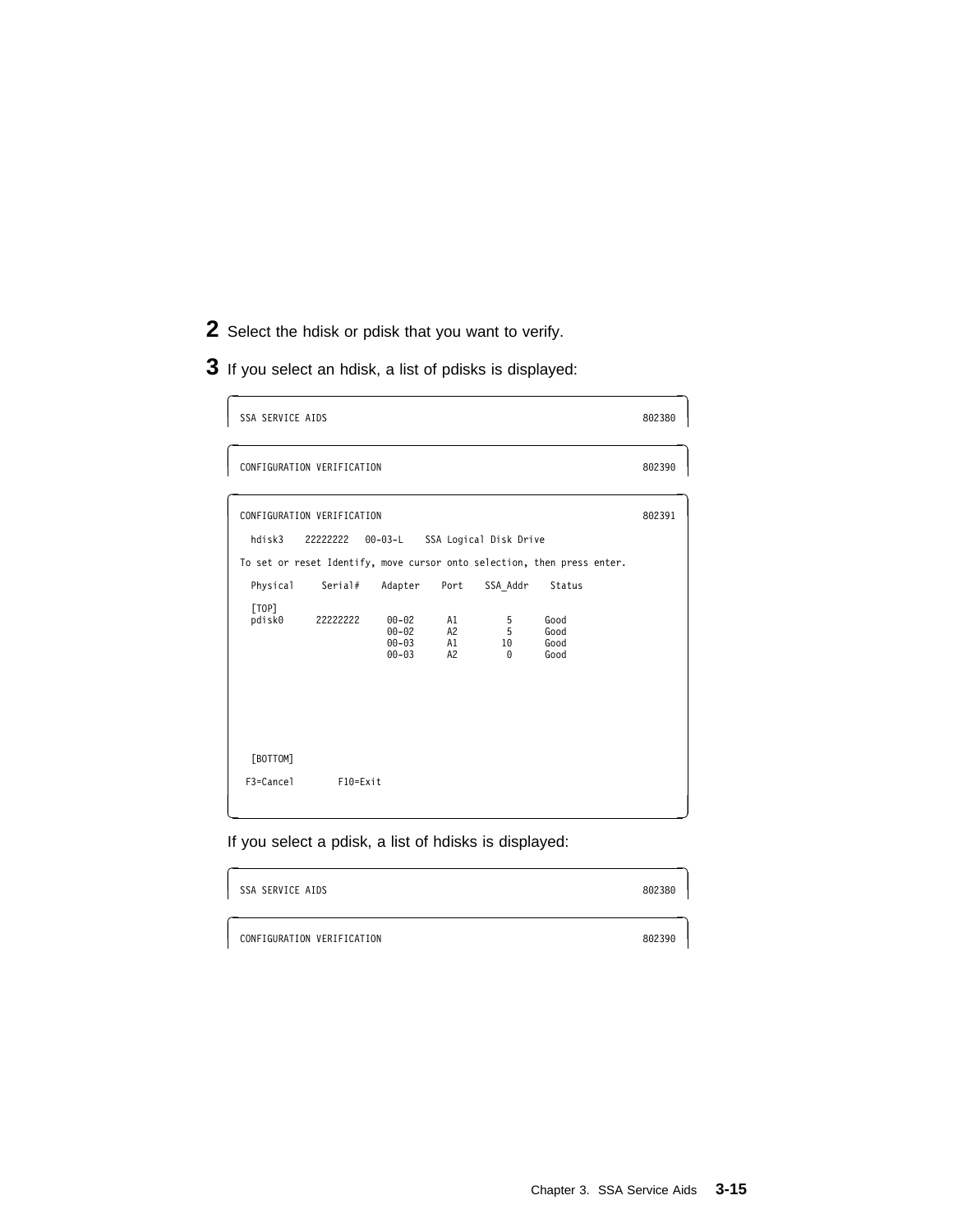**2** Select the hdisk or pdisk that you want to verify.

**3** If you select an hdisk, a list of pdisks is displayed:

```
SSA SERVICE AIDS                                                         802380

CONFIGURATION VERIFICATION                                               802390

CONFIGURATION VERIFICATION                                               802391

  hdisk3    22222222   00-03-L    SSA Logical Disk Drive

To set or reset Identify, move cursor onto selection, then press enter.

  Physical     Serial#    Adapter    Port    SSA_Addr    Status

  [TOP]
  pdisk0      22222222     00-02      A1         5      Good
                           00-02      A2         5      Good
                           00-03      A1        10      Good
                           00-03      A2         0      Good







  [BOTTOM]

 F3=Cancel        F10=Exit
```

If you select a pdisk, a list of hdisks is displayed:

```
SSA SERVICE AIDS                                                         802380

CONFIGURATION VERIFICATION                                               802390
```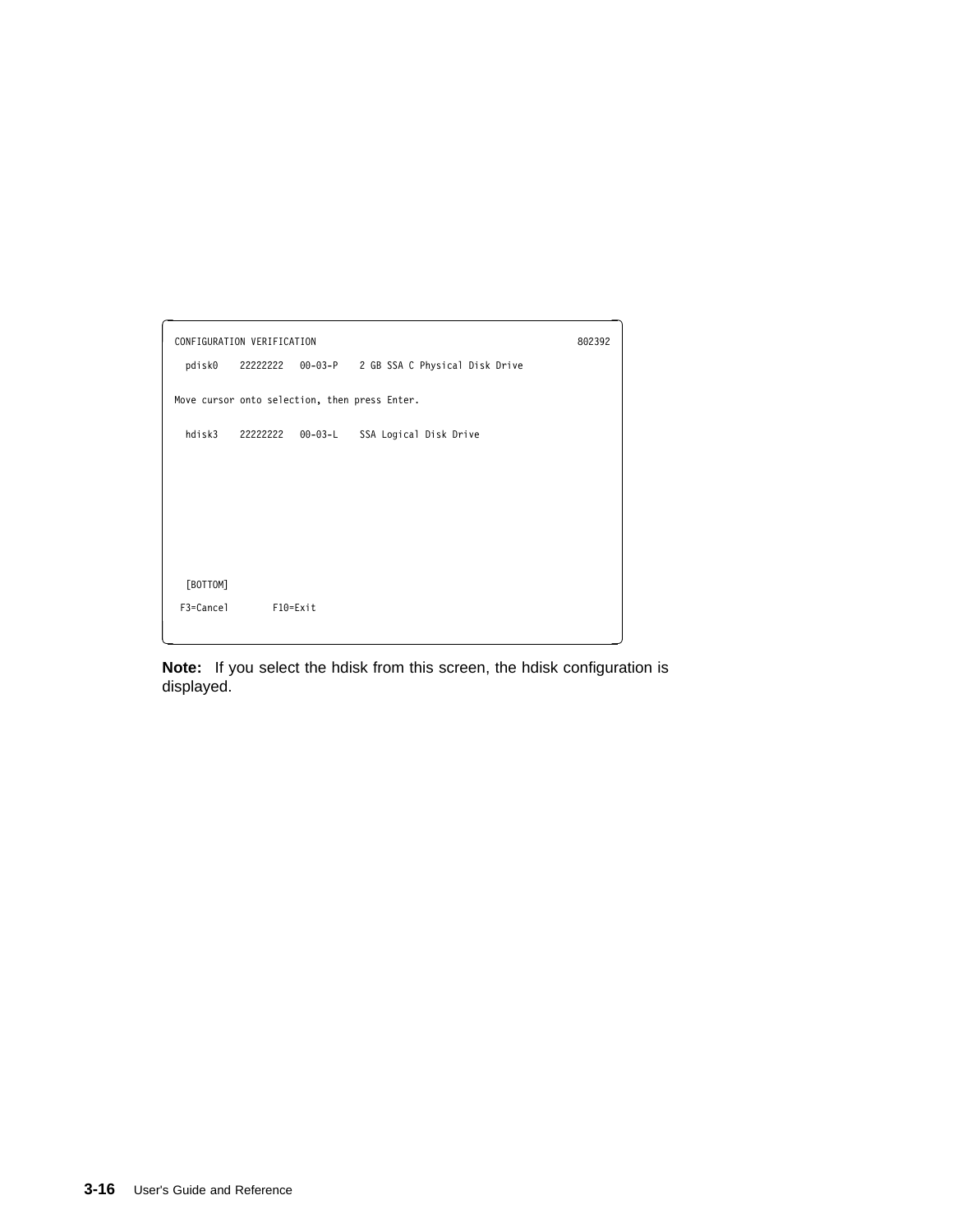```
CONFIGURATION VERIFICATION                                            802392

  pdisk0    22222222   00-03-P    2 GB SSA C Physical Disk Drive

Move cursor onto selection, then press Enter.

  hdisk3    22222222   00-03-L    SSA Logical Disk Drive







  [BOTTOM]

 F3=Cancel        F10=Exit
```

**Note:** If you select the hdisk from this screen, the hdisk configuration is displayed.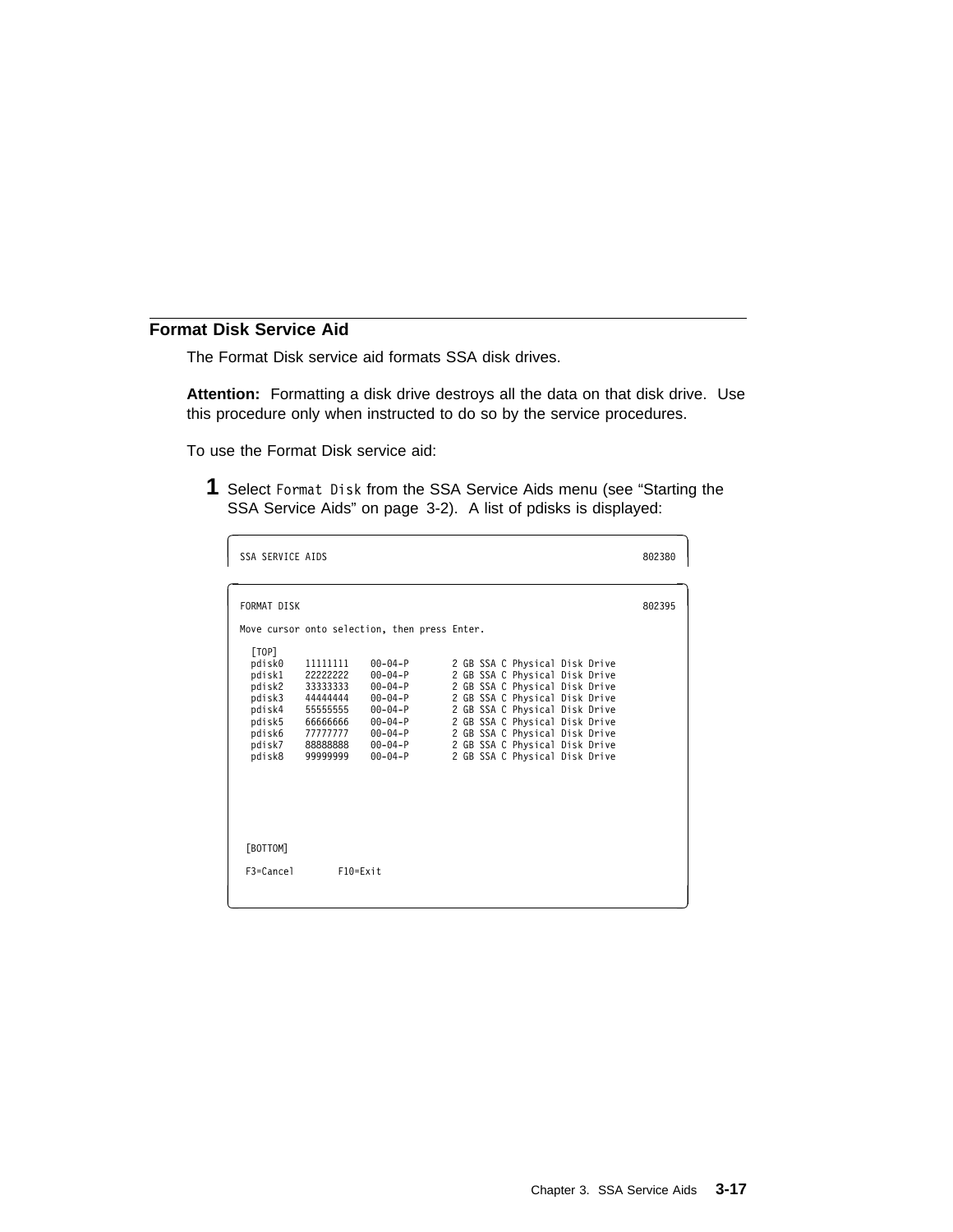## Format Disk Service Aid

The Format Disk service aid formats SSA disk drives.

**Attention:** Formatting a disk drive destroys all the data on that disk drive. Use this procedure only when instructed to do so by the service procedures.

To use the Format Disk service aid:

**1** Select `Format Disk` from the SSA Service Aids menu (see “Starting the SSA Service Aids” on page 3-2). A list of pdisks is displayed:

```
SSA SERVICE AIDS                                                          802380
```

```
FORMAT DISK                                                               802395

Move cursor onto selection, then press Enter.

  [TOP]
  pdisk0    11111111    00-04-P        2 GB SSA C Physical Disk Drive
  pdisk1    22222222    00-04-P        2 GB SSA C Physical Disk Drive
  pdisk2    33333333    00-04-P        2 GB SSA C Physical Disk Drive
  pdisk3    44444444    00-04-P        2 GB SSA C Physical Disk Drive
  pdisk4    55555555    00-04-P        2 GB SSA C Physical Disk Drive
  pdisk5    66666666    00-04-P        2 GB SSA C Physical Disk Drive
  pdisk6    77777777    00-04-P        2 GB SSA C Physical Disk Drive
  pdisk7    88888888    00-04-P        2 GB SSA C Physical Disk Drive
  pdisk8    99999999    00-04-P        2 GB SSA C Physical Disk Drive







 [BOTTOM]

 F3=Cancel        F10=Exit
```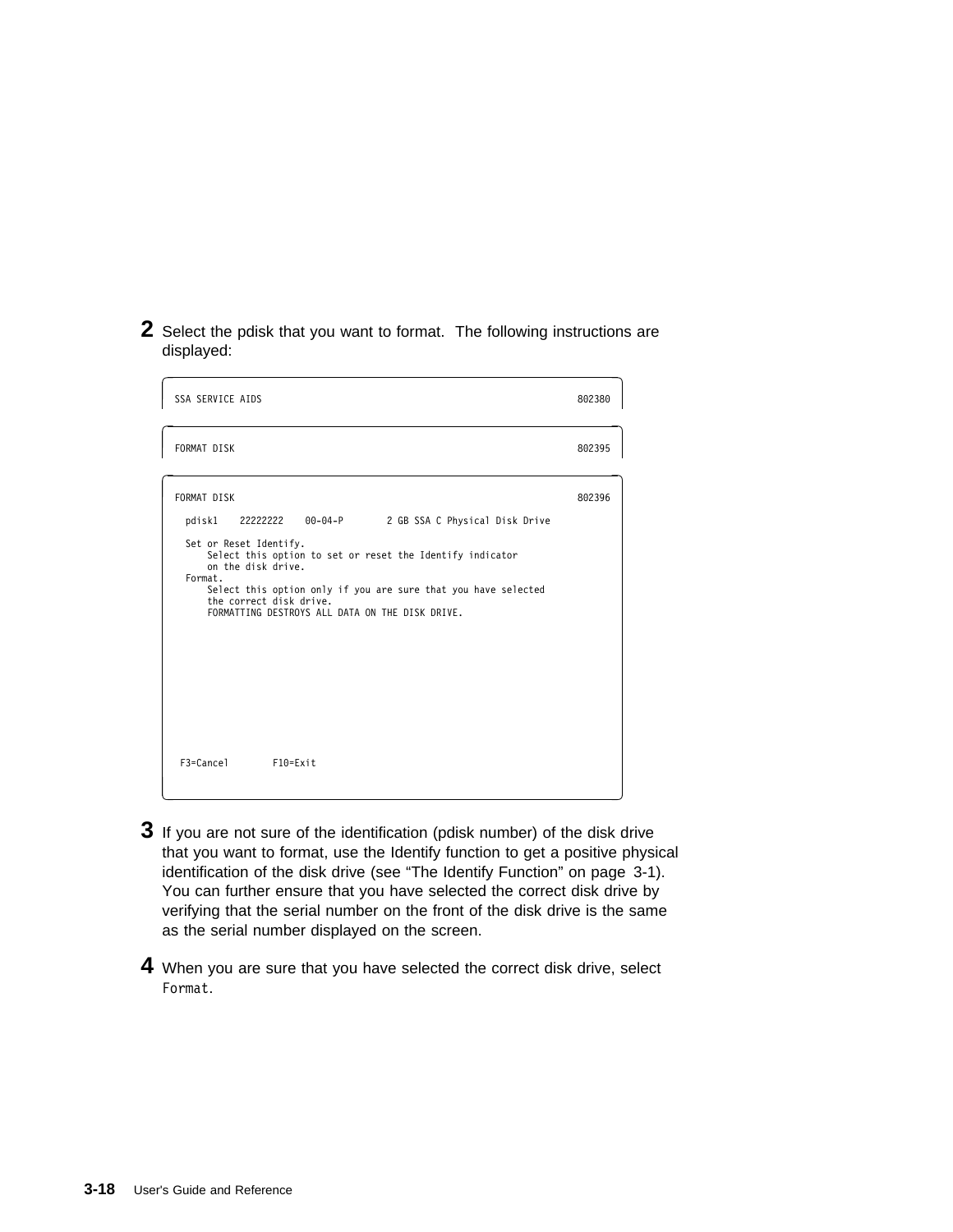**2** Select the pdisk that you want to format. The following instructions are displayed:

```
SSA SERVICE AIDS                                                        802380
```

```
FORMAT DISK                                                             802395
```

```
FORMAT DISK                                                             802396

  pdisk1    22222222    00-04-P        2 GB SSA C Physical Disk Drive

  Set or Reset Identify.
      Select this option to set or reset the Identify indicator
      on the disk drive.
  Format.
      Select this option only if you are sure that you have selected
      the correct disk drive.
      FORMATTING DESTROYS ALL DATA ON THE DISK DRIVE.









 F3=Cancel        F10=Exit
```

**3** If you are not sure of the identification (pdisk number) of the disk drive that you want to format, use the Identify function to get a positive physical identification of the disk drive (see "The Identify Function" on page 3-1). You can further ensure that you have selected the correct disk drive by verifying that the serial number on the front of the disk drive is the same as the serial number displayed on the screen.

**4** When you are sure that you have selected the correct disk drive, select `Format`.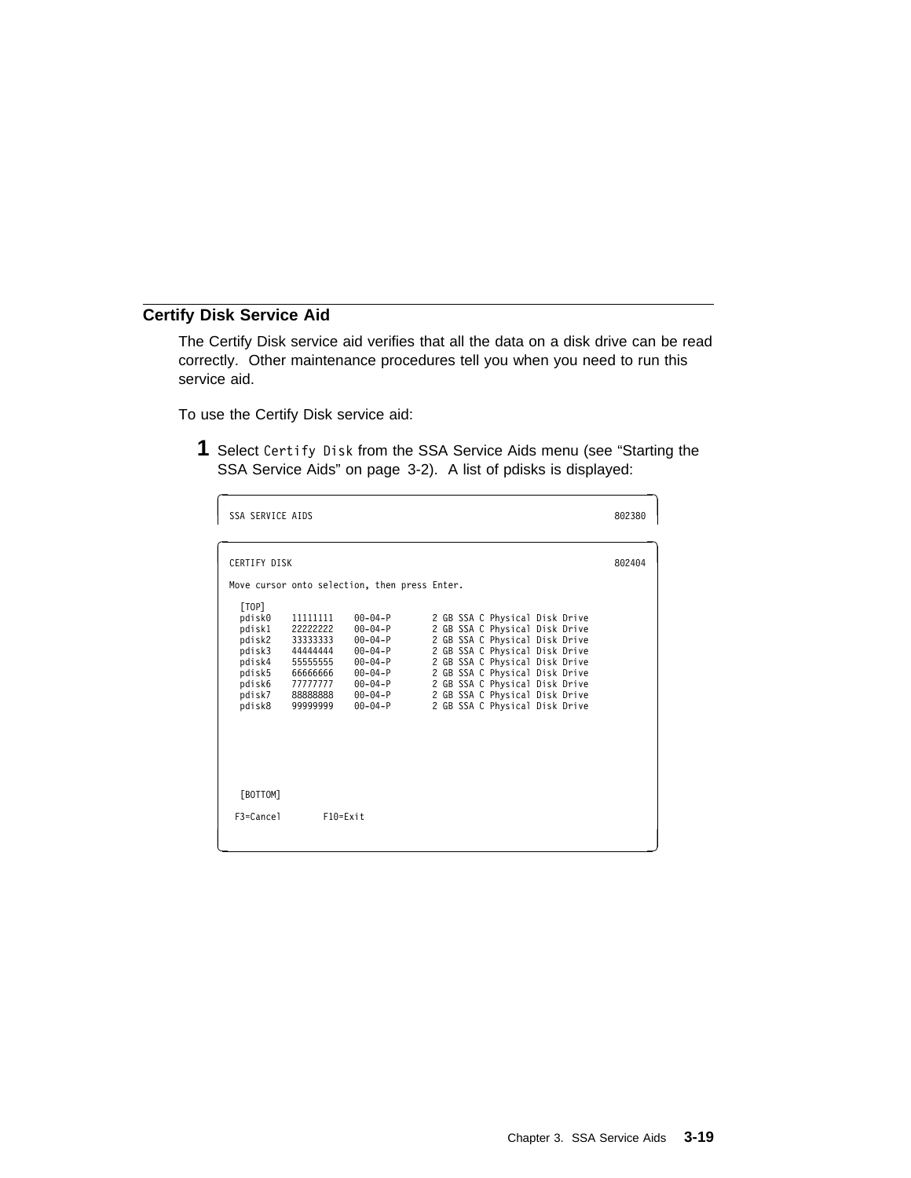## Certify Disk Service Aid

The Certify Disk service aid verifies that all the data on a disk drive can be read correctly. Other maintenance procedures tell you when you need to run this service aid.

To use the Certify Disk service aid:

**1** Select `Certify Disk` from the SSA Service Aids menu (see "Starting the SSA Service Aids" on page 3-2). A list of pdisks is displayed:

```
SSA SERVICE AIDS                                                    802380

CERTIFY DISK                                                        802404

Move cursor onto selection, then press Enter.

  [TOP]
  pdisk0    11111111    00-04-P        2 GB SSA C Physical Disk Drive
  pdisk1    22222222    00-04-P        2 GB SSA C Physical Disk Drive
  pdisk2    33333333    00-04-P        2 GB SSA C Physical Disk Drive
  pdisk3    44444444    00-04-P        2 GB SSA C Physical Disk Drive
  pdisk4    55555555    00-04-P        2 GB SSA C Physical Disk Drive
  pdisk5    66666666    00-04-P        2 GB SSA C Physical Disk Drive
  pdisk6    77777777    00-04-P        2 GB SSA C Physical Disk Drive
  pdisk7    88888888    00-04-P        2 GB SSA C Physical Disk Drive
  pdisk8    99999999    00-04-P        2 GB SSA C Physical Disk Drive

  [BOTTOM]
 F3=Cancel       F10=Exit
```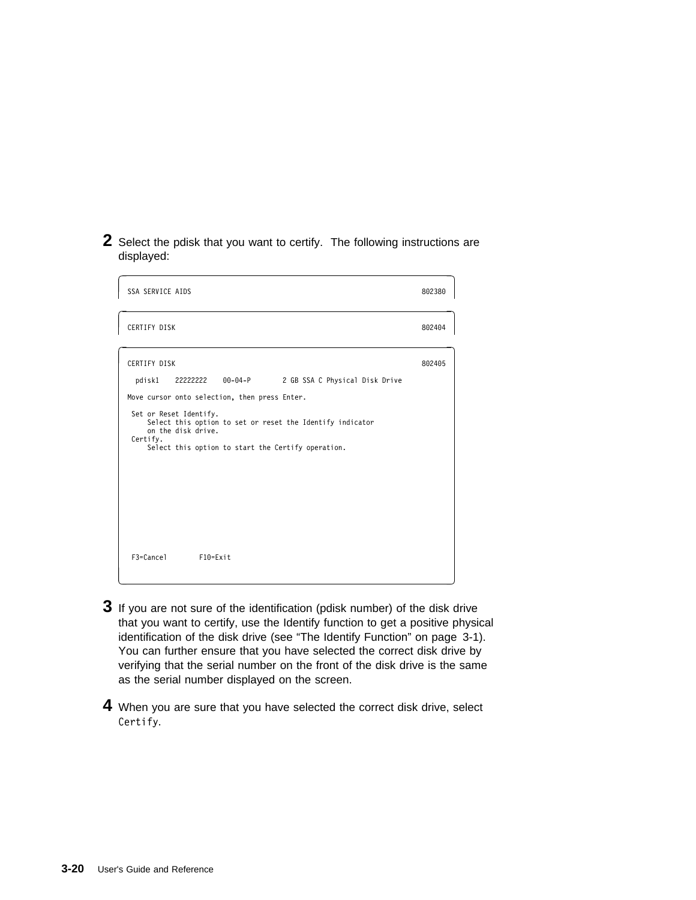**2** Select the pdisk that you want to certify. The following instructions are displayed:

```
SSA SERVICE AIDS                                                      802380
```

```
CERTIFY DISK                                                          802404
```

```
CERTIFY DISK                                                          802405

  pdisk1    22222222    00-04-P        2 GB SSA C Physical Disk Drive

Move cursor onto selection, then press Enter.

 Set or Reset Identify.
     Select this option to set or reset the Identify indicator
     on the disk drive.
 Certify.
     Select this option to start the Certify operation.









 F3=Cancel        F10=Exit
```

**3** If you are not sure of the identification (pdisk number) of the disk drive that you want to certify, use the Identify function to get a positive physical identification of the disk drive (see "The Identify Function" on page 3-1). You can further ensure that you have selected the correct disk drive by verifying that the serial number on the front of the disk drive is the same as the serial number displayed on the screen.

**4** When you are sure that you have selected the correct disk drive, select `Certify`.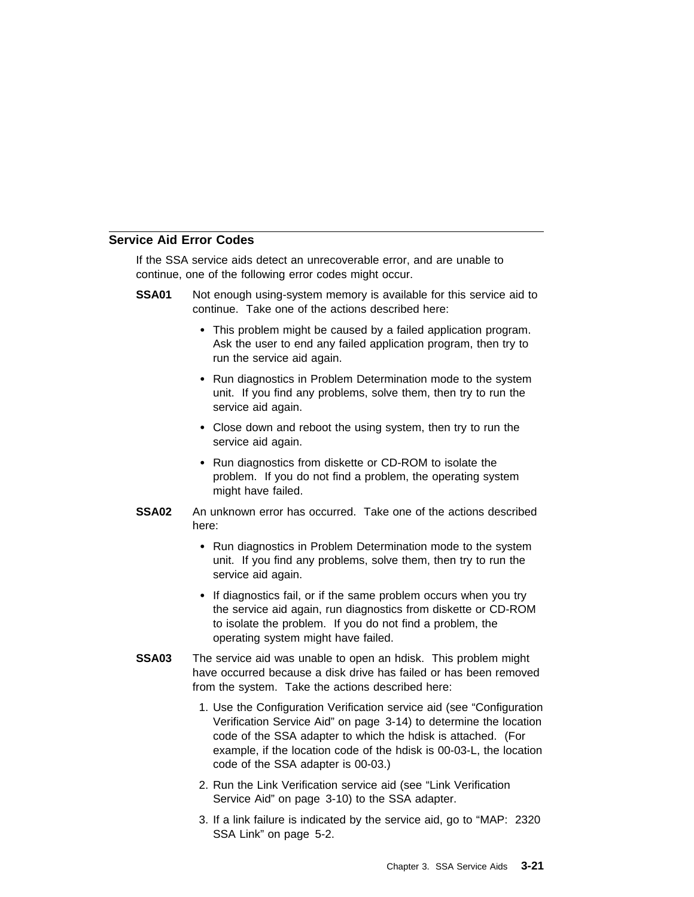## Service Aid Error Codes

If the SSA service aids detect an unrecoverable error, and are unable to continue, one of the following error codes might occur.

**SSA01** Not enough using-system memory is available for this service aid to continue. Take one of the actions described here:

- This problem might be caused by a failed application program. Ask the user to end any failed application program, then try to run the service aid again.
- Run diagnostics in Problem Determination mode to the system unit. If you find any problems, solve them, then try to run the service aid again.
- Close down and reboot the using system, then try to run the service aid again.
- Run diagnostics from diskette or CD-ROM to isolate the problem. If you do not find a problem, the operating system might have failed.

**SSA02** An unknown error has occurred. Take one of the actions described here:

- Run diagnostics in Problem Determination mode to the system unit. If you find any problems, solve them, then try to run the service aid again.
- If diagnostics fail, or if the same problem occurs when you try the service aid again, run diagnostics from diskette or CD-ROM to isolate the problem. If you do not find a problem, the operating system might have failed.

**SSA03** The service aid was unable to open an hdisk. This problem might have occurred because a disk drive has failed or has been removed from the system. Take the actions described here:

1. Use the Configuration Verification service aid (see "Configuration Verification Service Aid" on page 3-14) to determine the location code of the SSA adapter to which the hdisk is attached. (For example, if the location code of the hdisk is 00-03-L, the location code of the SSA adapter is 00-03.)
2. Run the Link Verification service aid (see "Link Verification Service Aid" on page 3-10) to the SSA adapter.
3. If a link failure is indicated by the service aid, go to "MAP: 2320 SSA Link" on page 5-2.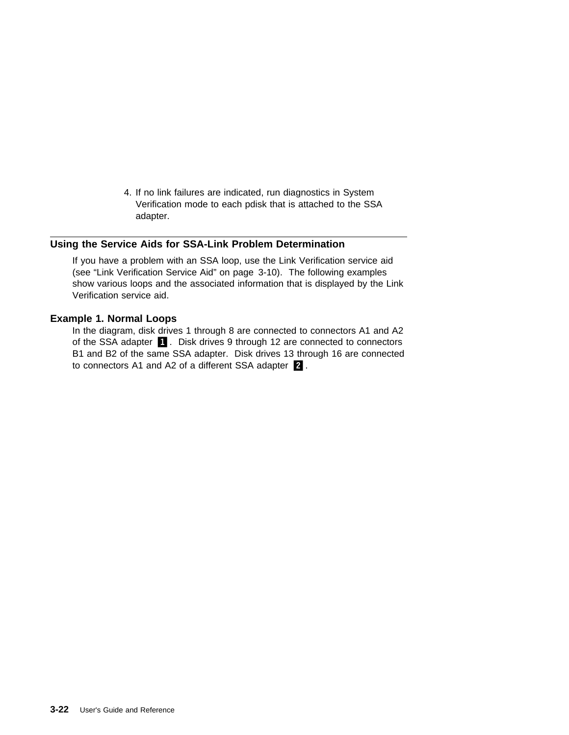4. If no link failures are indicated, run diagnostics in System Verification mode to each pdisk that is attached to the SSA adapter.

## Using the Service Aids for SSA-Link Problem Determination

If you have a problem with an SSA loop, use the Link Verification service aid (see "Link Verification Service Aid" on page 3-10). The following examples show various loops and the associated information that is displayed by the Link Verification service aid.

### Example 1. Normal Loops

In the diagram, disk drives 1 through 8 are connected to connectors A1 and A2 of the SSA adapter **1**. Disk drives 9 through 12 are connected to connectors B1 and B2 of the same SSA adapter. Disk drives 13 through 16 are connected to connectors A1 and A2 of a different SSA adapter **2**.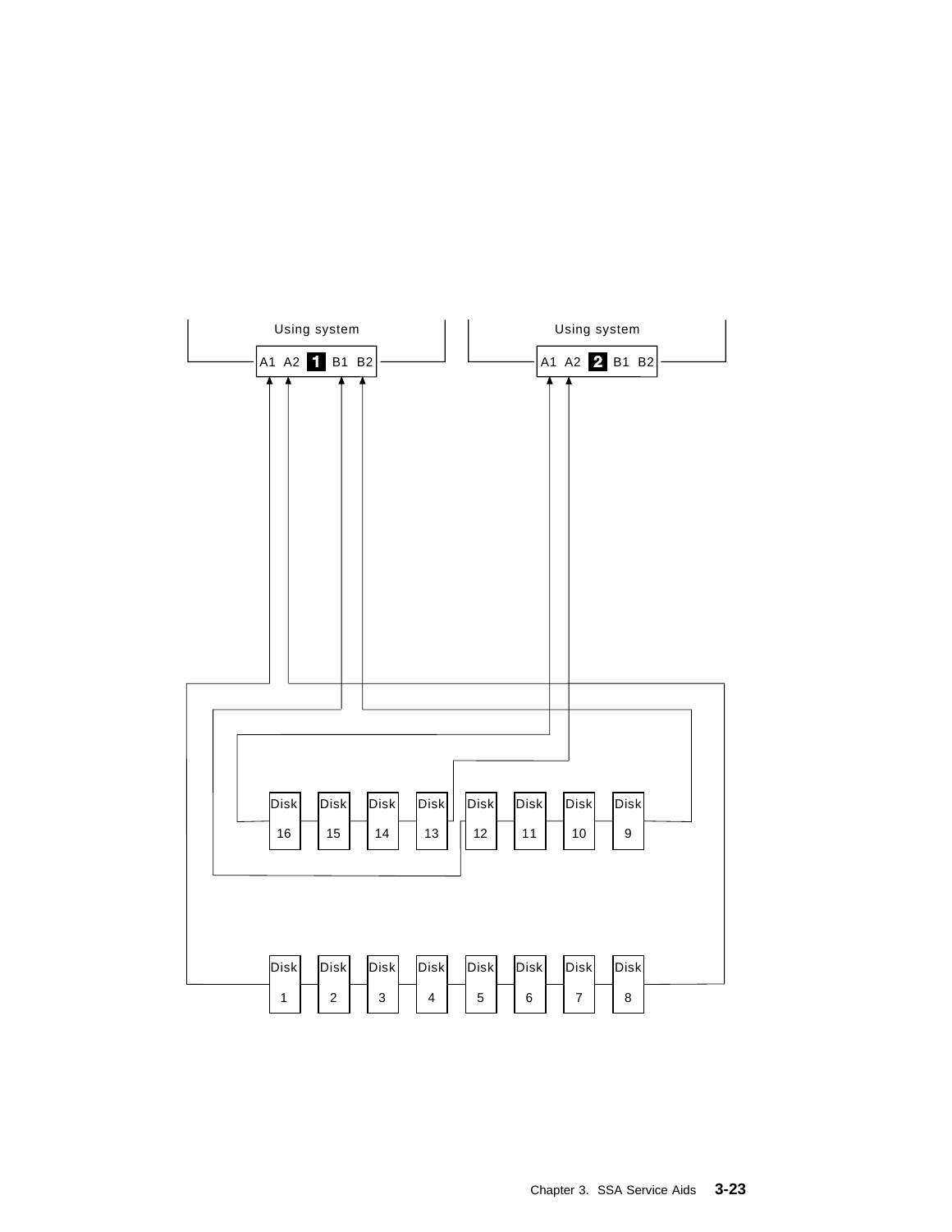Using system

A1 A2 **1** B1 B2

Using system

A1 A2 **2** B1 B2

Disk 16 | Disk 15 | Disk 14 | Disk 13 | Disk 12 | Disk 11 | Disk 10 | Disk 9

Disk 1 | Disk 2 | Disk 3 | Disk 4 | Disk 5 | Disk 6 | Disk 7 | Disk 8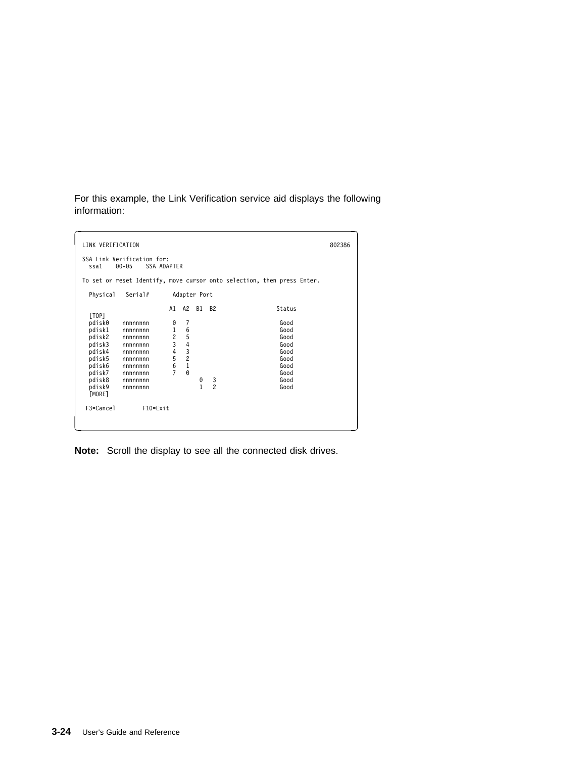For this example, the Link Verification service aid displays the following information:

```
LINK VERIFICATION                                                         802386

SSA Link Verification for:
  ssa1    00-05    SSA ADAPTER

To set or reset Identify, move cursor onto selection, then press Enter.

  Physical   Serial#       Adapter Port

                          A1  A2  B1  B2                 Status
  [TOP]
  pdisk0    nnnnnnnn       0   7                          Good
  pdisk1    nnnnnnnn       1   6                          Good
  pdisk2    nnnnnnnn       2   5                          Good
  pdisk3    nnnnnnnn       3   4                          Good
  pdisk4    nnnnnnnn       4   3                          Good
  pdisk5    nnnnnnnn       5   2                          Good
  pdisk6    nnnnnnnn       6   1                          Good
  pdisk7    nnnnnnnn       7   0                          Good
  pdisk8    nnnnnnnn               0   3                  Good
  pdisk9    nnnnnnnn               1   2                  Good
  [MORE]

 F3=Cancel        F10=Exit
```

**Note:** Scroll the display to see all the connected disk drives.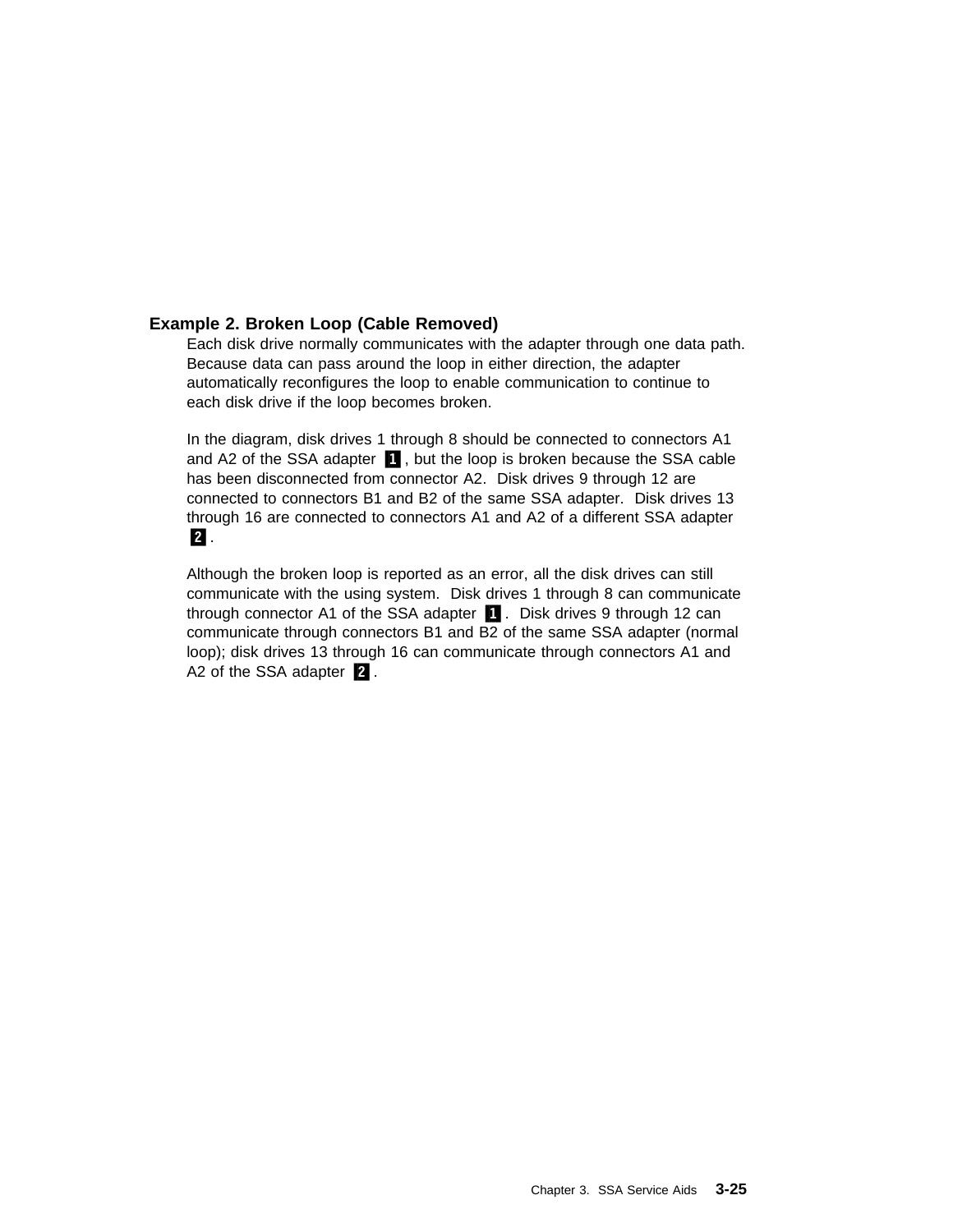### Example 2. Broken Loop (Cable Removed)

Each disk drive normally communicates with the adapter through one data path. Because data can pass around the loop in either direction, the adapter automatically reconfigures the loop to enable communication to continue to each disk drive if the loop becomes broken.

In the diagram, disk drives 1 through 8 should be connected to connectors A1 and A2 of the SSA adapter **1**, but the loop is broken because the SSA cable has been disconnected from connector A2. Disk drives 9 through 12 are connected to connectors B1 and B2 of the same SSA adapter. Disk drives 13 through 16 are connected to connectors A1 and A2 of a different SSA adapter **2**.

Although the broken loop is reported as an error, all the disk drives can still communicate with the using system. Disk drives 1 through 8 can communicate through connector A1 of the SSA adapter **1**. Disk drives 9 through 12 can communicate through connectors B1 and B2 of the same SSA adapter (normal loop); disk drives 13 through 16 can communicate through connectors A1 and A2 of the SSA adapter **2**.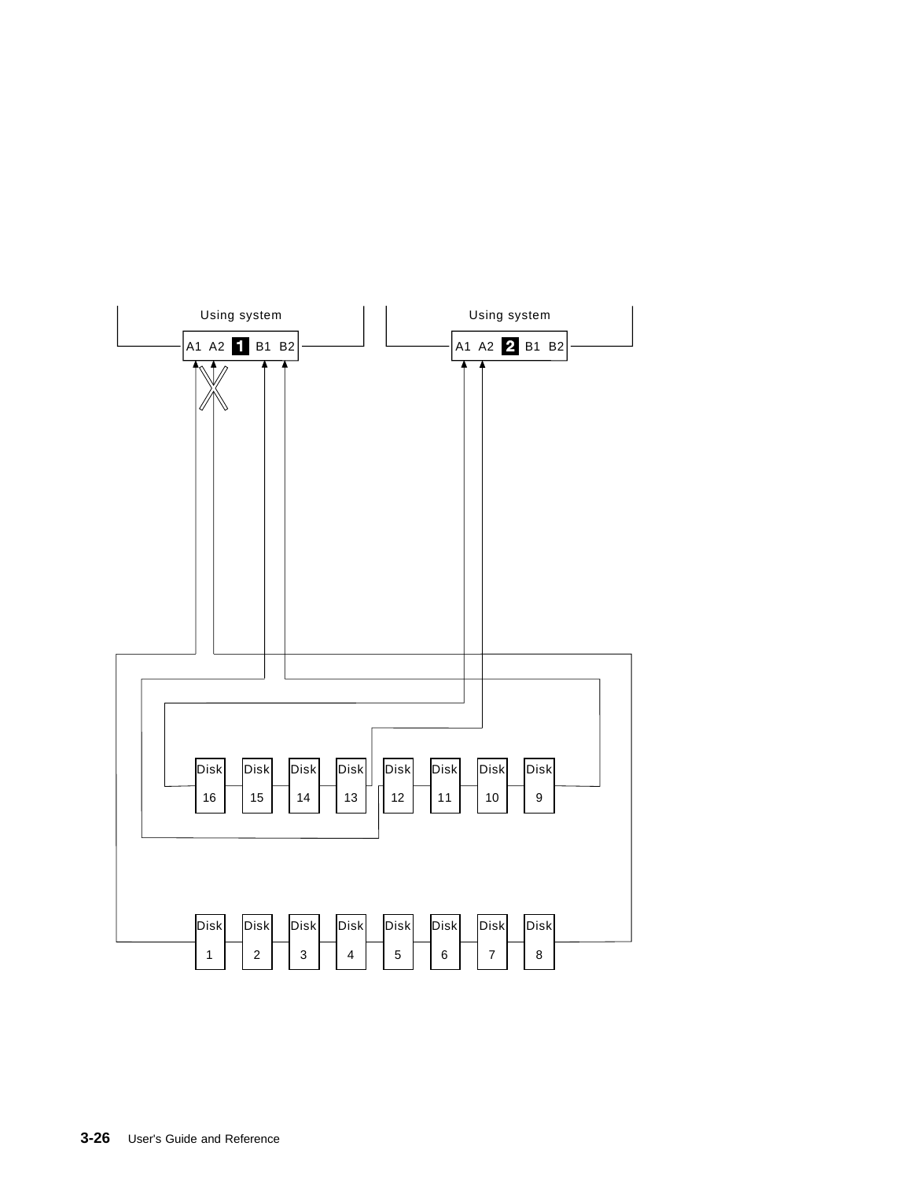Using system

A1 A2 **1** B1 B2

Using system

A1 A2 **2** B1 B2

Disk 16 | Disk 15 | Disk 14 | Disk 13 | Disk 12 | Disk 11 | Disk 10 | Disk 9

Disk 1 | Disk 2 | Disk 3 | Disk 4 | Disk 5 | Disk 6 | Disk 7 | Disk 8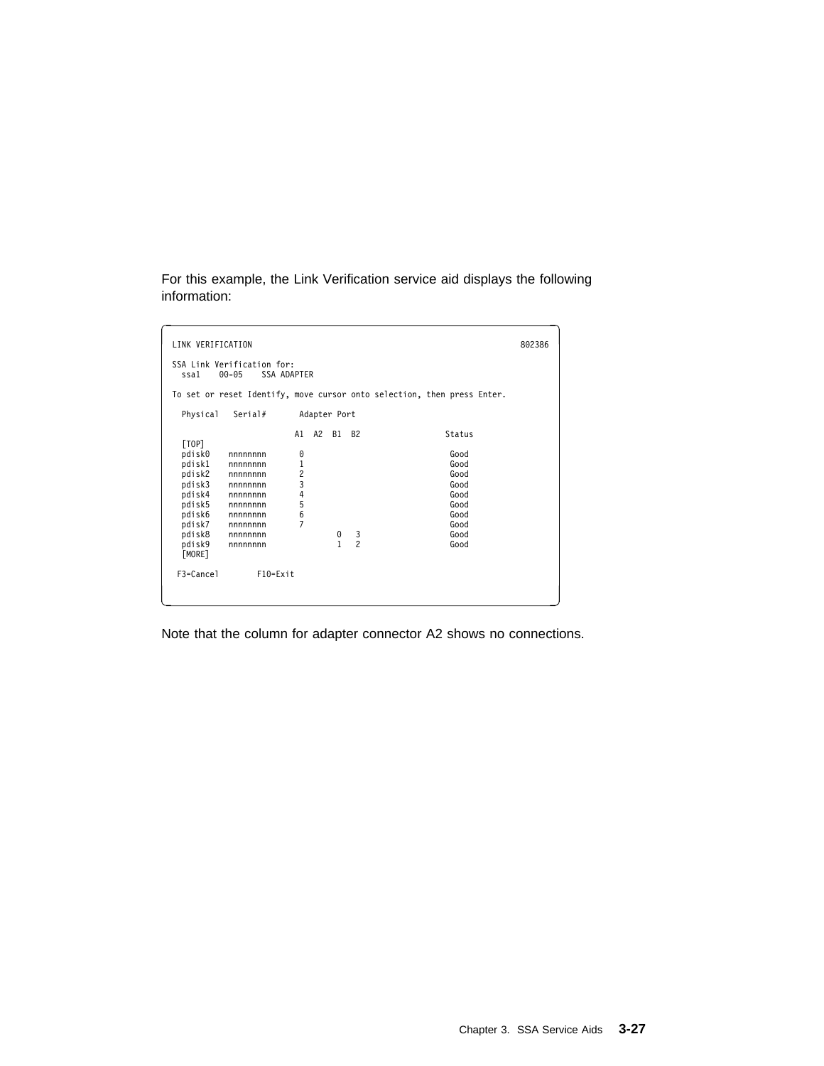For this example, the Link Verification service aid displays the following information:

```
LINK VERIFICATION                                                          802386

SSA Link Verification for:
  ssa1    00-05    SSA ADAPTER

To set or reset Identify, move cursor onto selection, then press Enter.

  Physical   Serial#       Adapter Port

                          A1  A2  B1  B2                  Status
  [TOP]
  pdisk0    nnnnnnnn       0                               Good
  pdisk1    nnnnnnnn       1                               Good
  pdisk2    nnnnnnnn       2                               Good
  pdisk3    nnnnnnnn       3                               Good
  pdisk4    nnnnnnnn       4                               Good
  pdisk5    nnnnnnnn       5                               Good
  pdisk6    nnnnnnnn       6                               Good
  pdisk7    nnnnnnnn       7                               Good
  pdisk8    nnnnnnnn               0   3                   Good
  pdisk9    nnnnnnnn               1   2                   Good
  [MORE]

 F3=Cancel        F10=Exit
```

Note that the column for adapter connector A2 shows no connections.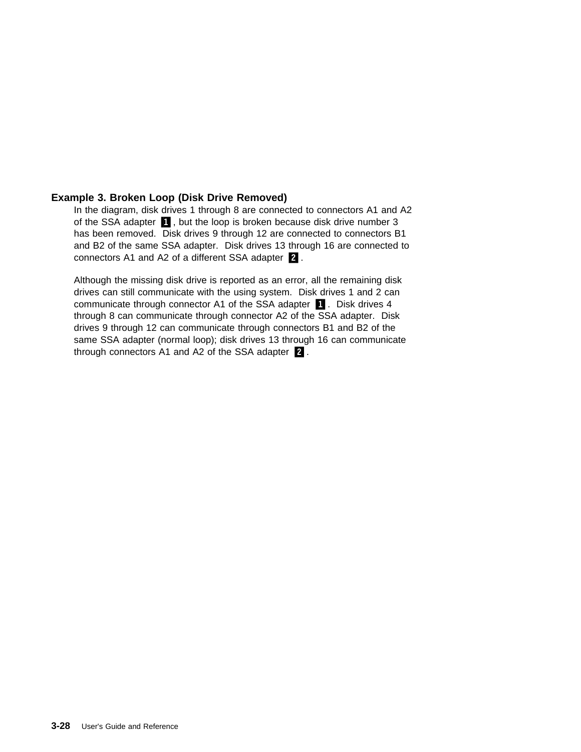### Example 3. Broken Loop (Disk Drive Removed)

In the diagram, disk drives 1 through 8 are connected to connectors A1 and A2 of the SSA adapter **1**, but the loop is broken because disk drive number 3 has been removed. Disk drives 9 through 12 are connected to connectors B1 and B2 of the same SSA adapter. Disk drives 13 through 16 are connected to connectors A1 and A2 of a different SSA adapter **2**.

Although the missing disk drive is reported as an error, all the remaining disk drives can still communicate with the using system. Disk drives 1 and 2 can communicate through connector A1 of the SSA adapter **1**. Disk drives 4 through 8 can communicate through connector A2 of the SSA adapter. Disk drives 9 through 12 can communicate through connectors B1 and B2 of the same SSA adapter (normal loop); disk drives 13 through 16 can communicate through connectors A1 and A2 of the SSA adapter **2**.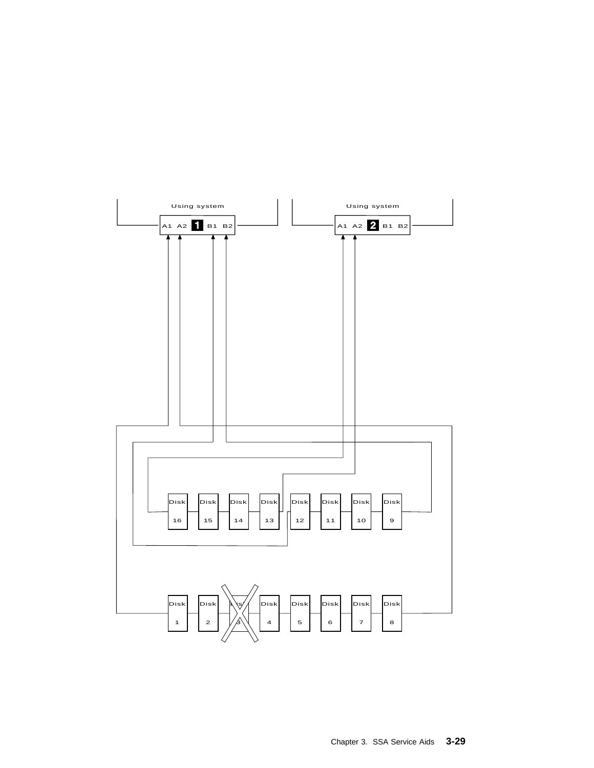Using system

A1 A2 **1** B1 B2

Using system

A1 A2 **2** B1 B2

Disk 16, Disk 15, Disk 14, Disk 13, Disk 12, Disk 11, Disk 10, Disk 9

Disk 1, Disk 2, Disk 3, Disk 4, Disk 5, Disk 6, Disk 7, Disk 8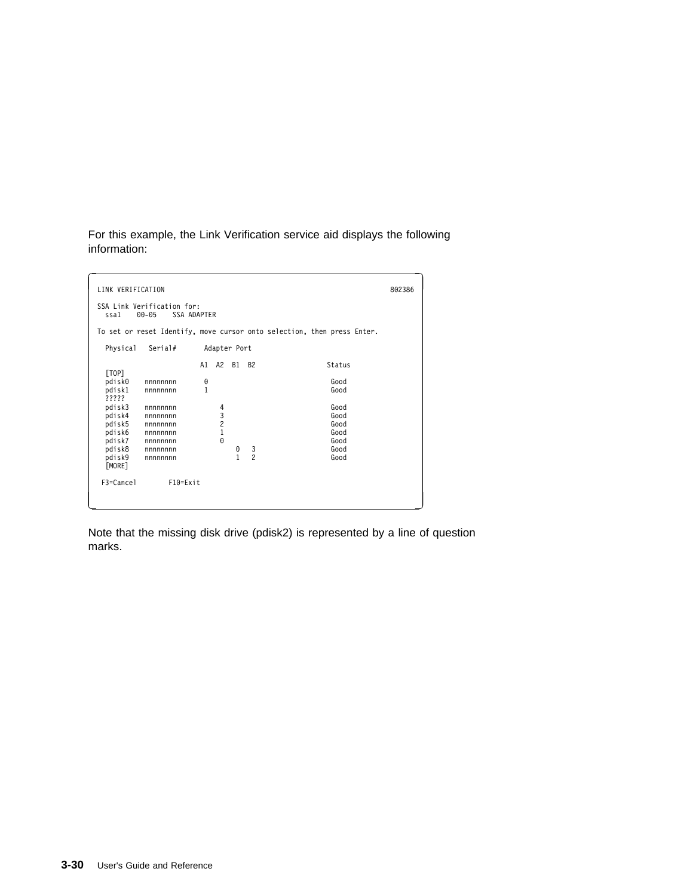For this example, the Link Verification service aid displays the following information:

```
LINK VERIFICATION                                                          802386

SSA Link Verification for:
  ssa1    00-05    SSA ADAPTER

To set or reset Identify, move cursor onto selection, then press Enter.

  Physical   Serial#       Adapter Port

                        A1  A2  B1  B2                  Status
  [TOP]
  pdisk0    nnnnnnnn     0                               Good
  pdisk1    nnnnnnnn     1                               Good
  ?????
  pdisk3    nnnnnnnn         4                           Good
  pdisk4    nnnnnnnn         3                           Good
  pdisk5    nnnnnnnn         2                           Good
  pdisk6    nnnnnnnn         1                           Good
  pdisk7    nnnnnnnn         0                           Good
  pdisk8    nnnnnnnn             0   3                   Good
  pdisk9    nnnnnnnn             1   2                   Good
  [MORE]

 F3=Cancel        F10=Exit
```

Note that the missing disk drive (pdisk2) is represented by a line of question marks.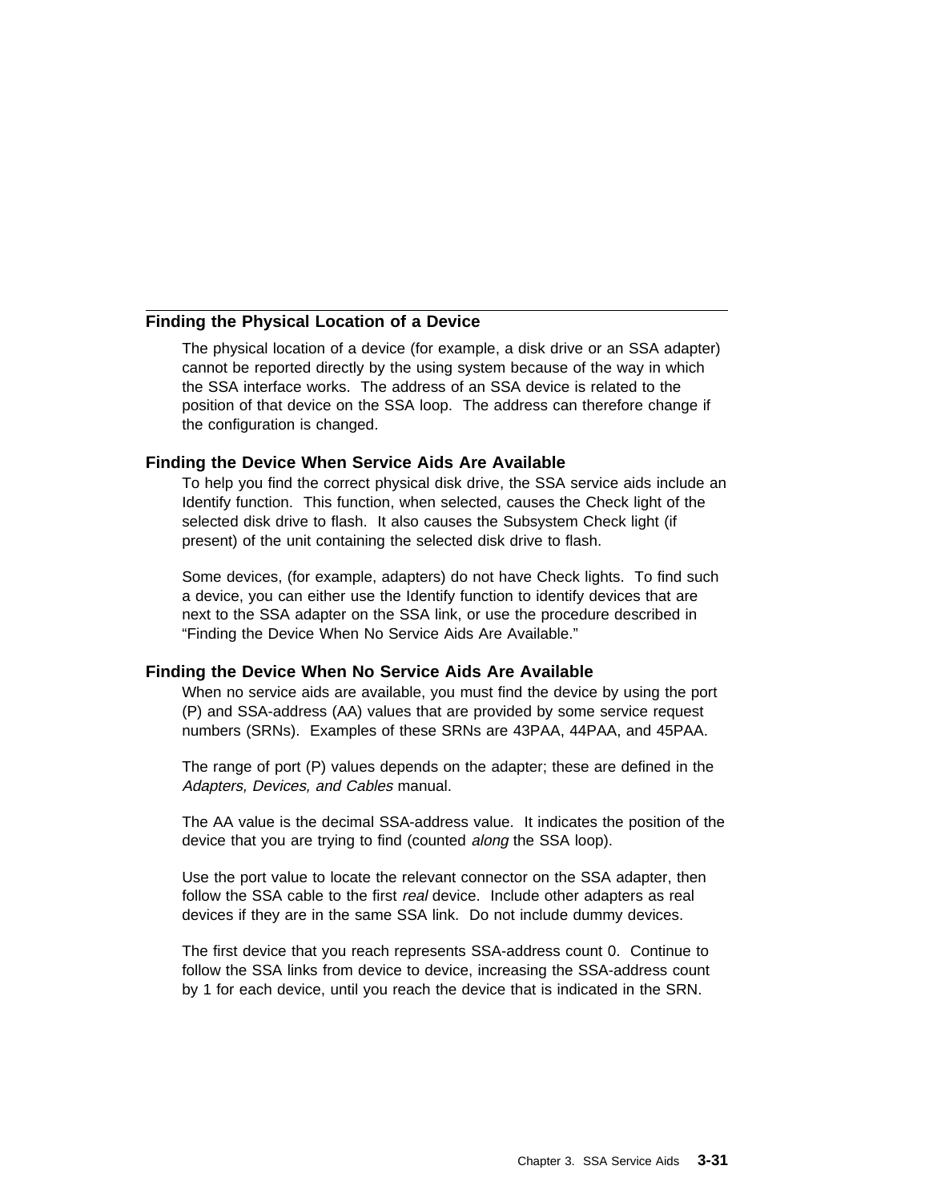## Finding the Physical Location of a Device

The physical location of a device (for example, a disk drive or an SSA adapter) cannot be reported directly by the using system because of the way in which the SSA interface works. The address of an SSA device is related to the position of that device on the SSA loop. The address can therefore change if the configuration is changed.

### Finding the Device When Service Aids Are Available

To help you find the correct physical disk drive, the SSA service aids include an Identify function. This function, when selected, causes the Check light of the selected disk drive to flash. It also causes the Subsystem Check light (if present) of the unit containing the selected disk drive to flash.

Some devices, (for example, adapters) do not have Check lights. To find such a device, you can either use the Identify function to identify devices that are next to the SSA adapter on the SSA link, or use the procedure described in “Finding the Device When No Service Aids Are Available.”

### Finding the Device When No Service Aids Are Available

When no service aids are available, you must find the device by using the port (P) and SSA-address (AA) values that are provided by some service request numbers (SRNs). Examples of these SRNs are 43PAA, 44PAA, and 45PAA.

The range of port (P) values depends on the adapter; these are defined in the *Adapters, Devices, and Cables* manual.

The AA value is the decimal SSA-address value. It indicates the position of the device that you are trying to find (counted *along* the SSA loop).

Use the port value to locate the relevant connector on the SSA adapter, then follow the SSA cable to the first *real* device. Include other adapters as real devices if they are in the same SSA link. Do not include dummy devices.

The first device that you reach represents SSA-address count 0. Continue to follow the SSA links from device to device, increasing the SSA-address count by 1 for each device, until you reach the device that is indicated in the SRN.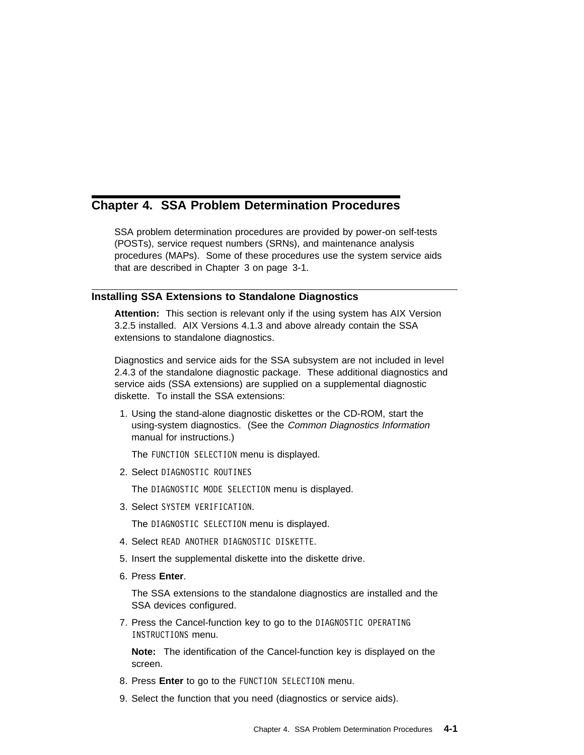# Chapter 4. SSA Problem Determination Procedures

SSA problem determination procedures are provided by power-on self-tests (POSTs), service request numbers (SRNs), and maintenance analysis procedures (MAPs). Some of these procedures use the system service aids that are described in Chapter 3 on page 3-1.

## Installing SSA Extensions to Standalone Diagnostics

**Attention:** This section is relevant only if the using system has AIX Version 3.2.5 installed. AIX Versions 4.1.3 and above already contain the SSA extensions to standalone diagnostics.

Diagnostics and service aids for the SSA subsystem are not included in level 2.4.3 of the standalone diagnostic package. These additional diagnostics and service aids (SSA extensions) are supplied on a supplemental diagnostic diskette. To install the SSA extensions:

1. Using the stand-alone diagnostic diskettes or the CD-ROM, start the using-system diagnostics. (See the *Common Diagnostics Information* manual for instructions.)

   The `FUNCTION SELECTION` menu is displayed.

2. Select `DIAGNOSTIC ROUTINES`

   The `DIAGNOSTIC MODE SELECTION` menu is displayed.

3. Select `SYSTEM VERIFICATION`.

   The `DIAGNOSTIC SELECTION` menu is displayed.

4. Select `READ ANOTHER DIAGNOSTIC DISKETTE`.
5. Insert the supplemental diskette into the diskette drive.
6. Press **Enter**.

   The SSA extensions to the standalone diagnostics are installed and the SSA devices configured.

7. Press the Cancel-function key to go to the `DIAGNOSTIC OPERATING INSTRUCTIONS` menu.

   **Note:** The identification of the Cancel-function key is displayed on the screen.

8. Press **Enter** to go to the `FUNCTION SELECTION` menu.
9. Select the function that you need (diagnostics or service aids).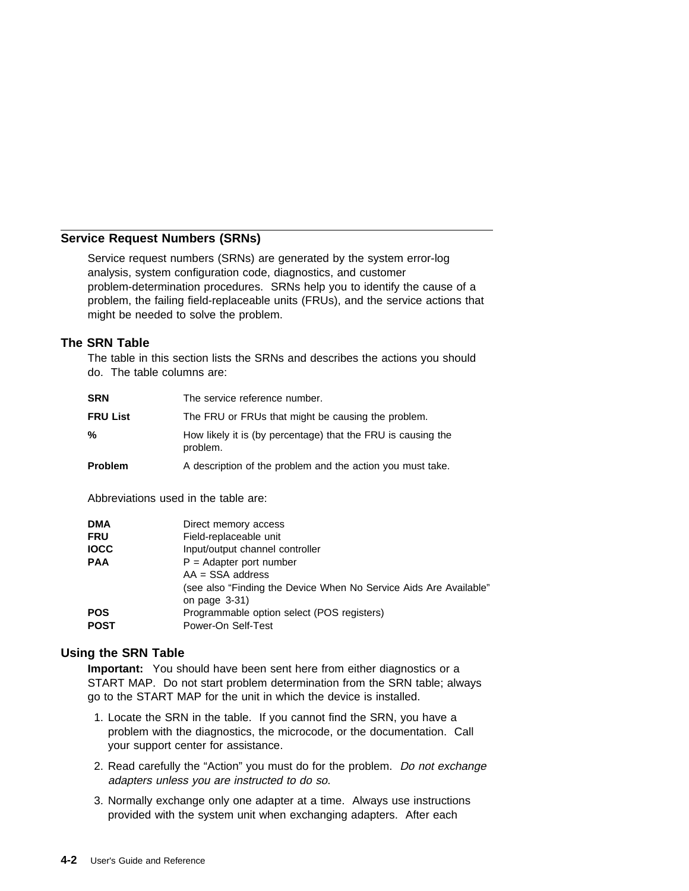## Service Request Numbers (SRNs)

Service request numbers (SRNs) are generated by the system error-log analysis, system configuration code, diagnostics, and customer problem-determination procedures. SRNs help you to identify the cause of a problem, the failing field-replaceable units (FRUs), and the service actions that might be needed to solve the problem.

### The SRN Table

The table in this section lists the SRNs and describes the actions you should do. The table columns are:

**SRN**
The service reference number.

**FRU List**
The FRU or FRUs that might be causing the problem.

**%**
How likely it is (by percentage) that the FRU is causing the problem.

**Problem**
A description of the problem and the action you must take.

Abbreviations used in the table are:

**DMA** Direct memory access
**FRU** Field-replaceable unit
**IOCC** Input/output channel controller
**PAA** P = Adapter port number
AA = SSA address
(see also “Finding the Device When No Service Aids Are Available” on page 3-31)
**POS** Programmable option select (POS registers)
**POST** Power-On Self-Test

### Using the SRN Table

**Important:** You should have been sent here from either diagnostics or a START MAP. Do not start problem determination from the SRN table; always go to the START MAP for the unit in which the device is installed.

1. Locate the SRN in the table. If you cannot find the SRN, you have a problem with the diagnostics, the microcode, or the documentation. Call your support center for assistance.
2. Read carefully the “Action” you must do for the problem. *Do not exchange adapters unless you are instructed to do so.*
3. Normally exchange only one adapter at a time. Always use instructions provided with the system unit when exchanging adapters. After each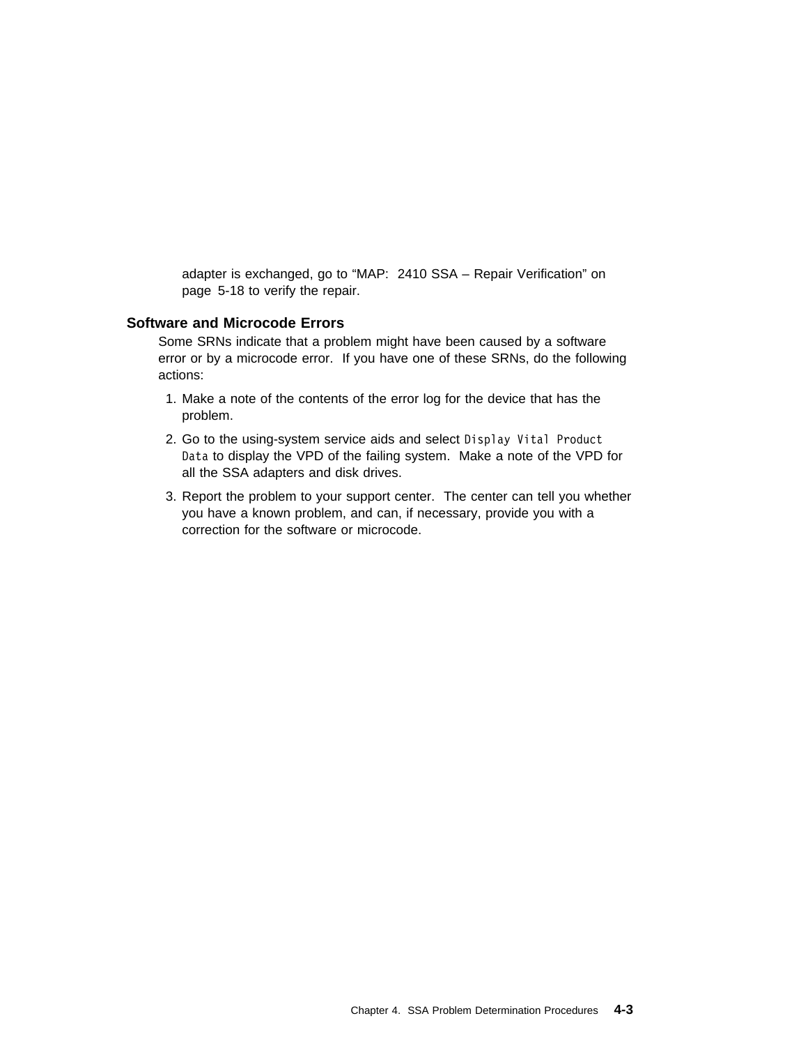adapter is exchanged, go to "MAP: 2410 SSA – Repair Verification" on page 5-18 to verify the repair.

## Software and Microcode Errors

Some SRNs indicate that a problem might have been caused by a software error or by a microcode error. If you have one of these SRNs, do the following actions:

1. Make a note of the contents of the error log for the device that has the problem.
2. Go to the using-system service aids and select `Display Vital Product Data` to display the VPD of the failing system. Make a note of the VPD for all the SSA adapters and disk drives.
3. Report the problem to your support center. The center can tell you whether you have a known problem, and can, if necessary, provide you with a correction for the software or microcode.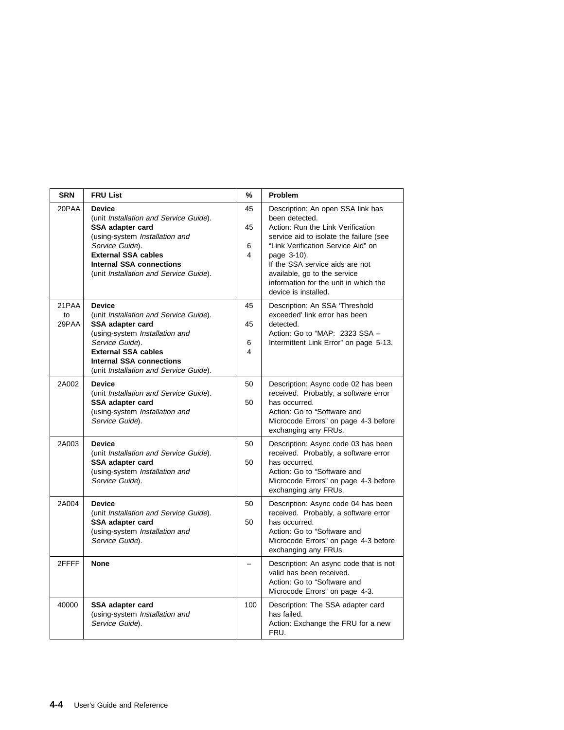| SRN | FRU List | % | Problem |
|---|---|---|---|
| 20PAA | **Device** (unit *Installation and Service Guide*).<br>**SSA adapter card** (using-system *Installation and Service Guide*).<br>**External SSA cables**<br>**Internal SSA connections** (unit *Installation and Service Guide*). | 45<br><br>45<br><br>6<br>4 | Description: An open SSA link has been detected.<br>Action: Run the Link Verification service aid to isolate the failure (see “Link Verification Service Aid” on page 3-10).<br>If the SSA service aids are not available, go to the service information for the unit in which the device is installed. |
| 21PAA to 29PAA | **Device** (unit *Installation and Service Guide*).<br>**SSA adapter card** (using-system *Installation and Service Guide*).<br>**External SSA cables**<br>**Internal SSA connections** (unit *Installation and Service Guide*). | 45<br><br>45<br><br>6<br>4 | Description: An SSA ‘Threshold exceeded’ link error has been detected.<br>Action: Go to “MAP: 2323 SSA – Intermittent Link Error” on page 5-13. |
| 2A002 | **Device** (unit *Installation and Service Guide*).<br>**SSA adapter card** (using-system *Installation and Service Guide*). | 50<br><br>50 | Description: Async code 02 has been received. Probably, a software error has occurred.<br>Action: Go to “Software and Microcode Errors” on page 4-3 before exchanging any FRUs. |
| 2A003 | **Device** (unit *Installation and Service Guide*).<br>**SSA adapter card** (using-system *Installation and Service Guide*). | 50<br><br>50 | Description: Async code 03 has been received. Probably, a software error has occurred.<br>Action: Go to “Software and Microcode Errors” on page 4-3 before exchanging any FRUs. |
| 2A004 | **Device** (unit *Installation and Service Guide*).<br>**SSA adapter card** (using-system *Installation and Service Guide*). | 50<br><br>50 | Description: Async code 04 has been received. Probably, a software error has occurred.<br>Action: Go to “Software and Microcode Errors” on page 4-3 before exchanging any FRUs. |
| 2FFFF | **None** | – | Description: An async code that is not valid has been received.<br>Action: Go to “Software and Microcode Errors” on page 4-3. |
| 40000 | **SSA adapter card** (using-system *Installation and Service Guide*). | 100 | Description: The SSA adapter card has failed.<br>Action: Exchange the FRU for a new FRU. |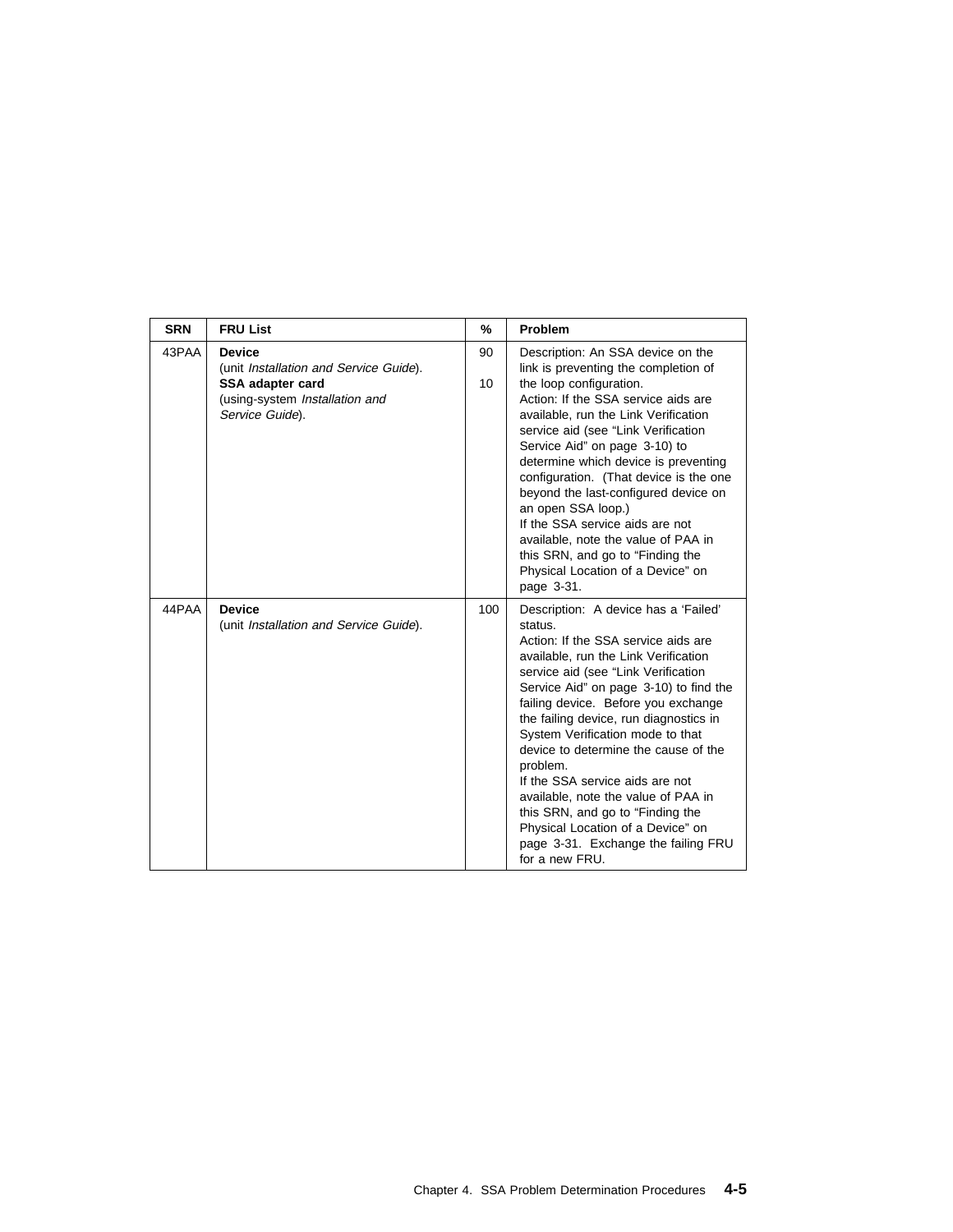| SRN | FRU List | % | Problem |
|---|---|---|---|
| 43PAA | **Device** (unit *Installation and Service Guide*).<br>**SSA adapter card** (using-system *Installation and Service Guide*). | 90<br><br>10 | Description: An SSA device on the link is preventing the completion of the loop configuration.<br>Action: If the SSA service aids are available, run the Link Verification service aid (see "Link Verification Service Aid" on page 3-10) to determine which device is preventing configuration. (That device is the one beyond the last-configured device on an open SSA loop.)<br>If the SSA service aids are not available, note the value of PAA in this SRN, and go to "Finding the Physical Location of a Device" on page 3-31. |
| 44PAA | **Device** (unit *Installation and Service Guide*). | 100 | Description: A device has a 'Failed' status.<br>Action: If the SSA service aids are available, run the Link Verification service aid (see "Link Verification Service Aid" on page 3-10) to find the failing device. Before you exchange the failing device, run diagnostics in System Verification mode to that device to determine the cause of the problem.<br>If the SSA service aids are not available, note the value of PAA in this SRN, and go to "Finding the Physical Location of a Device" on page 3-31. Exchange the failing FRU for a new FRU. |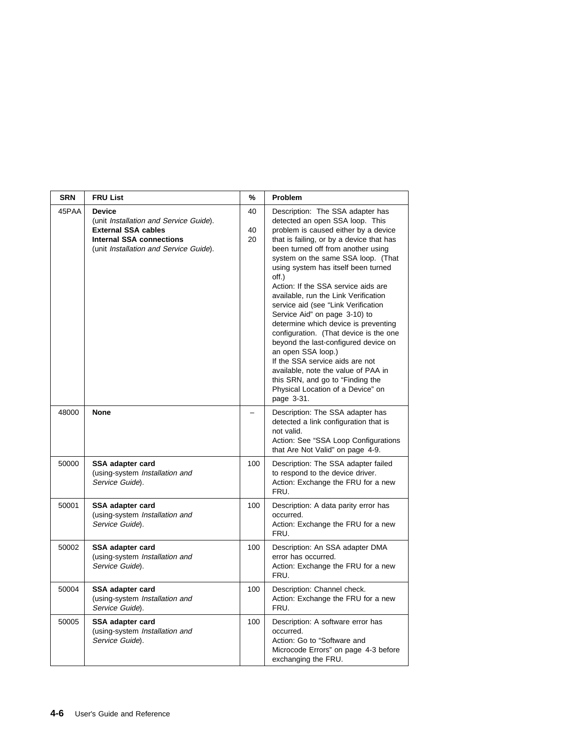| SRN | FRU List | % | Problem |
|---|---|---|---|
| 45PAA | **Device** (unit *Installation and Service Guide*). **External SSA cables** **Internal SSA connections** (unit *Installation and Service Guide*). | 40 40 20 | Description: The SSA adapter has detected an open SSA loop. This problem is caused either by a device that is failing, or by a device that has been turned off from another using system on the same SSA loop. (That using system has itself been turned off.) Action: If the SSA service aids are available, run the Link Verification service aid (see "Link Verification Service Aid" on page 3-10) to determine which device is preventing configuration. (That device is the one beyond the last-configured device on an open SSA loop.) If the SSA service aids are not available, note the value of PAA in this SRN, and go to "Finding the Physical Location of a Device" on page 3-31. |
| 48000 | **None** | – | Description: The SSA adapter has detected a link configuration that is not valid. Action: See "SSA Loop Configurations that Are Not Valid" on page 4-9. |
| 50000 | **SSA adapter card** (using-system *Installation and Service Guide*). | 100 | Description: The SSA adapter failed to respond to the device driver. Action: Exchange the FRU for a new FRU. |
| 50001 | **SSA adapter card** (using-system *Installation and Service Guide*). | 100 | Description: A data parity error has occurred. Action: Exchange the FRU for a new FRU. |
| 50002 | **SSA adapter card** (using-system *Installation and Service Guide*). | 100 | Description: An SSA adapter DMA error has occurred. Action: Exchange the FRU for a new FRU. |
| 50004 | **SSA adapter card** (using-system *Installation and Service Guide*). | 100 | Description: Channel check. Action: Exchange the FRU for a new FRU. |
| 50005 | **SSA adapter card** (using-system *Installation and Service Guide*). | 100 | Description: A software error has occurred. Action: Go to "Software and Microcode Errors" on page 4-3 before exchanging the FRU. |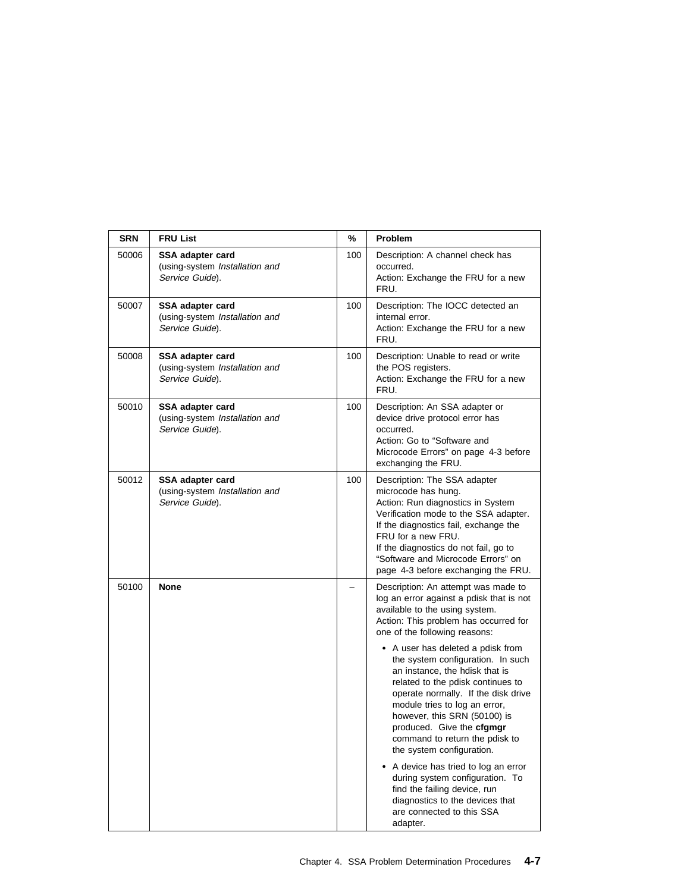| SRN | FRU List | % | Problem |
|---|---|---|---|
| 50006 | **SSA adapter card** (using-system *Installation and Service Guide*). | 100 | Description: A channel check has occurred.<br>Action: Exchange the FRU for a new FRU. |
| 50007 | **SSA adapter card** (using-system *Installation and Service Guide*). | 100 | Description: The IOCC detected an internal error.<br>Action: Exchange the FRU for a new FRU. |
| 50008 | **SSA adapter card** (using-system *Installation and Service Guide*). | 100 | Description: Unable to read or write the POS registers.<br>Action: Exchange the FRU for a new FRU. |
| 50010 | **SSA adapter card** (using-system *Installation and Service Guide*). | 100 | Description: An SSA adapter or device drive protocol error has occurred.<br>Action: Go to "Software and Microcode Errors" on page 4-3 before exchanging the FRU. |
| 50012 | **SSA adapter card** (using-system *Installation and Service Guide*). | 100 | Description: The SSA adapter microcode has hung.<br>Action: Run diagnostics in System Verification mode to the SSA adapter. If the diagnostics fail, exchange the FRU for a new FRU.<br>If the diagnostics do not fail, go to "Software and Microcode Errors" on page 4-3 before exchanging the FRU. |
| 50100 | **None** | – | Description: An attempt was made to log an error against a pdisk that is not available to the using system.<br>Action: This problem has occurred for one of the following reasons:<br>• A user has deleted a pdisk from the system configuration. In such an instance, the hdisk that is related to the pdisk continues to operate normally. If the disk drive module tries to log an error, however, this SRN (50100) is produced. Give the **cfgmgr** command to return the pdisk to the system configuration.<br>• A device has tried to log an error during system configuration. To find the failing device, run diagnostics to the devices that are connected to this SSA adapter. |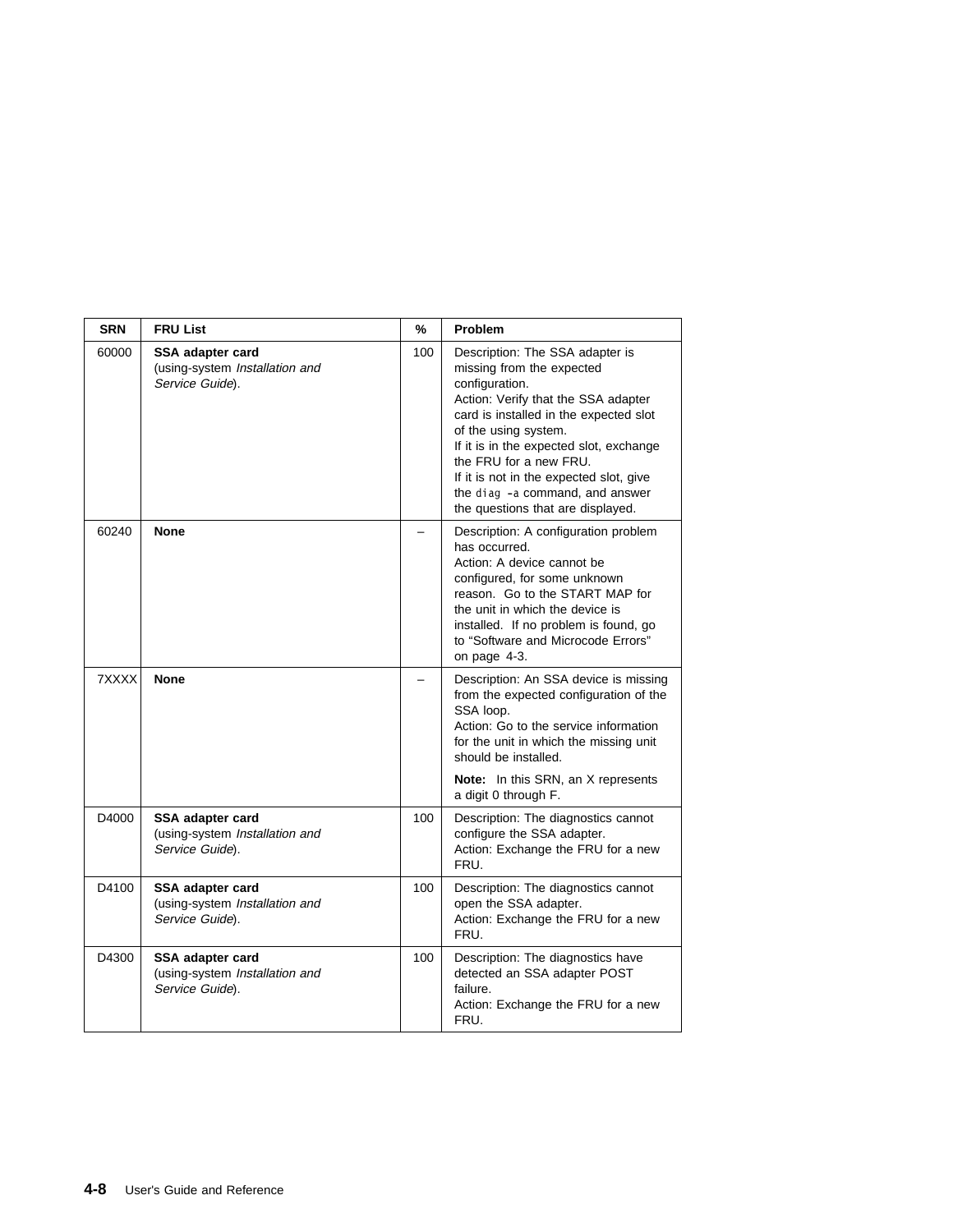| SRN | FRU List | % | Problem |
|---|---|---|---|
| 60000 | **SSA adapter card** (using-system *Installation and Service Guide*). | 100 | Description: The SSA adapter is missing from the expected configuration.<br>Action: Verify that the SSA adapter card is installed in the expected slot of the using system.<br>If it is in the expected slot, exchange the FRU for a new FRU.<br>If it is not in the expected slot, give the `diag -a` command, and answer the questions that are displayed. |
| 60240 | **None** | – | Description: A configuration problem has occurred.<br>Action: A device cannot be configured, for some unknown reason. Go to the START MAP for the unit in which the device is installed. If no problem is found, go to "Software and Microcode Errors" on page 4-3. |
| 7XXXX | **None** | – | Description: An SSA device is missing from the expected configuration of the SSA loop.<br>Action: Go to the service information for the unit in which the missing unit should be installed.<br><br>**Note:** In this SRN, an X represents a digit 0 through F. |
| D4000 | **SSA adapter card** (using-system *Installation and Service Guide*). | 100 | Description: The diagnostics cannot configure the SSA adapter.<br>Action: Exchange the FRU for a new FRU. |
| D4100 | **SSA adapter card** (using-system *Installation and Service Guide*). | 100 | Description: The diagnostics cannot open the SSA adapter.<br>Action: Exchange the FRU for a new FRU. |
| D4300 | **SSA adapter card** (using-system *Installation and Service Guide*). | 100 | Description: The diagnostics have detected an SSA adapter POST failure.<br>Action: Exchange the FRU for a new FRU. |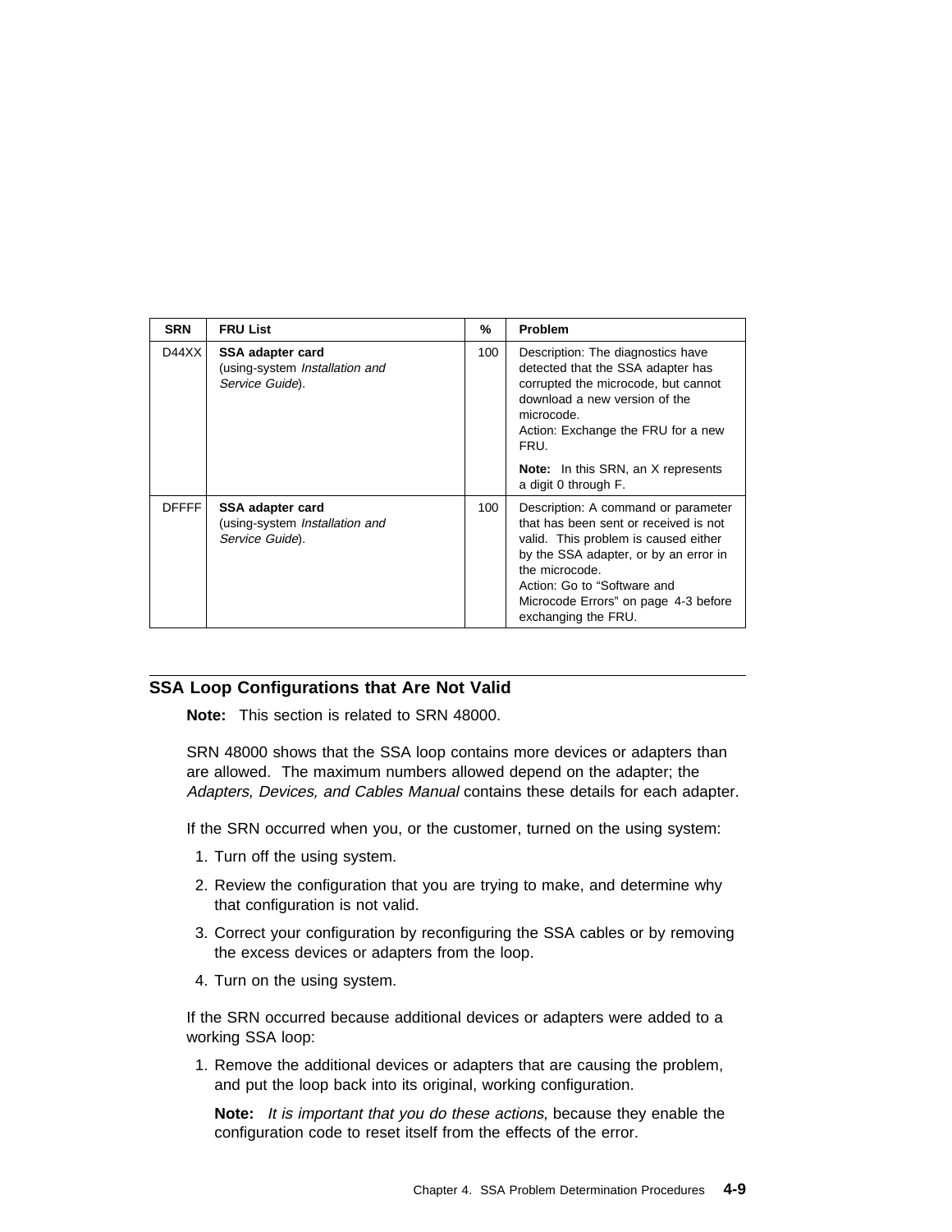| SRN | FRU List | % | Problem |
|---|---|---|---|
| D44XX | **SSA adapter card** (using-system *Installation and Service Guide*). | 100 | Description: The diagnostics have detected that the SSA adapter has corrupted the microcode, but cannot download a new version of the microcode.<br>Action: Exchange the FRU for a new FRU.<br>**Note:** In this SRN, an X represents a digit 0 through F. |
| DFFFF | **SSA adapter card** (using-system *Installation and Service Guide*). | 100 | Description: A command or parameter that has been sent or received is not valid. This problem is caused either by the SSA adapter, or by an error in the microcode.<br>Action: Go to “Software and Microcode Errors” on page 4-3 before exchanging the FRU. |

## SSA Loop Configurations that Are Not Valid

**Note:** This section is related to SRN 48000.

SRN 48000 shows that the SSA loop contains more devices or adapters than are allowed. The maximum numbers allowed depend on the adapter; the *Adapters, Devices, and Cables Manual* contains these details for each adapter.

If the SRN occurred when you, or the customer, turned on the using system:

1. Turn off the using system.
2. Review the configuration that you are trying to make, and determine why that configuration is not valid.
3. Correct your configuration by reconfiguring the SSA cables or by removing the excess devices or adapters from the loop.
4. Turn on the using system.

If the SRN occurred because additional devices or adapters were added to a working SSA loop:

1. Remove the additional devices or adapters that are causing the problem, and put the loop back into its original, working configuration.

   **Note:** *It is important that you do these actions*, because they enable the configuration code to reset itself from the effects of the error.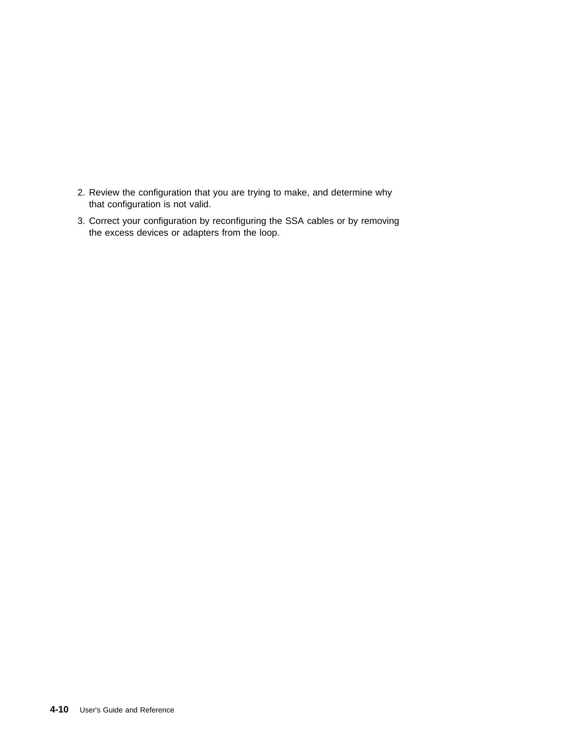2. Review the configuration that you are trying to make, and determine why that configuration is not valid.
3. Correct your configuration by reconfiguring the SSA cables or by removing the excess devices or adapters from the loop.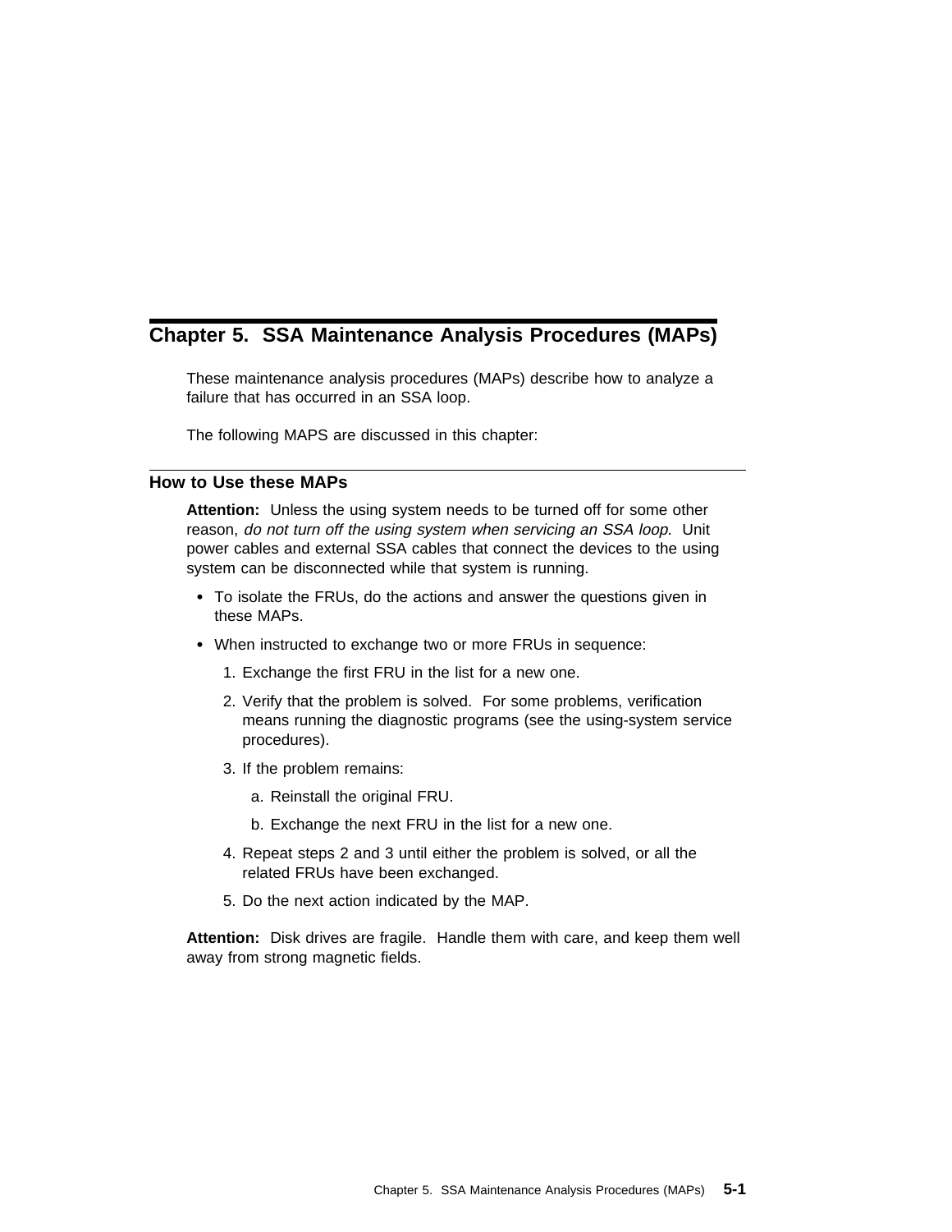# Chapter 5. SSA Maintenance Analysis Procedures (MAPs)

These maintenance analysis procedures (MAPs) describe how to analyze a failure that has occurred in an SSA loop.

The following MAPS are discussed in this chapter:

## How to Use these MAPs

**Attention:** Unless the using system needs to be turned off for some other reason, *do not turn off the using system when servicing an SSA loop.* Unit power cables and external SSA cables that connect the devices to the using system can be disconnected while that system is running.

- To isolate the FRUs, do the actions and answer the questions given in these MAPs.
- When instructed to exchange two or more FRUs in sequence:
  1. Exchange the first FRU in the list for a new one.
  2. Verify that the problem is solved. For some problems, verification means running the diagnostic programs (see the using-system service procedures).
  3. If the problem remains:
     a. Reinstall the original FRU.
     b. Exchange the next FRU in the list for a new one.
  4. Repeat steps 2 and 3 until either the problem is solved, or all the related FRUs have been exchanged.
  5. Do the next action indicated by the MAP.

**Attention:** Disk drives are fragile. Handle them with care, and keep them well away from strong magnetic fields.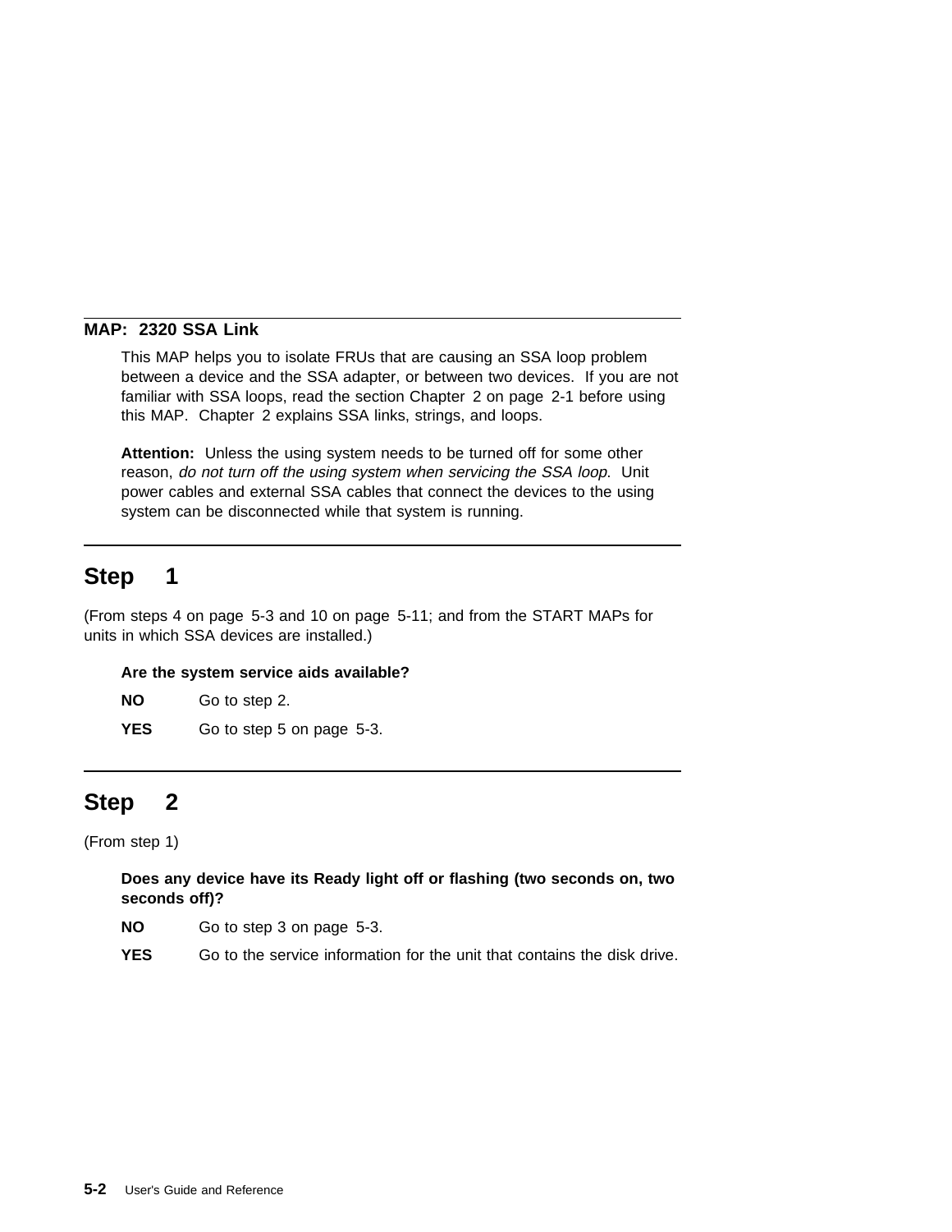## MAP: 2320 SSA Link

This MAP helps you to isolate FRUs that are causing an SSA loop problem between a device and the SSA adapter, or between two devices. If you are not familiar with SSA loops, read the section Chapter 2 on page 2-1 before using this MAP. Chapter 2 explains SSA links, strings, and loops.

**Attention:** Unless the using system needs to be turned off for some other reason, *do not turn off the using system when servicing the SSA loop.* Unit power cables and external SSA cables that connect the devices to the using system can be disconnected while that system is running.

## Step 1

(From steps 4 on page 5-3 and 10 on page 5-11; and from the START MAPs for units in which SSA devices are installed.)

**Are the system service aids available?**

**NO** Go to step 2.

**YES** Go to step 5 on page 5-3.

## Step 2

(From step 1)

**Does any device have its Ready light off or flashing (two seconds on, two seconds off)?**

**NO** Go to step 3 on page 5-3.

**YES** Go to the service information for the unit that contains the disk drive.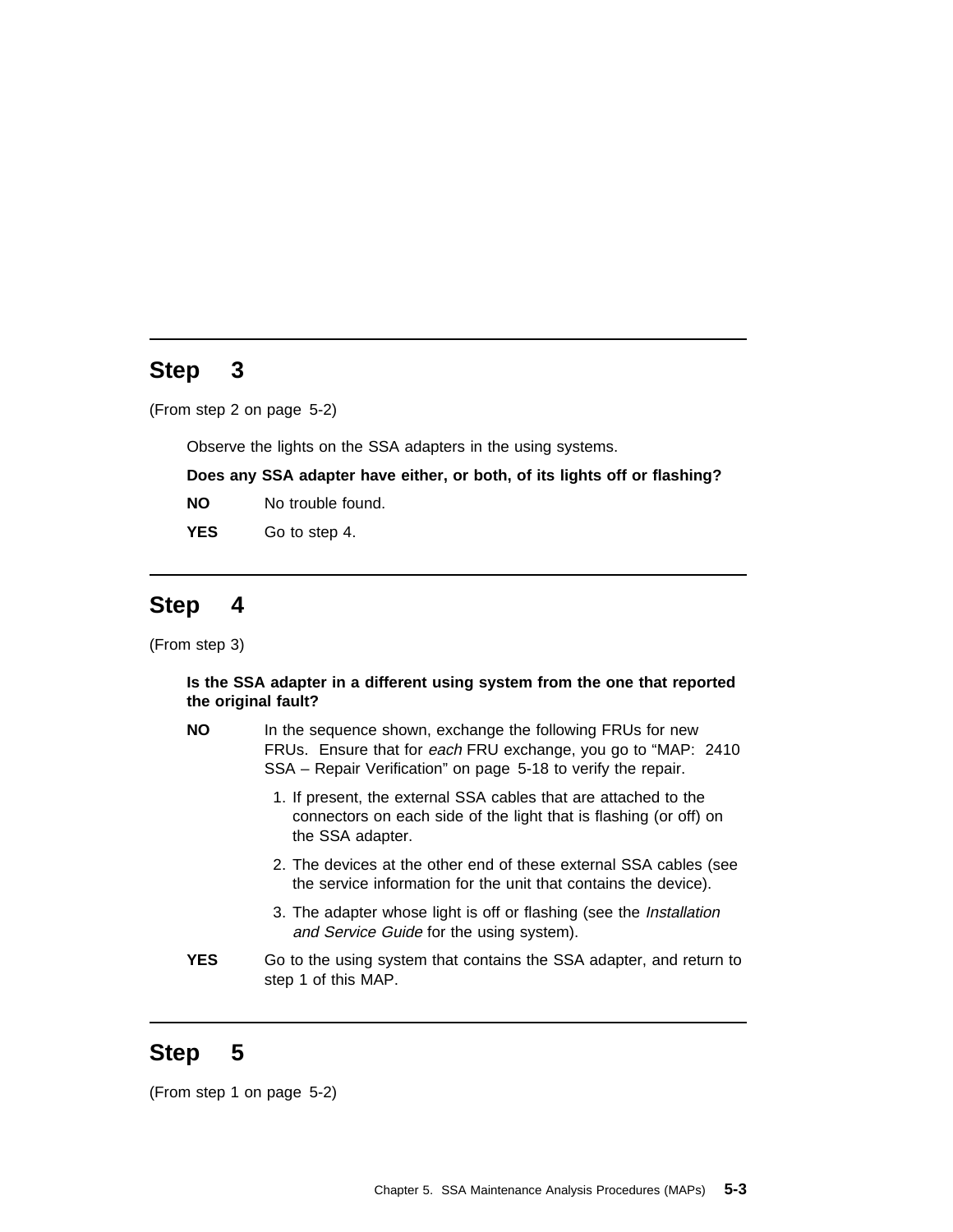## Step 3

(From step 2 on page 5-2)

Observe the lights on the SSA adapters in the using systems.

**Does any SSA adapter have either, or both, of its lights off or flashing?**

**NO** No trouble found.

**YES** Go to step 4.

## Step 4

(From step 3)

**Is the SSA adapter in a different using system from the one that reported the original fault?**

**NO** In the sequence shown, exchange the following FRUs for new FRUs. Ensure that for *each* FRU exchange, you go to “MAP: 2410 SSA – Repair Verification” on page 5-18 to verify the repair.

1. If present, the external SSA cables that are attached to the connectors on each side of the light that is flashing (or off) on the SSA adapter.
2. The devices at the other end of these external SSA cables (see the service information for the unit that contains the device).
3. The adapter whose light is off or flashing (see the *Installation and Service Guide* for the using system).

**YES** Go to the using system that contains the SSA adapter, and return to step 1 of this MAP.

## Step 5

(From step 1 on page 5-2)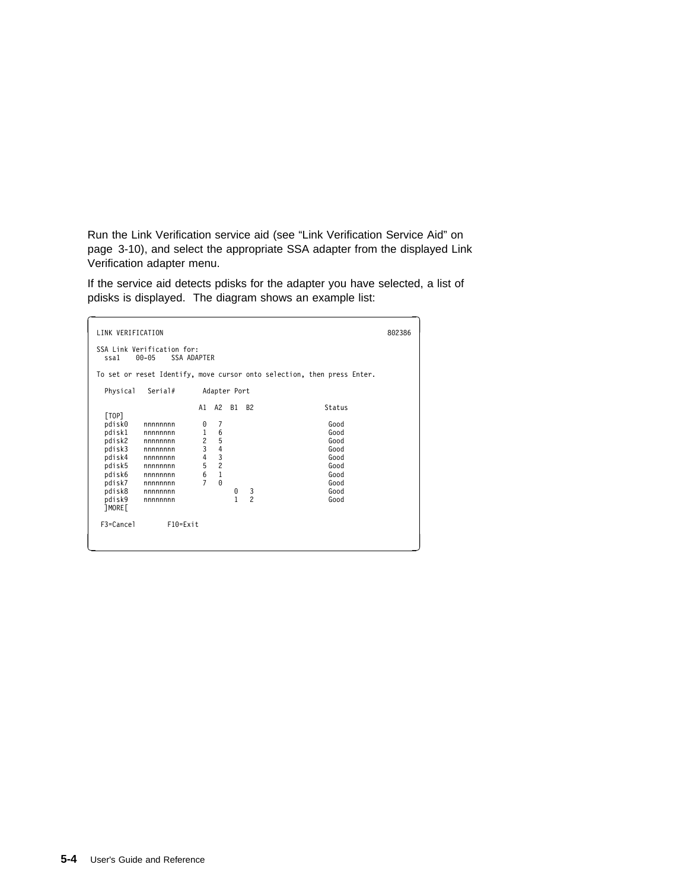Run the Link Verification service aid (see “Link Verification Service Aid” on page 3-10), and select the appropriate SSA adapter from the displayed Link Verification adapter menu.

If the service aid detects pdisks for the adapter you have selected, a list of pdisks is displayed. The diagram shows an example list:

```
LINK VERIFICATION                                                          802386

SSA Link Verification for:
  ssa1    00-05    SSA ADAPTER

To set or reset Identify, move cursor onto selection, then press Enter.

  Physical   Serial#       Adapter Port

                         A1  A2  B1  B2                  Status
  [TOP]
  pdisk0    nnnnnnnn      0   7                            Good
  pdisk1    nnnnnnnn      1   6                            Good
  pdisk2    nnnnnnnn      2   5                            Good
  pdisk3    nnnnnnnn      3   4                            Good
  pdisk4    nnnnnnnn      4   3                            Good
  pdisk5    nnnnnnnn      5   2                            Good
  pdisk6    nnnnnnnn      6   1                            Good
  pdisk7    nnnnnnnn      7   0                            Good
  pdisk8    nnnnnnnn              0   3                    Good
  pdisk9    nnnnnnnn              1   2                    Good
  ]MORE[

 F3=Cancel        F10=Exit
```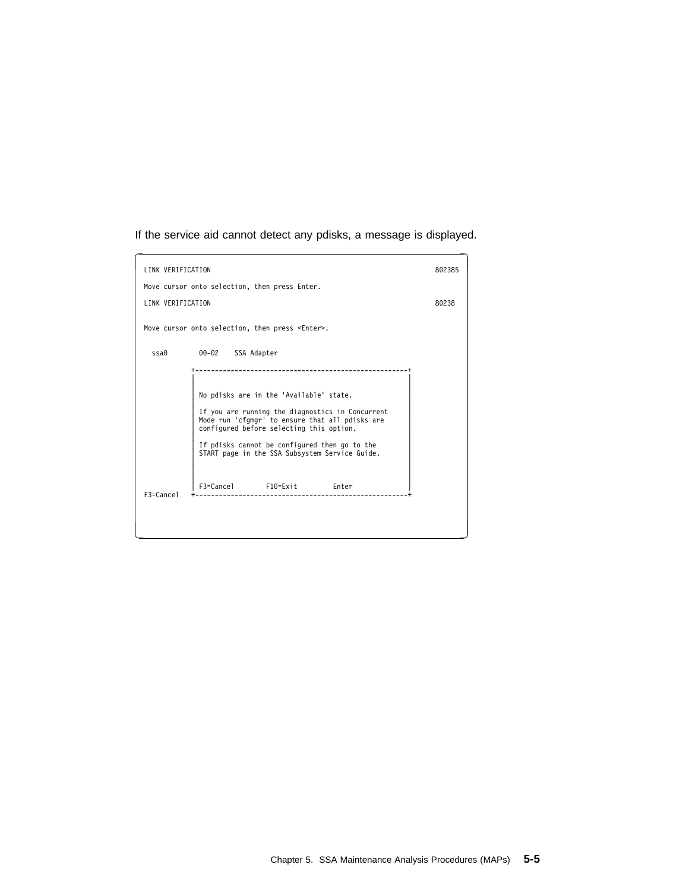If the service aid cannot detect any pdisks, a message is displayed.

```
LINK VERIFICATION                                                          802385

Move cursor onto selection, then press Enter.

LINK VERIFICATION                                                          80238


Move cursor onto selection, then press <Enter>.


  ssa0        00-02    SSA Adapter

           +------------------------------------------------------+
           |                                                      |
           |                                                      |
           | No pdisks are in the 'Available' state.              |
           |                                                      |
           | If you are running the diagnostics in Concurrent     |
           | Mode run 'cfgmgr' to ensure that all pdisks are      |
           | configured before selecting this option.             |
           |                                                      |
           | If pdisks cannot be configured then go to the        |
           | START page in the SSA Subsystem Service Guide.       |
           |                                                      |
           |                                                      |
           |                                                      |
           | F3=Cancel        F10=Exit         Enter              |
F3=Cancel  +------------------------------------------------------+
```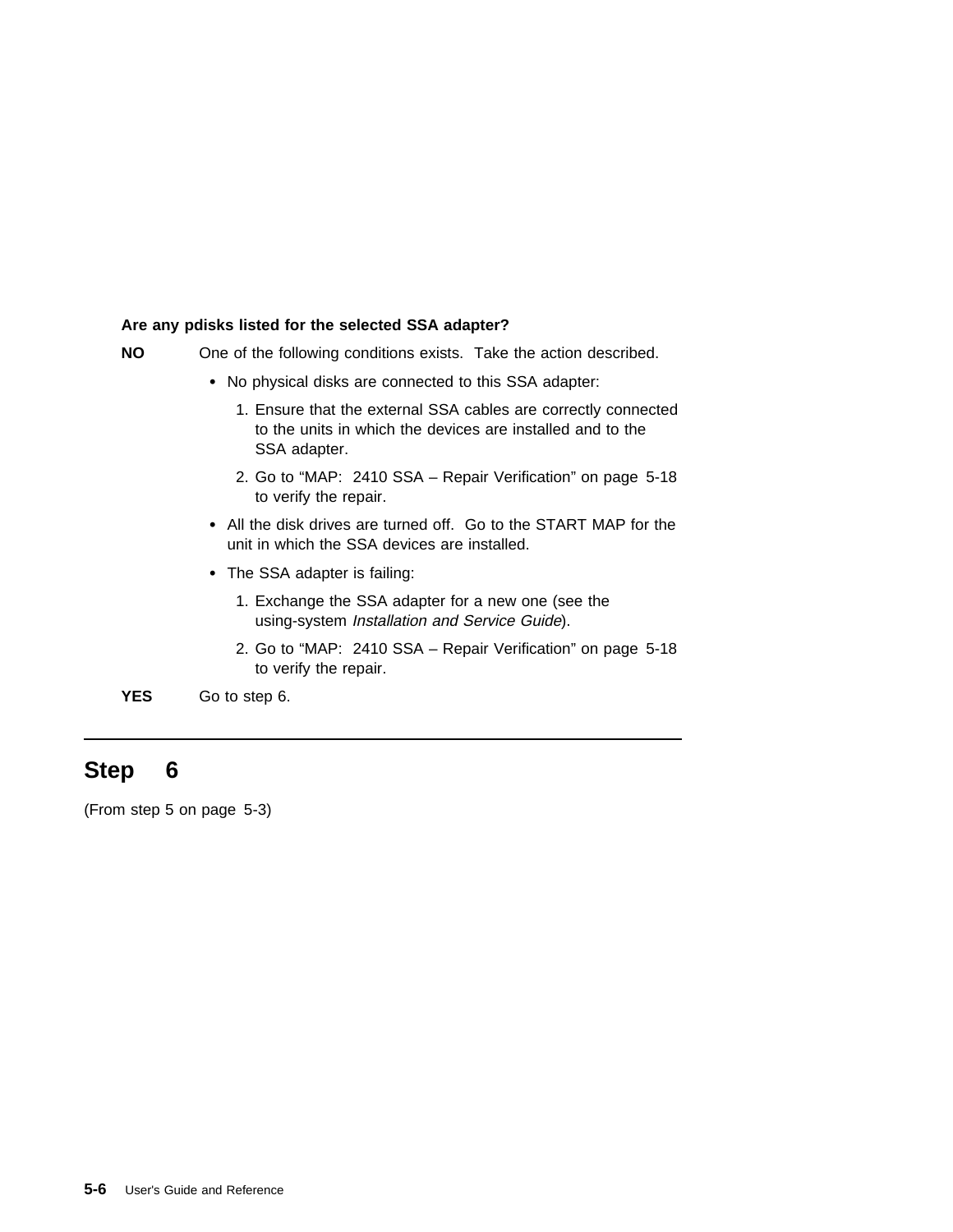**Are any pdisks listed for the selected SSA adapter?**

**NO** One of the following conditions exists. Take the action described.

- No physical disks are connected to this SSA adapter:
  1. Ensure that the external SSA cables are correctly connected to the units in which the devices are installed and to the SSA adapter.
  2. Go to “MAP: 2410 SSA – Repair Verification” on page 5-18 to verify the repair.
- All the disk drives are turned off. Go to the START MAP for the unit in which the SSA devices are installed.
- The SSA adapter is failing:
  1. Exchange the SSA adapter for a new one (see the using-system *Installation and Service Guide*).
  2. Go to “MAP: 2410 SSA – Repair Verification” on page 5-18 to verify the repair.

**YES** Go to step 6.

---

## Step 6

(From step 5 on page 5-3)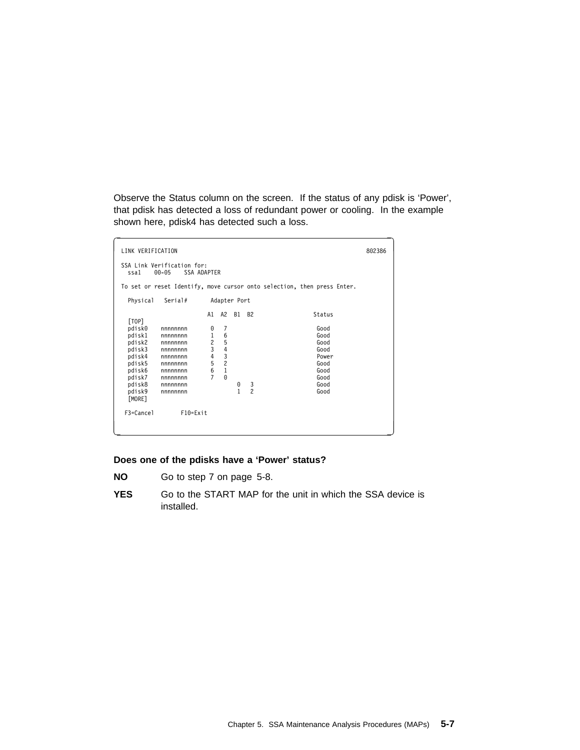Observe the Status column on the screen. If the status of any pdisk is 'Power', that pdisk has detected a loss of redundant power or cooling. In the example shown here, pdisk4 has detected such a loss.

```
LINK VERIFICATION                                                        802386

SSA Link Verification for:
  ssa1    00-05    SSA ADAPTER

To set or reset Identify, move cursor onto selection, then press Enter.

  Physical   Serial#       Adapter Port

                          A1  A2  B1  B2                  Status
  [TOP]
  pdisk0    nnnnnnnn       0   7                           Good
  pdisk1    nnnnnnnn       1   6                           Good
  pdisk2    nnnnnnnn       2   5                           Good
  pdisk3    nnnnnnnn       3   4                           Good
  pdisk4    nnnnnnnn       4   3                           Power
  pdisk5    nnnnnnnn       5   2                           Good
  pdisk6    nnnnnnnn       6   1                           Good
  pdisk7    nnnnnnnn       7   0                           Good
  pdisk8    nnnnnnnn               0   3                   Good
  pdisk9    nnnnnnnn               1   2                   Good
  [MORE]

 F3=Cancel        F10=Exit
```

**Does one of the pdisks have a 'Power' status?**

**NO** Go to step 7 on page 5-8.

**YES** Go to the START MAP for the unit in which the SSA device is installed.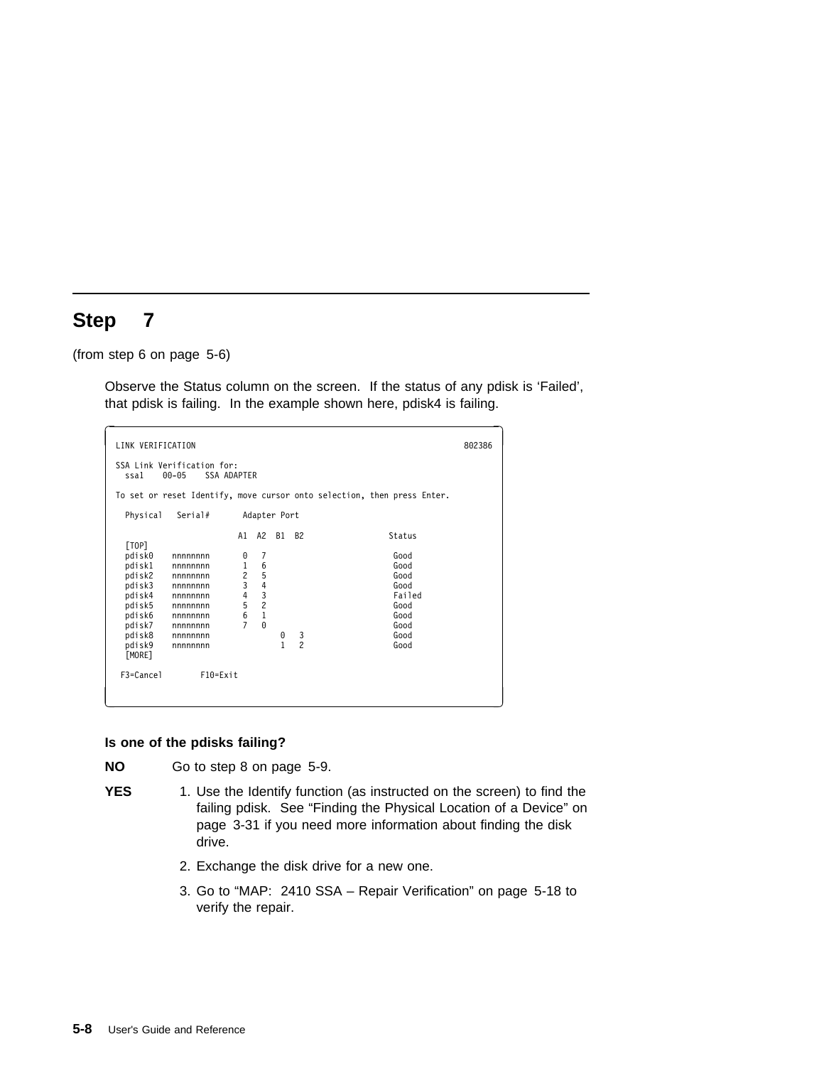## Step 7

(from step 6 on page 5-6)

Observe the Status column on the screen. If the status of any pdisk is 'Failed', that pdisk is failing. In the example shown here, pdisk4 is failing.

```
LINK VERIFICATION                                                          802386

SSA Link Verification for:
  ssa1    00-05    SSA ADAPTER

To set or reset Identify, move cursor onto selection, then press Enter.

  Physical   Serial#       Adapter Port

                          A1  A2  B1  B2                  Status
  [TOP]
  pdisk0    nnnnnnnn       0   7                           Good
  pdisk1    nnnnnnnn       1   6                           Good
  pdisk2    nnnnnnnn       2   5                           Good
  pdisk3    nnnnnnnn       3   4                           Good
  pdisk4    nnnnnnnn       4   3                           Failed
  pdisk5    nnnnnnnn       5   2                           Good
  pdisk6    nnnnnnnn       6   1                           Good
  pdisk7    nnnnnnnn       7   0                           Good
  pdisk8    nnnnnnnn               0   3                   Good
  pdisk9    nnnnnnnn               1   2                   Good
  [MORE]

 F3=Cancel        F10=Exit
```

**Is one of the pdisks failing?**

**NO** Go to step 8 on page 5-9.

**YES**

1. Use the Identify function (as instructed on the screen) to find the failing pdisk. See "Finding the Physical Location of a Device" on page 3-31 if you need more information about finding the disk drive.
2. Exchange the disk drive for a new one.
3. Go to "MAP: 2410 SSA – Repair Verification" on page 5-18 to verify the repair.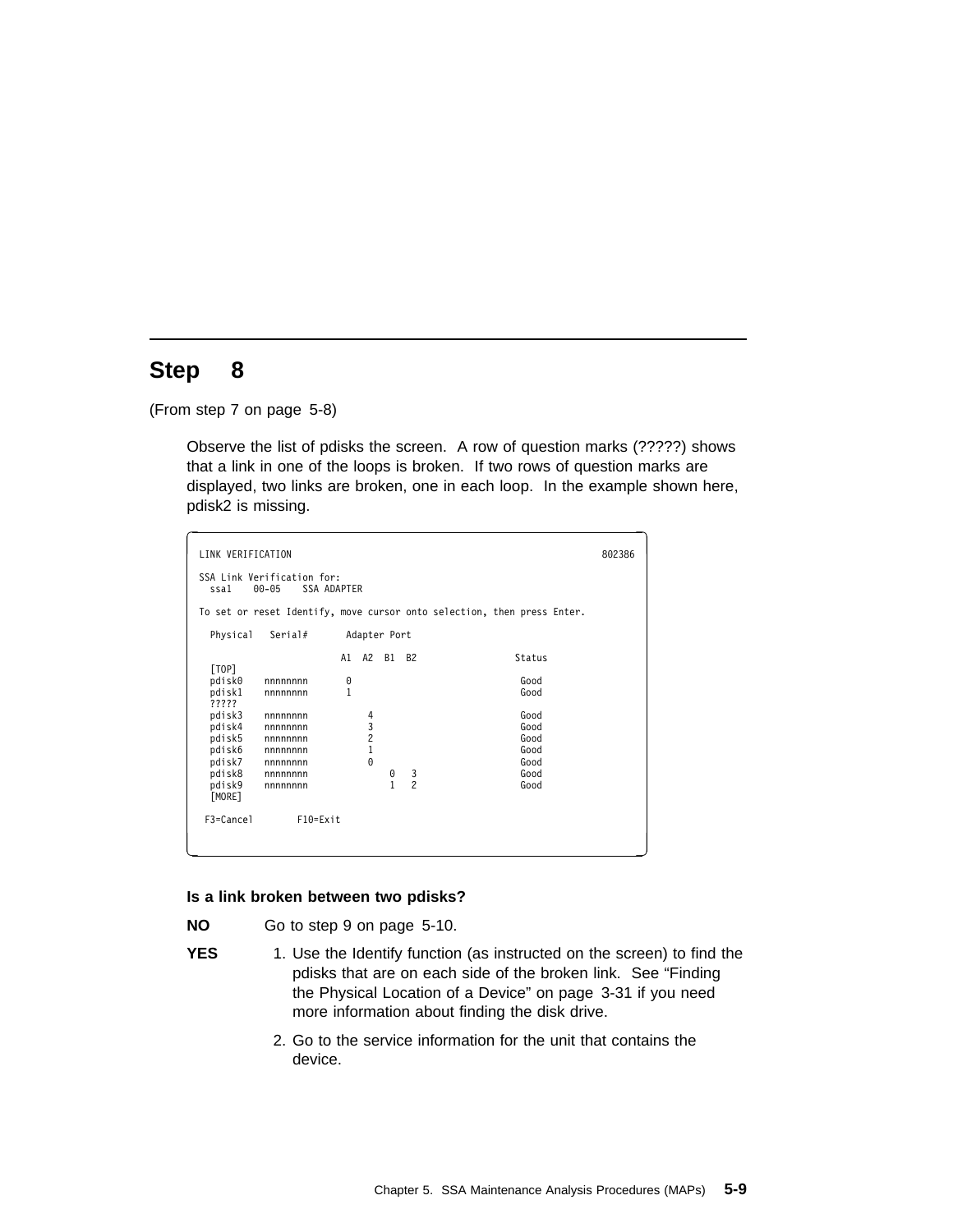## Step 8

(From step 7 on page 5-8)

Observe the list of pdisks the screen. A row of question marks (?????) shows that a link in one of the loops is broken. If two rows of question marks are displayed, two links are broken, one in each loop. In the example shown here, pdisk2 is missing.

```
LINK VERIFICATION                                                           802386

SSA Link Verification for:
  ssa1    00-05    SSA ADAPTER

To set or reset Identify, move cursor onto selection, then press Enter.

  Physical   Serial#       Adapter Port

                         A1  A2  B1  B2                 Status
  [TOP]
  pdisk0    nnnnnnnn      0                              Good
  pdisk1    nnnnnnnn      1                              Good
  ?????
  pdisk3    nnnnnnnn          4                          Good
  pdisk4    nnnnnnnn          3                          Good
  pdisk5    nnnnnnnn          2                          Good
  pdisk6    nnnnnnnn          1                          Good
  pdisk7    nnnnnnnn          0                          Good
  pdisk8    nnnnnnnn              0   3                  Good
  pdisk9    nnnnnnnn              1   2                  Good
  [MORE]

 F3=Cancel        F10=Exit
```

**Is a link broken between two pdisks?**

**NO** Go to step 9 on page 5-10.

**YES**

1. Use the Identify function (as instructed on the screen) to find the pdisks that are on each side of the broken link. See "Finding the Physical Location of a Device" on page 3-31 if you need more information about finding the disk drive.
2. Go to the service information for the unit that contains the device.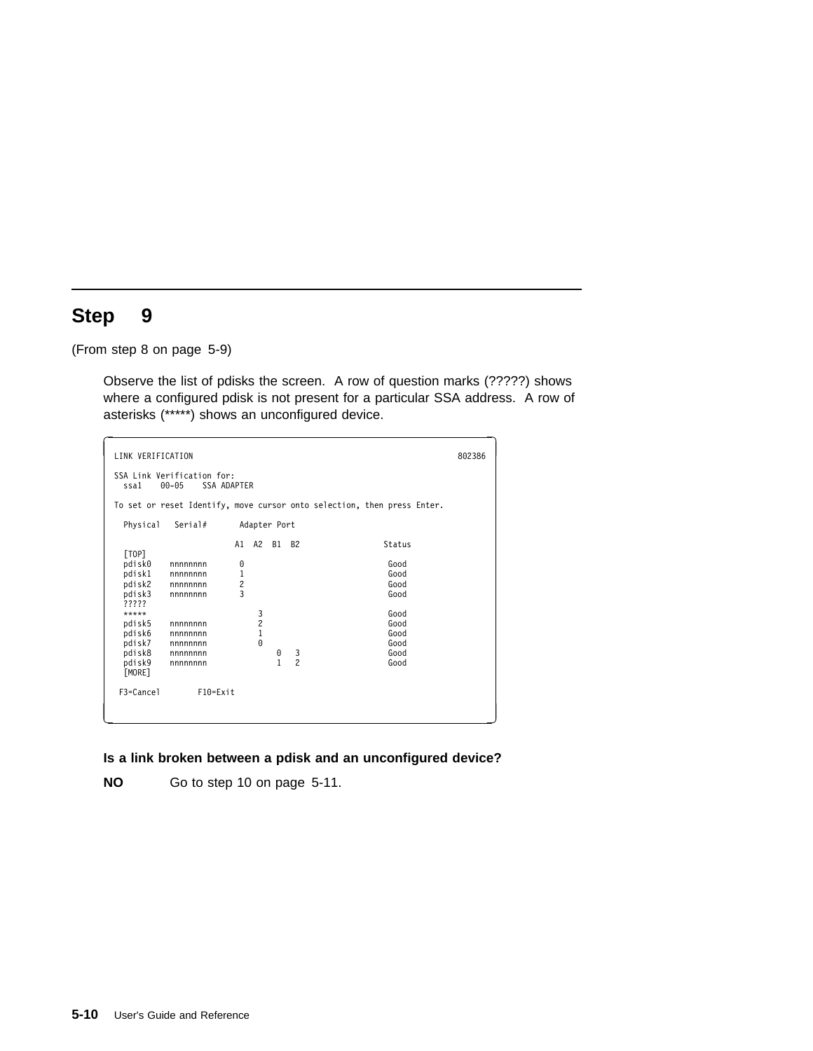## Step 9

(From step 8 on page 5-9)

Observe the list of pdisks the screen. A row of question marks (?????) shows where a configured pdisk is not present for a particular SSA address. A row of asterisks (*****) shows an unconfigured device.

```
LINK VERIFICATION                                                        802386

SSA Link Verification for:
  ssa1    00-05    SSA ADAPTER

To set or reset Identify, move cursor onto selection, then press Enter.

  Physical   Serial#       Adapter Port

                          A1  A2  B1  B2                 Status
  [TOP]
  pdisk0    nnnnnnnn       0                              Good
  pdisk1    nnnnnnnn       1                              Good
  pdisk2    nnnnnnnn       2                              Good
  pdisk3    nnnnnnnn       3                              Good
  ?????
  *****                        3                          Good
  pdisk5    nnnnnnnn           2                          Good
  pdisk6    nnnnnnnn           1                          Good
  pdisk7    nnnnnnnn           0                          Good
  pdisk8    nnnnnnnn               0   3                  Good
  pdisk9    nnnnnnnn               1   2                  Good
  [MORE]

 F3=Cancel        F10=Exit
```

**Is a link broken between a pdisk and an unconfigured device?**

**NO** Go to step 10 on page 5-11.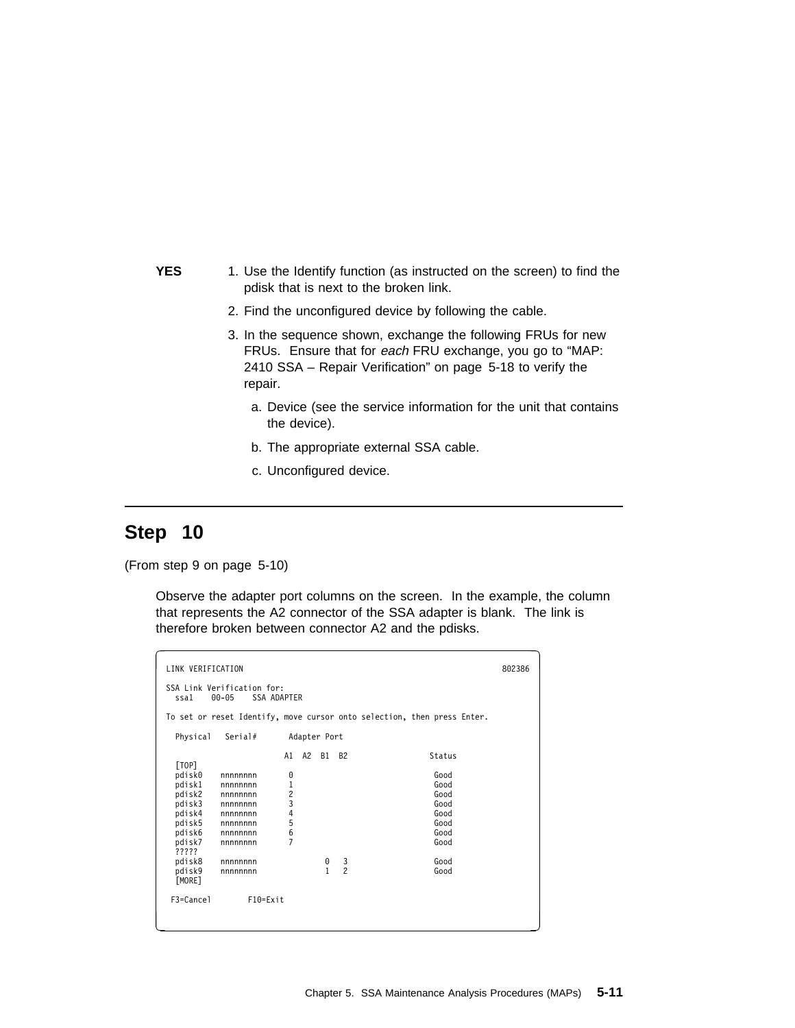**YES**

1. Use the Identify function (as instructed on the screen) to find the pdisk that is next to the broken link.
2. Find the unconfigured device by following the cable.
3. In the sequence shown, exchange the following FRUs for new FRUs. Ensure that for *each* FRU exchange, you go to "MAP: 2410 SSA – Repair Verification" on page 5-18 to verify the repair.
   a. Device (see the service information for the unit that contains the device).
   b. The appropriate external SSA cable.
   c. Unconfigured device.

---

## Step 10

(From step 9 on page 5-10)

Observe the adapter port columns on the screen. In the example, the column that represents the A2 connector of the SSA adapter is blank. The link is therefore broken between connector A2 and the pdisks.

```
LINK VERIFICATION                                                    802386

SSA Link Verification for:
  ssa1    00-05    SSA ADAPTER

To set or reset Identify, move cursor onto selection, then press Enter.

  Physical   Serial#       Adapter Port

                          A1  A2  B1  B2                  Status
  [TOP]
  pdisk0    nnnnnnnn       0                               Good
  pdisk1    nnnnnnnn       1                               Good
  pdisk2    nnnnnnnn       2                               Good
  pdisk3    nnnnnnnn       3                               Good
  pdisk4    nnnnnnnn       4                               Good
  pdisk5    nnnnnnnn       5                               Good
  pdisk6    nnnnnnnn       6                               Good
  pdisk7    nnnnnnnn       7                               Good
  ?????
  pdisk8    nnnnnnnn               0   3                   Good
  pdisk9    nnnnnnnn               1   2                   Good
  [MORE]

 F3=Cancel        F10=Exit
```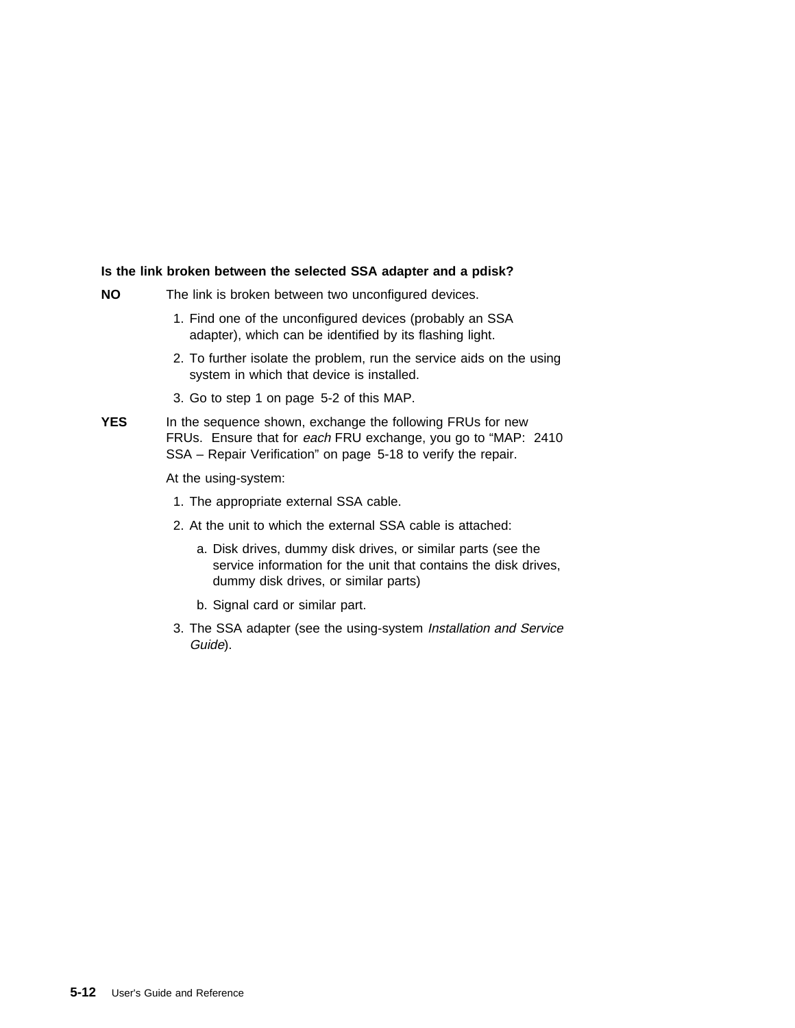**Is the link broken between the selected SSA adapter and a pdisk?**

**NO** The link is broken between two unconfigured devices.

1. Find one of the unconfigured devices (probably an SSA adapter), which can be identified by its flashing light.
2. To further isolate the problem, run the service aids on the using system in which that device is installed.
3. Go to step 1 on page 5-2 of this MAP.

**YES** In the sequence shown, exchange the following FRUs for new FRUs. Ensure that for *each* FRU exchange, you go to "MAP: 2410 SSA – Repair Verification" on page 5-18 to verify the repair.

At the using-system:

1. The appropriate external SSA cable.
2. At the unit to which the external SSA cable is attached:
   a. Disk drives, dummy disk drives, or similar parts (see the service information for the unit that contains the disk drives, dummy disk drives, or similar parts)
   b. Signal card or similar part.
3. The SSA adapter (see the using-system *Installation and Service Guide*).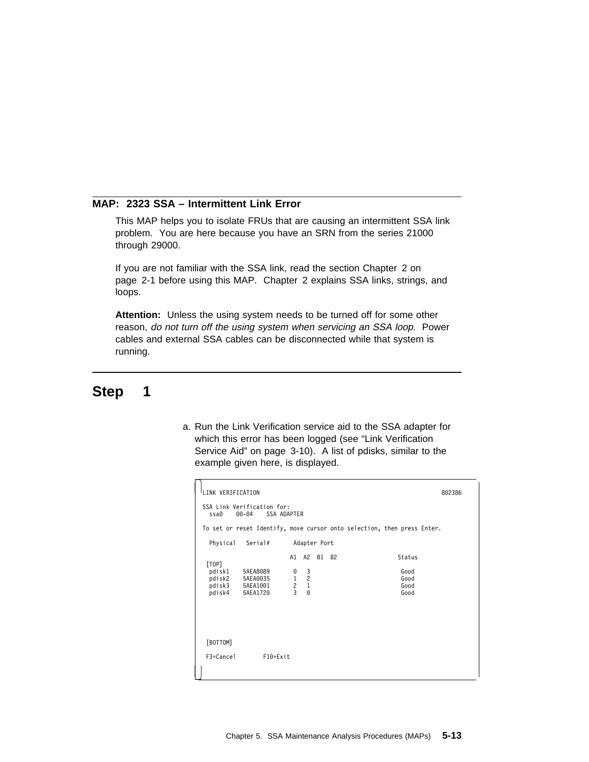## MAP: 2323 SSA – Intermittent Link Error

This MAP helps you to isolate FRUs that are causing an intermittent SSA link problem. You are here because you have an SRN from the series 21000 through 29000.

If you are not familiar with the SSA link, read the section Chapter 2 on page 2-1 before using this MAP. Chapter 2 explains SSA links, strings, and loops.

**Attention:** Unless the using system needs to be turned off for some other reason, *do not turn off the using system when servicing an SSA loop*. Power cables and external SSA cables can be disconnected while that system is running.

# Step 1

a. Run the Link Verification service aid to the SSA adapter for which this error has been logged (see “Link Verification Service Aid” on page 3-10). A list of pdisks, similar to the example given here, is displayed.

```
LINK VERIFICATION                                                       802386

SSA Link Verification for:
  ssa0    00-04    SSA ADAPTER

To set or reset Identify, move cursor onto selection, then press Enter.

   Physical   Serial#       Adapter Port

                          A1  A2  B1  B2                 Status
  [TOP]
   pdisk1    5AEA8089       0   3                         Good
   pdisk2    5AEA0035       1   2                         Good
   pdisk3    5AEA1001       2   1                         Good
   pdisk4    5AEA1720       3   0                         Good




  [BOTTOM]

  F3=Cancel        F10=Exit
```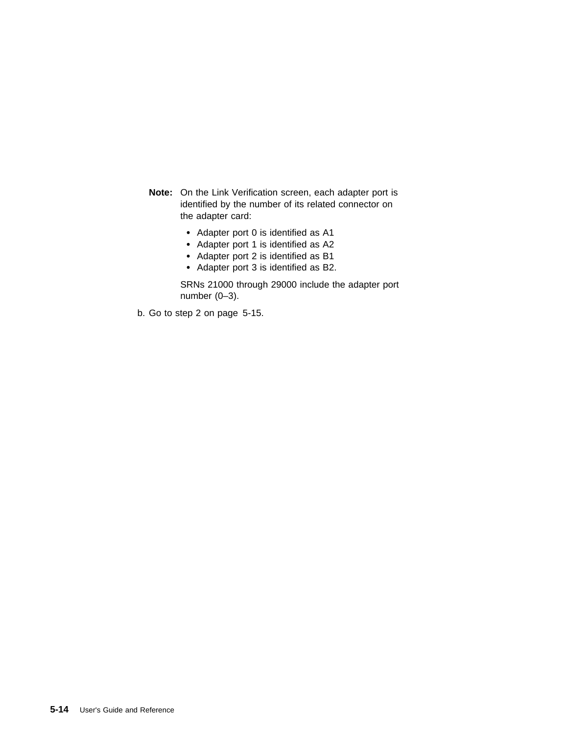**Note:** On the Link Verification screen, each adapter port is identified by the number of its related connector on the adapter card:

- Adapter port 0 is identified as A1
- Adapter port 1 is identified as A2
- Adapter port 2 is identified as B1
- Adapter port 3 is identified as B2.

SRNs 21000 through 29000 include the adapter port number (0–3).

b. Go to step 2 on page 5-15.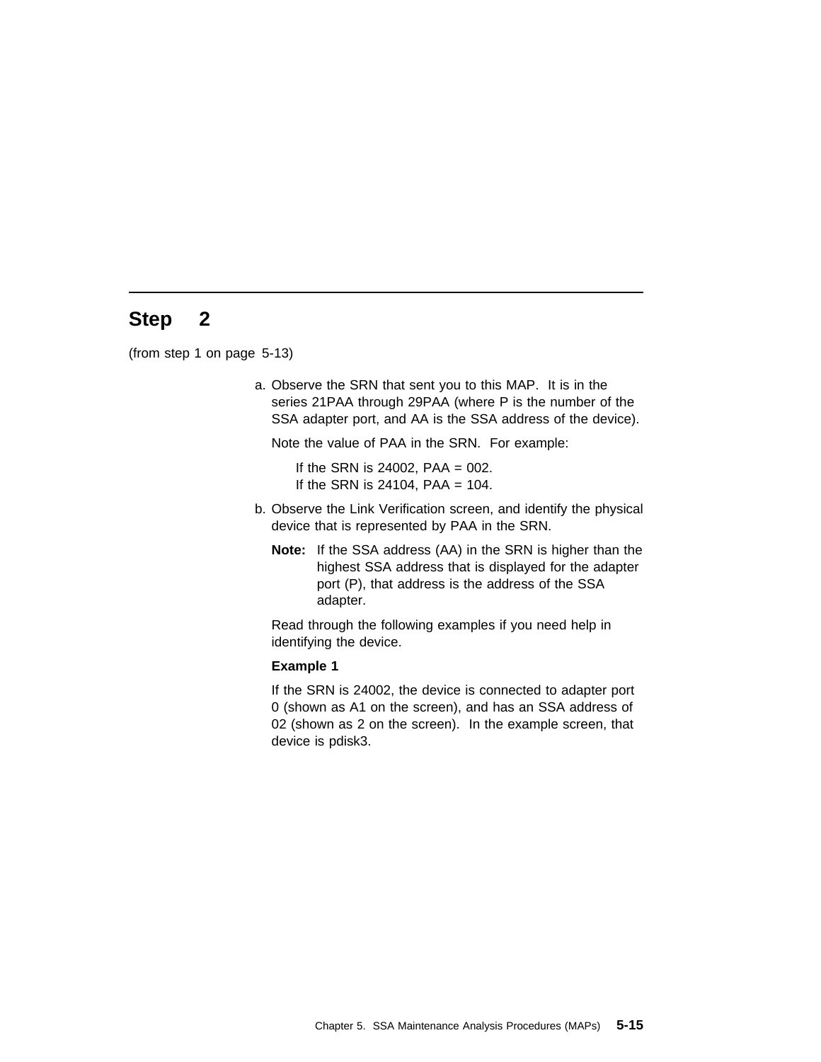## Step 2

(from step 1 on page 5-13)

a. Observe the SRN that sent you to this MAP. It is in the series 21PAA through 29PAA (where P is the number of the SSA adapter port, and AA is the SSA address of the device).

   Note the value of PAA in the SRN. For example:

   If the SRN is 24002, PAA = 002.
   If the SRN is 24104, PAA = 104.

b. Observe the Link Verification screen, and identify the physical device that is represented by PAA in the SRN.

   **Note:** If the SSA address (AA) in the SRN is higher than the highest SSA address that is displayed for the adapter port (P), that address is the address of the SSA adapter.

   Read through the following examples if you need help in identifying the device.

   **Example 1**

   If the SRN is 24002, the device is connected to adapter port 0 (shown as A1 on the screen), and has an SSA address of 02 (shown as 2 on the screen). In the example screen, that device is pdisk3.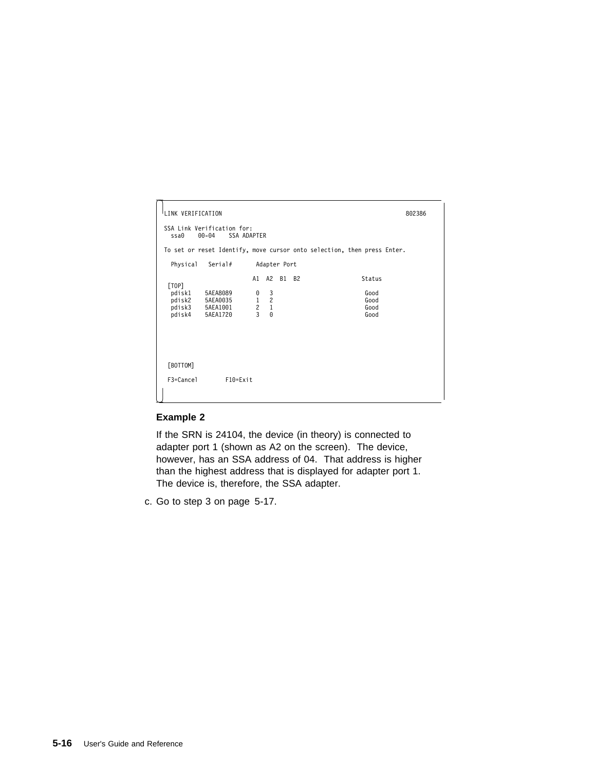```
LINK VERIFICATION                                                        802386

SSA Link Verification for:
  ssa0    00-04    SSA ADAPTER

To set or reset Identify, move cursor onto selection, then press Enter.

  Physical   Serial#       Adapter Port

                        A1  A2  B1  B2                   Status
 [TOP]
  pdisk1    5AEA8089    0   3                            Good
  pdisk2    5AEA0035    1   2                            Good
  pdisk3    5AEA1001    2   1                            Good
  pdisk4    5AEA1720    3   0                            Good






 [BOTTOM]

 F3=Cancel        F10=Exit
```

**Example 2**

If the SRN is 24104, the device (in theory) is connected to adapter port 1 (shown as A2 on the screen). The device, however, has an SSA address of 04. That address is higher than the highest address that is displayed for adapter port 1. The device is, therefore, the SSA adapter.

c. Go to step 3 on page 5-17.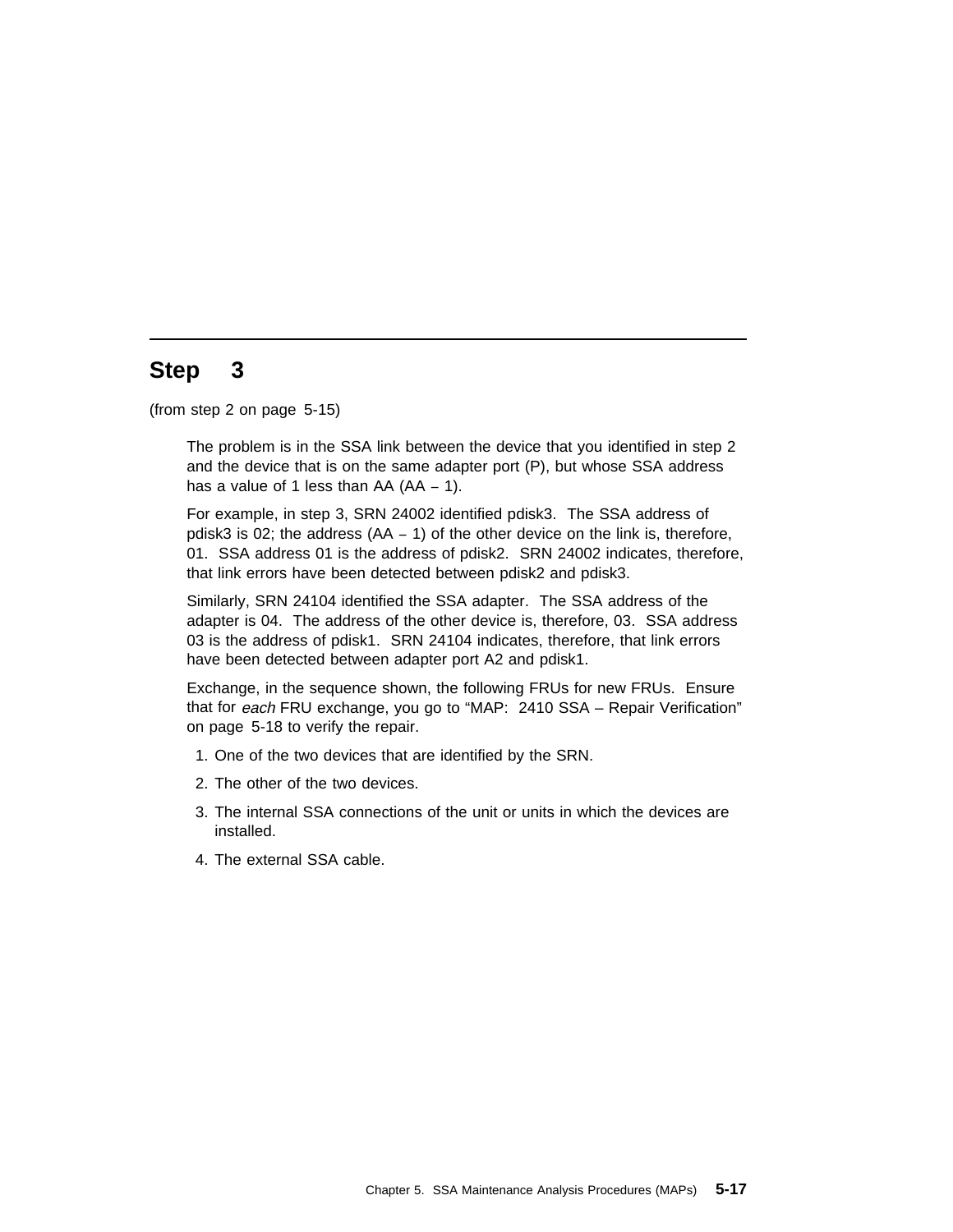## Step 3

(from step 2 on page 5-15)

The problem is in the SSA link between the device that you identified in step 2 and the device that is on the same adapter port (P), but whose SSA address has a value of 1 less than AA (AA − 1).

For example, in step 3, SRN 24002 identified pdisk3. The SSA address of pdisk3 is 02; the address (AA − 1) of the other device on the link is, therefore, 01. SSA address 01 is the address of pdisk2. SRN 24002 indicates, therefore, that link errors have been detected between pdisk2 and pdisk3.

Similarly, SRN 24104 identified the SSA adapter. The SSA address of the adapter is 04. The address of the other device is, therefore, 03. SSA address 03 is the address of pdisk1. SRN 24104 indicates, therefore, that link errors have been detected between adapter port A2 and pdisk1.

Exchange, in the sequence shown, the following FRUs for new FRUs. Ensure that for *each* FRU exchange, you go to "MAP: 2410 SSA – Repair Verification" on page 5-18 to verify the repair.

1. One of the two devices that are identified by the SRN.
2. The other of the two devices.
3. The internal SSA connections of the unit or units in which the devices are installed.
4. The external SSA cable.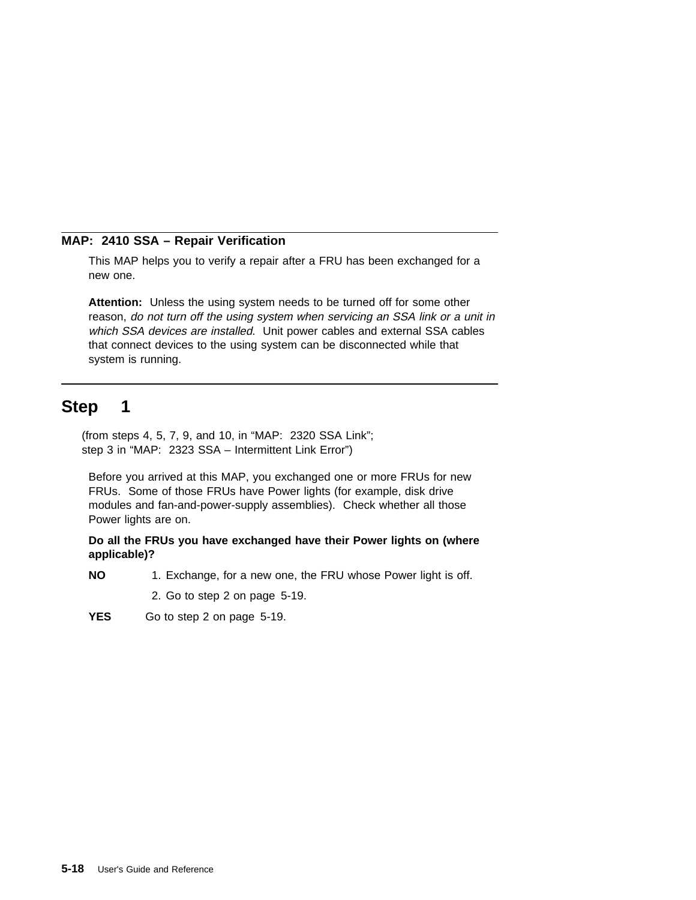## MAP: 2410 SSA – Repair Verification

This MAP helps you to verify a repair after a FRU has been exchanged for a new one.

**Attention:** Unless the using system needs to be turned off for some other reason, *do not turn off the using system when servicing an SSA link or a unit in which SSA devices are installed*. Unit power cables and external SSA cables that connect devices to the using system can be disconnected while that system is running.

## Step 1

(from steps 4, 5, 7, 9, and 10, in "MAP: 2320 SSA Link"; step 3 in "MAP: 2323 SSA – Intermittent Link Error")

Before you arrived at this MAP, you exchanged one or more FRUs for new FRUs. Some of those FRUs have Power lights (for example, disk drive modules and fan-and-power-supply assemblies). Check whether all those Power lights are on.

**Do all the FRUs you have exchanged have their Power lights on (where applicable)?**

**NO**
1. Exchange, for a new one, the FRU whose Power light is off.
2. Go to step 2 on page 5-19.

**YES** Go to step 2 on page 5-19.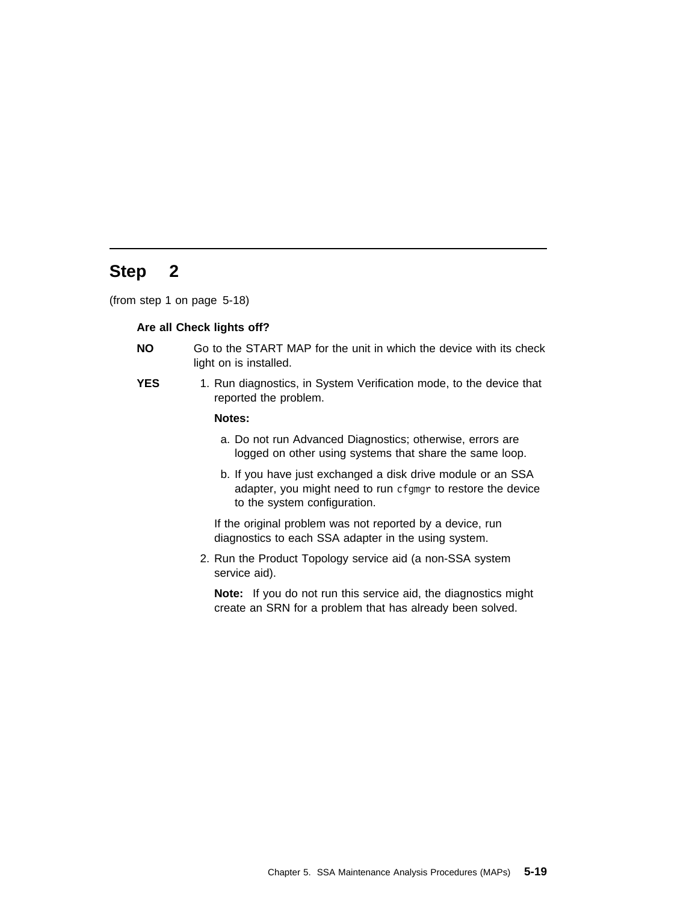## Step 2

(from step 1 on page 5-18)

**Are all Check lights off?**

**NO** Go to the START MAP for the unit in which the device with its check light on is installed.

**YES**

1. Run diagnostics, in System Verification mode, to the device that reported the problem.

   **Notes:**

   a. Do not run Advanced Diagnostics; otherwise, errors are logged on other using systems that share the same loop.

   b. If you have just exchanged a disk drive module or an SSA adapter, you might need to run `cfgmgr` to restore the device to the system configuration.

   If the original problem was not reported by a device, run diagnostics to each SSA adapter in the using system.

2. Run the Product Topology service aid (a non-SSA system service aid).

   **Note:** If you do not run this service aid, the diagnostics might create an SRN for a problem that has already been solved.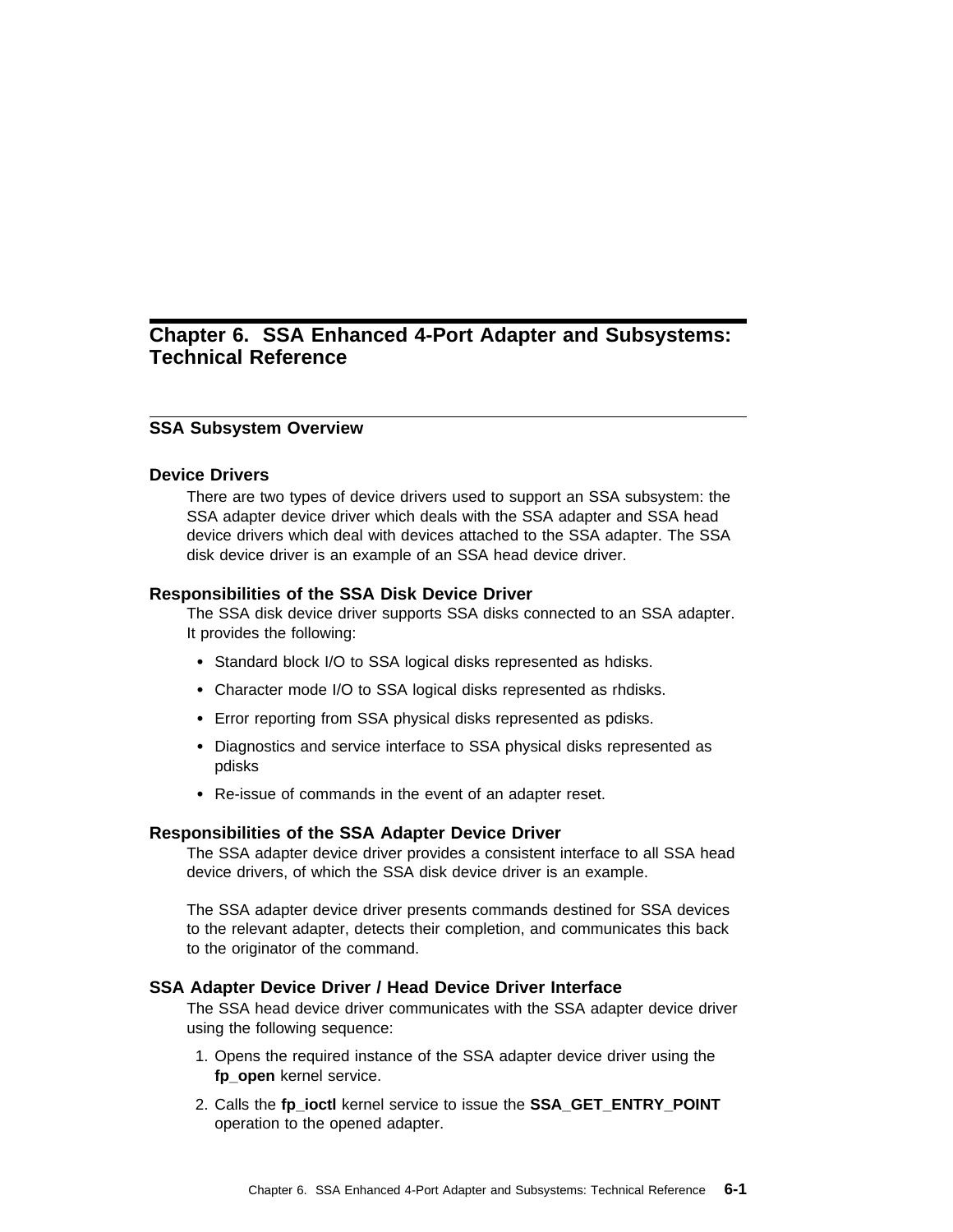# Chapter 6. SSA Enhanced 4-Port Adapter and Subsystems: Technical Reference

## SSA Subsystem Overview

### Device Drivers

There are two types of device drivers used to support an SSA subsystem: the SSA adapter device driver which deals with the SSA adapter and SSA head device drivers which deal with devices attached to the SSA adapter. The SSA disk device driver is an example of an SSA head device driver.

### Responsibilities of the SSA Disk Device Driver

The SSA disk device driver supports SSA disks connected to an SSA adapter. It provides the following:

- Standard block I/O to SSA logical disks represented as hdisks.
- Character mode I/O to SSA logical disks represented as rhdisks.
- Error reporting from SSA physical disks represented as pdisks.
- Diagnostics and service interface to SSA physical disks represented as pdisks
- Re-issue of commands in the event of an adapter reset.

### Responsibilities of the SSA Adapter Device Driver

The SSA adapter device driver provides a consistent interface to all SSA head device drivers, of which the SSA disk device driver is an example.

The SSA adapter device driver presents commands destined for SSA devices to the relevant adapter, detects their completion, and communicates this back to the originator of the command.

### SSA Adapter Device Driver / Head Device Driver Interface

The SSA head device driver communicates with the SSA adapter device driver using the following sequence:

1. Opens the required instance of the SSA adapter device driver using the **fp_open** kernel service.
2. Calls the **fp_ioctl** kernel service to issue the **SSA_GET_ENTRY_POINT** operation to the opened adapter.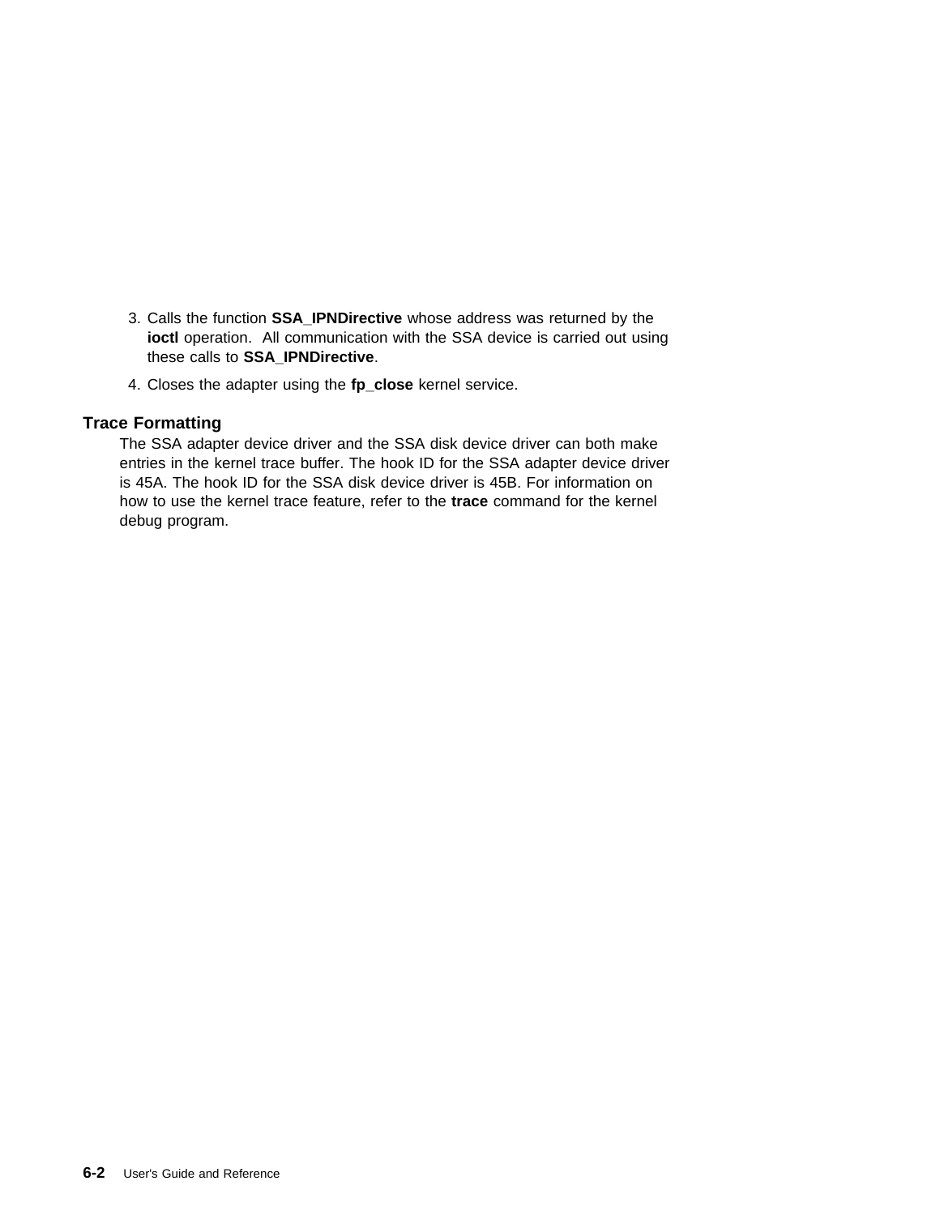3. Calls the function **SSA_IPNDirective** whose address was returned by the **ioctl** operation. All communication with the SSA device is carried out using these calls to **SSA_IPNDirective**.

4. Closes the adapter using the **fp_close** kernel service.

## Trace Formatting

The SSA adapter device driver and the SSA disk device driver can both make entries in the kernel trace buffer. The hook ID for the SSA adapter device driver is 45A. The hook ID for the SSA disk device driver is 45B. For information on how to use the kernel trace feature, refer to the **trace** command for the kernel debug program.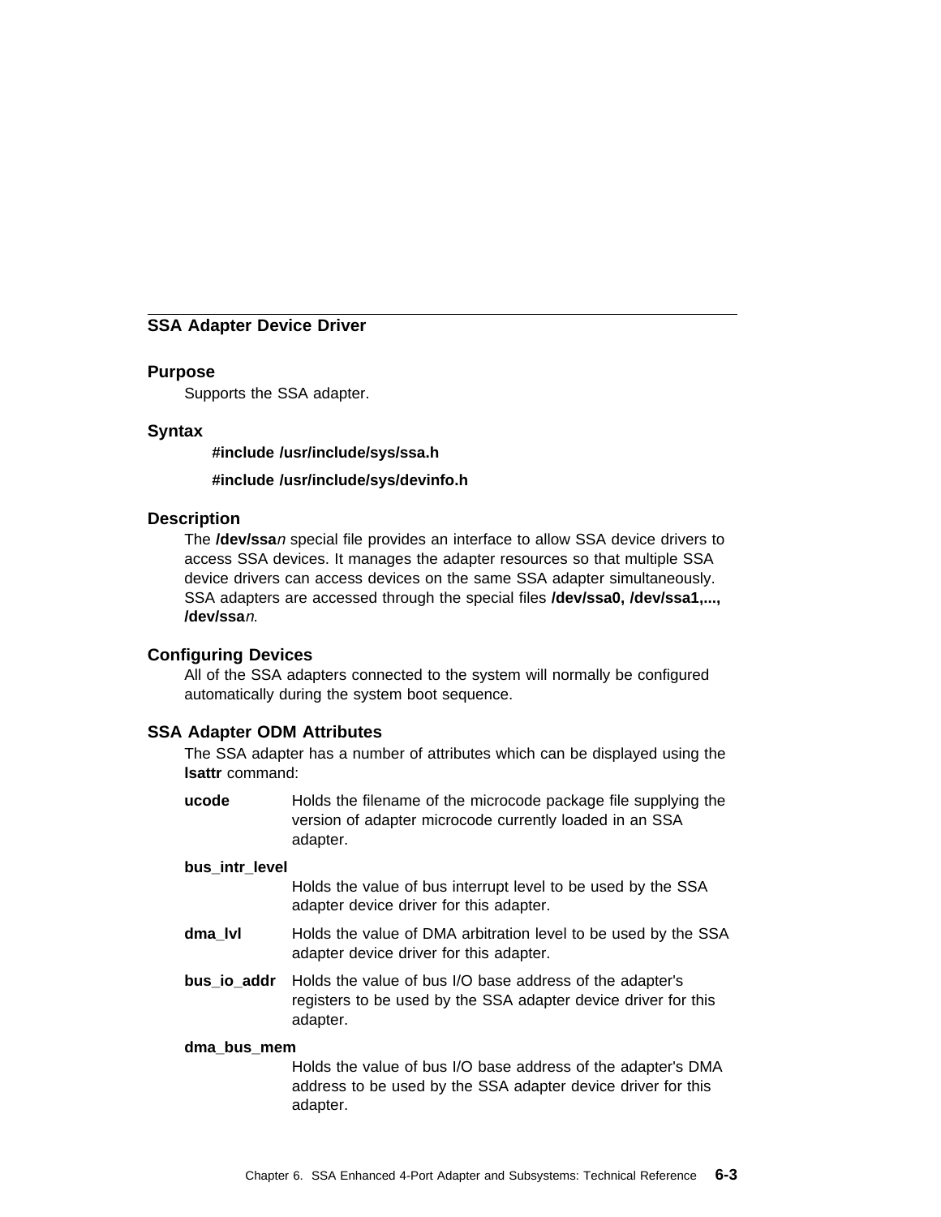## SSA Adapter Device Driver

### Purpose

Supports the SSA adapter.

### Syntax

**#include /usr/include/sys/ssa.h**

**#include /usr/include/sys/devinfo.h**

### Description

The **/dev/ssa***n* special file provides an interface to allow SSA device drivers to access SSA devices. It manages the adapter resources so that multiple SSA device drivers can access devices on the same SSA adapter simultaneously. SSA adapters are accessed through the special files **/dev/ssa0, /dev/ssa1,..., /dev/ssa***n*.

### Configuring Devices

All of the SSA adapters connected to the system will normally be configured automatically during the system boot sequence.

### SSA Adapter ODM Attributes

The SSA adapter has a number of attributes which can be displayed using the **lsattr** command:

**ucode**
Holds the filename of the microcode package file supplying the version of adapter microcode currently loaded in an SSA adapter.

**bus_intr_level**
Holds the value of bus interrupt level to be used by the SSA adapter device driver for this adapter.

**dma_lvl**
Holds the value of DMA arbitration level to be used by the SSA adapter device driver for this adapter.

**bus_io_addr**
Holds the value of bus I/O base address of the adapter's registers to be used by the SSA adapter device driver for this adapter.

**dma_bus_mem**
Holds the value of bus I/O base address of the adapter's DMA address to be used by the SSA adapter device driver for this adapter.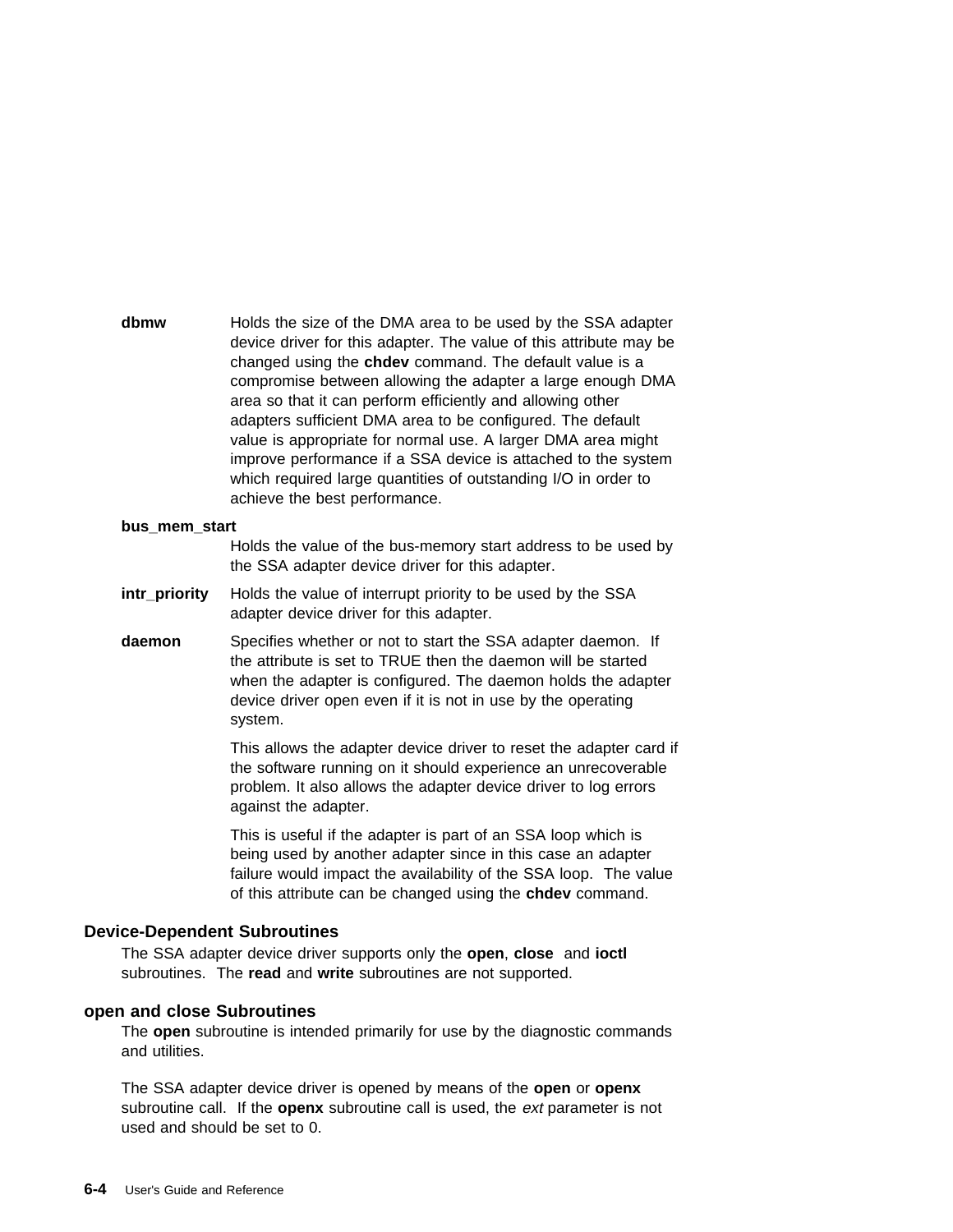**dbmw**
Holds the size of the DMA area to be used by the SSA adapter device driver for this adapter. The value of this attribute may be changed using the **chdev** command. The default value is a compromise between allowing the adapter a large enough DMA area so that it can perform efficiently and allowing other adapters sufficient DMA area to be configured. The default value is appropriate for normal use. A larger DMA area might improve performance if a SSA device is attached to the system which required large quantities of outstanding I/O in order to achieve the best performance.

**bus_mem_start**
Holds the value of the bus-memory start address to be used by the SSA adapter device driver for this adapter.

**intr_priority**
Holds the value of interrupt priority to be used by the SSA adapter device driver for this adapter.

**daemon**
Specifies whether or not to start the SSA adapter daemon. If the attribute is set to TRUE then the daemon will be started when the adapter is configured. The daemon holds the adapter device driver open even if it is not in use by the operating system.

This allows the adapter device driver to reset the adapter card if the software running on it should experience an unrecoverable problem. It also allows the adapter device driver to log errors against the adapter.

This is useful if the adapter is part of an SSA loop which is being used by another adapter since in this case an adapter failure would impact the availability of the SSA loop. The value of this attribute can be changed using the **chdev** command.

## Device-Dependent Subroutines

The SSA adapter device driver supports only the **open**, **close** and **ioctl** subroutines. The **read** and **write** subroutines are not supported.

## open and close Subroutines

The **open** subroutine is intended primarily for use by the diagnostic commands and utilities.

The SSA adapter device driver is opened by means of the **open** or **openx** subroutine call. If the **openx** subroutine call is used, the *ext* parameter is not used and should be set to 0.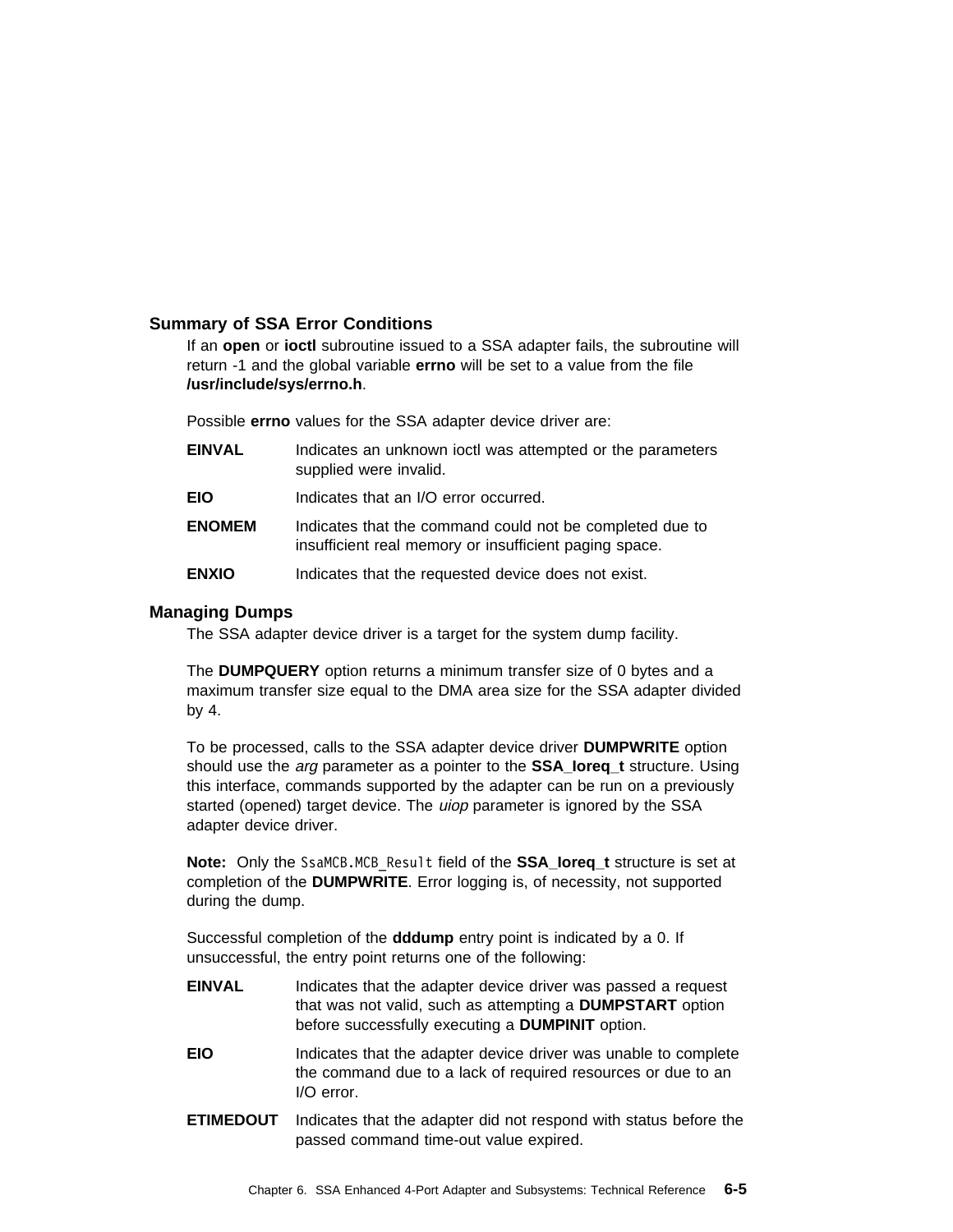### Summary of SSA Error Conditions

If an **open** or **ioctl** subroutine issued to a SSA adapter fails, the subroutine will return -1 and the global variable **errno** will be set to a value from the file **/usr/include/sys/errno.h**.

Possible **errno** values for the SSA adapter device driver are:

**EINVAL** Indicates an unknown ioctl was attempted or the parameters supplied were invalid.

**EIO** Indicates that an I/O error occurred.

**ENOMEM** Indicates that the command could not be completed due to insufficient real memory or insufficient paging space.

**ENXIO** Indicates that the requested device does not exist.

### Managing Dumps

The SSA adapter device driver is a target for the system dump facility.

The **DUMPQUERY** option returns a minimum transfer size of 0 bytes and a maximum transfer size equal to the DMA area size for the SSA adapter divided by 4.

To be processed, calls to the SSA adapter device driver **DUMPWRITE** option should use the *arg* parameter as a pointer to the **SSA_Ioreq_t** structure. Using this interface, commands supported by the adapter can be run on a previously started (opened) target device. The *uiop* parameter is ignored by the SSA adapter device driver.

**Note:** Only the `SsaMCB.MCB_Result` field of the **SSA_Ioreq_t** structure is set at completion of the **DUMPWRITE**. Error logging is, of necessity, not supported during the dump.

Successful completion of the **dddump** entry point is indicated by a 0. If unsuccessful, the entry point returns one of the following:

**EINVAL** Indicates that the adapter device driver was passed a request that was not valid, such as attempting a **DUMPSTART** option before successfully executing a **DUMPINIT** option.

**EIO** Indicates that the adapter device driver was unable to complete the command due to a lack of required resources or due to an I/O error.

**ETIMEDOUT** Indicates that the adapter did not respond with status before the passed command time-out value expired.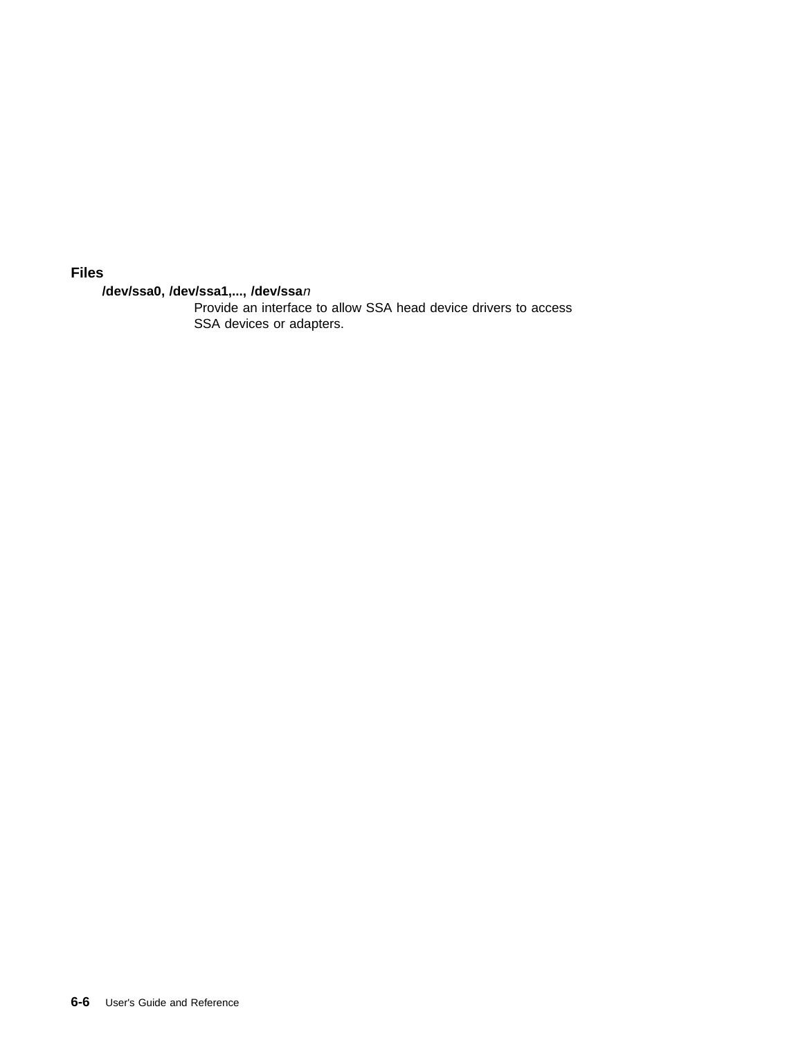## Files

**/dev/ssa0, /dev/ssa1,..., /dev/ssa***n*
: Provide an interface to allow SSA head device drivers to access SSA devices or adapters.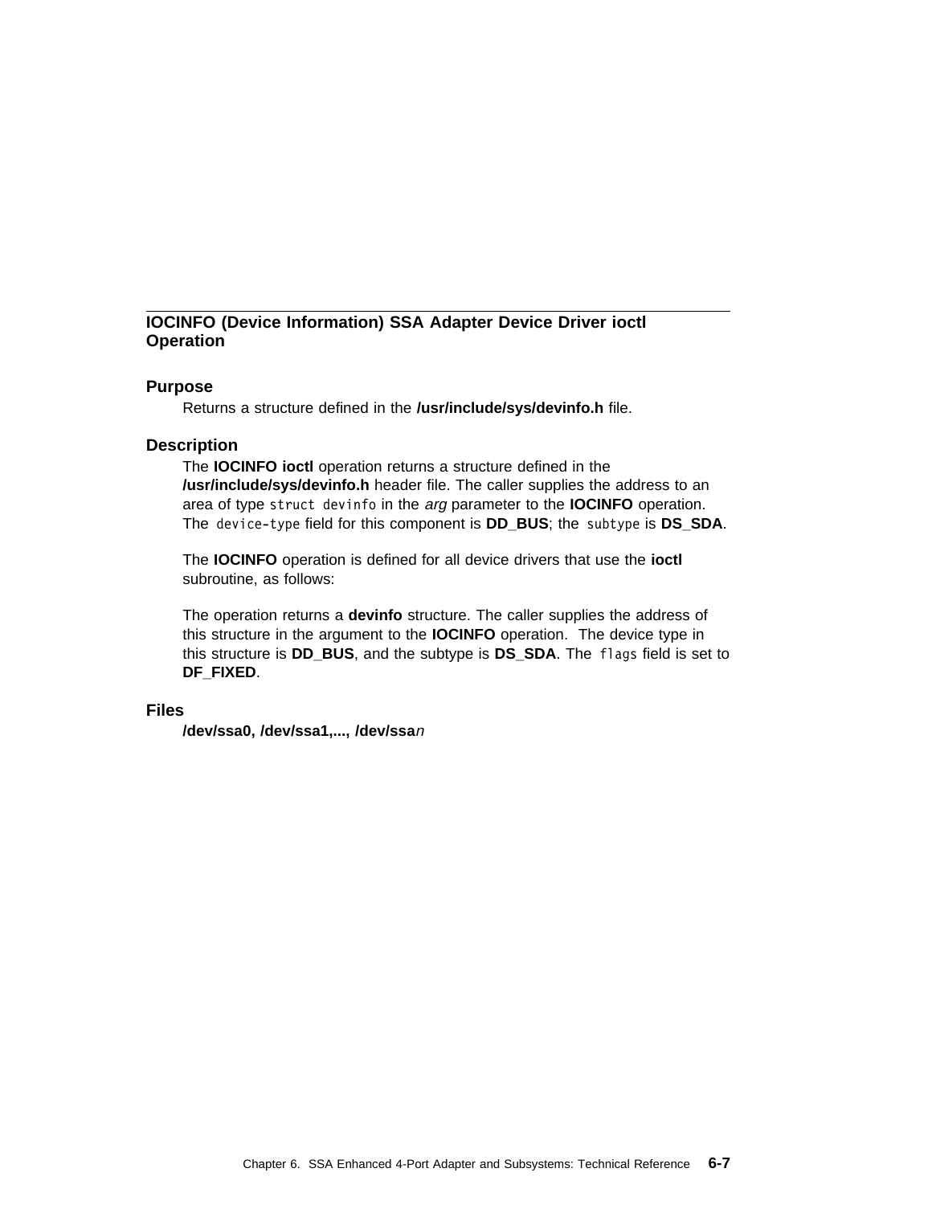## IOCINFO (Device Information) SSA Adapter Device Driver ioctl Operation

### Purpose

Returns a structure defined in the **/usr/include/sys/devinfo.h** file.

### Description

The **IOCINFO ioctl** operation returns a structure defined in the **/usr/include/sys/devinfo.h** header file. The caller supplies the address to an area of type `struct devinfo` in the *arg* parameter to the **IOCINFO** operation. The `device-type` field for this component is **DD_BUS**; the `subtype` is **DS_SDA**.

The **IOCINFO** operation is defined for all device drivers that use the **ioctl** subroutine, as follows:

The operation returns a **devinfo** structure. The caller supplies the address of this structure in the argument to the **IOCINFO** operation. The device type in this structure is **DD_BUS**, and the subtype is **DS_SDA**. The `flags` field is set to **DF_FIXED**.

### Files

**/dev/ssa0, /dev/ssa1,..., /dev/ssa***n*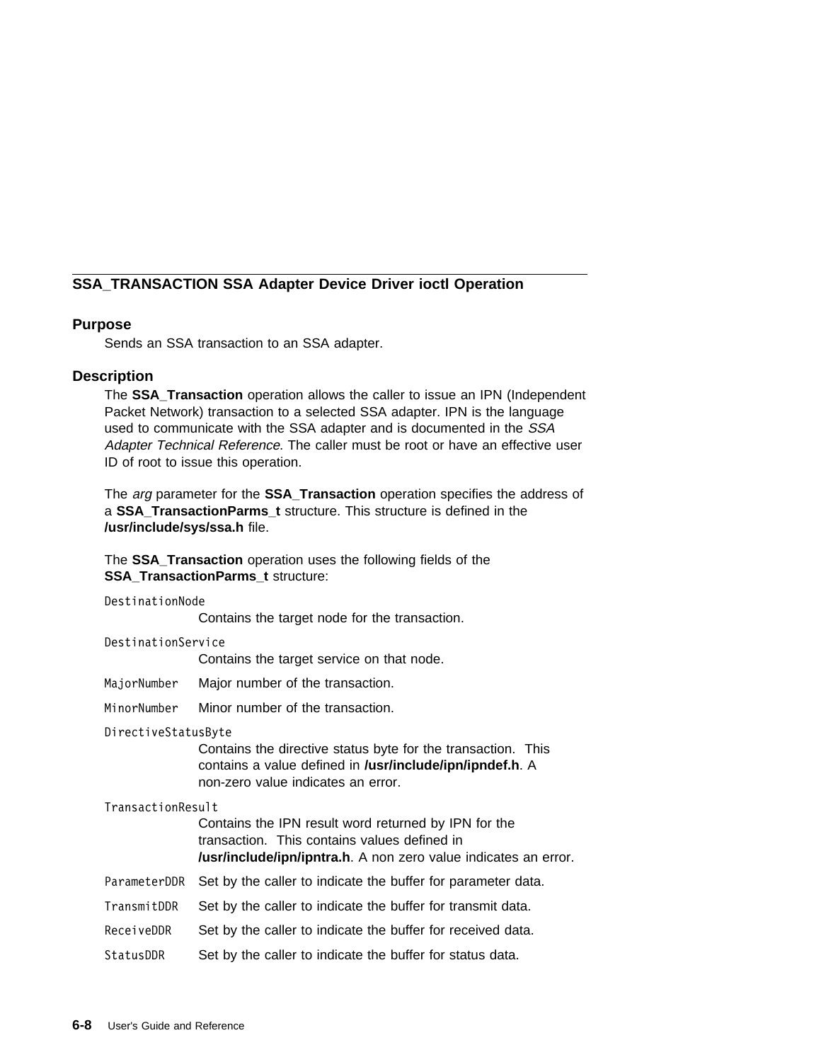## SSA_TRANSACTION SSA Adapter Device Driver ioctl Operation

### Purpose

Sends an SSA transaction to an SSA adapter.

### Description

The **SSA_Transaction** operation allows the caller to issue an IPN (Independent Packet Network) transaction to a selected SSA adapter. IPN is the language used to communicate with the SSA adapter and is documented in the *SSA Adapter Technical Reference*. The caller must be root or have an effective user ID of root to issue this operation.

The *arg* parameter for the **SSA_Transaction** operation specifies the address of a **SSA_TransactionParms_t** structure. This structure is defined in the **/usr/include/sys/ssa.h** file.

The **SSA_Transaction** operation uses the following fields of the **SSA_TransactionParms_t** structure:

`DestinationNode`
: Contains the target node for the transaction.

`DestinationService`
: Contains the target service on that node.

`MajorNumber`
: Major number of the transaction.

`MinorNumber`
: Minor number of the transaction.

`DirectiveStatusByte`
: Contains the directive status byte for the transaction. This contains a value defined in **/usr/include/ipn/ipndef.h**. A non-zero value indicates an error.

`TransactionResult`
: Contains the IPN result word returned by IPN for the transaction. This contains values defined in **/usr/include/ipn/ipntra.h**. A non zero value indicates an error.

`ParameterDDR`
: Set by the caller to indicate the buffer for parameter data.

`TransmitDDR`
: Set by the caller to indicate the buffer for transmit data.

`ReceiveDDR`
: Set by the caller to indicate the buffer for received data.

`StatusDDR`
: Set by the caller to indicate the buffer for status data.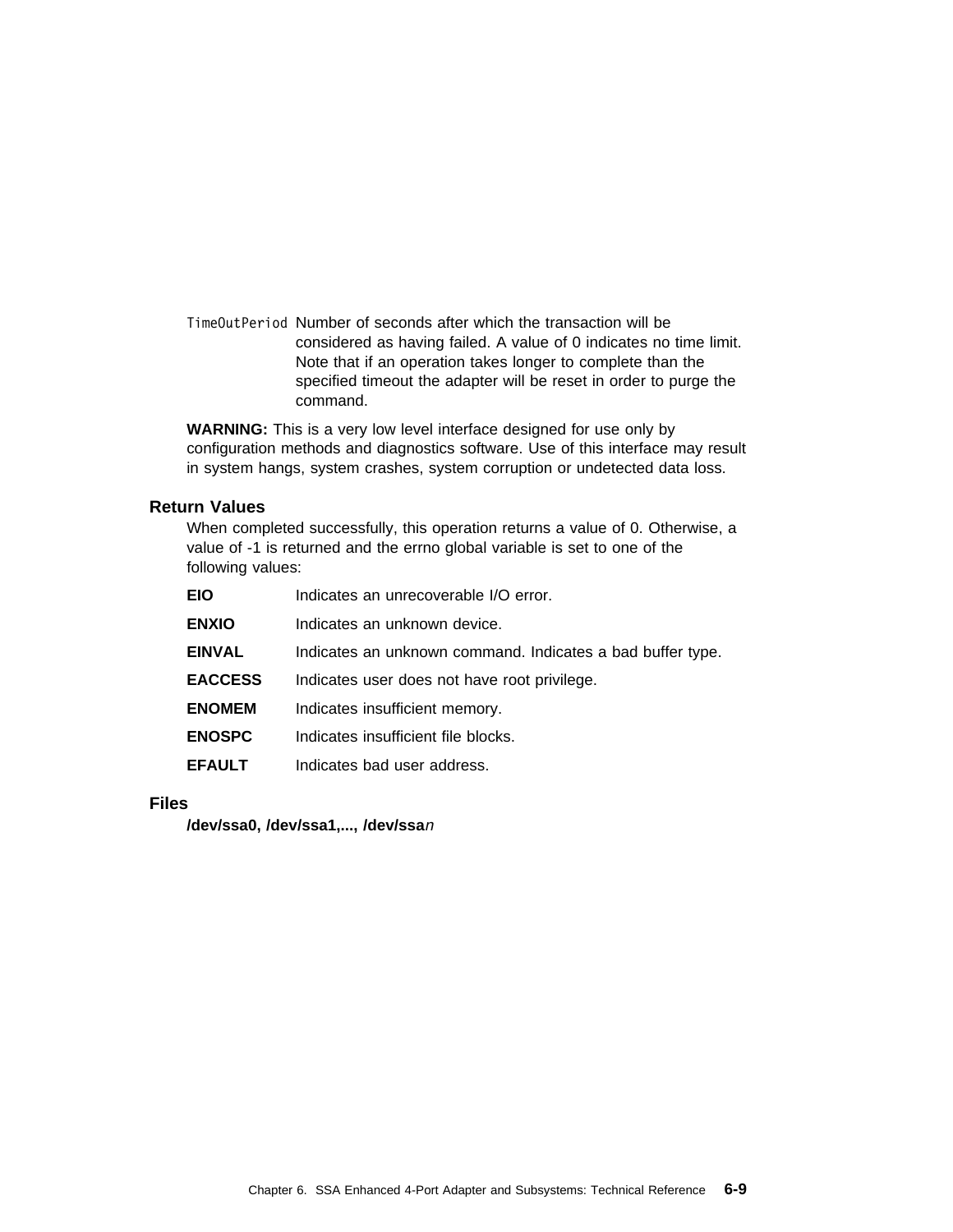`TimeOutPeriod` Number of seconds after which the transaction will be considered as having failed. A value of 0 indicates no time limit. Note that if an operation takes longer to complete than the specified timeout the adapter will be reset in order to purge the command.

**WARNING:** This is a very low level interface designed for use only by configuration methods and diagnostics software. Use of this interface may result in system hangs, system crashes, system corruption or undetected data loss.

### Return Values

When completed successfully, this operation returns a value of 0. Otherwise, a value of -1 is returned and the errno global variable is set to one of the following values:

**EIO** Indicates an unrecoverable I/O error.

**ENXIO** Indicates an unknown device.

**EINVAL** Indicates an unknown command. Indicates a bad buffer type.

**EACCESS** Indicates user does not have root privilege.

**ENOMEM** Indicates insufficient memory.

**ENOSPC** Indicates insufficient file blocks.

**EFAULT** Indicates bad user address.

### Files

**/dev/ssa0, /dev/ssa1,..., /dev/ssa***n*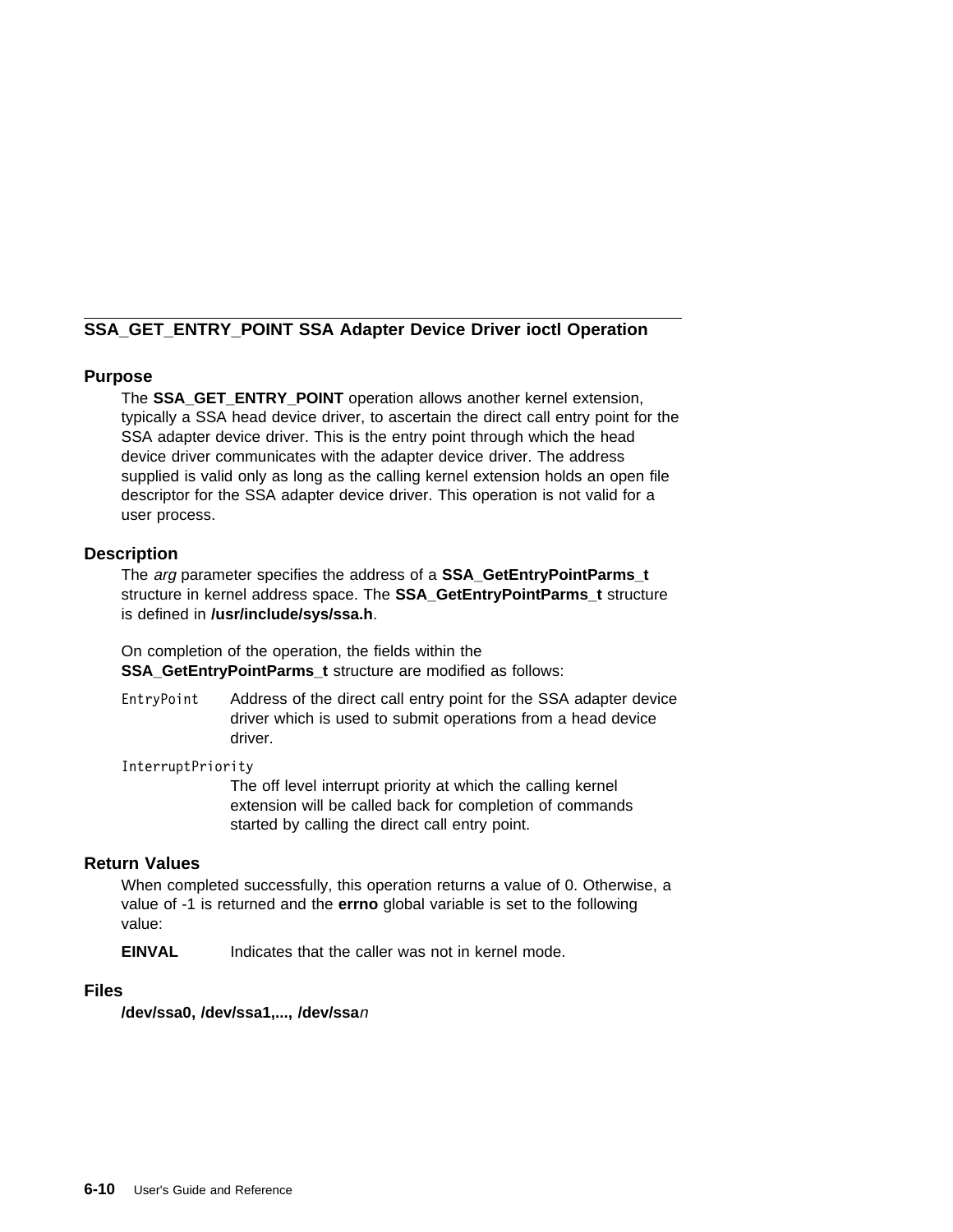## SSA_GET_ENTRY_POINT SSA Adapter Device Driver ioctl Operation

### Purpose

The **SSA_GET_ENTRY_POINT** operation allows another kernel extension, typically a SSA head device driver, to ascertain the direct call entry point for the SSA adapter device driver. This is the entry point through which the head device driver communicates with the adapter device driver. The address supplied is valid only as long as the calling kernel extension holds an open file descriptor for the SSA adapter device driver. This operation is not valid for a user process.

### Description

The *arg* parameter specifies the address of a **SSA_GetEntryPointParms_t** structure in kernel address space. The **SSA_GetEntryPointParms_t** structure is defined in **/usr/include/sys/ssa.h**.

On completion of the operation, the fields within the **SSA_GetEntryPointParms_t** structure are modified as follows:

`EntryPoint`
: Address of the direct call entry point for the SSA adapter device driver which is used to submit operations from a head device driver.

`InterruptPriority`
: The off level interrupt priority at which the calling kernel extension will be called back for completion of commands started by calling the direct call entry point.

### Return Values

When completed successfully, this operation returns a value of 0. Otherwise, a value of -1 is returned and the **errno** global variable is set to the following value:

**EINVAL**
: Indicates that the caller was not in kernel mode.

### Files

**/dev/ssa0, /dev/ssa1,..., /dev/ssa***n*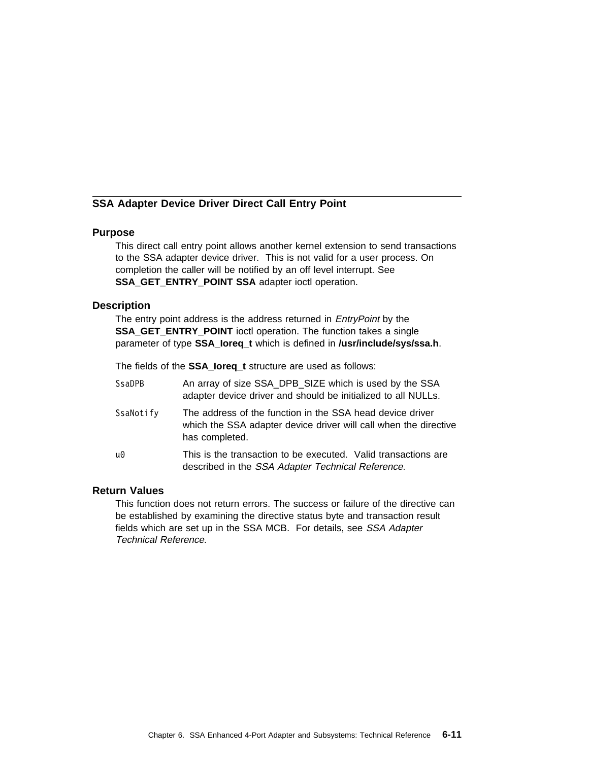## SSA Adapter Device Driver Direct Call Entry Point

### Purpose

This direct call entry point allows another kernel extension to send transactions to the SSA adapter device driver. This is not valid for a user process. On completion the caller will be notified by an off level interrupt. See **SSA_GET_ENTRY_POINT SSA** adapter ioctl operation.

### Description

The entry point address is the address returned in *EntryPoint* by the **SSA_GET_ENTRY_POINT** ioctl operation. The function takes a single parameter of type **SSA_Ioreq_t** which is defined in **/usr/include/sys/ssa.h**.

The fields of the **SSA_Ioreq_t** structure are used as follows:

| | |
|---|---|
| `SsaDPB` | An array of size SSA_DPB_SIZE which is used by the SSA adapter device driver and should be initialized to all NULLs. |
| `SsaNotify` | The address of the function in the SSA head device driver which the SSA adapter device driver will call when the directive has completed. |
| `u0` | This is the transaction to be executed. Valid transactions are described in the *SSA Adapter Technical Reference*. |

### Return Values

This function does not return errors. The success or failure of the directive can be established by examining the directive status byte and transaction result fields which are set up in the SSA MCB. For details, see *SSA Adapter Technical Reference*.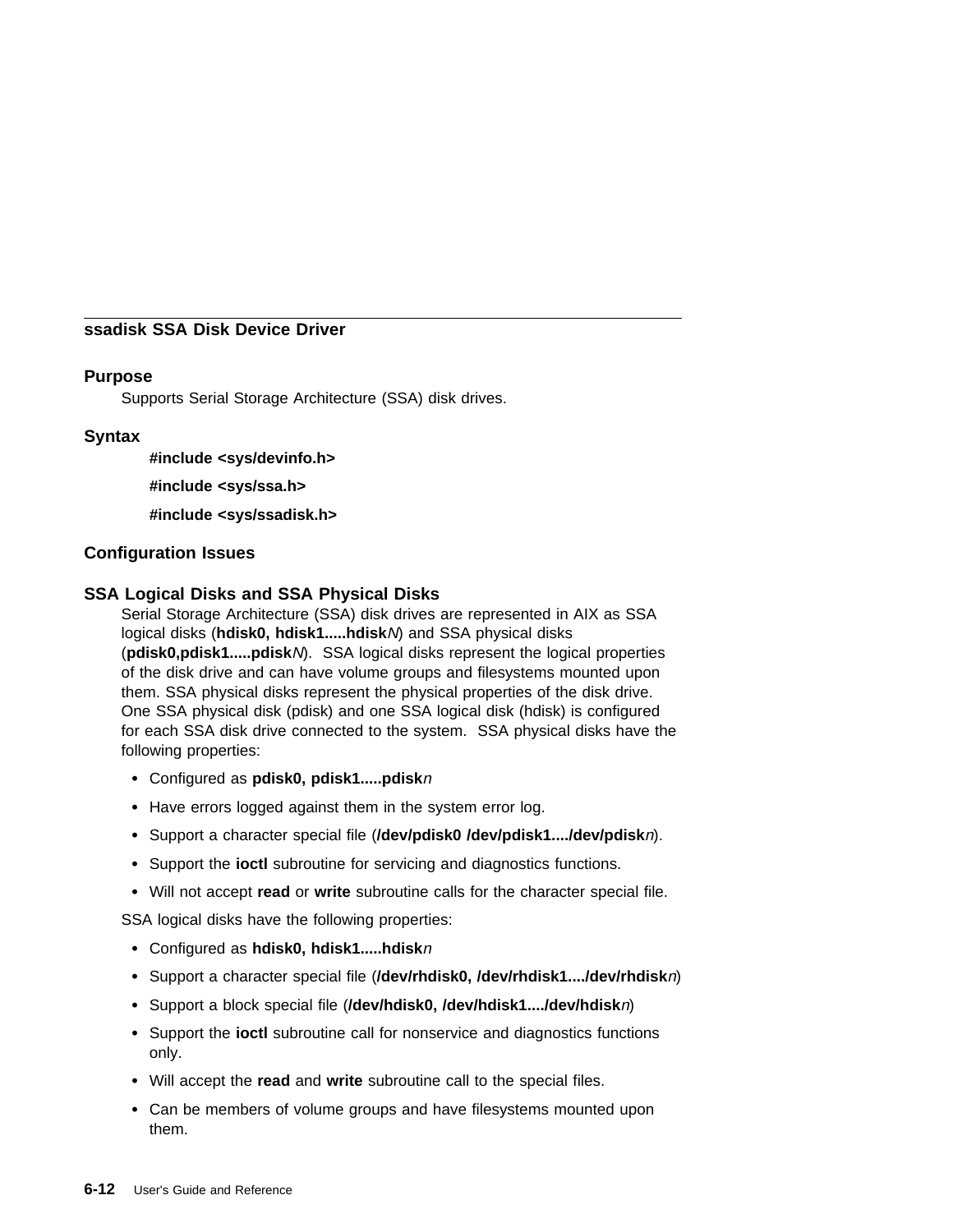## ssadisk SSA Disk Device Driver

### Purpose

Supports Serial Storage Architecture (SSA) disk drives.

### Syntax

**#include <sys/devinfo.h>**

**#include <sys/ssa.h>**

**#include <sys/ssadisk.h>**

### Configuration Issues

### SSA Logical Disks and SSA Physical Disks

Serial Storage Architecture (SSA) disk drives are represented in AIX as SSA logical disks (**hdisk0, hdisk1.....hdisk***N*) and SSA physical disks (**pdisk0,pdisk1.....pdisk***N*). SSA logical disks represent the logical properties of the disk drive and can have volume groups and filesystems mounted upon them. SSA physical disks represent the physical properties of the disk drive. One SSA physical disk (pdisk) and one SSA logical disk (hdisk) is configured for each SSA disk drive connected to the system. SSA physical disks have the following properties:

- Configured as **pdisk0, pdisk1.....pdisk***n*
- Have errors logged against them in the system error log.
- Support a character special file (**/dev/pdisk0 /dev/pdisk1..../dev/pdisk***n*).
- Support the **ioctl** subroutine for servicing and diagnostics functions.
- Will not accept **read** or **write** subroutine calls for the character special file.

SSA logical disks have the following properties:

- Configured as **hdisk0, hdisk1.....hdisk***n*
- Support a character special file (**/dev/rhdisk0, /dev/rhdisk1..../dev/rhdisk***n*)
- Support a block special file (**/dev/hdisk0, /dev/hdisk1..../dev/hdisk***n*)
- Support the **ioctl** subroutine call for nonservice and diagnostics functions only.
- Will accept the **read** and **write** subroutine call to the special files.
- Can be members of volume groups and have filesystems mounted upon them.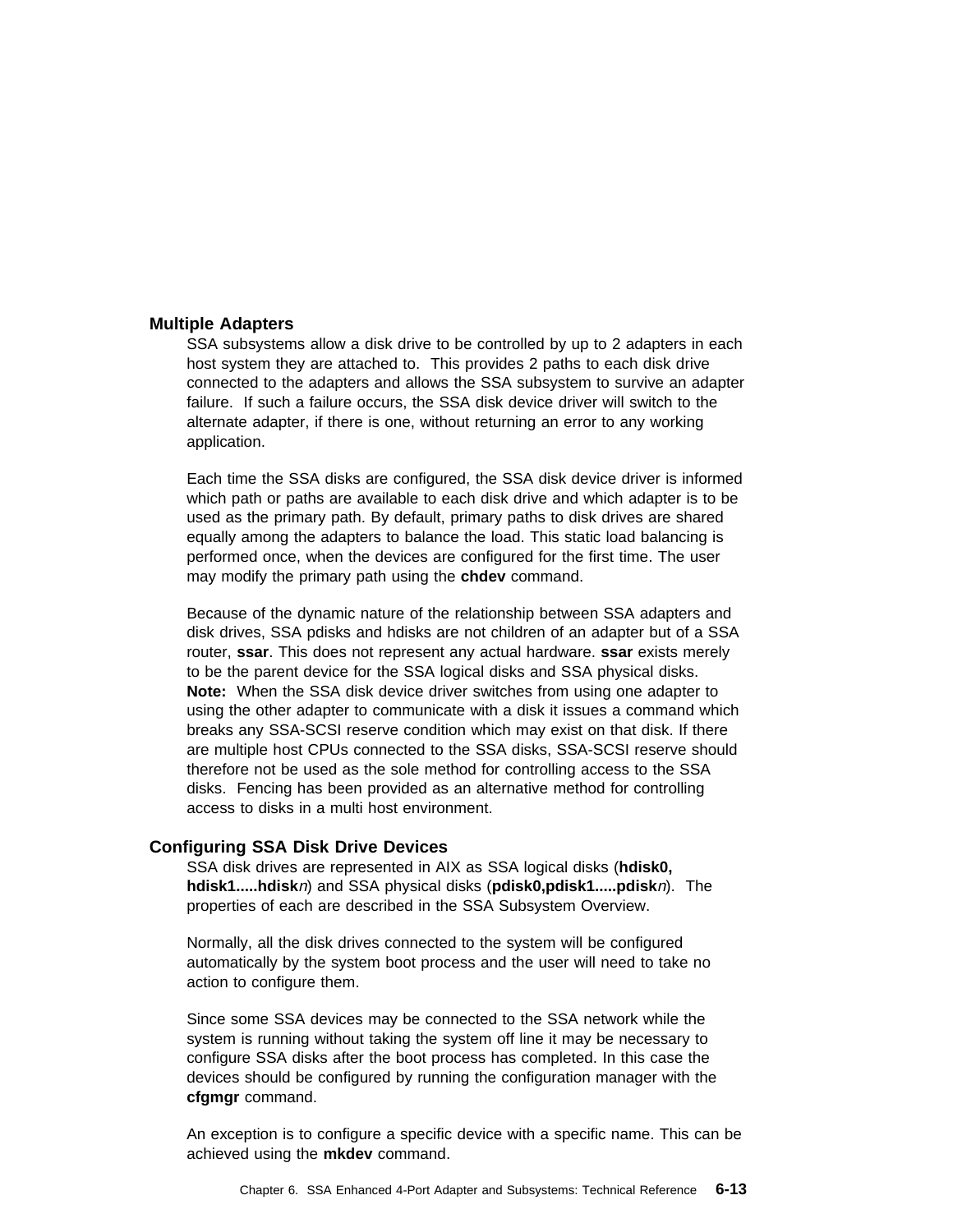## Multiple Adapters

SSA subsystems allow a disk drive to be controlled by up to 2 adapters in each host system they are attached to. This provides 2 paths to each disk drive connected to the adapters and allows the SSA subsystem to survive an adapter failure. If such a failure occurs, the SSA disk device driver will switch to the alternate adapter, if there is one, without returning an error to any working application.

Each time the SSA disks are configured, the SSA disk device driver is informed which path or paths are available to each disk drive and which adapter is to be used as the primary path. By default, primary paths to disk drives are shared equally among the adapters to balance the load. This static load balancing is performed once, when the devices are configured for the first time. The user may modify the primary path using the **chdev** command.

Because of the dynamic nature of the relationship between SSA adapters and disk drives, SSA pdisks and hdisks are not children of an adapter but of a SSA router, **ssar**. This does not represent any actual hardware. **ssar** exists merely to be the parent device for the SSA logical disks and SSA physical disks.

**Note:** When the SSA disk device driver switches from using one adapter to using the other adapter to communicate with a disk it issues a command which breaks any SSA-SCSI reserve condition which may exist on that disk. If there are multiple host CPUs connected to the SSA disks, SSA-SCSI reserve should therefore not be used as the sole method for controlling access to the SSA disks. Fencing has been provided as an alternative method for controlling access to disks in a multi host environment.

## Configuring SSA Disk Drive Devices

SSA disk drives are represented in AIX as SSA logical disks (**hdisk0, hdisk1.....hdisk***n*) and SSA physical disks (**pdisk0,pdisk1.....pdisk***n*). The properties of each are described in the SSA Subsystem Overview.

Normally, all the disk drives connected to the system will be configured automatically by the system boot process and the user will need to take no action to configure them.

Since some SSA devices may be connected to the SSA network while the system is running without taking the system off line it may be necessary to configure SSA disks after the boot process has completed. In this case the devices should be configured by running the configuration manager with the **cfgmgr** command.

An exception is to configure a specific device with a specific name. This can be achieved using the **mkdev** command.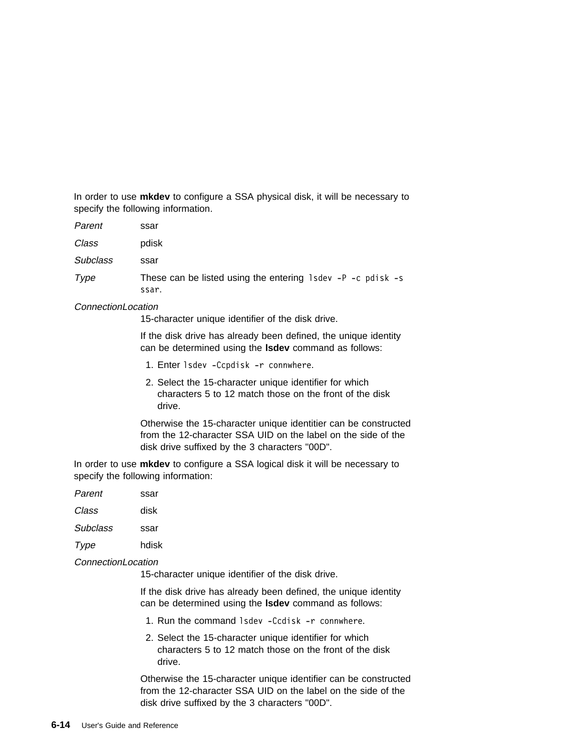In order to use **mkdev** to configure a SSA physical disk, it will be necessary to specify the following information.

*Parent*
: ssar

*Class*
: pdisk

*Subclass*
: ssar

*Type*
: These can be listed using the entering `lsdev -P -c pdisk -s ssar`.

*ConnectionLocation*
: 15-character unique identifier of the disk drive.

  If the disk drive has already been defined, the unique identity can be determined using the **lsdev** command as follows:

  1. Enter `lsdev -Ccpdisk -r connwhere`.
  2. Select the 15-character unique identifier for which characters 5 to 12 match those on the front of the disk drive.

  Otherwise the 15-character unique identitier can be constructed from the 12-character SSA UID on the label on the side of the disk drive suffixed by the 3 characters "00D".

In order to use **mkdev** to configure a SSA logical disk it will be necessary to specify the following information:

*Parent*
: ssar

*Class*
: disk

*Subclass*
: ssar

*Type*
: hdisk

*ConnectionLocation*
: 15-character unique identifier of the disk drive.

  If the disk drive has already been defined, the unique identity can be determined using the **lsdev** command as follows:

  1. Run the command `lsdev -Ccdisk -r connwhere`.
  2. Select the 15-character unique identifier for which characters 5 to 12 match those on the front of the disk drive.

  Otherwise the 15-character unique identifier can be constructed from the 12-character SSA UID on the label on the side of the disk drive suffixed by the 3 characters "00D".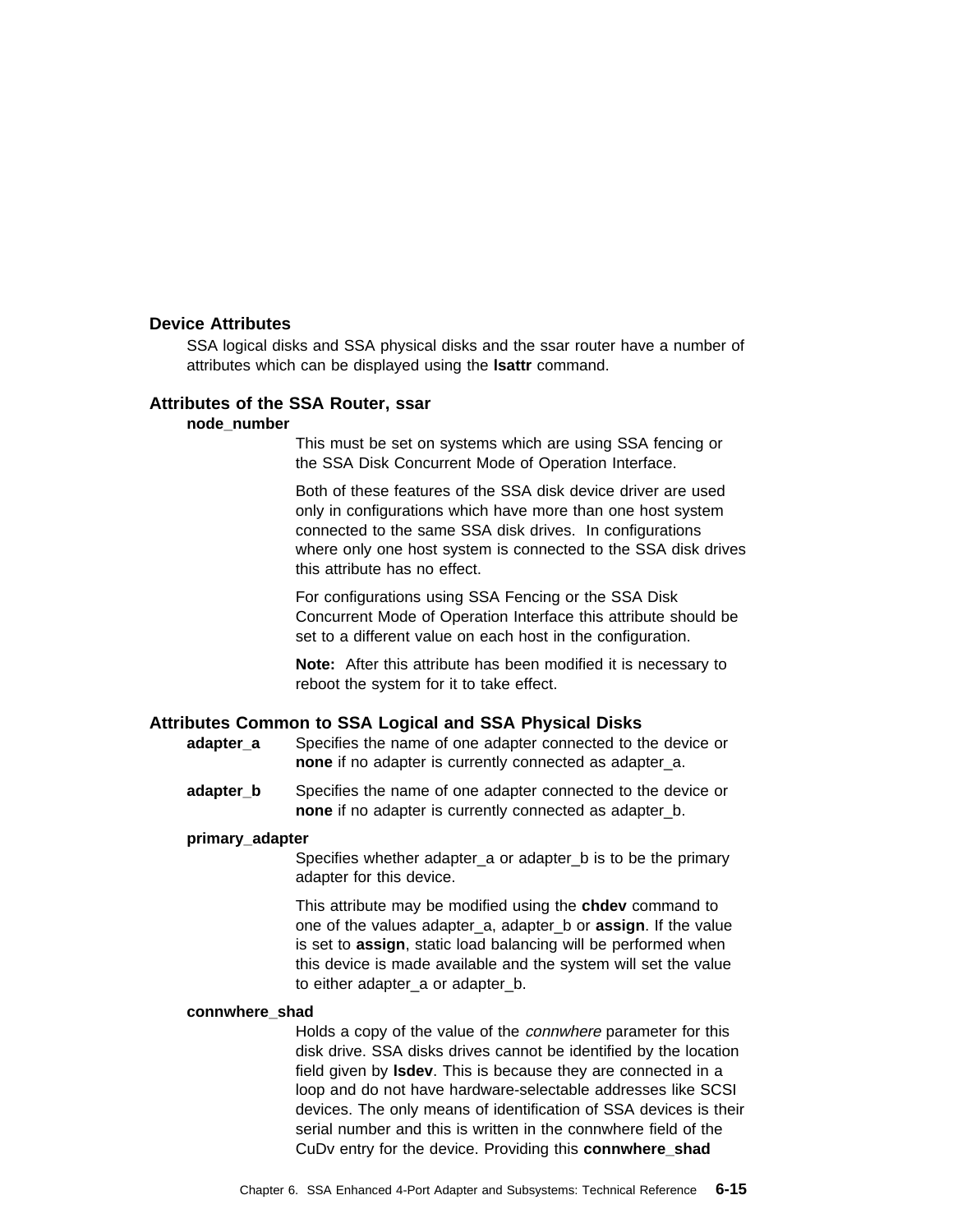## Device Attributes

SSA logical disks and SSA physical disks and the ssar router have a number of attributes which can be displayed using the **lsattr** command.

### Attributes of the SSA Router, ssar

**node_number**

This must be set on systems which are using SSA fencing or the SSA Disk Concurrent Mode of Operation Interface.

Both of these features of the SSA disk device driver are used only in configurations which have more than one host system connected to the same SSA disk drives. In configurations where only one host system is connected to the SSA disk drives this attribute has no effect.

For configurations using SSA Fencing or the SSA Disk Concurrent Mode of Operation Interface this attribute should be set to a different value on each host in the configuration.

**Note:** After this attribute has been modified it is necessary to reboot the system for it to take effect.

### Attributes Common to SSA Logical and SSA Physical Disks

**adapter_a** Specifies the name of one adapter connected to the device or **none** if no adapter is currently connected as adapter_a.

**adapter_b** Specifies the name of one adapter connected to the device or **none** if no adapter is currently connected as adapter_b.

**primary_adapter**

Specifies whether adapter_a or adapter_b is to be the primary adapter for this device.

This attribute may be modified using the **chdev** command to one of the values adapter_a, adapter_b or **assign**. If the value is set to **assign**, static load balancing will be performed when this device is made available and the system will set the value to either adapter_a or adapter_b.

**connwhere_shad**

Holds a copy of the value of the *connwhere* parameter for this disk drive. SSA disks drives cannot be identified by the location field given by **lsdev**. This is because they are connected in a loop and do not have hardware-selectable addresses like SCSI devices. The only means of identification of SSA devices is their serial number and this is written in the connwhere field of the CuDv entry for the device. Providing this **connwhere_shad**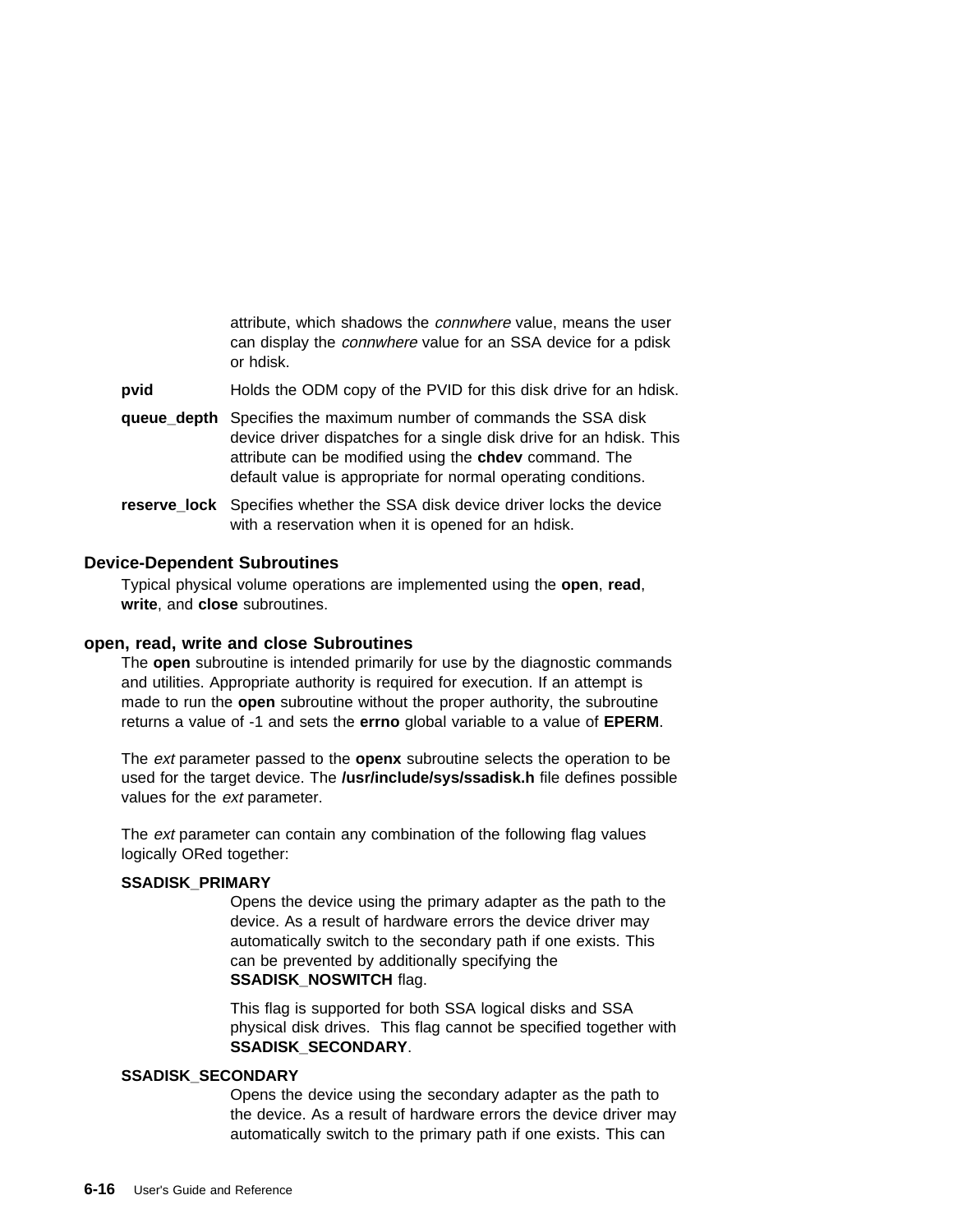attribute, which shadows the *connwhere* value, means the user can display the *connwhere* value for an SSA device for a pdisk or hdisk.

**pvid**
Holds the ODM copy of the PVID for this disk drive for an hdisk.

**queue_depth**
Specifies the maximum number of commands the SSA disk device driver dispatches for a single disk drive for an hdisk. This attribute can be modified using the **chdev** command. The default value is appropriate for normal operating conditions.

**reserve_lock**
Specifies whether the SSA disk device driver locks the device with a reservation when it is opened for an hdisk.

## Device-Dependent Subroutines

Typical physical volume operations are implemented using the **open**, **read**, **write**, and **close** subroutines.

## open, read, write and close Subroutines

The **open** subroutine is intended primarily for use by the diagnostic commands and utilities. Appropriate authority is required for execution. If an attempt is made to run the **open** subroutine without the proper authority, the subroutine returns a value of -1 and sets the **errno** global variable to a value of **EPERM**.

The *ext* parameter passed to the **openx** subroutine selects the operation to be used for the target device. The **/usr/include/sys/ssadisk.h** file defines possible values for the *ext* parameter.

The *ext* parameter can contain any combination of the following flag values logically ORed together:

**SSADISK_PRIMARY**
Opens the device using the primary adapter as the path to the device. As a result of hardware errors the device driver may automatically switch to the secondary path if one exists. This can be prevented by additionally specifying the **SSADISK_NOSWITCH** flag.

This flag is supported for both SSA logical disks and SSA physical disk drives. This flag cannot be specified together with **SSADISK_SECONDARY**.

**SSADISK_SECONDARY**
Opens the device using the secondary adapter as the path to the device. As a result of hardware errors the device driver may automatically switch to the primary path if one exists. This can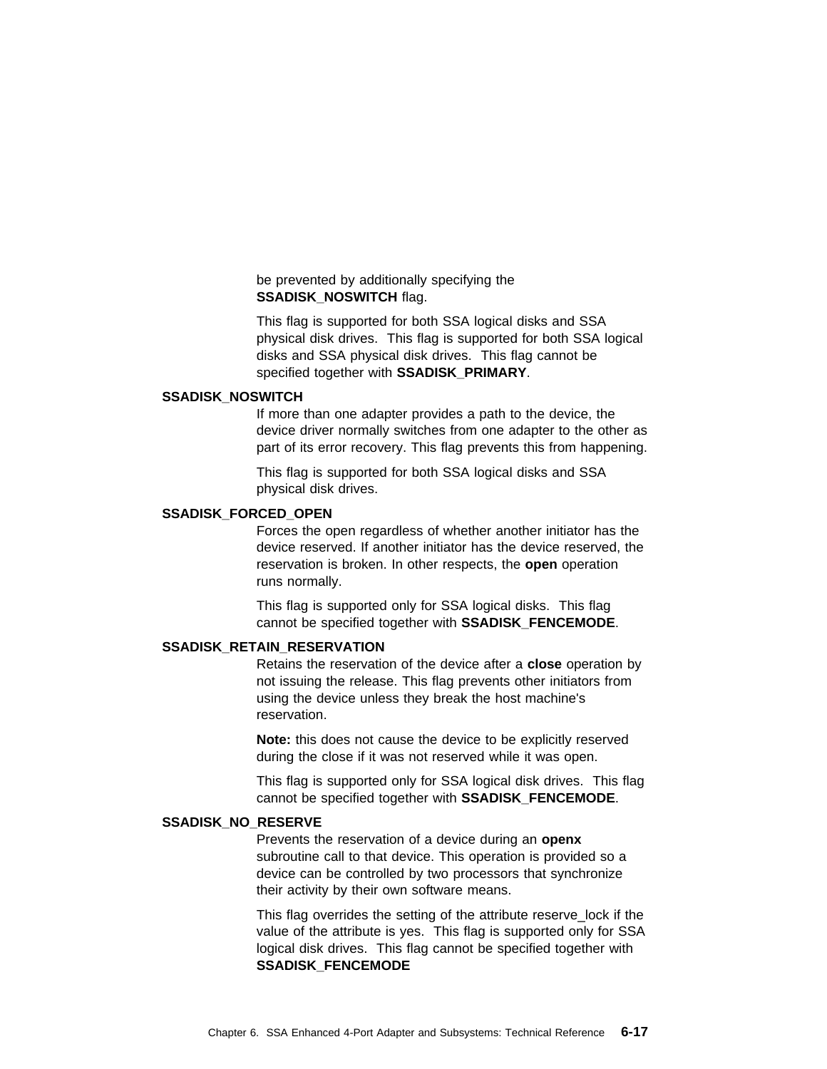be prevented by additionally specifying the **SSADISK_NOSWITCH** flag.

This flag is supported for both SSA logical disks and SSA physical disk drives. This flag is supported for both SSA logical disks and SSA physical disk drives. This flag cannot be specified together with **SSADISK_PRIMARY**.

**SSADISK_NOSWITCH**

If more than one adapter provides a path to the device, the device driver normally switches from one adapter to the other as part of its error recovery. This flag prevents this from happening.

This flag is supported for both SSA logical disks and SSA physical disk drives.

**SSADISK_FORCED_OPEN**

Forces the open regardless of whether another initiator has the device reserved. If another initiator has the device reserved, the reservation is broken. In other respects, the **open** operation runs normally.

This flag is supported only for SSA logical disks. This flag cannot be specified together with **SSADISK_FENCEMODE**.

**SSADISK_RETAIN_RESERVATION**

Retains the reservation of the device after a **close** operation by not issuing the release. This flag prevents other initiators from using the device unless they break the host machine's reservation.

**Note:** this does not cause the device to be explicitly reserved during the close if it was not reserved while it was open.

This flag is supported only for SSA logical disk drives. This flag cannot be specified together with **SSADISK_FENCEMODE**.

**SSADISK_NO_RESERVE**

Prevents the reservation of a device during an **openx** subroutine call to that device. This operation is provided so a device can be controlled by two processors that synchronize their activity by their own software means.

This flag overrides the setting of the attribute reserve_lock if the value of the attribute is yes. This flag is supported only for SSA logical disk drives. This flag cannot be specified together with **SSADISK_FENCEMODE**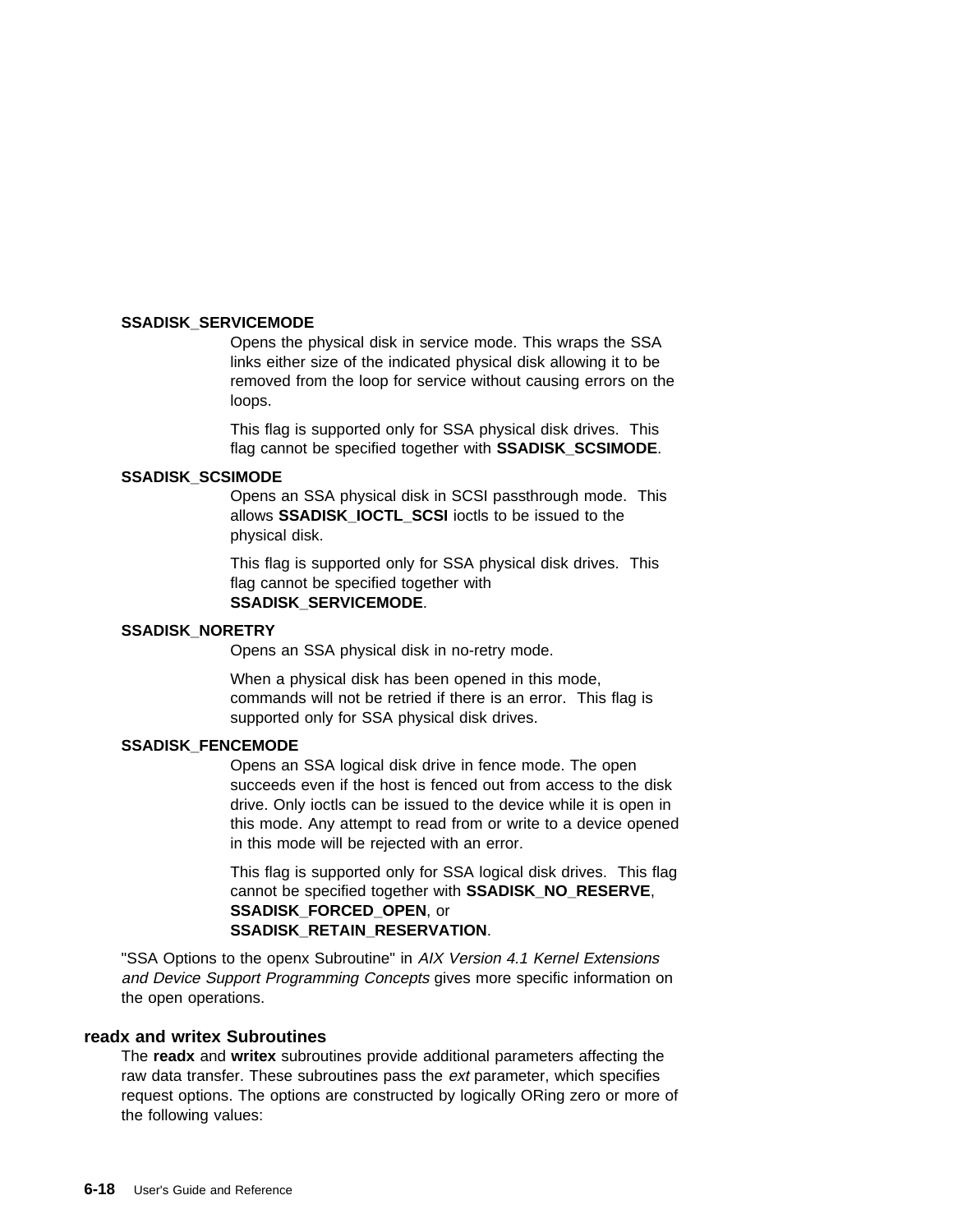**SSADISK_SERVICEMODE**

Opens the physical disk in service mode. This wraps the SSA links either size of the indicated physical disk allowing it to be removed from the loop for service without causing errors on the loops.

This flag is supported only for SSA physical disk drives. This flag cannot be specified together with **SSADISK_SCSIMODE**.

**SSADISK_SCSIMODE**

Opens an SSA physical disk in SCSI passthrough mode. This allows **SSADISK_IOCTL_SCSI** ioctls to be issued to the physical disk.

This flag is supported only for SSA physical disk drives. This flag cannot be specified together with **SSADISK_SERVICEMODE**.

**SSADISK_NORETRY**

Opens an SSA physical disk in no-retry mode.

When a physical disk has been opened in this mode, commands will not be retried if there is an error. This flag is supported only for SSA physical disk drives.

**SSADISK_FENCEMODE**

Opens an SSA logical disk drive in fence mode. The open succeeds even if the host is fenced out from access to the disk drive. Only ioctls can be issued to the device while it is open in this mode. Any attempt to read from or write to a device opened in this mode will be rejected with an error.

This flag is supported only for SSA logical disk drives. This flag cannot be specified together with **SSADISK_NO_RESERVE**, **SSADISK_FORCED_OPEN**, or **SSADISK_RETAIN_RESERVATION**.

"SSA Options to the openx Subroutine" in *AIX Version 4.1 Kernel Extensions and Device Support Programming Concepts* gives more specific information on the open operations.

### readx and writex Subroutines

The **readx** and **writex** subroutines provide additional parameters affecting the raw data transfer. These subroutines pass the *ext* parameter, which specifies request options. The options are constructed by logically ORing zero or more of the following values: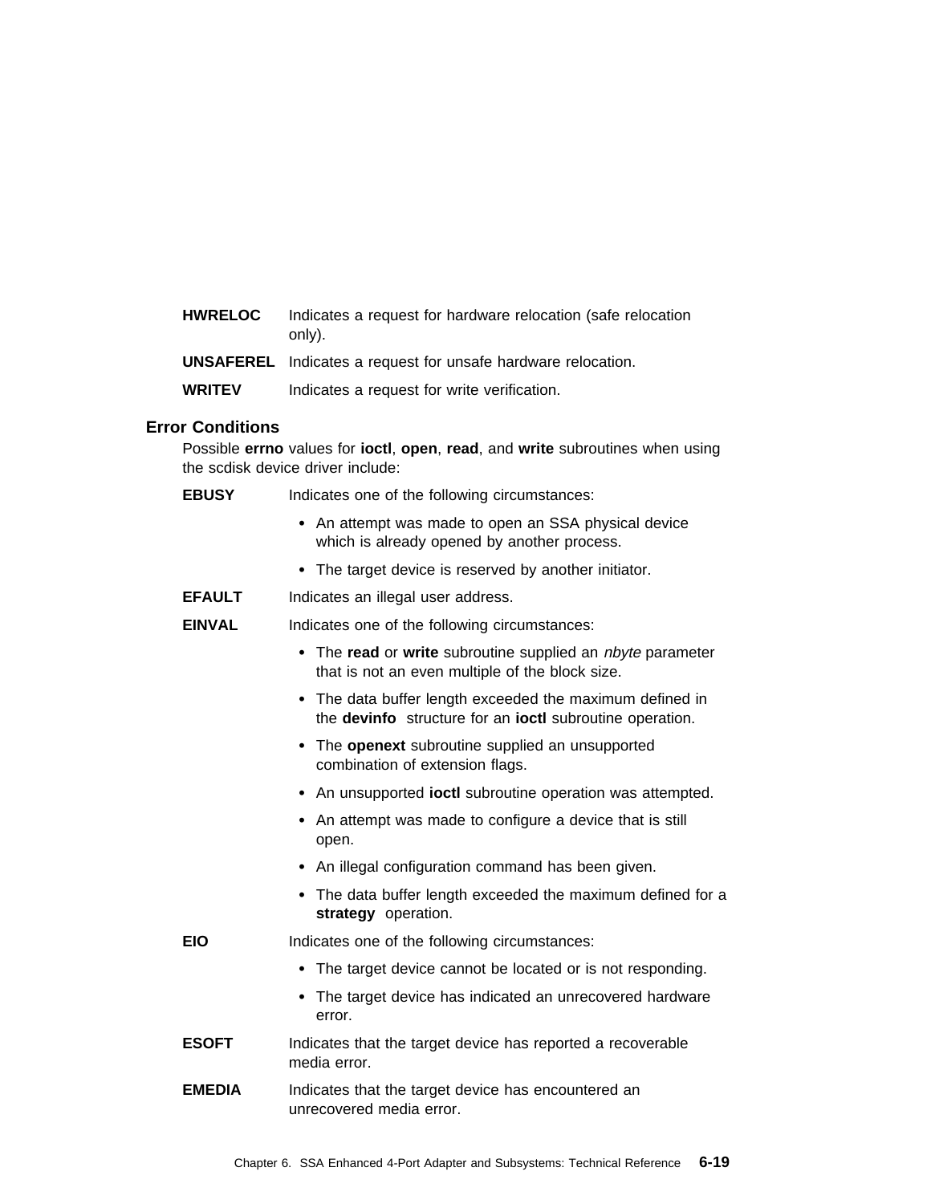**HWRELOC** Indicates a request for hardware relocation (safe relocation only).

**UNSAFEREL** Indicates a request for unsafe hardware relocation.

**WRITEV** Indicates a request for write verification.

### Error Conditions

Possible **errno** values for **ioctl**, **open**, **read**, and **write** subroutines when using the scdisk device driver include:

**EBUSY** Indicates one of the following circumstances:

- An attempt was made to open an SSA physical device which is already opened by another process.
- The target device is reserved by another initiator.

**EFAULT** Indicates an illegal user address.

**EINVAL** Indicates one of the following circumstances:

- The **read** or **write** subroutine supplied an *nbyte* parameter that is not an even multiple of the block size.
- The data buffer length exceeded the maximum defined in the **devinfo** structure for an **ioctl** subroutine operation.
- The **openext** subroutine supplied an unsupported combination of extension flags.
- An unsupported **ioctl** subroutine operation was attempted.
- An attempt was made to configure a device that is still open.
- An illegal configuration command has been given.
- The data buffer length exceeded the maximum defined for a **strategy** operation.

**EIO** Indicates one of the following circumstances:

- The target device cannot be located or is not responding.
- The target device has indicated an unrecovered hardware error.

**ESOFT** Indicates that the target device has reported a recoverable media error.

**EMEDIA** Indicates that the target device has encountered an unrecovered media error.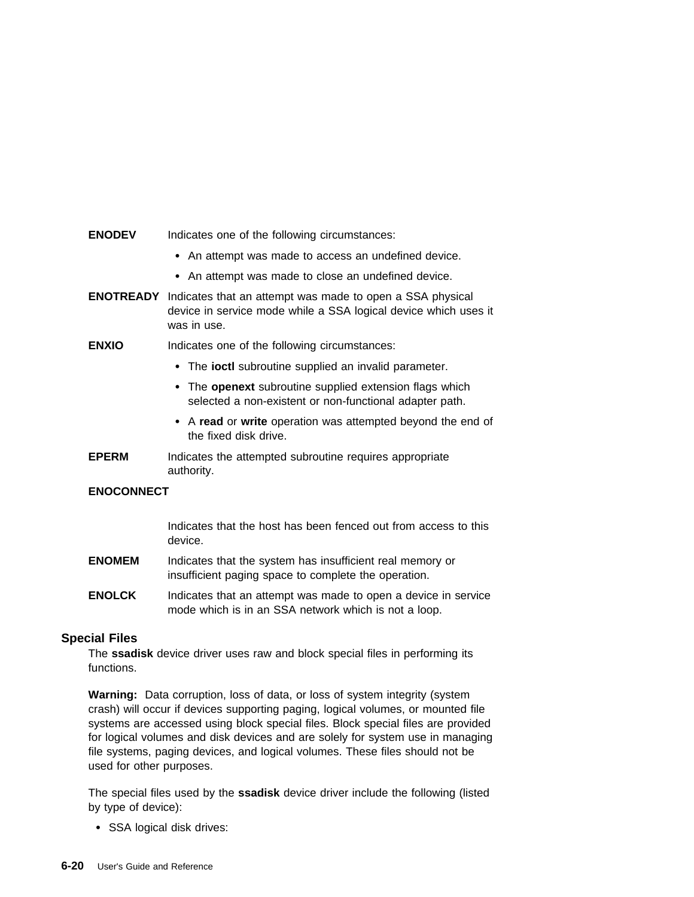**ENODEV** Indicates one of the following circumstances:

- An attempt was made to access an undefined device.
- An attempt was made to close an undefined device.

**ENOTREADY** Indicates that an attempt was made to open a SSA physical device in service mode while a SSA logical device which uses it was in use.

**ENXIO** Indicates one of the following circumstances:

- The **ioctl** subroutine supplied an invalid parameter.
- The **openext** subroutine supplied extension flags which selected a non-existent or non-functional adapter path.
- A **read** or **write** operation was attempted beyond the end of the fixed disk drive.

**EPERM** Indicates the attempted subroutine requires appropriate authority.

**ENOCONNECT**

Indicates that the host has been fenced out from access to this device.

**ENOMEM** Indicates that the system has insufficient real memory or insufficient paging space to complete the operation.

**ENOLCK** Indicates that an attempt was made to open a device in service mode which is in an SSA network which is not a loop.

## Special Files

The **ssadisk** device driver uses raw and block special files in performing its functions.

**Warning:** Data corruption, loss of data, or loss of system integrity (system crash) will occur if devices supporting paging, logical volumes, or mounted file systems are accessed using block special files. Block special files are provided for logical volumes and disk devices and are solely for system use in managing file systems, paging devices, and logical volumes. These files should not be used for other purposes.

The special files used by the **ssadisk** device driver include the following (listed by type of device):

- SSA logical disk drives: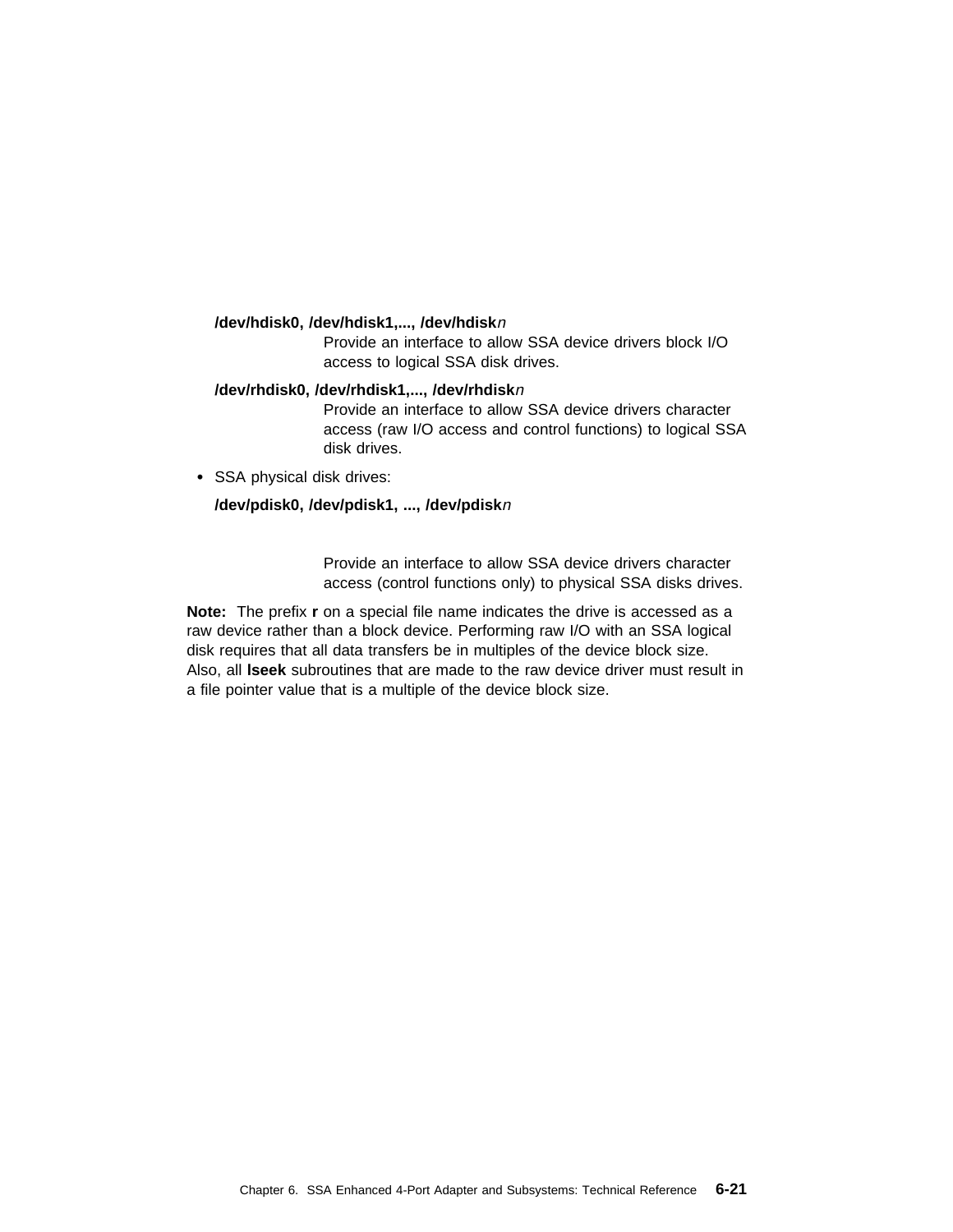**/dev/hdisk0, /dev/hdisk1,..., /dev/hdisk***n*
Provide an interface to allow SSA device drivers block I/O access to logical SSA disk drives.

**/dev/rhdisk0, /dev/rhdisk1,..., /dev/rhdisk***n*
Provide an interface to allow SSA device drivers character access (raw I/O access and control functions) to logical SSA disk drives.

- SSA physical disk drives:

  **/dev/pdisk0, /dev/pdisk1, ..., /dev/pdisk***n*
  Provide an interface to allow SSA device drivers character access (control functions only) to physical SSA disks drives.

**Note:** The prefix **r** on a special file name indicates the drive is accessed as a raw device rather than a block device. Performing raw I/O with an SSA logical disk requires that all data transfers be in multiples of the device block size. Also, all **lseek** subroutines that are made to the raw device driver must result in a file pointer value that is a multiple of the device block size.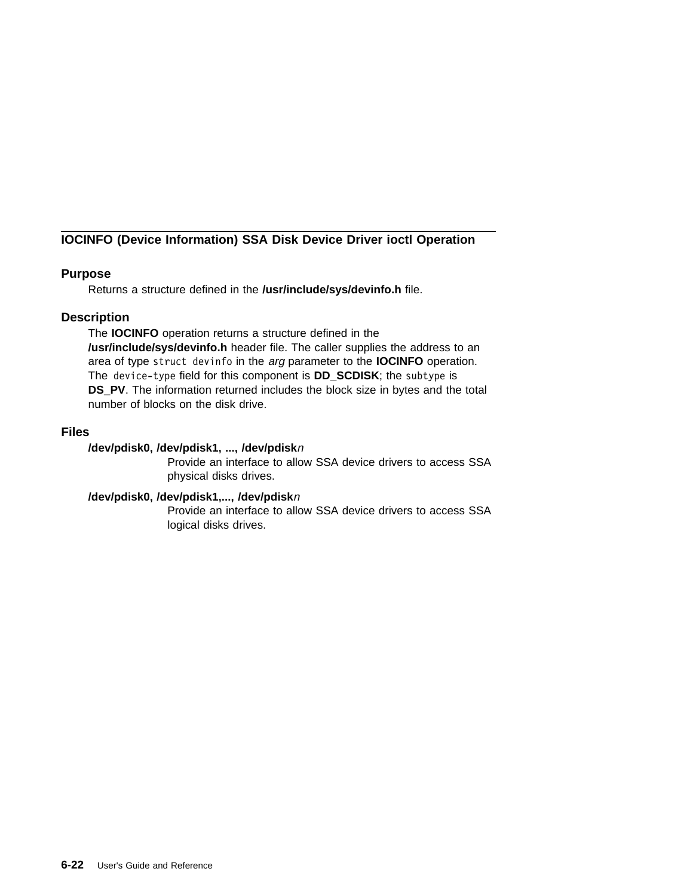## IOCINFO (Device Information) SSA Disk Device Driver ioctl Operation

### Purpose

Returns a structure defined in the **/usr/include/sys/devinfo.h** file.

### Description

The **IOCINFO** operation returns a structure defined in the **/usr/include/sys/devinfo.h** header file. The caller supplies the address to an area of type `struct devinfo` in the *arg* parameter to the **IOCINFO** operation. The `device-type` field for this component is **DD_SCDISK**; the `subtype` is **DS_PV**. The information returned includes the block size in bytes and the total number of blocks on the disk drive.

### Files

**/dev/pdisk0, /dev/pdisk1, ..., /dev/pdisk***n*
Provide an interface to allow SSA device drivers to access SSA physical disks drives.

**/dev/pdisk0, /dev/pdisk1,..., /dev/pdisk***n*
Provide an interface to allow SSA device drivers to access SSA logical disks drives.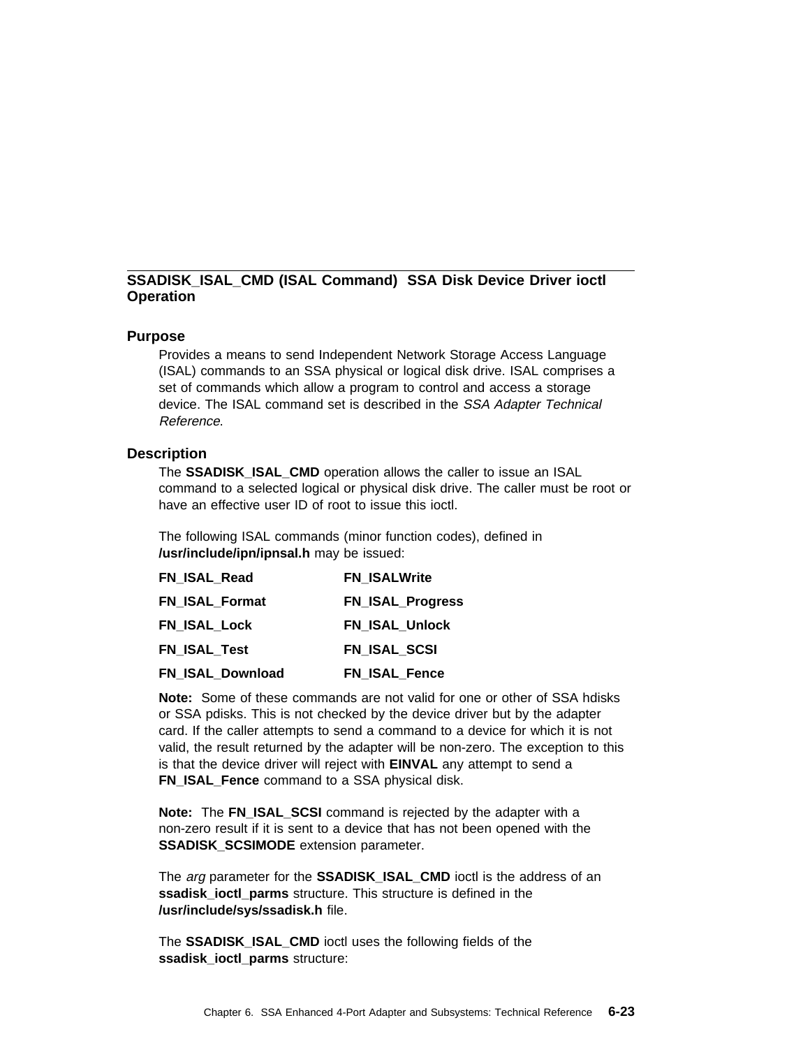## SSADISK_ISAL_CMD (ISAL Command) SSA Disk Device Driver ioctl Operation

### Purpose

Provides a means to send Independent Network Storage Access Language (ISAL) commands to an SSA physical or logical disk drive. ISAL comprises a set of commands which allow a program to control and access a storage device. The ISAL command set is described in the *SSA Adapter Technical Reference*.

### Description

The **SSADISK_ISAL_CMD** operation allows the caller to issue an ISAL command to a selected logical or physical disk drive. The caller must be root or have an effective user ID of root to issue this ioctl.

The following ISAL commands (minor function codes), defined in **/usr/include/ipn/ipnsal.h** may be issued:

| | |
|---|---|
| **FN_ISAL_Read** | **FN_ISALWrite** |
| **FN_ISAL_Format** | **FN_ISAL_Progress** |
| **FN_ISAL_Lock** | **FN_ISAL_Unlock** |
| **FN_ISAL_Test** | **FN_ISAL_SCSI** |
| **FN_ISAL_Download** | **FN_ISAL_Fence** |

**Note:** Some of these commands are not valid for one or other of SSA hdisks or SSA pdisks. This is not checked by the device driver but by the adapter card. If the caller attempts to send a command to a device for which it is not valid, the result returned by the adapter will be non-zero. The exception to this is that the device driver will reject with **EINVAL** any attempt to send a **FN_ISAL_Fence** command to a SSA physical disk.

**Note:** The **FN_ISAL_SCSI** command is rejected by the adapter with a non-zero result if it is sent to a device that has not been opened with the **SSADISK_SCSIMODE** extension parameter.

The *arg* parameter for the **SSADISK_ISAL_CMD** ioctl is the address of an **ssadisk_ioctl_parms** structure. This structure is defined in the **/usr/include/sys/ssadisk.h** file.

The **SSADISK_ISAL_CMD** ioctl uses the following fields of the **ssadisk_ioctl_parms** structure: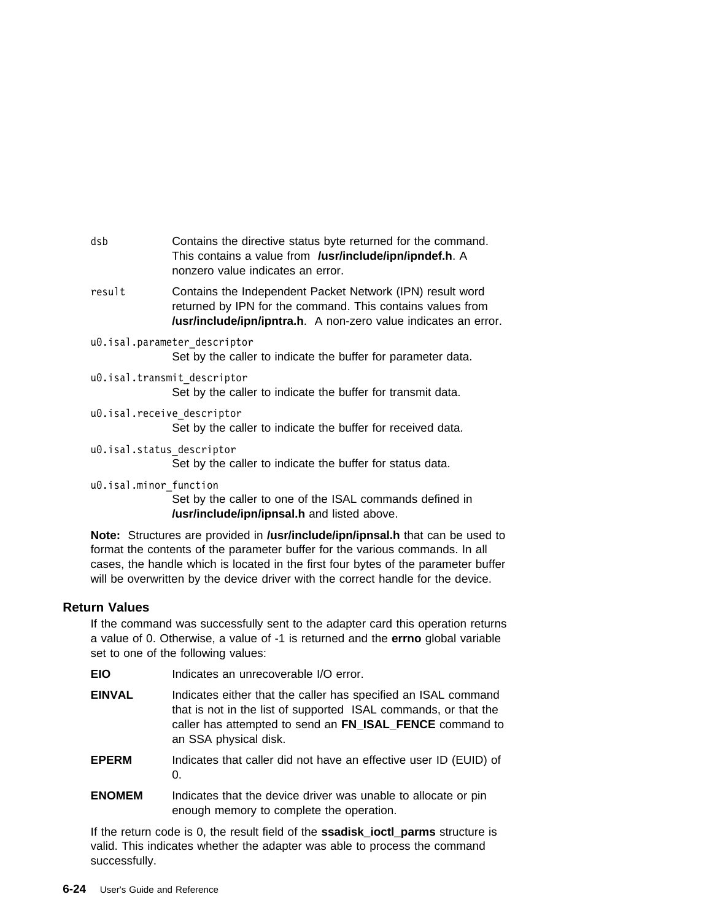`dsb`
: Contains the directive status byte returned for the command. This contains a value from **/usr/include/ipn/ipndef.h**. A nonzero value indicates an error.

`result`
: Contains the Independent Packet Network (IPN) result word returned by IPN for the command. This contains values from **/usr/include/ipn/ipntra.h**. A non-zero value indicates an error.

`u0.isal.parameter_descriptor`
: Set by the caller to indicate the buffer for parameter data.

`u0.isal.transmit_descriptor`
: Set by the caller to indicate the buffer for transmit data.

`u0.isal.receive_descriptor`
: Set by the caller to indicate the buffer for received data.

`u0.isal.status_descriptor`
: Set by the caller to indicate the buffer for status data.

`u0.isal.minor_function`
: Set by the caller to one of the ISAL commands defined in **/usr/include/ipn/ipnsal.h** and listed above.

**Note:** Structures are provided in **/usr/include/ipn/ipnsal.h** that can be used to format the contents of the parameter buffer for the various commands. In all cases, the handle which is located in the first four bytes of the parameter buffer will be overwritten by the device driver with the correct handle for the device.

### Return Values

If the command was successfully sent to the adapter card this operation returns a value of 0. Otherwise, a value of -1 is returned and the **errno** global variable set to one of the following values:

**EIO**
: Indicates an unrecoverable I/O error.

**EINVAL**
: Indicates either that the caller has specified an ISAL command that is not in the list of supported ISAL commands, or that the caller has attempted to send an **FN_ISAL_FENCE** command to an SSA physical disk.

**EPERM**
: Indicates that caller did not have an effective user ID (EUID) of 0.

**ENOMEM**
: Indicates that the device driver was unable to allocate or pin enough memory to complete the operation.

If the return code is 0, the result field of the **ssadisk_ioctl_parms** structure is valid. This indicates whether the adapter was able to process the command successfully.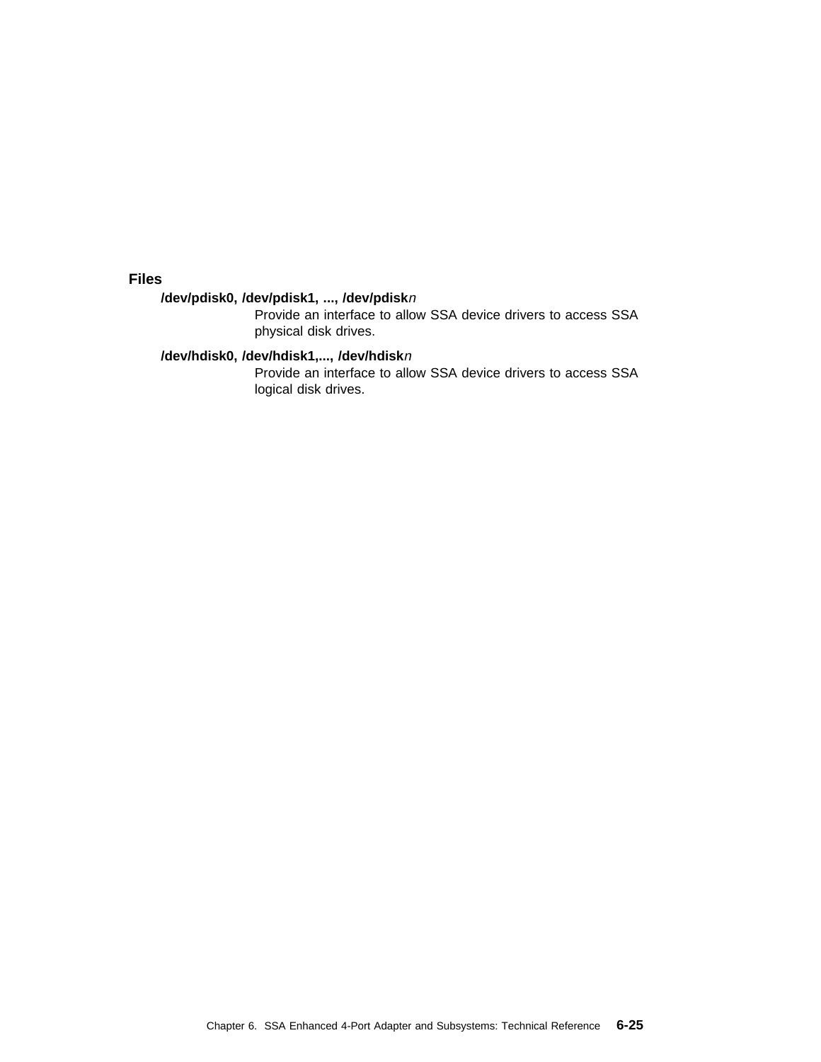### Files

**/dev/pdisk0, /dev/pdisk1, ..., /dev/pdisk***n*
: Provide an interface to allow SSA device drivers to access SSA physical disk drives.

**/dev/hdisk0, /dev/hdisk1,..., /dev/hdisk***n*
: Provide an interface to allow SSA device drivers to access SSA logical disk drives.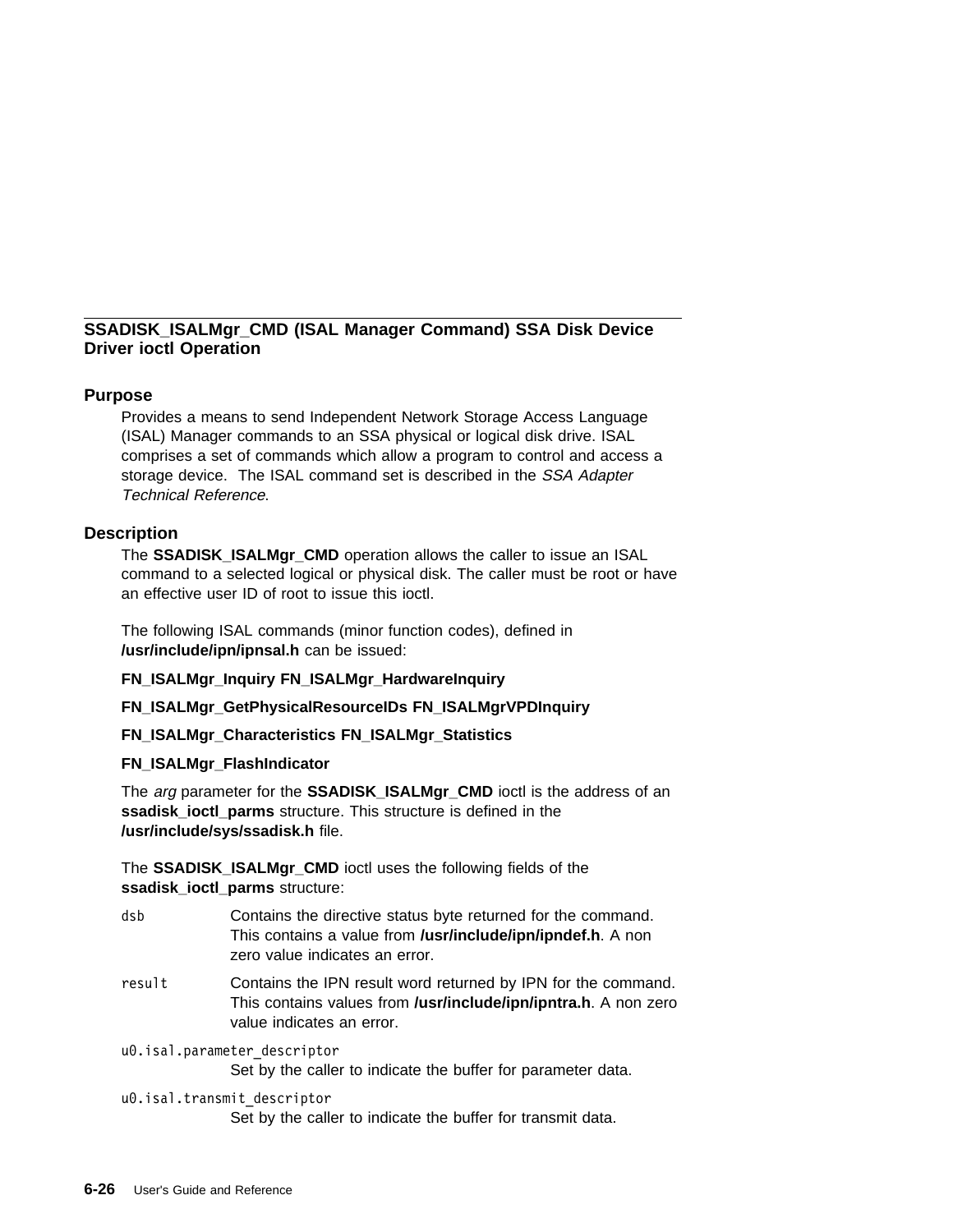## SSADISK_ISALMgr_CMD (ISAL Manager Command) SSA Disk Device Driver ioctl Operation

### Purpose

Provides a means to send Independent Network Storage Access Language (ISAL) Manager commands to an SSA physical or logical disk drive. ISAL comprises a set of commands which allow a program to control and access a storage device. The ISAL command set is described in the *SSA Adapter Technical Reference*.

### Description

The **SSADISK_ISALMgr_CMD** operation allows the caller to issue an ISAL command to a selected logical or physical disk. The caller must be root or have an effective user ID of root to issue this ioctl.

The following ISAL commands (minor function codes), defined in **/usr/include/ipn/ipnsal.h** can be issued:

**FN_ISALMgr_Inquiry FN_ISALMgr_HardwareInquiry**

**FN_ISALMgr_GetPhysicalResourceIDs FN_ISALMgrVPDInquiry**

**FN_ISALMgr_Characteristics FN_ISALMgr_Statistics**

**FN_ISALMgr_FlashIndicator**

The *arg* parameter for the **SSADISK_ISALMgr_CMD** ioctl is the address of an **ssadisk_ioctl_parms** structure. This structure is defined in the **/usr/include/sys/ssadisk.h** file.

The **SSADISK_ISALMgr_CMD** ioctl uses the following fields of the **ssadisk_ioctl_parms** structure:

`dsb`
: Contains the directive status byte returned for the command. This contains a value from **/usr/include/ipn/ipndef.h**. A non zero value indicates an error.

`result`
: Contains the IPN result word returned by IPN for the command. This contains values from **/usr/include/ipn/ipntra.h**. A non zero value indicates an error.

`u0.isal.parameter_descriptor`
: Set by the caller to indicate the buffer for parameter data.

`u0.isal.transmit_descriptor`
: Set by the caller to indicate the buffer for transmit data.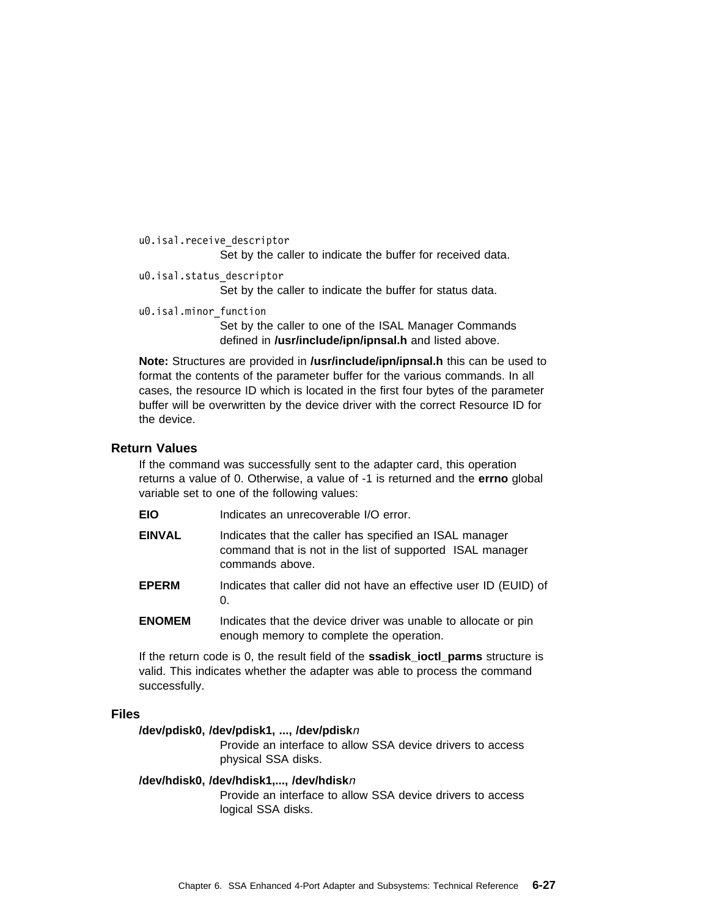`u0.isal.receive_descriptor`
: Set by the caller to indicate the buffer for received data.

`u0.isal.status_descriptor`
: Set by the caller to indicate the buffer for status data.

`u0.isal.minor_function`
: Set by the caller to one of the ISAL Manager Commands defined in **/usr/include/ipn/ipnsal.h** and listed above.

**Note:** Structures are provided in **/usr/include/ipn/ipnsal.h** this can be used to format the contents of the parameter buffer for the various commands. In all cases, the resource ID which is located in the first four bytes of the parameter buffer will be overwritten by the device driver with the correct Resource ID for the device.

### Return Values

If the command was successfully sent to the adapter card, this operation returns a value of 0. Otherwise, a value of -1 is returned and the **errno** global variable set to one of the following values:

**EIO**
: Indicates an unrecoverable I/O error.

**EINVAL**
: Indicates that the caller has specified an ISAL manager command that is not in the list of supported ISAL manager commands above.

**EPERM**
: Indicates that caller did not have an effective user ID (EUID) of 0.

**ENOMEM**
: Indicates that the device driver was unable to allocate or pin enough memory to complete the operation.

If the return code is 0, the result field of the **ssadisk_ioctl_parms** structure is valid. This indicates whether the adapter was able to process the command successfully.

### Files

**/dev/pdisk0, /dev/pdisk1, ..., /dev/pdisk*n***
: Provide an interface to allow SSA device drivers to access physical SSA disks.

**/dev/hdisk0, /dev/hdisk1,..., /dev/hdisk*n***
: Provide an interface to allow SSA device drivers to access logical SSA disks.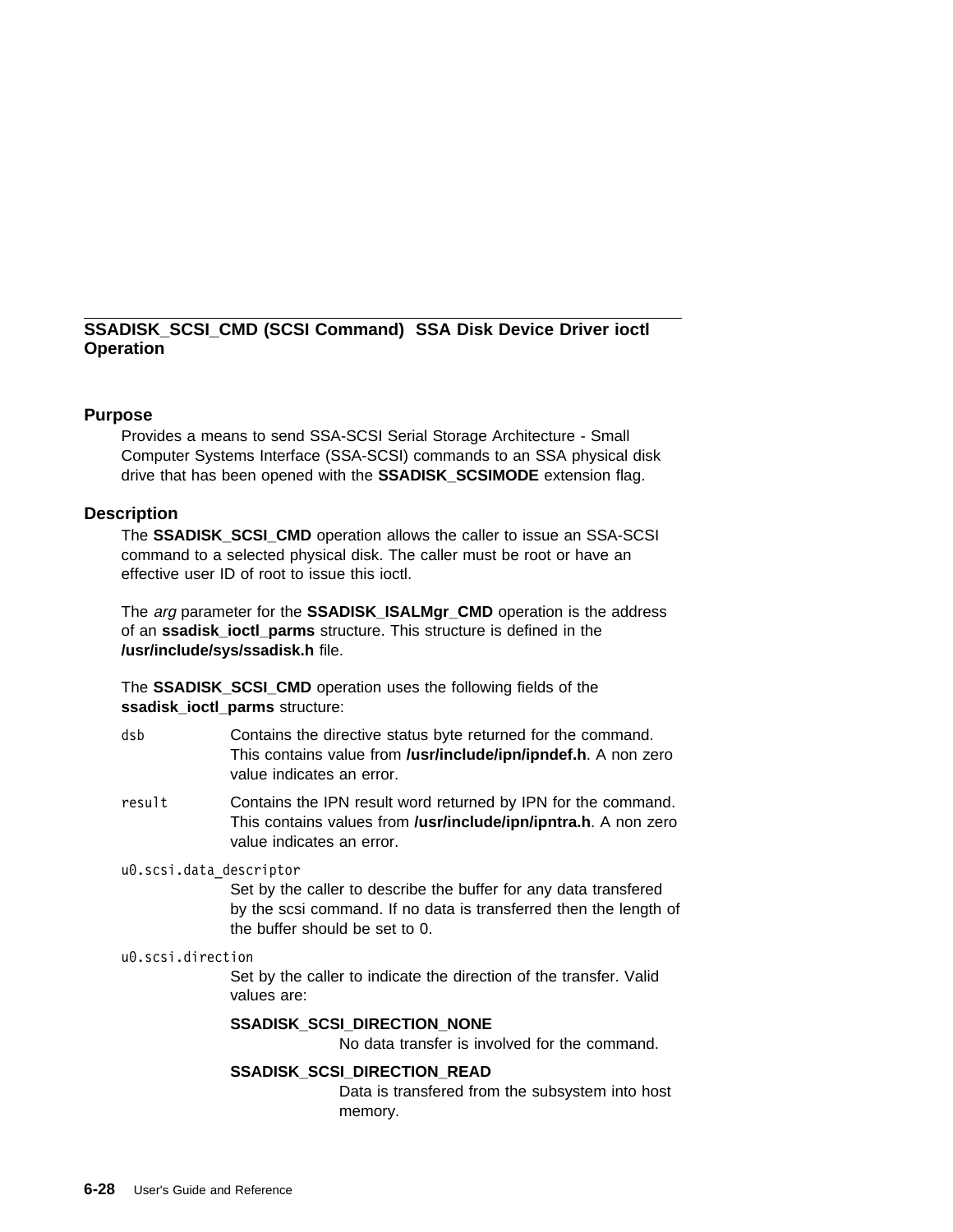## SSADISK_SCSI_CMD (SCSI Command) SSA Disk Device Driver ioctl Operation

### Purpose

Provides a means to send SSA-SCSI Serial Storage Architecture - Small Computer Systems Interface (SSA-SCSI) commands to an SSA physical disk drive that has been opened with the **SSADISK_SCSIMODE** extension flag.

### Description

The **SSADISK_SCSI_CMD** operation allows the caller to issue an SSA-SCSI command to a selected physical disk. The caller must be root or have an effective user ID of root to issue this ioctl.

The *arg* parameter for the **SSADISK_ISALMgr_CMD** operation is the address of an **ssadisk_ioctl_parms** structure. This structure is defined in the **/usr/include/sys/ssadisk.h** file.

The **SSADISK_SCSI_CMD** operation uses the following fields of the **ssadisk_ioctl_parms** structure:

`dsb`
: Contains the directive status byte returned for the command. This contains value from **/usr/include/ipn/ipndef.h**. A non zero value indicates an error.

`result`
: Contains the IPN result word returned by IPN for the command. This contains values from **/usr/include/ipn/ipntra.h**. A non zero value indicates an error.

`u0.scsi.data_descriptor`
: Set by the caller to describe the buffer for any data transfered by the scsi command. If no data is transferred then the length of the buffer should be set to 0.

`u0.scsi.direction`
: Set by the caller to indicate the direction of the transfer. Valid values are:

  **SSADISK_SCSI_DIRECTION_NONE**
  : No data transfer is involved for the command.

  **SSADISK_SCSI_DIRECTION_READ**
  : Data is transfered from the subsystem into host memory.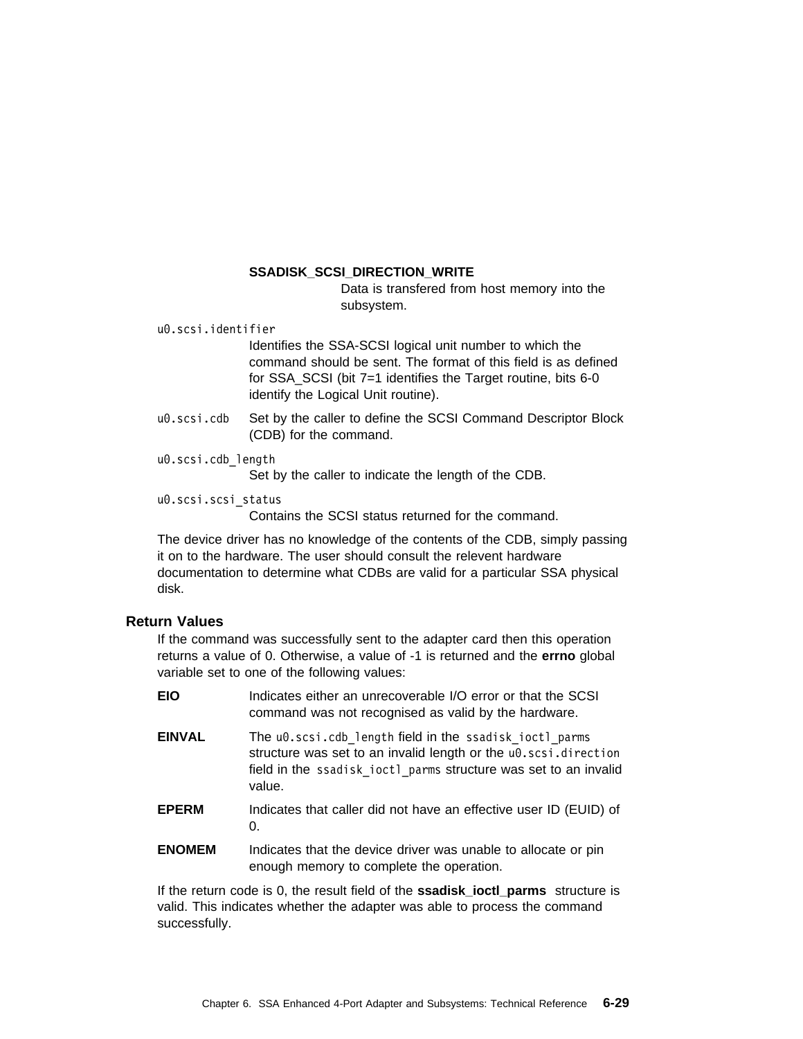**SSADISK_SCSI_DIRECTION_WRITE**
Data is transfered from host memory into the subsystem.

`u0.scsi.identifier`
Identifies the SSA-SCSI logical unit number to which the command should be sent. The format of this field is as defined for SSA_SCSI (bit 7=1 identifies the Target routine, bits 6-0 identify the Logical Unit routine).

`u0.scsi.cdb`
Set by the caller to define the SCSI Command Descriptor Block (CDB) for the command.

`u0.scsi.cdb_length`
Set by the caller to indicate the length of the CDB.

`u0.scsi.scsi_status`
Contains the SCSI status returned for the command.

The device driver has no knowledge of the contents of the CDB, simply passing it on to the hardware. The user should consult the relevent hardware documentation to determine what CDBs are valid for a particular SSA physical disk.

## Return Values

If the command was successfully sent to the adapter card then this operation returns a value of 0. Otherwise, a value of -1 is returned and the **errno** global variable set to one of the following values:

**EIO**
Indicates either an unrecoverable I/O error or that the SCSI command was not recognised as valid by the hardware.

**EINVAL**
The `u0.scsi.cdb_length` field in the `ssadisk_ioctl_parms` structure was set to an invalid length or the `u0.scsi.direction` field in the `ssadisk_ioctl_parms` structure was set to an invalid value.

**EPERM**
Indicates that caller did not have an effective user ID (EUID) of 0.

**ENOMEM**
Indicates that the device driver was unable to allocate or pin enough memory to complete the operation.

If the return code is 0, the result field of the **ssadisk_ioctl_parms** structure is valid. This indicates whether the adapter was able to process the command successfully.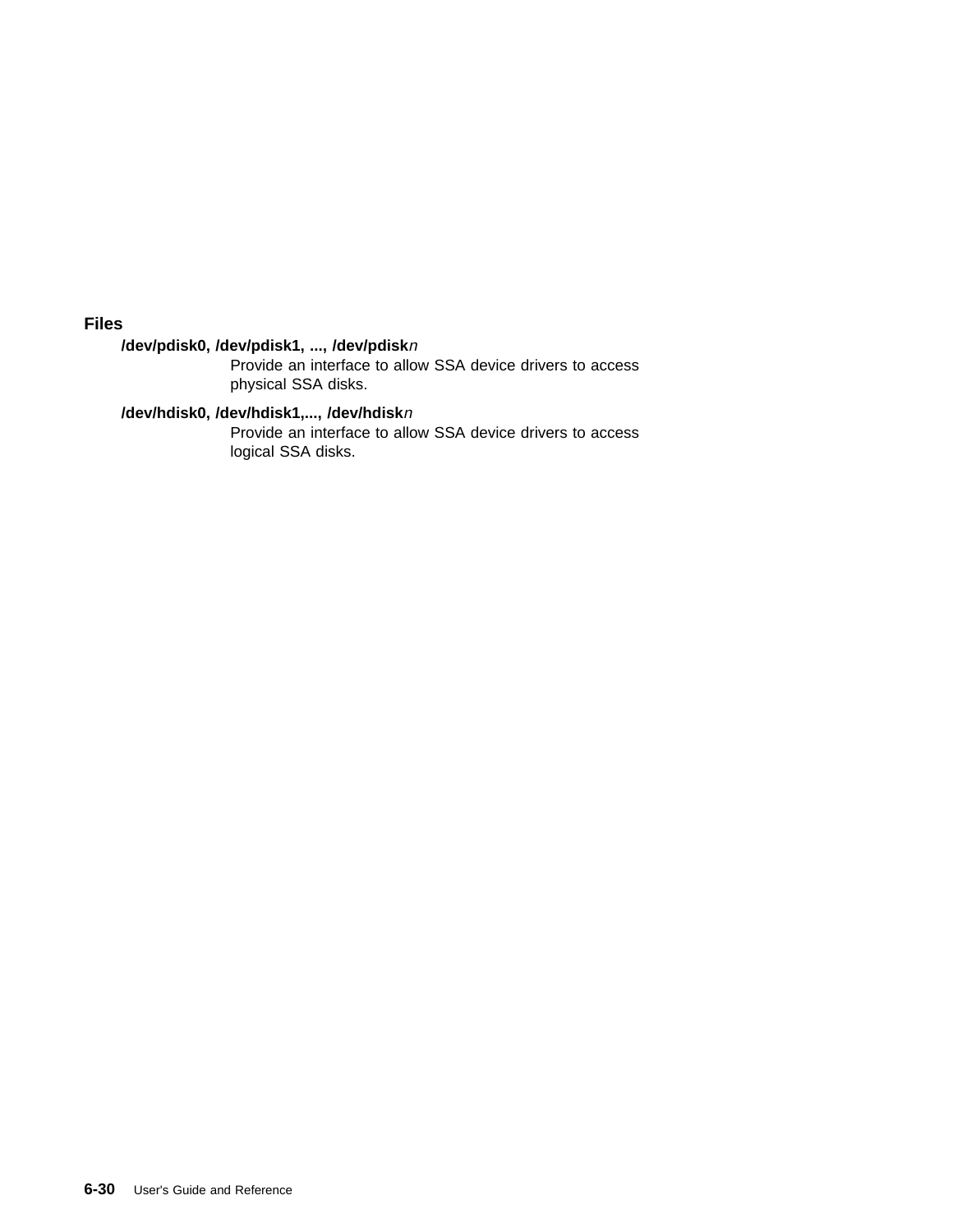## Files

**/dev/pdisk0, /dev/pdisk1, ..., /dev/pdisk***n*
Provide an interface to allow SSA device drivers to access physical SSA disks.

**/dev/hdisk0, /dev/hdisk1,..., /dev/hdisk***n*
Provide an interface to allow SSA device drivers to access logical SSA disks.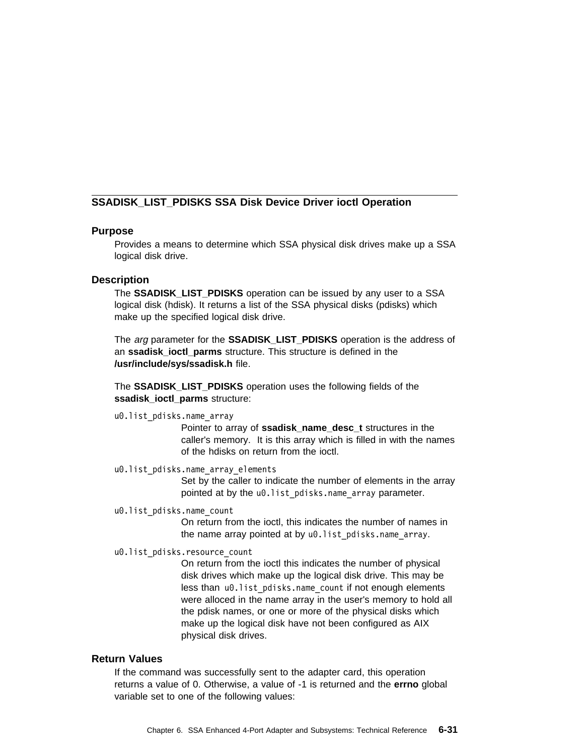## SSADISK_LIST_PDISKS SSA Disk Device Driver ioctl Operation

### Purpose

Provides a means to determine which SSA physical disk drives make up a SSA logical disk drive.

### Description

The **SSADISK_LIST_PDISKS** operation can be issued by any user to a SSA logical disk (hdisk). It returns a list of the SSA physical disks (pdisks) which make up the specified logical disk drive.

The *arg* parameter for the **SSADISK_LIST_PDISKS** operation is the address of an **ssadisk_ioctl_parms** structure. This structure is defined in the **/usr/include/sys/ssadisk.h** file.

The **SSADISK_LIST_PDISKS** operation uses the following fields of the **ssadisk_ioctl_parms** structure:

`u0.list_pdisks.name_array`
: Pointer to array of **ssadisk_name_desc_t** structures in the caller's memory. It is this array which is filled in with the names of the hdisks on return from the ioctl.

`u0.list_pdisks.name_array_elements`
: Set by the caller to indicate the number of elements in the array pointed at by the `u0.list_pdisks.name_array` parameter.

`u0.list_pdisks.name_count`
: On return from the ioctl, this indicates the number of names in the name array pointed at by `u0.list_pdisks.name_array`.

`u0.list_pdisks.resource_count`
: On return from the ioctl this indicates the number of physical disk drives which make up the logical disk drive. This may be less than `u0.list_pdisks.name_count` if not enough elements were alloced in the name array in the user's memory to hold all the pdisk names, or one or more of the physical disks which make up the logical disk have not been configured as AIX physical disk drives.

### Return Values

If the command was successfully sent to the adapter card, this operation returns a value of 0. Otherwise, a value of -1 is returned and the **errno** global variable set to one of the following values: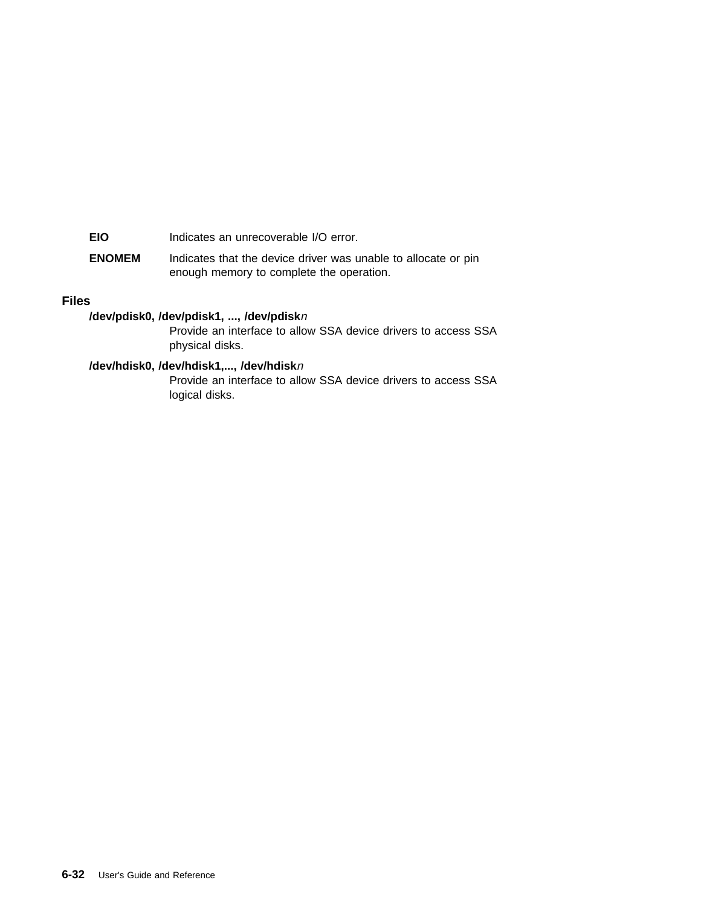**EIO**
Indicates an unrecoverable I/O error.

**ENOMEM**
Indicates that the device driver was unable to allocate or pin enough memory to complete the operation.

## Files

**/dev/pdisk0, /dev/pdisk1, ..., /dev/pdisk***n*
Provide an interface to allow SSA device drivers to access SSA physical disks.

**/dev/hdisk0, /dev/hdisk1,..., /dev/hdisk***n*
Provide an interface to allow SSA device drivers to access SSA logical disks.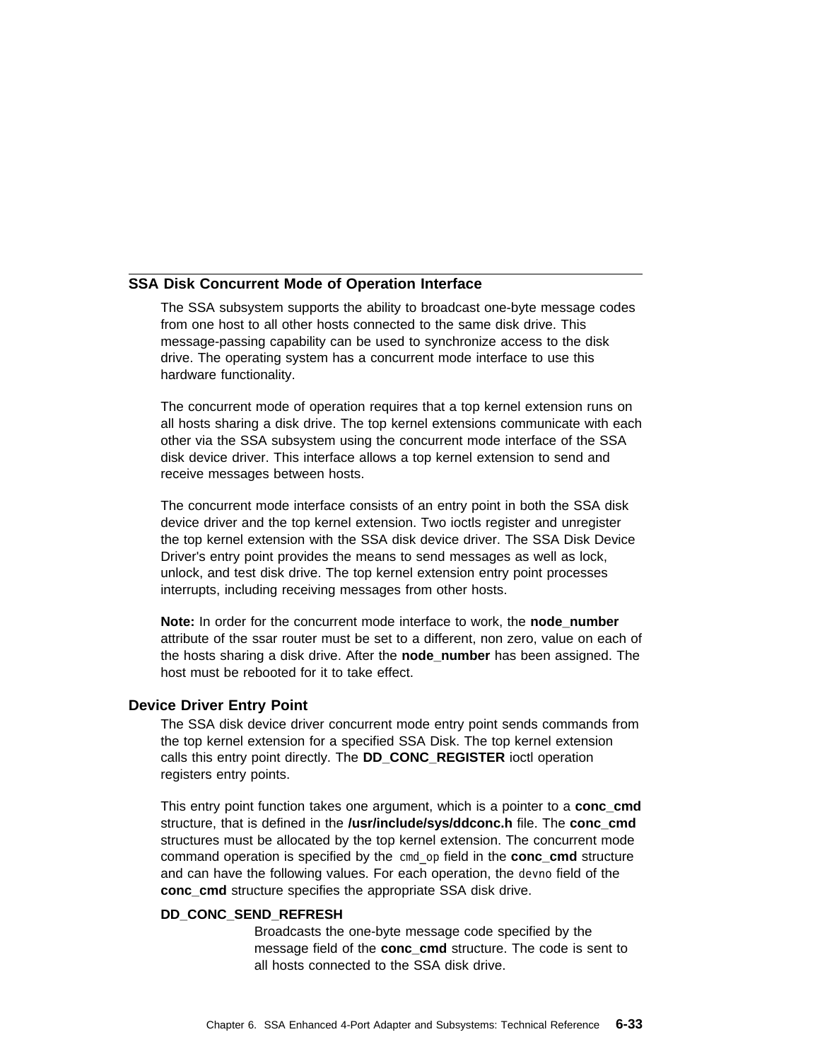## SSA Disk Concurrent Mode of Operation Interface

The SSA subsystem supports the ability to broadcast one-byte message codes from one host to all other hosts connected to the same disk drive. This message-passing capability can be used to synchronize access to the disk drive. The operating system has a concurrent mode interface to use this hardware functionality.

The concurrent mode of operation requires that a top kernel extension runs on all hosts sharing a disk drive. The top kernel extensions communicate with each other via the SSA subsystem using the concurrent mode interface of the SSA disk device driver. This interface allows a top kernel extension to send and receive messages between hosts.

The concurrent mode interface consists of an entry point in both the SSA disk device driver and the top kernel extension. Two ioctls register and unregister the top kernel extension with the SSA disk device driver. The SSA Disk Device Driver's entry point provides the means to send messages as well as lock, unlock, and test disk drive. The top kernel extension entry point processes interrupts, including receiving messages from other hosts.

**Note:** In order for the concurrent mode interface to work, the **node_number** attribute of the ssar router must be set to a different, non zero, value on each of the hosts sharing a disk drive. After the **node_number** has been assigned. The host must be rebooted for it to take effect.

### Device Driver Entry Point

The SSA disk device driver concurrent mode entry point sends commands from the top kernel extension for a specified SSA Disk. The top kernel extension calls this entry point directly. The **DD_CONC_REGISTER** ioctl operation registers entry points.

This entry point function takes one argument, which is a pointer to a **conc_cmd** structure, that is defined in the **/usr/include/sys/ddconc.h** file. The **conc_cmd** structures must be allocated by the top kernel extension. The concurrent mode command operation is specified by the `cmd_op` field in the **conc_cmd** structure and can have the following values. For each operation, the `devno` field of the **conc_cmd** structure specifies the appropriate SSA disk drive.

**DD_CONC_SEND_REFRESH**
Broadcasts the one-byte message code specified by the message field of the **conc_cmd** structure. The code is sent to all hosts connected to the SSA disk drive.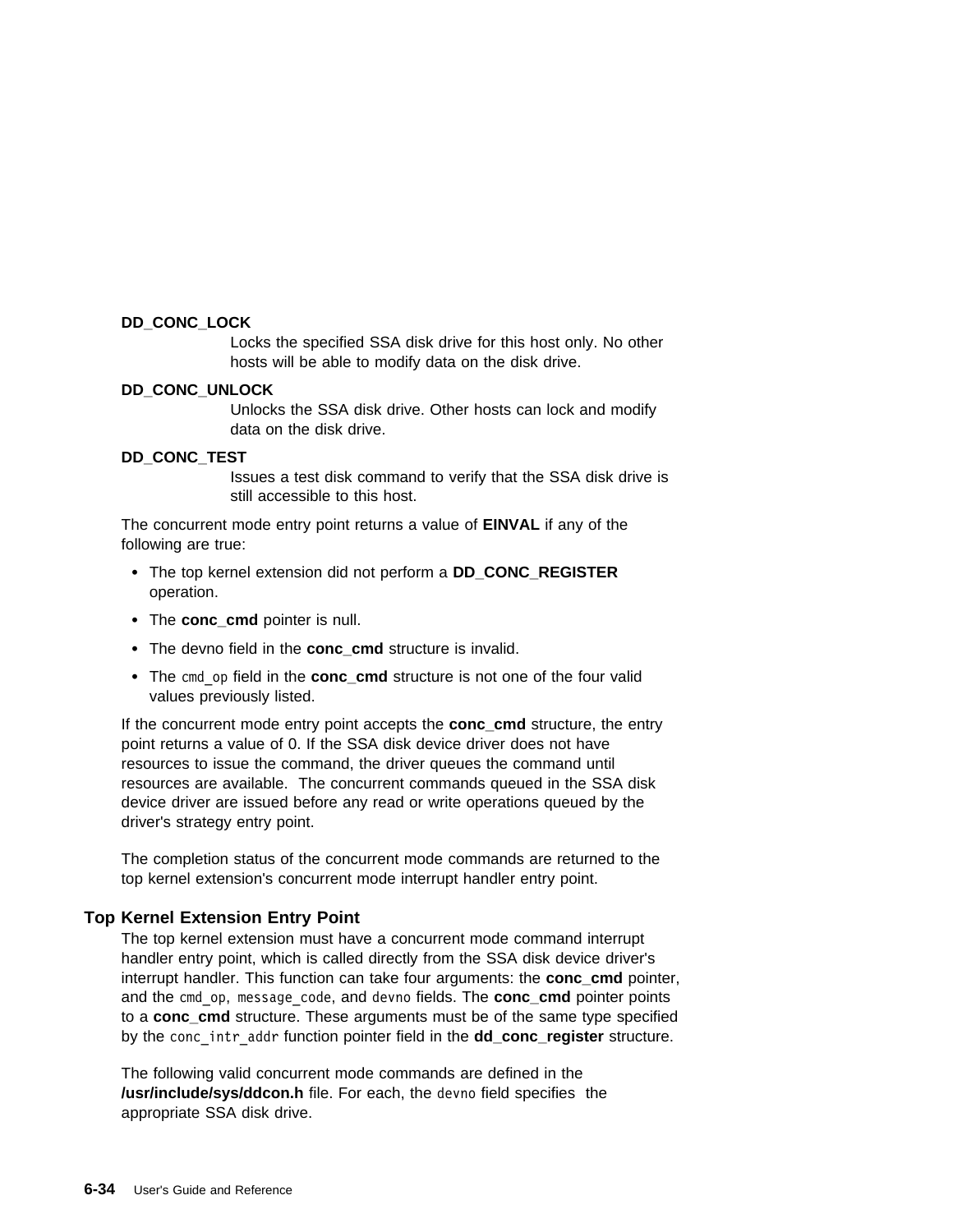**DD_CONC_LOCK**
Locks the specified SSA disk drive for this host only. No other hosts will be able to modify data on the disk drive.

**DD_CONC_UNLOCK**
Unlocks the SSA disk drive. Other hosts can lock and modify data on the disk drive.

**DD_CONC_TEST**
Issues a test disk command to verify that the SSA disk drive is still accessible to this host.

The concurrent mode entry point returns a value of **EINVAL** if any of the following are true:

- The top kernel extension did not perform a **DD_CONC_REGISTER** operation.
- The **conc_cmd** pointer is null.
- The devno field in the **conc_cmd** structure is invalid.
- The `cmd_op` field in the **conc_cmd** structure is not one of the four valid values previously listed.

If the concurrent mode entry point accepts the **conc_cmd** structure, the entry point returns a value of 0. If the SSA disk device driver does not have resources to issue the command, the driver queues the command until resources are available. The concurrent commands queued in the SSA disk device driver are issued before any read or write operations queued by the driver's strategy entry point.

The completion status of the concurrent mode commands are returned to the top kernel extension's concurrent mode interrupt handler entry point.

## Top Kernel Extension Entry Point

The top kernel extension must have a concurrent mode command interrupt handler entry point, which is called directly from the SSA disk device driver's interrupt handler. This function can take four arguments: the **conc_cmd** pointer, and the `cmd_op`, `message_code`, and `devno` fields. The **conc_cmd** pointer points to a **conc_cmd** structure. These arguments must be of the same type specified by the `conc_intr_addr` function pointer field in the **dd_conc_register** structure.

The following valid concurrent mode commands are defined in the **/usr/include/sys/ddcon.h** file. For each, the `devno` field specifies the appropriate SSA disk drive.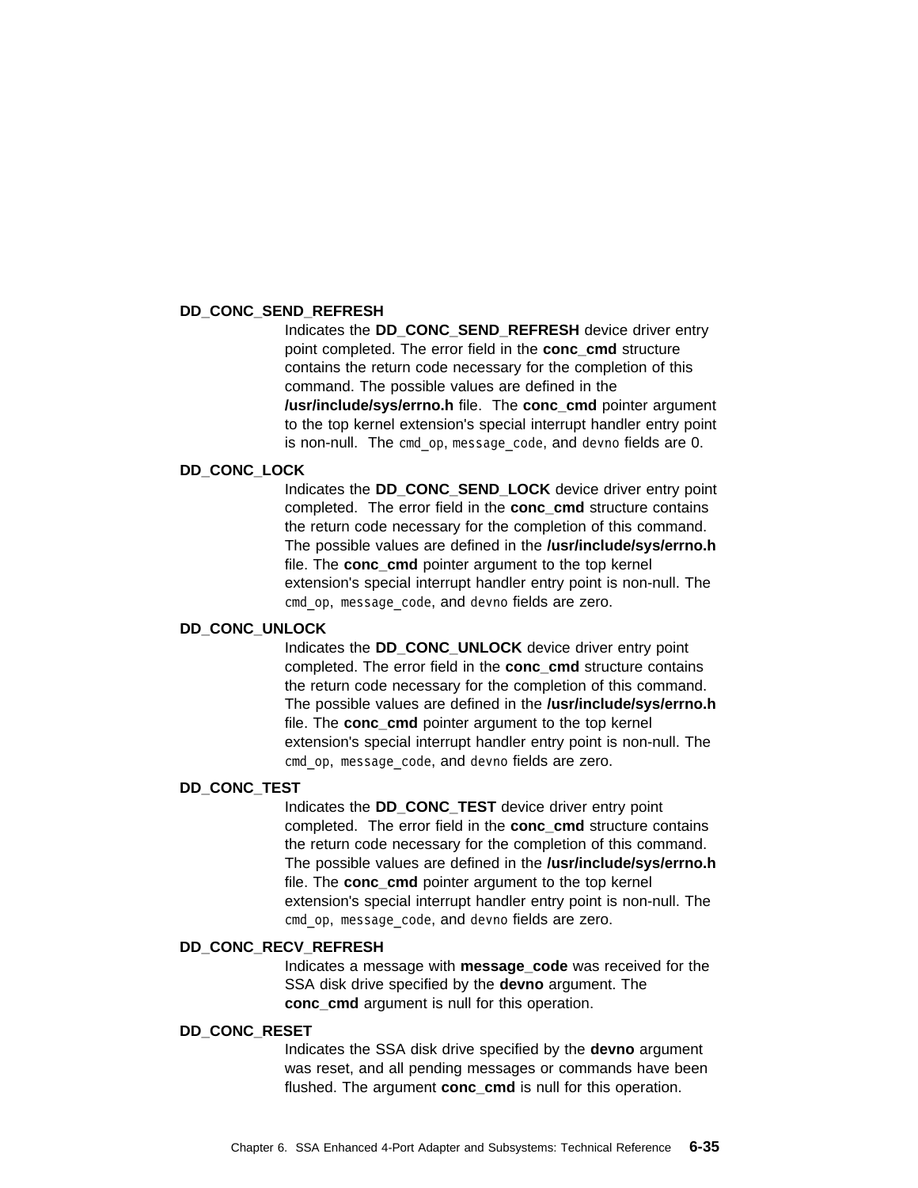**DD_CONC_SEND_REFRESH**
Indicates the **DD_CONC_SEND_REFRESH** device driver entry point completed. The error field in the **conc_cmd** structure contains the return code necessary for the completion of this command. The possible values are defined in the **/usr/include/sys/errno.h** file. The **conc_cmd** pointer argument to the top kernel extension's special interrupt handler entry point is non-null. The `cmd_op`, `message_code`, and `devno` fields are 0.

**DD_CONC_LOCK**
Indicates the **DD_CONC_SEND_LOCK** device driver entry point completed. The error field in the **conc_cmd** structure contains the return code necessary for the completion of this command. The possible values are defined in the **/usr/include/sys/errno.h** file. The **conc_cmd** pointer argument to the top kernel extension's special interrupt handler entry point is non-null. The `cmd_op`, `message_code`, and `devno` fields are zero.

**DD_CONC_UNLOCK**
Indicates the **DD_CONC_UNLOCK** device driver entry point completed. The error field in the **conc_cmd** structure contains the return code necessary for the completion of this command. The possible values are defined in the **/usr/include/sys/errno.h** file. The **conc_cmd** pointer argument to the top kernel extension's special interrupt handler entry point is non-null. The `cmd_op`, `message_code`, and `devno` fields are zero.

**DD_CONC_TEST**
Indicates the **DD_CONC_TEST** device driver entry point completed. The error field in the **conc_cmd** structure contains the return code necessary for the completion of this command. The possible values are defined in the **/usr/include/sys/errno.h** file. The **conc_cmd** pointer argument to the top kernel extension's special interrupt handler entry point is non-null. The `cmd_op`, `message_code`, and `devno` fields are zero.

**DD_CONC_RECV_REFRESH**
Indicates a message with **message_code** was received for the SSA disk drive specified by the **devno** argument. The **conc_cmd** argument is null for this operation.

**DD_CONC_RESET**
Indicates the SSA disk drive specified by the **devno** argument was reset, and all pending messages or commands have been flushed. The argument **conc_cmd** is null for this operation.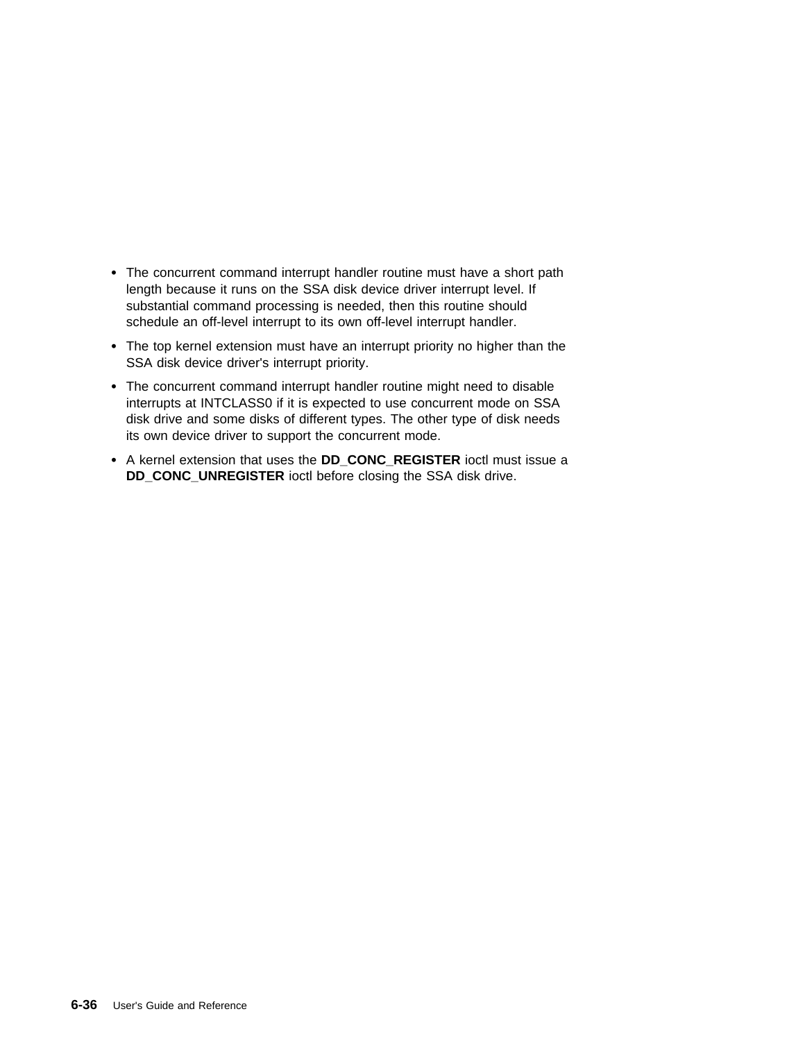- The concurrent command interrupt handler routine must have a short path length because it runs on the SSA disk device driver interrupt level. If substantial command processing is needed, then this routine should schedule an off-level interrupt to its own off-level interrupt handler.
- The top kernel extension must have an interrupt priority no higher than the SSA disk device driver's interrupt priority.
- The concurrent command interrupt handler routine might need to disable interrupts at INTCLASS0 if it is expected to use concurrent mode on SSA disk drive and some disks of different types. The other type of disk needs its own device driver to support the concurrent mode.
- A kernel extension that uses the **DD_CONC_REGISTER** ioctl must issue a **DD_CONC_UNREGISTER** ioctl before closing the SSA disk drive.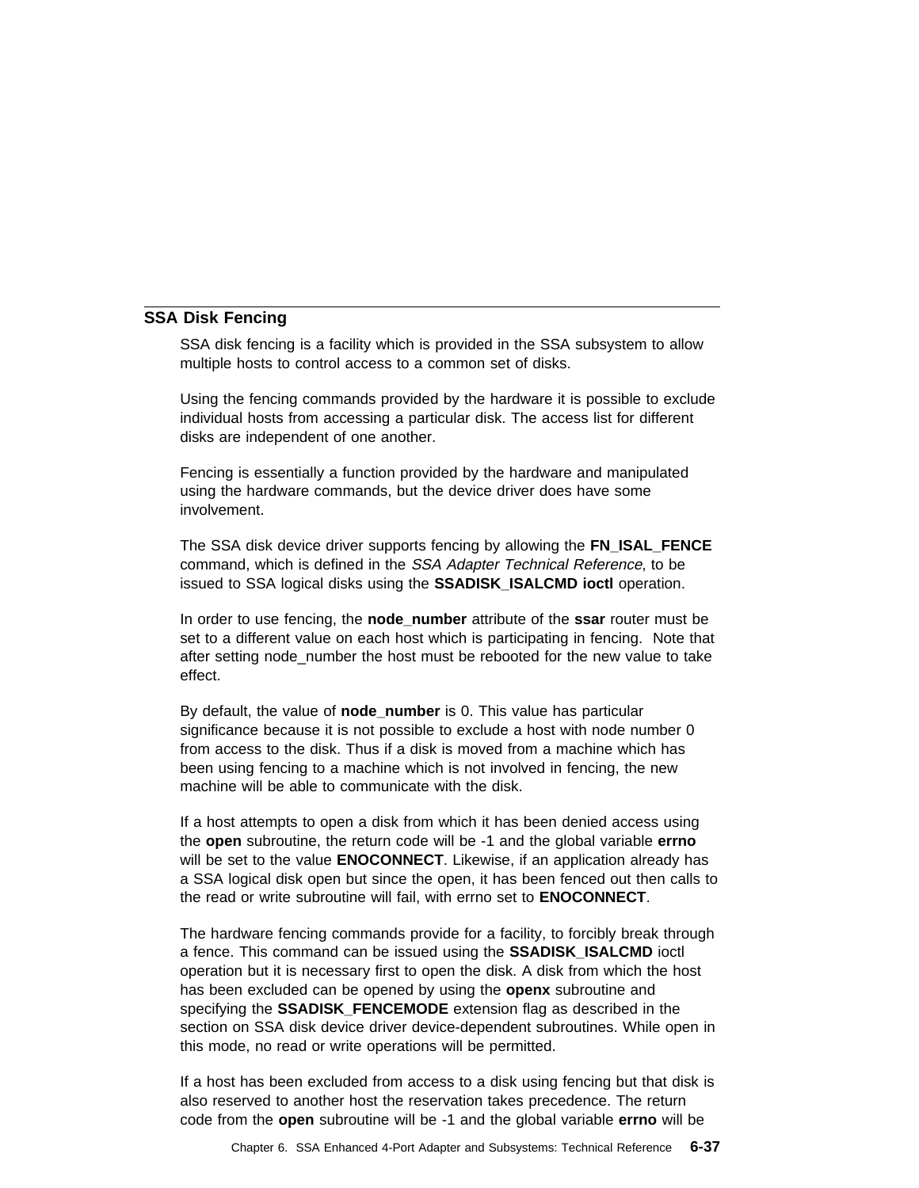## SSA Disk Fencing

SSA disk fencing is a facility which is provided in the SSA subsystem to allow multiple hosts to control access to a common set of disks.

Using the fencing commands provided by the hardware it is possible to exclude individual hosts from accessing a particular disk. The access list for different disks are independent of one another.

Fencing is essentially a function provided by the hardware and manipulated using the hardware commands, but the device driver does have some involvement.

The SSA disk device driver supports fencing by allowing the **FN_ISAL_FENCE** command, which is defined in the *SSA Adapter Technical Reference*, to be issued to SSA logical disks using the **SSADISK_ISALCMD ioctl** operation.

In order to use fencing, the **node_number** attribute of the **ssar** router must be set to a different value on each host which is participating in fencing. Note that after setting node_number the host must be rebooted for the new value to take effect.

By default, the value of **node_number** is 0. This value has particular significance because it is not possible to exclude a host with node number 0 from access to the disk. Thus if a disk is moved from a machine which has been using fencing to a machine which is not involved in fencing, the new machine will be able to communicate with the disk.

If a host attempts to open a disk from which it has been denied access using the **open** subroutine, the return code will be -1 and the global variable **errno** will be set to the value **ENOCONNECT**. Likewise, if an application already has a SSA logical disk open but since the open, it has been fenced out then calls to the read or write subroutine will fail, with errno set to **ENOCONNECT**.

The hardware fencing commands provide for a facility, to forcibly break through a fence. This command can be issued using the **SSADISK_ISALCMD** ioctl operation but it is necessary first to open the disk. A disk from which the host has been excluded can be opened by using the **openx** subroutine and specifying the **SSADISK_FENCEMODE** extension flag as described in the section on SSA disk device driver device-dependent subroutines. While open in this mode, no read or write operations will be permitted.

If a host has been excluded from access to a disk using fencing but that disk is also reserved to another host the reservation takes precedence. The return code from the **open** subroutine will be -1 and the global variable **errno** will be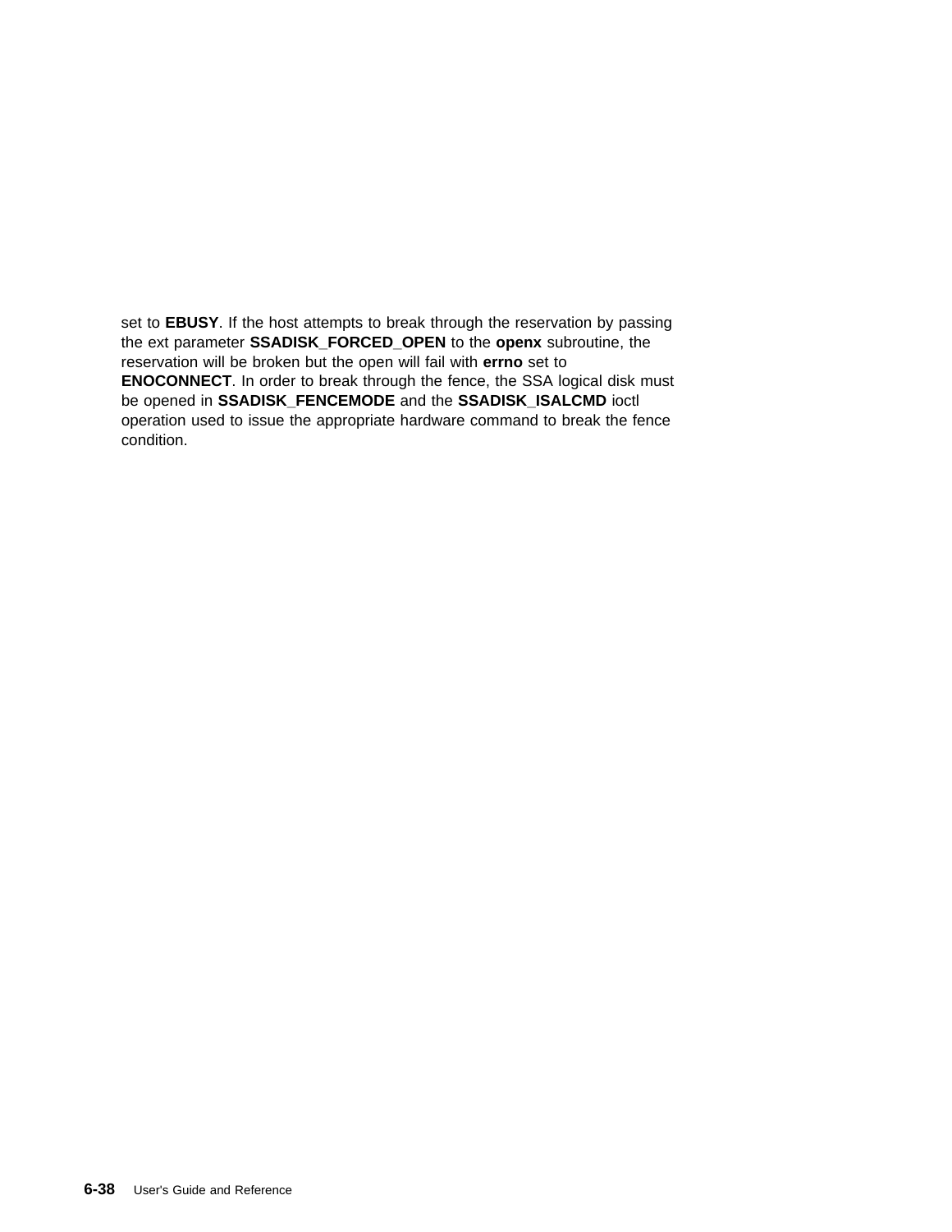set to **EBUSY**. If the host attempts to break through the reservation by passing the ext parameter **SSADISK_FORCED_OPEN** to the **openx** subroutine, the reservation will be broken but the open will fail with **errno** set to **ENOCONNECT**. In order to break through the fence, the SSA logical disk must be opened in **SSADISK_FENCEMODE** and the **SSADISK_ISALCMD** ioctl operation used to issue the appropriate hardware command to break the fence condition.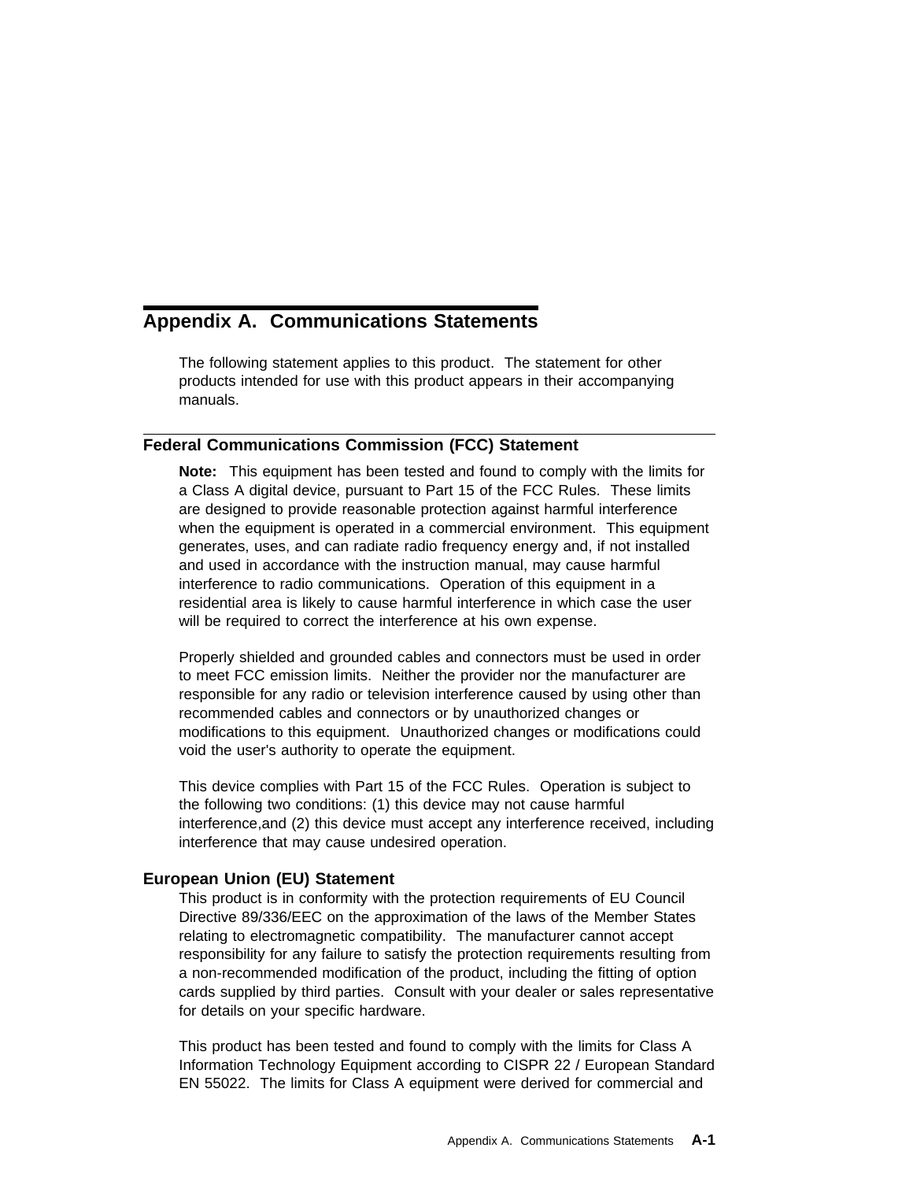# Appendix A. Communications Statements

The following statement applies to this product. The statement for other products intended for use with this product appears in their accompanying manuals.

## Federal Communications Commission (FCC) Statement

**Note:** This equipment has been tested and found to comply with the limits for a Class A digital device, pursuant to Part 15 of the FCC Rules. These limits are designed to provide reasonable protection against harmful interference when the equipment is operated in a commercial environment. This equipment generates, uses, and can radiate radio frequency energy and, if not installed and used in accordance with the instruction manual, may cause harmful interference to radio communications. Operation of this equipment in a residential area is likely to cause harmful interference in which case the user will be required to correct the interference at his own expense.

Properly shielded and grounded cables and connectors must be used in order to meet FCC emission limits. Neither the provider nor the manufacturer are responsible for any radio or television interference caused by using other than recommended cables and connectors or by unauthorized changes or modifications to this equipment. Unauthorized changes or modifications could void the user's authority to operate the equipment.

This device complies with Part 15 of the FCC Rules. Operation is subject to the following two conditions: (1) this device may not cause harmful interference,and (2) this device must accept any interference received, including interference that may cause undesired operation.

### European Union (EU) Statement

This product is in conformity with the protection requirements of EU Council Directive 89/336/EEC on the approximation of the laws of the Member States relating to electromagnetic compatibility. The manufacturer cannot accept responsibility for any failure to satisfy the protection requirements resulting from a non-recommended modification of the product, including the fitting of option cards supplied by third parties. Consult with your dealer or sales representative for details on your specific hardware.

This product has been tested and found to comply with the limits for Class A Information Technology Equipment according to CISPR 22 / European Standard EN 55022. The limits for Class A equipment were derived for commercial and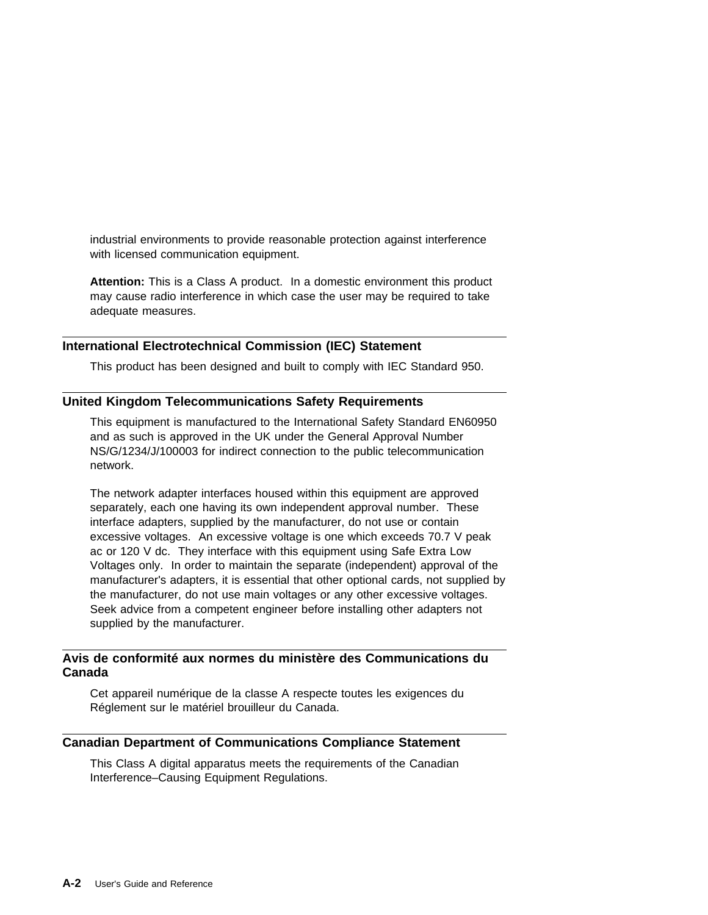industrial environments to provide reasonable protection against interference with licensed communication equipment.

**Attention:** This is a Class A product. In a domestic environment this product may cause radio interference in which case the user may be required to take adequate measures.

## International Electrotechnical Commission (IEC) Statement

This product has been designed and built to comply with IEC Standard 950.

## United Kingdom Telecommunications Safety Requirements

This equipment is manufactured to the International Safety Standard EN60950 and as such is approved in the UK under the General Approval Number NS/G/1234/J/100003 for indirect connection to the public telecommunication network.

The network adapter interfaces housed within this equipment are approved separately, each one having its own independent approval number. These interface adapters, supplied by the manufacturer, do not use or contain excessive voltages. An excessive voltage is one which exceeds 70.7 V peak ac or 120 V dc. They interface with this equipment using Safe Extra Low Voltages only. In order to maintain the separate (independent) approval of the manufacturer's adapters, it is essential that other optional cards, not supplied by the manufacturer, do not use main voltages or any other excessive voltages. Seek advice from a competent engineer before installing other adapters not supplied by the manufacturer.

## Avis de conformité aux normes du ministère des Communications du Canada

Cet appareil numérique de la classe A respecte toutes les exigences du Réglement sur le matériel brouilleur du Canada.

## Canadian Department of Communications Compliance Statement

This Class A digital apparatus meets the requirements of the Canadian Interference–Causing Equipment Regulations.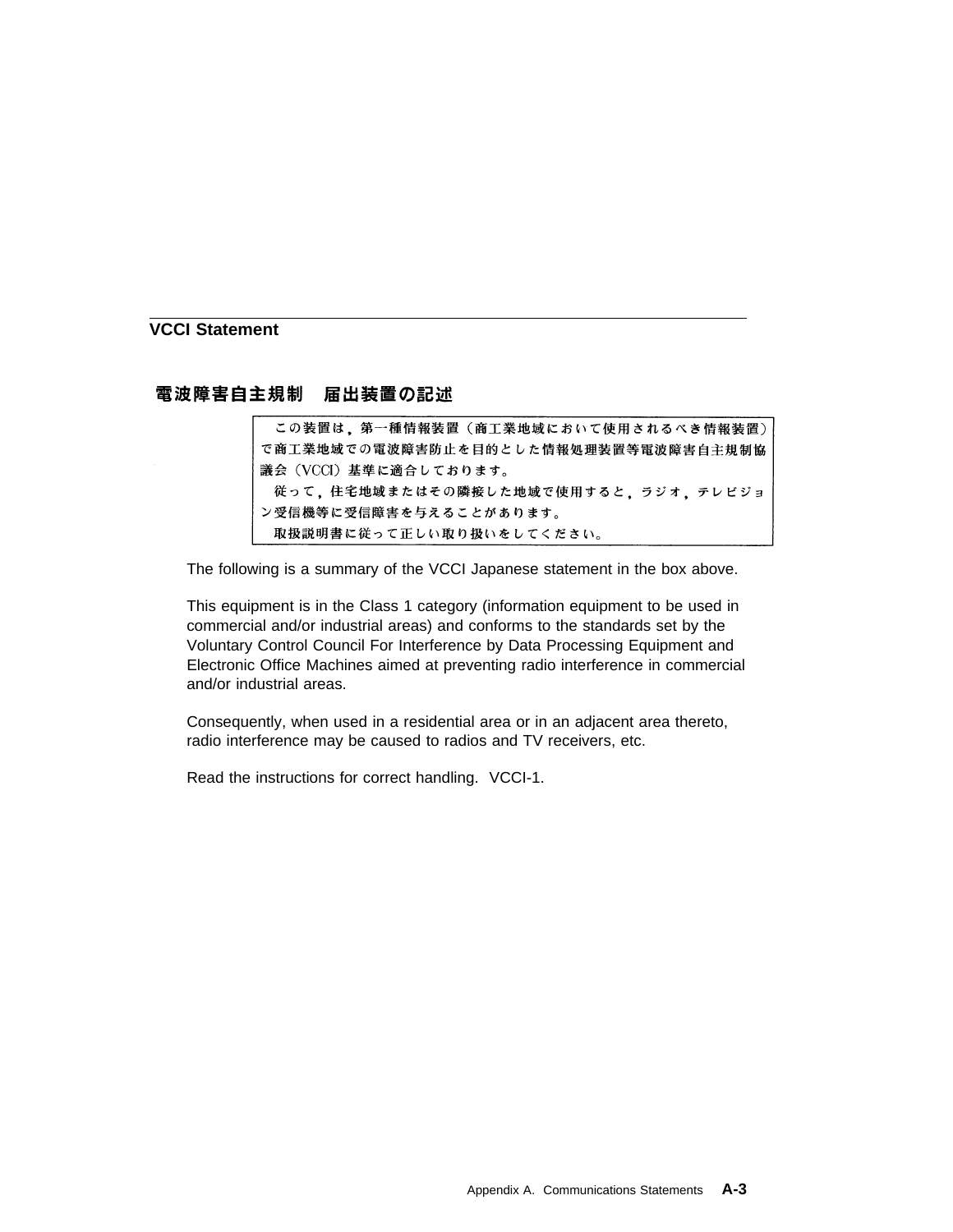## VCCI Statement

### 電波障害自主規制　届出装置の記述

> この装置は，第一種情報装置（商工業地域において使用されるべき情報装置）で商工業地域での電波障害防止を目的とした情報処理装置等電波障害自主規制協議会（VCCI）基準に適合しております。
> 従って，住宅地域またはその隣接した地域で使用すると，ラジオ，テレビジョン受信機等に受信障害を与えることがあります。
> 取扱説明書に従って正しい取り扱いをしてください。

The following is a summary of the VCCI Japanese statement in the box above.

This equipment is in the Class 1 category (information equipment to be used in commercial and/or industrial areas) and conforms to the standards set by the Voluntary Control Council For Interference by Data Processing Equipment and Electronic Office Machines aimed at preventing radio interference in commercial and/or industrial areas.

Consequently, when used in a residential area or in an adjacent area thereto, radio interference may be caused to radios and TV receivers, etc.

Read the instructions for correct handling. VCCI-1.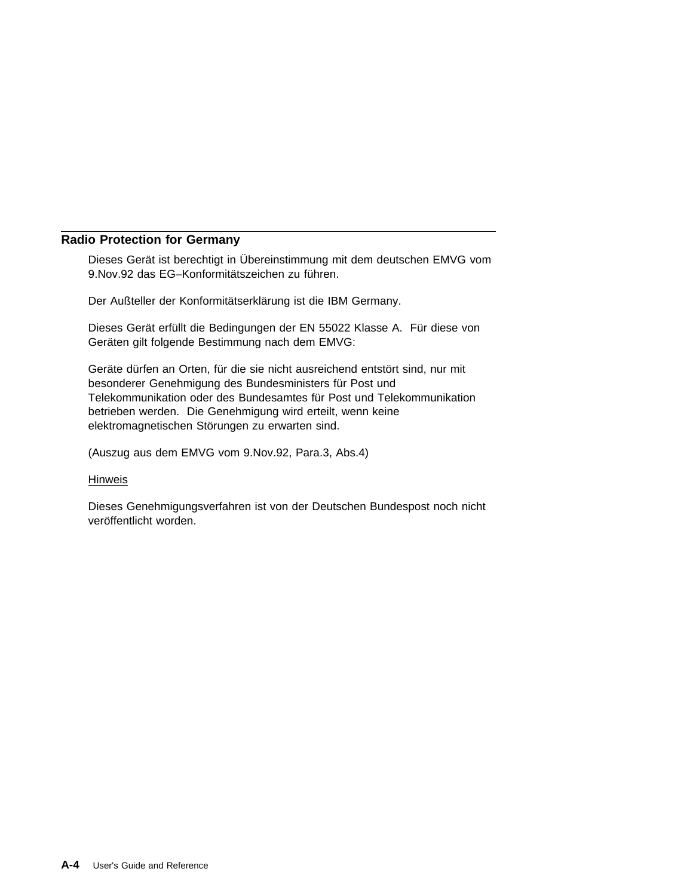## Radio Protection for Germany

Dieses Gerät ist berechtigt in Übereinstimmung mit dem deutschen EMVG vom 9.Nov.92 das EG–Konformitätszeichen zu führen.

Der Außteller der Konformitätserklärung ist die IBM Germany.

Dieses Gerät erfüllt die Bedingungen der EN 55022 Klasse A. Für diese von Geräten gilt folgende Bestimmung nach dem EMVG:

Geräte dürfen an Orten, für die sie nicht ausreichend entstört sind, nur mit besonderer Genehmigung des Bundesministers für Post und Telekommunikation oder des Bundesamtes für Post und Telekommunikation betrieben werden. Die Genehmigung wird erteilt, wenn keine elektromagnetischen Störungen zu erwarten sind.

(Auszug aus dem EMVG vom 9.Nov.92, Para.3, Abs.4)

Hinweis

Dieses Genehmigungsverfahren ist von der Deutschen Bundespost noch nicht veröffentlicht worden.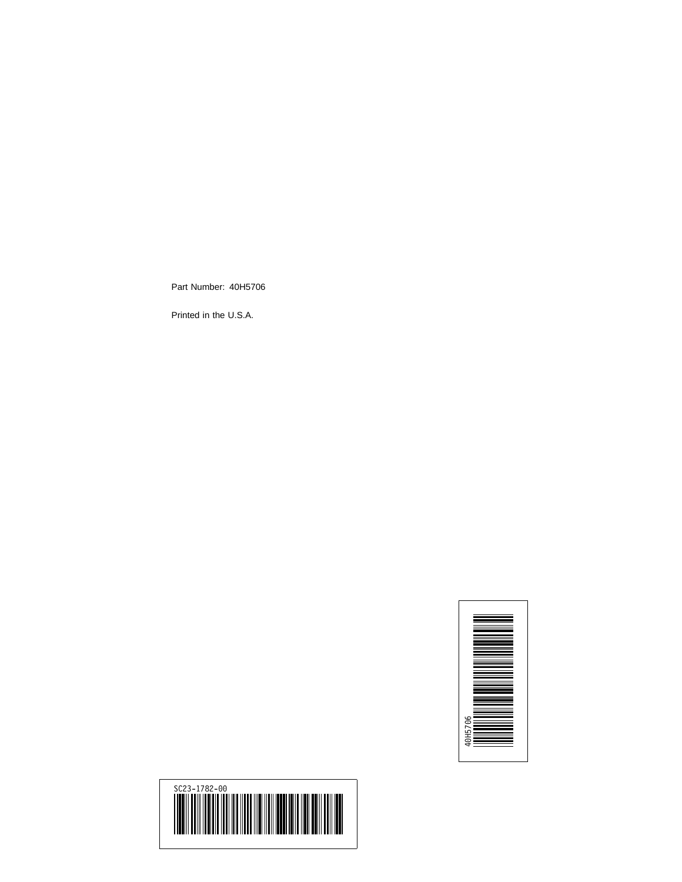Part Number: 40H5706

Printed in the U.S.A.

40H5706

SC23-1782-00